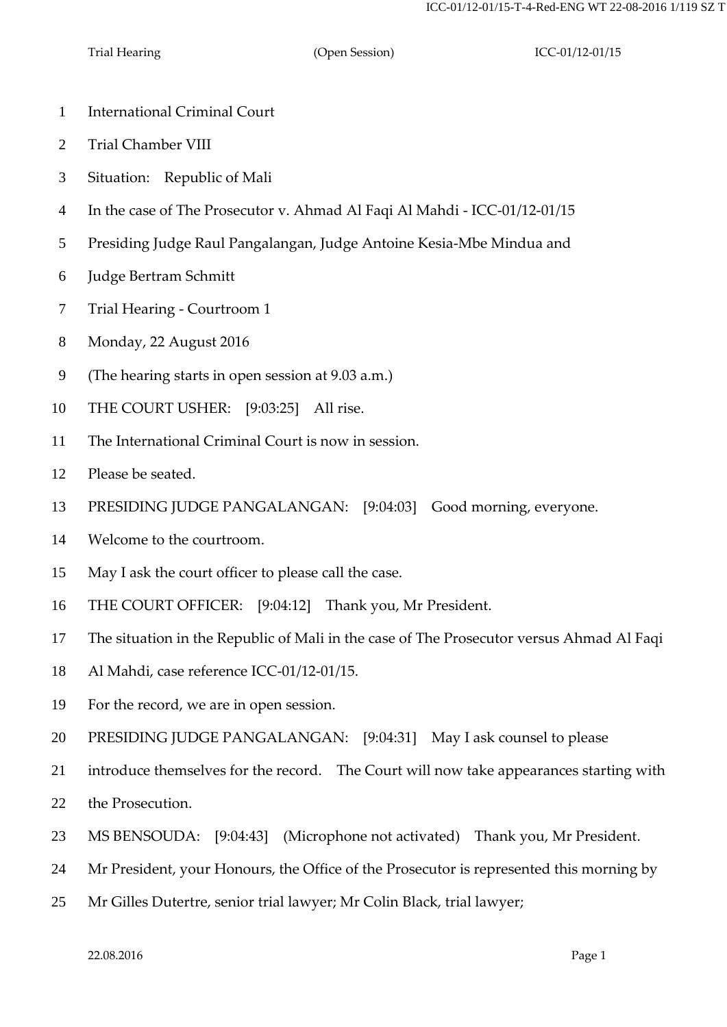International Criminal Court

Trial Chamber VIII

Situation: Republic of Mali

In the case of The Prosecutor v. Ahmad Al Faqi Al Mahdi - ICC-01/12-01/15

Presiding Judge Raul Pangalangan, Judge Antoine Kesia-Mbe Mindua and

Judge Bertram Schmitt

Trial Hearing - Courtroom 1

Monday, 22 August 2016

(The hearing starts in open session at 9.03 a.m.)

THE COURT USHER: [9:03:25] All rise.

The International Criminal Court is now in session.

Please be seated.

PRESIDING JUDGE PANGALANGAN: [9:04:03] Good morning, everyone.

Welcome to the courtroom.

May I ask the court officer to please call the case.

THE COURT OFFICER: [9:04:12] Thank you, Mr President.

The situation in the Republic of Mali in the case of The Prosecutor versus Ahmad Al Faqi Al Mahdi, case reference ICC-01/12-01/15.

For the record, we are in open session.

PRESIDING JUDGE PANGALANGAN: [9:04:31] May I ask counsel to please introduce themselves for the record. The Court will now take appearances starting with the Prosecution.

MS BENSOUDA: [9:04:43] (Microphone not activated) Thank you, Mr President.

Mr President, your Honours, the Office of the Prosecutor is represented this morning by Mr Gilles Dutertre, senior trial lawyer; Mr Colin Black, trial lawyer;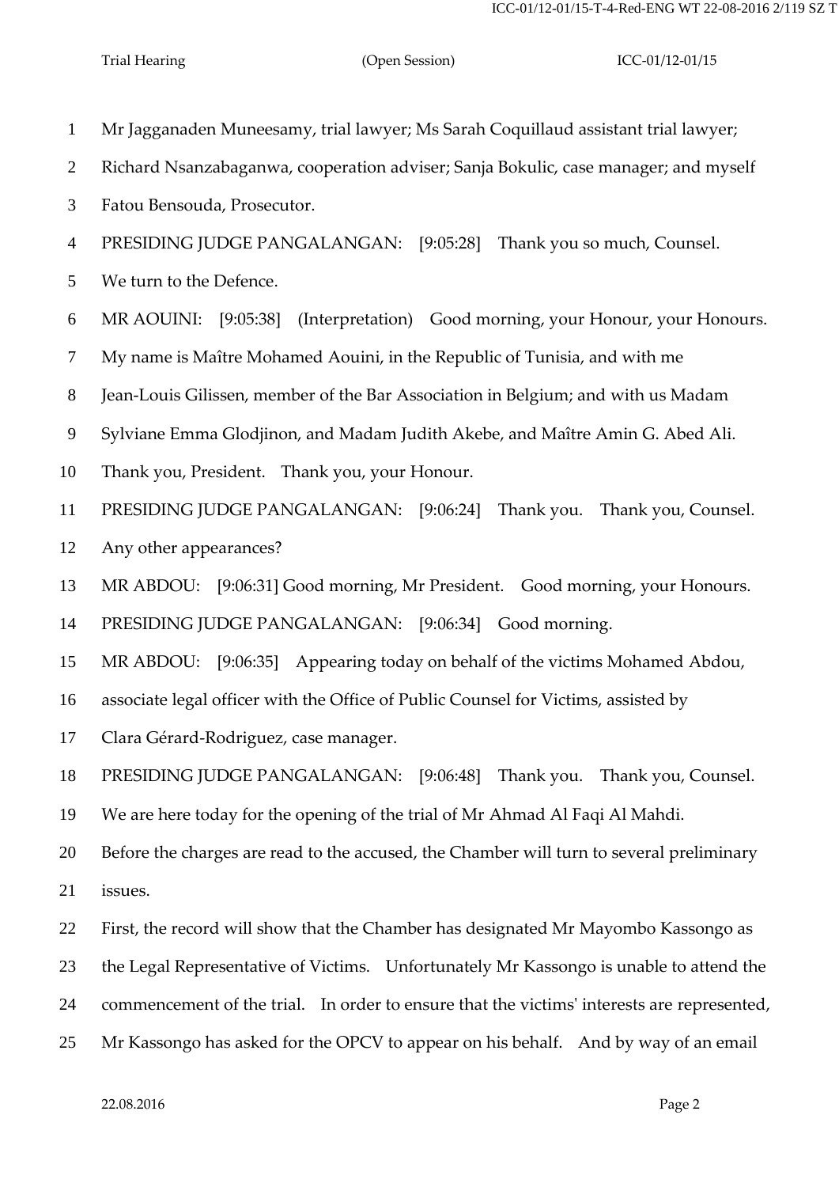1 Mr Jagganaden Muneesamy, trial lawyer; Ms Sarah Coquillaud assistant trial lawyer;

2 Richard Nsanzabaganwa, cooperation adviser; Sanja Bokulic, case manager; and myself

3 Fatou Bensouda, Prosecutor.

4 PRESIDING JUDGE PANGALANGAN: [9:05:28] Thank you so much, Counsel.

5 We turn to the Defence.

6 MR AOUINI: [9:05:38] (Interpretation) Good morning, your Honour, your Honours.

7 My name is Maître Mohamed Aouini, in the Republic of Tunisia, and with me

8 Jean-Louis Gilissen, member of the Bar Association in Belgium; and with us Madam

9 Sylviane Emma Glodjinon, and Madam Judith Akebe, and Maître Amin G. Abed Ali.

10 Thank you, President. Thank you, your Honour.

11 PRESIDING JUDGE PANGALANGAN: [9:06:24] Thank you. Thank you, Counsel.

12 Any other appearances?

13 MR ABDOU: [9:06:31] Good morning, Mr President. Good morning, your Honours.

14 PRESIDING JUDGE PANGALANGAN: [9:06:34] Good morning.

15 MR ABDOU: [9:06:35] Appearing today on behalf of the victims Mohamed Abdou,

16 associate legal officer with the Office of Public Counsel for Victims, assisted by

17 Clara Gérard-Rodriguez, case manager.

18 PRESIDING JUDGE PANGALANGAN: [9:06:48] Thank you. Thank you, Counsel.

19 We are here today for the opening of the trial of Mr Ahmad Al Faqi Al Mahdi.

20 Before the charges are read to the accused, the Chamber will turn to several preliminary

21 issues.

22 First, the record will show that the Chamber has designated Mr Mayombo Kassongo as

23 the Legal Representative of Victims. Unfortunately Mr Kassongo is unable to attend the

24 commencement of the trial. In order to ensure that the victims' interests are represented,

25 Mr Kassongo has asked for the OPCV to appear on his behalf. And by way of an email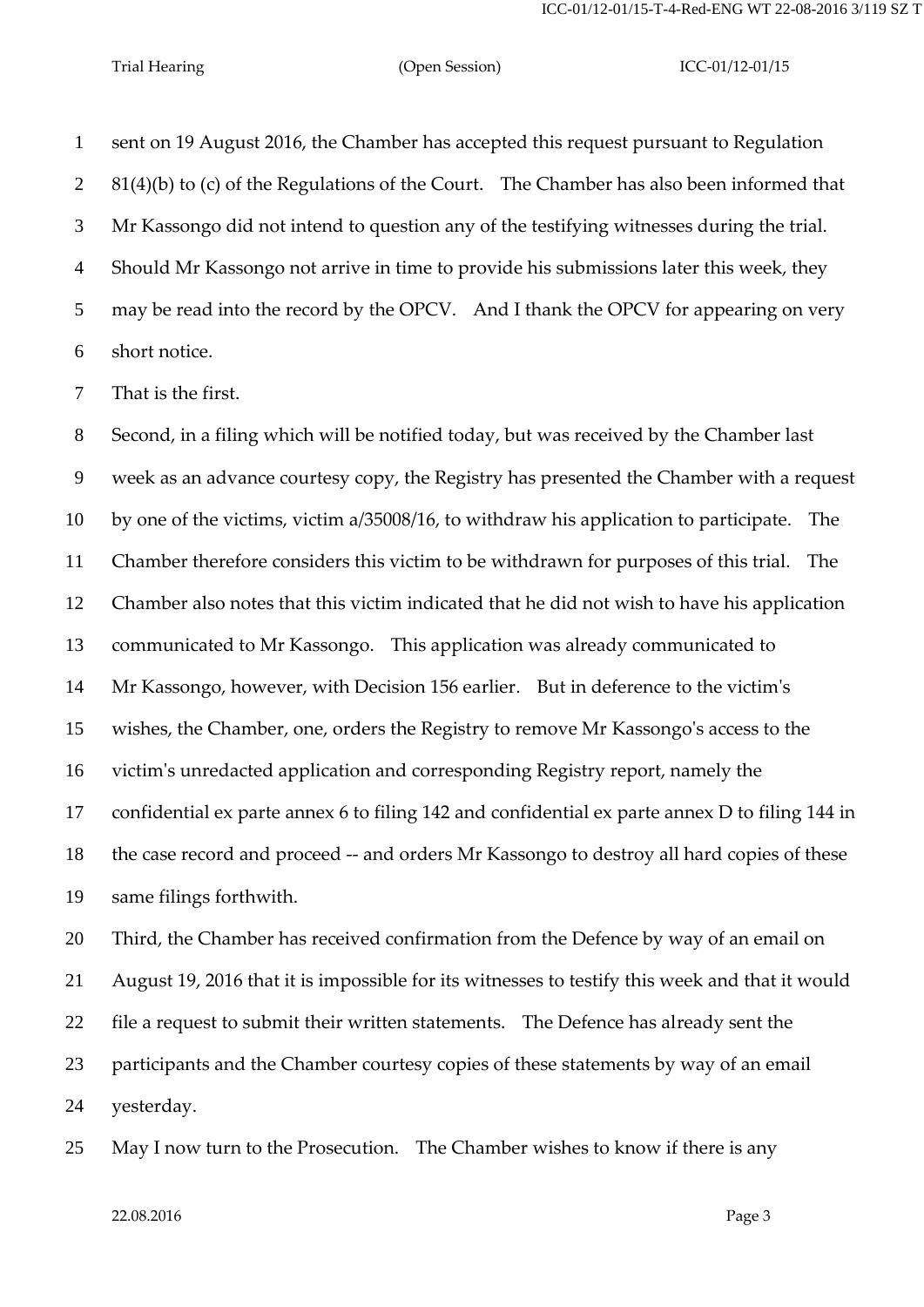sent on 19 August 2016, the Chamber has accepted this request pursuant to Regulation 81(4)(b) to (c) of the Regulations of the Court. The Chamber has also been informed that Mr Kassongo did not intend to question any of the testifying witnesses during the trial. Should Mr Kassongo not arrive in time to provide his submissions later this week, they may be read into the record by the OPCV. And I thank the OPCV for appearing on very short notice.

That is the first.

Second, in a filing which will be notified today, but was received by the Chamber last week as an advance courtesy copy, the Registry has presented the Chamber with a request by one of the victims, victim a/35008/16, to withdraw his application to participate. The Chamber therefore considers this victim to be withdrawn for purposes of this trial. The Chamber also notes that this victim indicated that he did not wish to have his application communicated to Mr Kassongo. This application was already communicated to Mr Kassongo, however, with Decision 156 earlier. But in deference to the victim's wishes, the Chamber, one, orders the Registry to remove Mr Kassongo's access to the victim's unredacted application and corresponding Registry report, namely the confidential ex parte annex 6 to filing 142 and confidential ex parte annex D to filing 144 in the case record and proceed -- and orders Mr Kassongo to destroy all hard copies of these same filings forthwith.

Third, the Chamber has received confirmation from the Defence by way of an email on August 19, 2016 that it is impossible for its witnesses to testify this week and that it would file a request to submit their written statements. The Defence has already sent the participants and the Chamber courtesy copies of these statements by way of an email yesterday.

May I now turn to the Prosecution. The Chamber wishes to know if there is any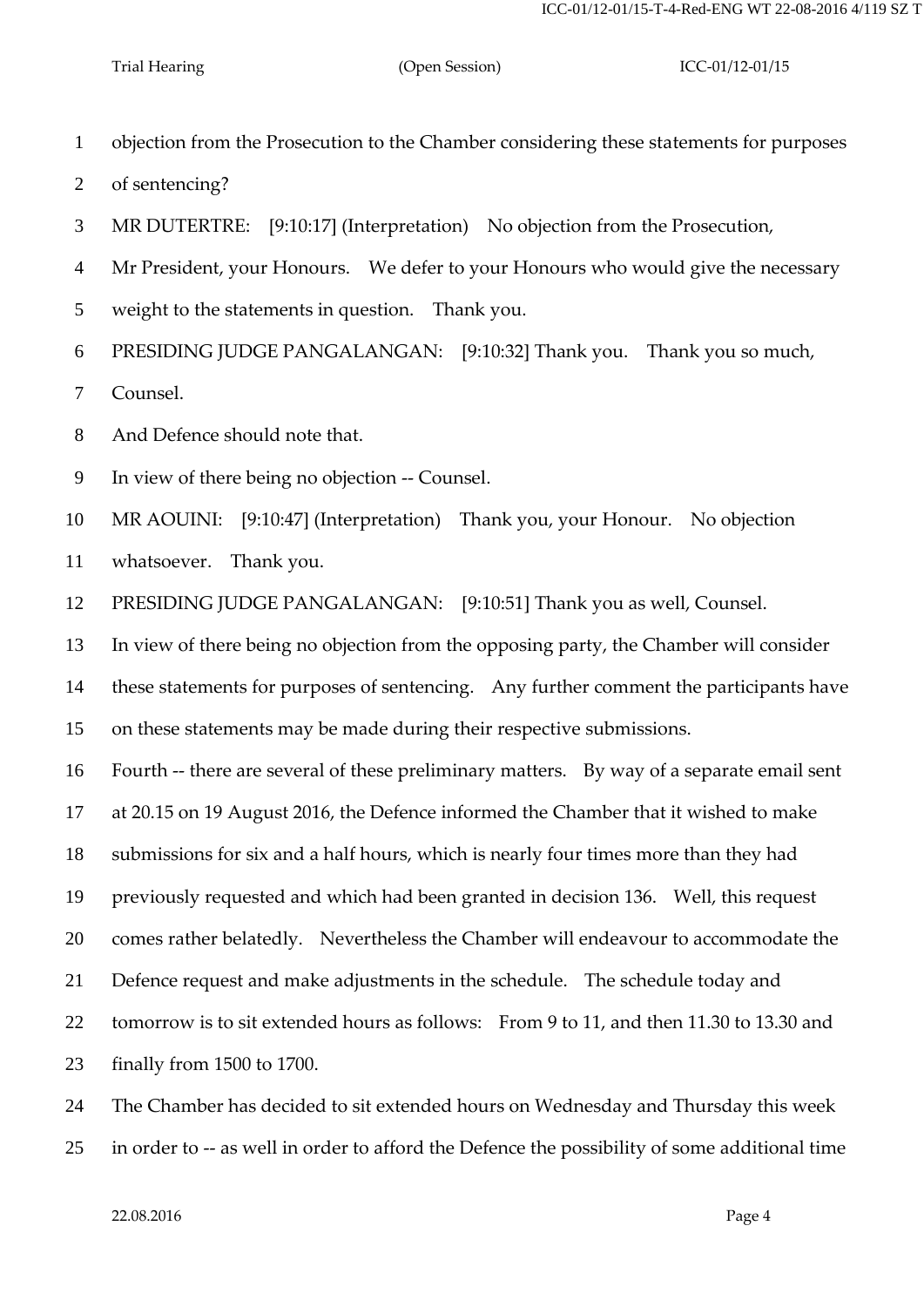objection from the Prosecution to the Chamber considering these statements for purposes of sentencing?

MR DUTERTRE: [9:10:17] (Interpretation) No objection from the Prosecution, Mr President, your Honours. We defer to your Honours who would give the necessary weight to the statements in question. Thank you.

PRESIDING JUDGE PANGALANGAN: [9:10:32] Thank you. Thank you so much, Counsel.

And Defence should note that.

In view of there being no objection -- Counsel.

MR AOUINI: [9:10:47] (Interpretation) Thank you, your Honour. No objection whatsoever. Thank you.

PRESIDING JUDGE PANGALANGAN: [9:10:51] Thank you as well, Counsel.

In view of there being no objection from the opposing party, the Chamber will consider these statements for purposes of sentencing. Any further comment the participants have on these statements may be made during their respective submissions.

Fourth -- there are several of these preliminary matters. By way of a separate email sent at 20.15 on 19 August 2016, the Defence informed the Chamber that it wished to make submissions for six and a half hours, which is nearly four times more than they had previously requested and which had been granted in decision 136. Well, this request comes rather belatedly. Nevertheless the Chamber will endeavour to accommodate the Defence request and make adjustments in the schedule. The schedule today and tomorrow is to sit extended hours as follows: From 9 to 11, and then 11.30 to 13.30 and finally from 1500 to 1700.

The Chamber has decided to sit extended hours on Wednesday and Thursday this week in order to -- as well in order to afford the Defence the possibility of some additional time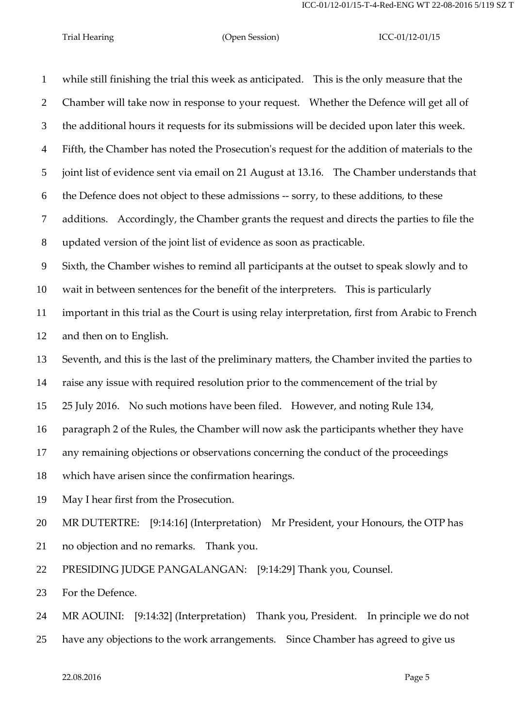while still finishing the trial this week as anticipated. This is the only measure that the Chamber will take now in response to your request. Whether the Defence will get all of the additional hours it requests for its submissions will be decided upon later this week.

Fifth, the Chamber has noted the Prosecution's request for the addition of materials to the joint list of evidence sent via email on 21 August at 13.16. The Chamber understands that the Defence does not object to these admissions -- sorry, to these additions, to these additions. Accordingly, the Chamber grants the request and directs the parties to file the updated version of the joint list of evidence as soon as practicable.

Sixth, the Chamber wishes to remind all participants at the outset to speak slowly and to wait in between sentences for the benefit of the interpreters. This is particularly important in this trial as the Court is using relay interpretation, first from Arabic to French and then on to English.

Seventh, and this is the last of the preliminary matters, the Chamber invited the parties to raise any issue with required resolution prior to the commencement of the trial by 25 July 2016. No such motions have been filed. However, and noting Rule 134, paragraph 2 of the Rules, the Chamber will now ask the participants whether they have any remaining objections or observations concerning the conduct of the proceedings which have arisen since the confirmation hearings.

May I hear first from the Prosecution.

MR DUTERTRE: [9:14:16] (Interpretation) Mr President, your Honours, the OTP has no objection and no remarks. Thank you.

PRESIDING JUDGE PANGALANGAN: [9:14:29] Thank you, Counsel.

For the Defence.

MR AOUINI: [9:14:32] (Interpretation) Thank you, President. In principle we do not have any objections to the work arrangements. Since Chamber has agreed to give us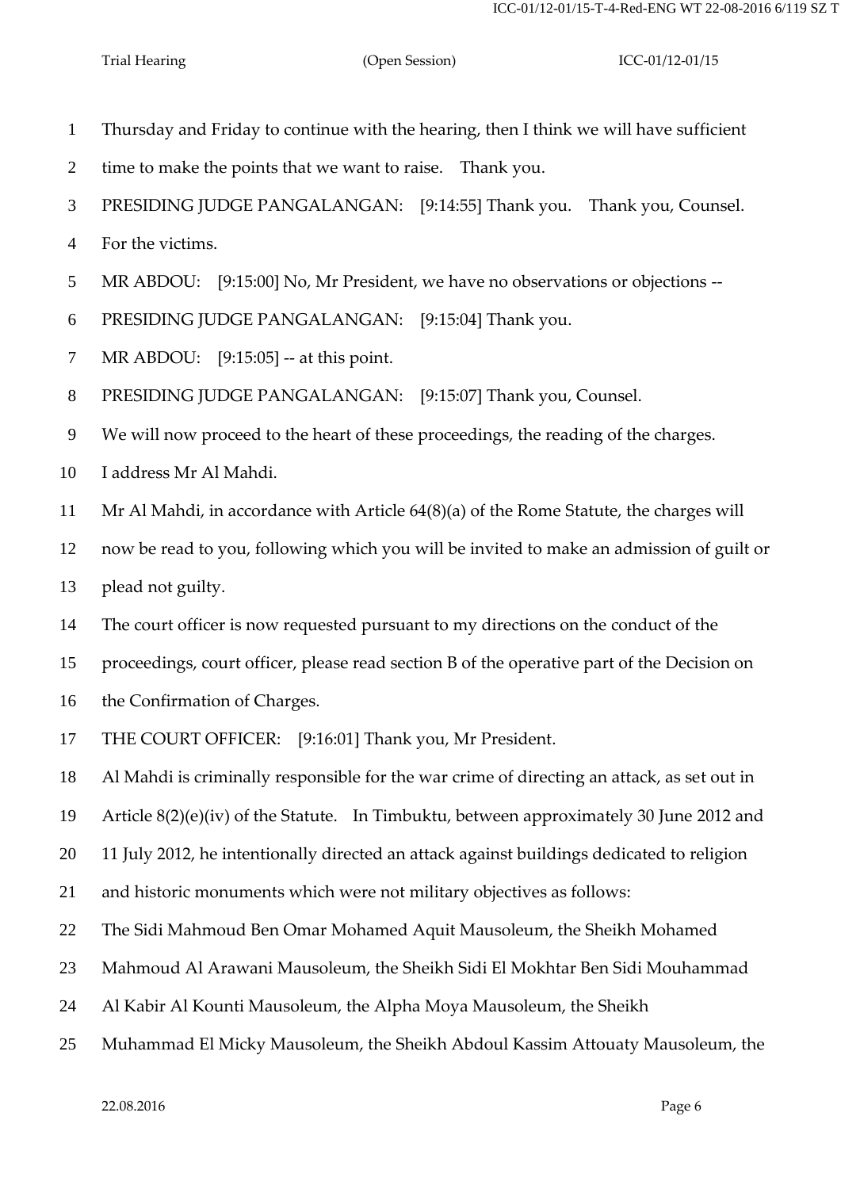Thursday and Friday to continue with the hearing, then I think we will have sufficient time to make the points that we want to raise. Thank you.

PRESIDING JUDGE PANGALANGAN: [9:14:55] Thank you. Thank you, Counsel. For the victims.

MR ABDOU: [9:15:00] No, Mr President, we have no observations or objections --

PRESIDING JUDGE PANGALANGAN: [9:15:04] Thank you.

MR ABDOU: [9:15:05] -- at this point.

PRESIDING JUDGE PANGALANGAN: [9:15:07] Thank you, Counsel.

We will now proceed to the heart of these proceedings, the reading of the charges.

I address Mr Al Mahdi.

Mr Al Mahdi, in accordance with Article 64(8)(a) of the Rome Statute, the charges will now be read to you, following which you will be invited to make an admission of guilt or plead not guilty.

The court officer is now requested pursuant to my directions on the conduct of the proceedings, court officer, please read section B of the operative part of the Decision on the Confirmation of Charges.

THE COURT OFFICER: [9:16:01] Thank you, Mr President.

Al Mahdi is criminally responsible for the war crime of directing an attack, as set out in Article 8(2)(e)(iv) of the Statute. In Timbuktu, between approximately 30 June 2012 and 11 July 2012, he intentionally directed an attack against buildings dedicated to religion and historic monuments which were not military objectives as follows:

The Sidi Mahmoud Ben Omar Mohamed Aquit Mausoleum, the Sheikh Mohamed Mahmoud Al Arawani Mausoleum, the Sheikh Sidi El Mokhtar Ben Sidi Mouhammad Al Kabir Al Kounti Mausoleum, the Alpha Moya Mausoleum, the Sheikh Muhammad El Micky Mausoleum, the Sheikh Abdoul Kassim Attouaty Mausoleum, the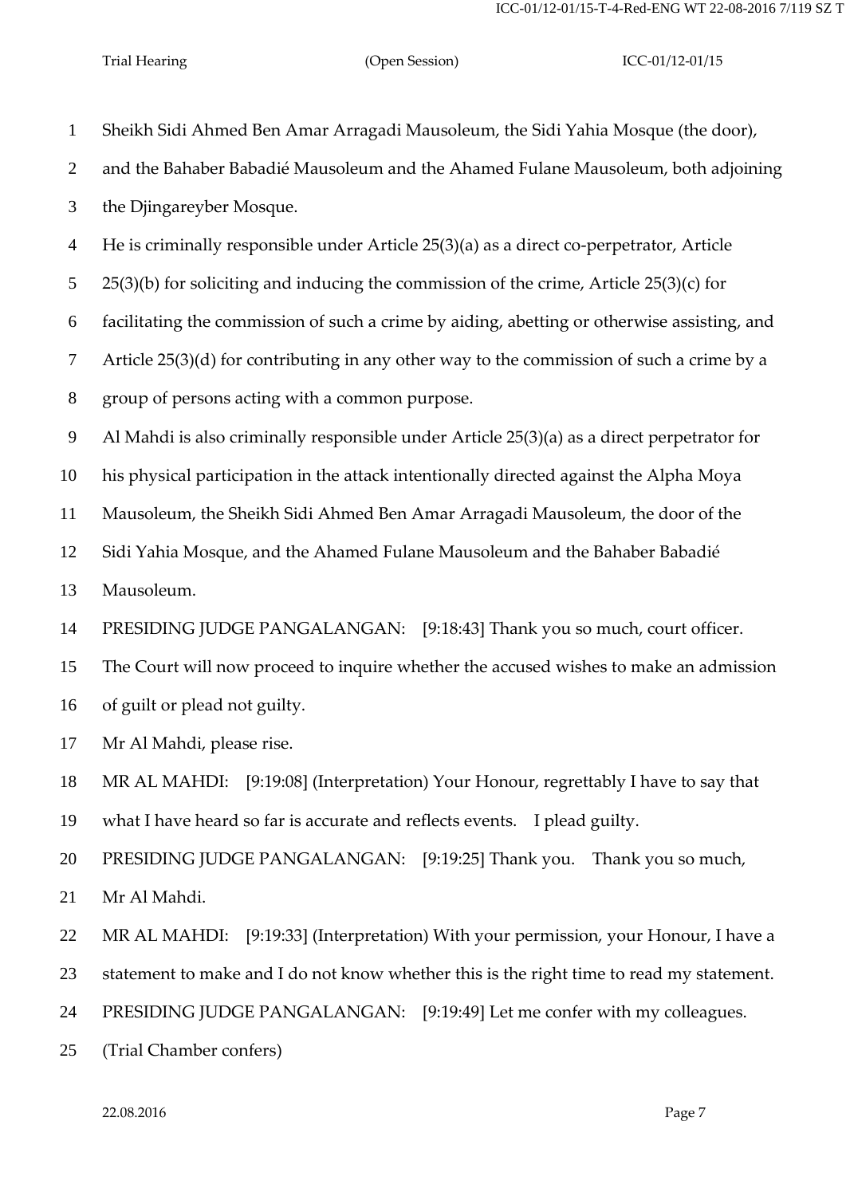Sheikh Sidi Ahmed Ben Amar Arragadi Mausoleum, the Sidi Yahia Mosque (the door), and the Bahaber Babadié Mausoleum and the Ahamed Fulane Mausoleum, both adjoining the Djingareyber Mosque.

He is criminally responsible under Article 25(3)(a) as a direct co-perpetrator, Article 25(3)(b) for soliciting and inducing the commission of the crime, Article 25(3)(c) for facilitating the commission of such a crime by aiding, abetting or otherwise assisting, and Article 25(3)(d) for contributing in any other way to the commission of such a crime by a group of persons acting with a common purpose.

Al Mahdi is also criminally responsible under Article 25(3)(a) as a direct perpetrator for his physical participation in the attack intentionally directed against the Alpha Moya Mausoleum, the Sheikh Sidi Ahmed Ben Amar Arragadi Mausoleum, the door of the Sidi Yahia Mosque, and the Ahamed Fulane Mausoleum and the Bahaber Babadié Mausoleum.

PRESIDING JUDGE PANGALANGAN: [9:18:43] Thank you so much, court officer. The Court will now proceed to inquire whether the accused wishes to make an admission of guilt or plead not guilty.

Mr Al Mahdi, please rise.

MR AL MAHDI: [9:19:08] (Interpretation) Your Honour, regrettably I have to say that what I have heard so far is accurate and reflects events. I plead guilty.

PRESIDING JUDGE PANGALANGAN: [9:19:25] Thank you. Thank you so much, Mr Al Mahdi.

MR AL MAHDI: [9:19:33] (Interpretation) With your permission, your Honour, I have a statement to make and I do not know whether this is the right time to read my statement.

PRESIDING JUDGE PANGALANGAN: [9:19:49] Let me confer with my colleagues.

(Trial Chamber confers)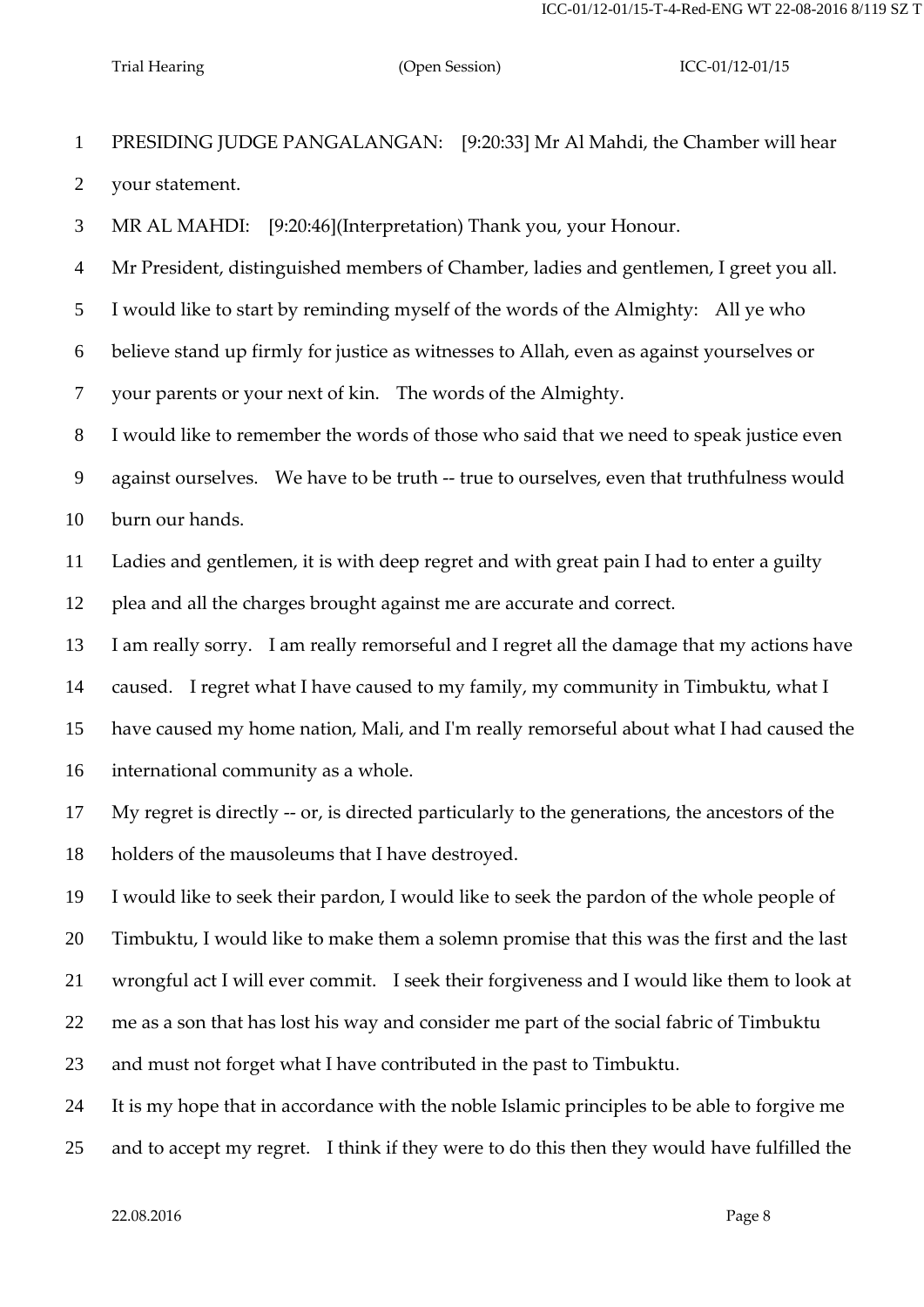PRESIDING JUDGE PANGALANGAN: [9:20:33] Mr Al Mahdi, the Chamber will hear your statement.

MR AL MAHDI: [9:20:46](Interpretation) Thank you, your Honour.

Mr President, distinguished members of Chamber, ladies and gentlemen, I greet you all.

I would like to start by reminding myself of the words of the Almighty: All ye who believe stand up firmly for justice as witnesses to Allah, even as against yourselves or your parents or your next of kin. The words of the Almighty.

I would like to remember the words of those who said that we need to speak justice even against ourselves. We have to be truth -- true to ourselves, even that truthfulness would burn our hands.

Ladies and gentlemen, it is with deep regret and with great pain I had to enter a guilty plea and all the charges brought against me are accurate and correct.

I am really sorry. I am really remorseful and I regret all the damage that my actions have caused. I regret what I have caused to my family, my community in Timbuktu, what I have caused my home nation, Mali, and I'm really remorseful about what I had caused the international community as a whole.

My regret is directly -- or, is directed particularly to the generations, the ancestors of the holders of the mausoleums that I have destroyed.

I would like to seek their pardon, I would like to seek the pardon of the whole people of Timbuktu, I would like to make them a solemn promise that this was the first and the last wrongful act I will ever commit. I seek their forgiveness and I would like them to look at me as a son that has lost his way and consider me part of the social fabric of Timbuktu and must not forget what I have contributed in the past to Timbuktu.

It is my hope that in accordance with the noble Islamic principles to be able to forgive me and to accept my regret. I think if they were to do this then they would have fulfilled the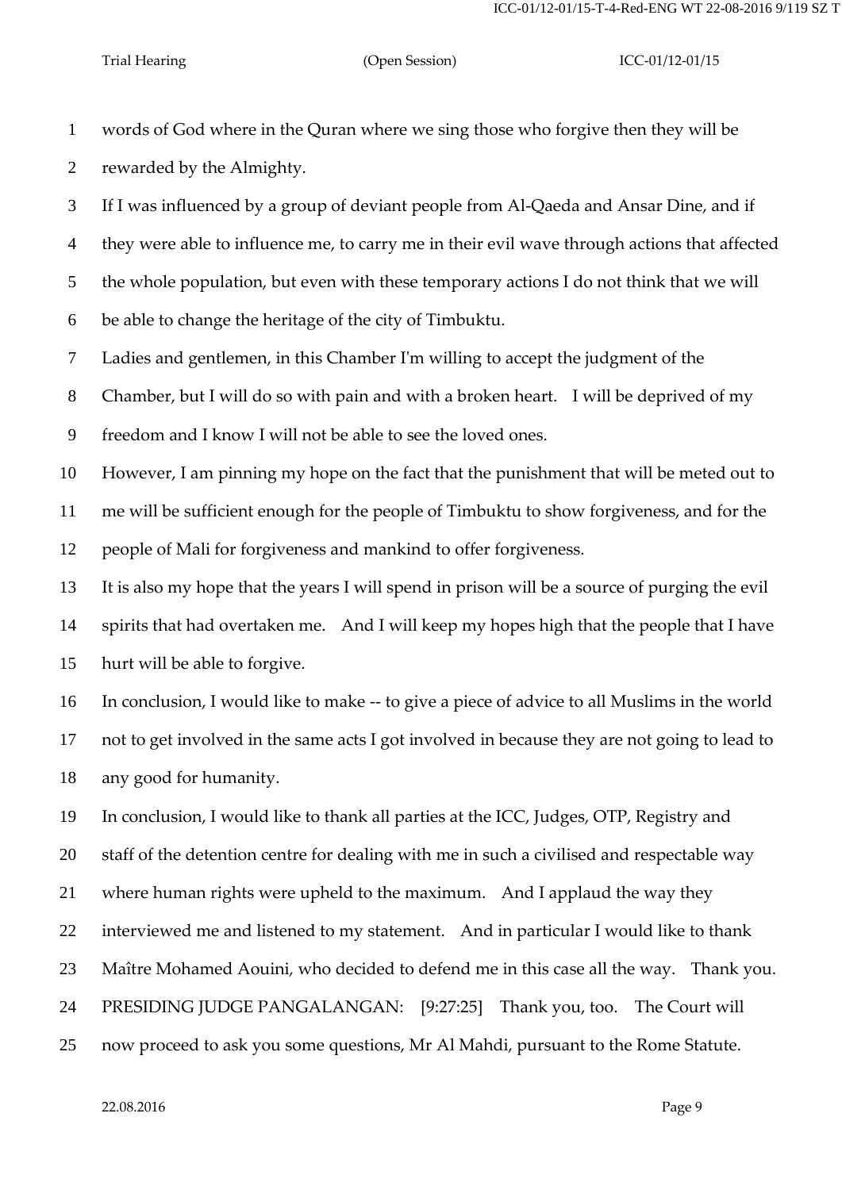words of God where in the Quran where we sing those who forgive then they will be rewarded by the Almighty.

If I was influenced by a group of deviant people from Al-Qaeda and Ansar Dine, and if they were able to influence me, to carry me in their evil wave through actions that affected the whole population, but even with these temporary actions I do not think that we will be able to change the heritage of the city of Timbuktu.

Ladies and gentlemen, in this Chamber I'm willing to accept the judgment of the Chamber, but I will do so with pain and with a broken heart. I will be deprived of my freedom and I know I will not be able to see the loved ones.

However, I am pinning my hope on the fact that the punishment that will be meted out to me will be sufficient enough for the people of Timbuktu to show forgiveness, and for the people of Mali for forgiveness and mankind to offer forgiveness.

It is also my hope that the years I will spend in prison will be a source of purging the evil spirits that had overtaken me. And I will keep my hopes high that the people that I have hurt will be able to forgive.

In conclusion, I would like to make -- to give a piece of advice to all Muslims in the world not to get involved in the same acts I got involved in because they are not going to lead to any good for humanity.

In conclusion, I would like to thank all parties at the ICC, Judges, OTP, Registry and staff of the detention centre for dealing with me in such a civilised and respectable way where human rights were upheld to the maximum. And I applaud the way they interviewed me and listened to my statement. And in particular I would like to thank Maître Mohamed Aouini, who decided to defend me in this case all the way. Thank you.

PRESIDING JUDGE PANGALANGAN: [9:27:25] Thank you, too. The Court will now proceed to ask you some questions, Mr Al Mahdi, pursuant to the Rome Statute.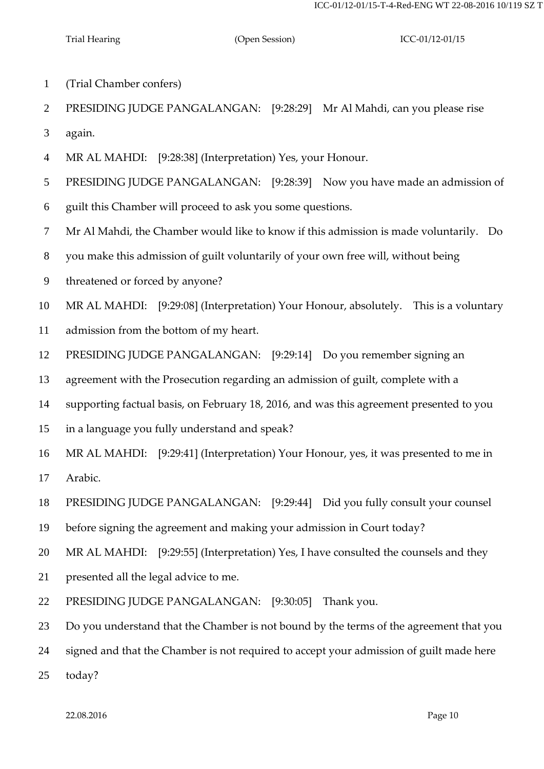(Trial Chamber confers)

PRESIDING JUDGE PANGALANGAN: [9:28:29] Mr Al Mahdi, can you please rise again.

MR AL MAHDI: [9:28:38] (Interpretation) Yes, your Honour.

PRESIDING JUDGE PANGALANGAN: [9:28:39] Now you have made an admission of guilt this Chamber will proceed to ask you some questions.

Mr Al Mahdi, the Chamber would like to know if this admission is made voluntarily. Do you make this admission of guilt voluntarily of your own free will, without being threatened or forced by anyone?

MR AL MAHDI: [9:29:08] (Interpretation) Your Honour, absolutely. This is a voluntary admission from the bottom of my heart.

PRESIDING JUDGE PANGALANGAN: [9:29:14] Do you remember signing an agreement with the Prosecution regarding an admission of guilt, complete with a supporting factual basis, on February 18, 2016, and was this agreement presented to you in a language you fully understand and speak?

MR AL MAHDI: [9:29:41] (Interpretation) Your Honour, yes, it was presented to me in Arabic.

PRESIDING JUDGE PANGALANGAN: [9:29:44] Did you fully consult your counsel before signing the agreement and making your admission in Court today?

MR AL MAHDI: [9:29:55] (Interpretation) Yes, I have consulted the counsels and they presented all the legal advice to me.

PRESIDING JUDGE PANGALANGAN: [9:30:05] Thank you.

Do you understand that the Chamber is not bound by the terms of the agreement that you signed and that the Chamber is not required to accept your admission of guilt made here today?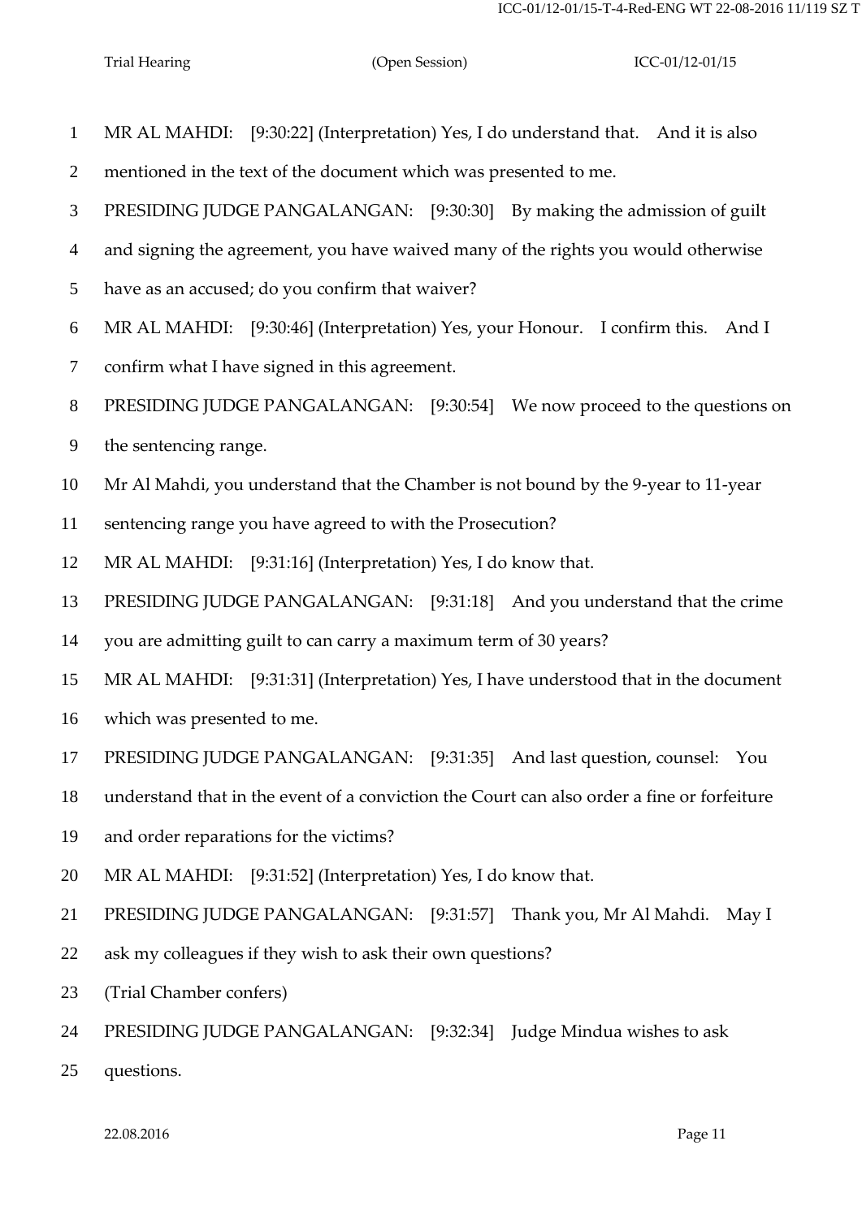MR AL MAHDI: [9:30:22] (Interpretation) Yes, I do understand that. And it is also mentioned in the text of the document which was presented to me.

PRESIDING JUDGE PANGALANGAN: [9:30:30] By making the admission of guilt and signing the agreement, you have waived many of the rights you would otherwise have as an accused; do you confirm that waiver?

MR AL MAHDI: [9:30:46] (Interpretation) Yes, your Honour. I confirm this. And I confirm what I have signed in this agreement.

PRESIDING JUDGE PANGALANGAN: [9:30:54] We now proceed to the questions on the sentencing range.

Mr Al Mahdi, you understand that the Chamber is not bound by the 9-year to 11-year sentencing range you have agreed to with the Prosecution?

MR AL MAHDI: [9:31:16] (Interpretation) Yes, I do know that.

PRESIDING JUDGE PANGALANGAN: [9:31:18] And you understand that the crime you are admitting guilt to can carry a maximum term of 30 years?

MR AL MAHDI: [9:31:31] (Interpretation) Yes, I have understood that in the document which was presented to me.

PRESIDING JUDGE PANGALANGAN: [9:31:35] And last question, counsel: You understand that in the event of a conviction the Court can also order a fine or forfeiture and order reparations for the victims?

MR AL MAHDI: [9:31:52] (Interpretation) Yes, I do know that.

PRESIDING JUDGE PANGALANGAN: [9:31:57] Thank you, Mr Al Mahdi. May I ask my colleagues if they wish to ask their own questions?

(Trial Chamber confers)

PRESIDING JUDGE PANGALANGAN: [9:32:34] Judge Mindua wishes to ask questions.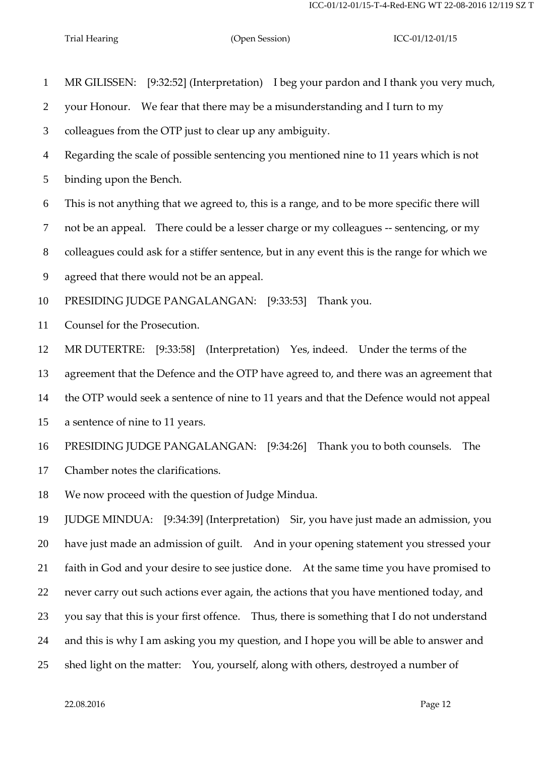MR GILISSEN: [9:32:52] (Interpretation) I beg your pardon and I thank you very much, your Honour. We fear that there may be a misunderstanding and I turn to my colleagues from the OTP just to clear up any ambiguity.

Regarding the scale of possible sentencing you mentioned nine to 11 years which is not binding upon the Bench.

This is not anything that we agreed to, this is a range, and to be more specific there will not be an appeal. There could be a lesser charge or my colleagues -- sentencing, or my colleagues could ask for a stiffer sentence, but in any event this is the range for which we agreed that there would not be an appeal.

PRESIDING JUDGE PANGALANGAN: [9:33:53] Thank you.

Counsel for the Prosecution.

MR DUTERTRE: [9:33:58] (Interpretation) Yes, indeed. Under the terms of the agreement that the Defence and the OTP have agreed to, and there was an agreement that the OTP would seek a sentence of nine to 11 years and that the Defence would not appeal a sentence of nine to 11 years.

PRESIDING JUDGE PANGALANGAN: [9:34:26] Thank you to both counsels. The Chamber notes the clarifications.

We now proceed with the question of Judge Mindua.

JUDGE MINDUA: [9:34:39] (Interpretation) Sir, you have just made an admission, you have just made an admission of guilt. And in your opening statement you stressed your faith in God and your desire to see justice done. At the same time you have promised to never carry out such actions ever again, the actions that you have mentioned today, and you say that this is your first offence. Thus, there is something that I do not understand and this is why I am asking you my question, and I hope you will be able to answer and shed light on the matter: You, yourself, along with others, destroyed a number of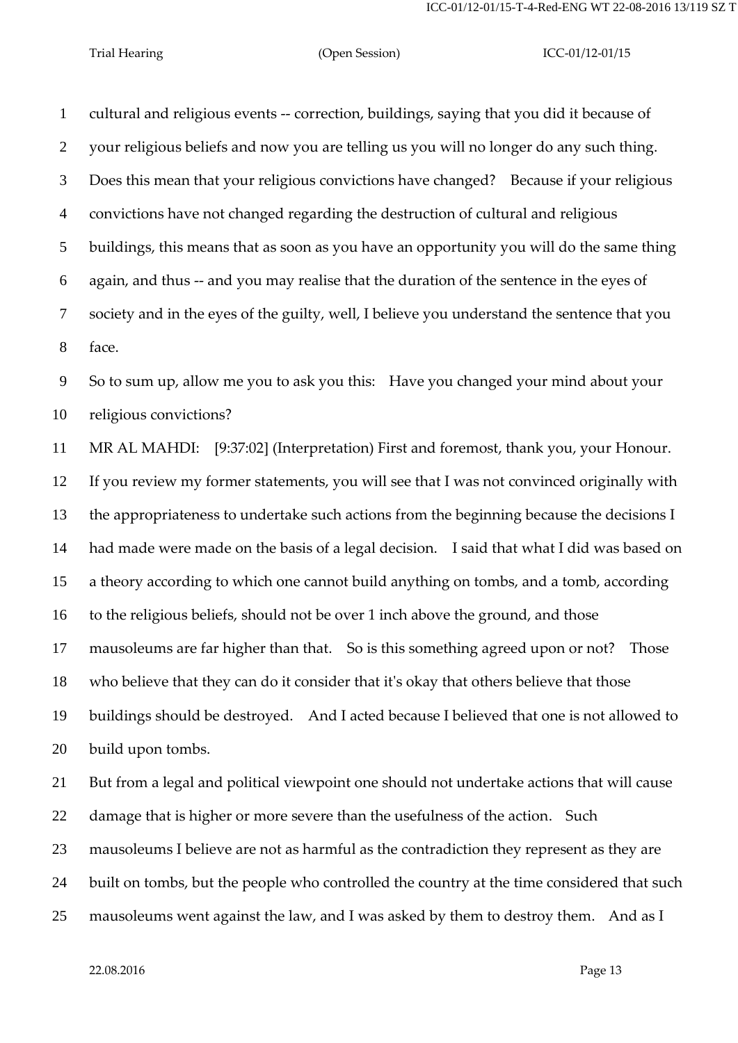cultural and religious events -- correction, buildings, saying that you did it because of your religious beliefs and now you are telling us you will no longer do any such thing. Does this mean that your religious convictions have changed? Because if your religious convictions have not changed regarding the destruction of cultural and religious buildings, this means that as soon as you have an opportunity you will do the same thing again, and thus -- and you may realise that the duration of the sentence in the eyes of society and in the eyes of the guilty, well, I believe you understand the sentence that you face.

So to sum up, allow me you to ask you this: Have you changed your mind about your religious convictions?

MR AL MAHDI: [9:37:02] (Interpretation) First and foremost, thank you, your Honour. If you review my former statements, you will see that I was not convinced originally with the appropriateness to undertake such actions from the beginning because the decisions I had made were made on the basis of a legal decision. I said that what I did was based on a theory according to which one cannot build anything on tombs, and a tomb, according to the religious beliefs, should not be over 1 inch above the ground, and those mausoleums are far higher than that. So is this something agreed upon or not? Those who believe that they can do it consider that it's okay that others believe that those buildings should be destroyed. And I acted because I believed that one is not allowed to build upon tombs.

But from a legal and political viewpoint one should not undertake actions that will cause damage that is higher or more severe than the usefulness of the action. Such mausoleums I believe are not as harmful as the contradiction they represent as they are built on tombs, but the people who controlled the country at the time considered that such mausoleums went against the law, and I was asked by them to destroy them. And as I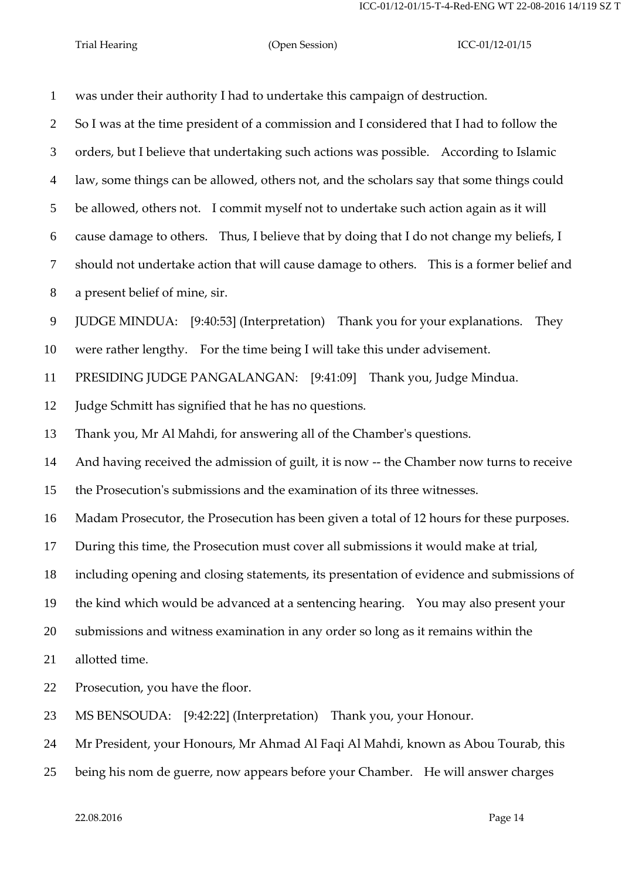1 was under their authority I had to undertake this campaign of destruction.

2 So I was at the time president of a commission and I considered that I had to follow the

3 orders, but I believe that undertaking such actions was possible. According to Islamic

4 law, some things can be allowed, others not, and the scholars say that some things could

5 be allowed, others not. I commit myself not to undertake such action again as it will

6 cause damage to others. Thus, I believe that by doing that I do not change my beliefs, I

7 should not undertake action that will cause damage to others. This is a former belief and

8 a present belief of mine, sir.

9 JUDGE MINDUA: [9:40:53] (Interpretation) Thank you for your explanations. They

10 were rather lengthy. For the time being I will take this under advisement.

11 PRESIDING JUDGE PANGALANGAN: [9:41:09] Thank you, Judge Mindua.

12 Judge Schmitt has signified that he has no questions.

13 Thank you, Mr Al Mahdi, for answering all of the Chamber's questions.

14 And having received the admission of guilt, it is now -- the Chamber now turns to receive

15 the Prosecution's submissions and the examination of its three witnesses.

16 Madam Prosecutor, the Prosecution has been given a total of 12 hours for these purposes.

17 During this time, the Prosecution must cover all submissions it would make at trial,

18 including opening and closing statements, its presentation of evidence and submissions of

19 the kind which would be advanced at a sentencing hearing. You may also present your

20 submissions and witness examination in any order so long as it remains within the

21 allotted time.

22 Prosecution, you have the floor.

23 MS BENSOUDA: [9:42:22] (Interpretation) Thank you, your Honour.

24 Mr President, your Honours, Mr Ahmad Al Faqi Al Mahdi, known as Abou Tourab, this

25 being his nom de guerre, now appears before your Chamber. He will answer charges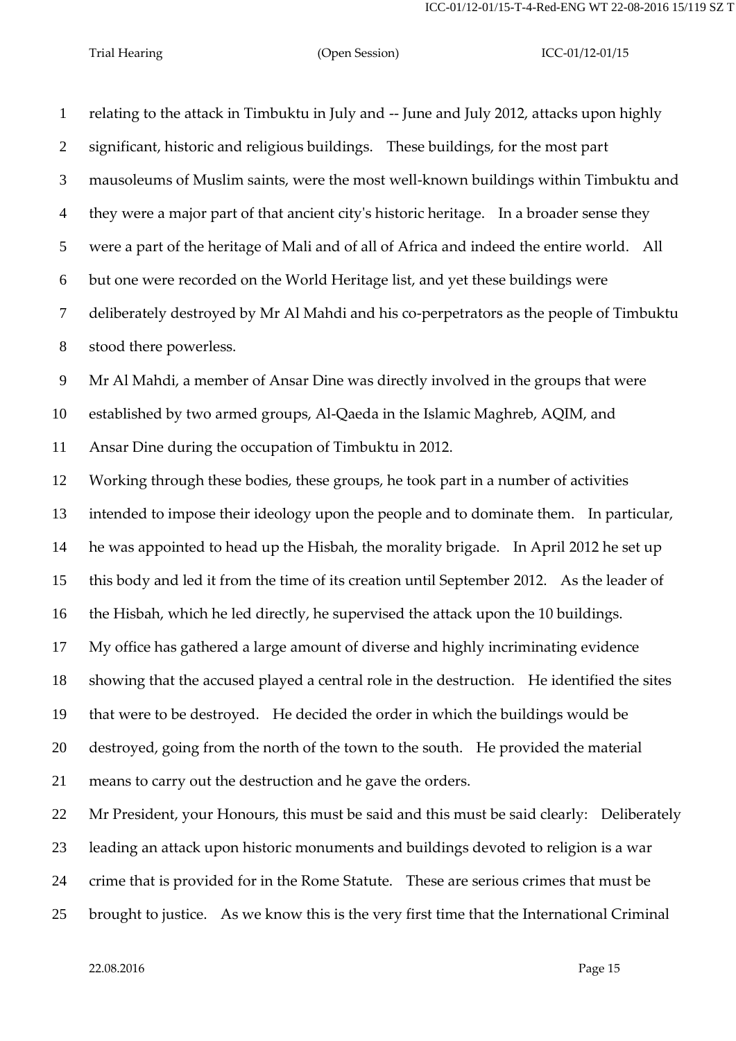relating to the attack in Timbuktu in July and -- June and July 2012, attacks upon highly significant, historic and religious buildings. These buildings, for the most part mausoleums of Muslim saints, were the most well-known buildings within Timbuktu and they were a major part of that ancient city's historic heritage. In a broader sense they were a part of the heritage of Mali and of all of Africa and indeed the entire world. All but one were recorded on the World Heritage list, and yet these buildings were deliberately destroyed by Mr Al Mahdi and his co-perpetrators as the people of Timbuktu stood there powerless.

Mr Al Mahdi, a member of Ansar Dine was directly involved in the groups that were established by two armed groups, Al-Qaeda in the Islamic Maghreb, AQIM, and Ansar Dine during the occupation of Timbuktu in 2012.

Working through these bodies, these groups, he took part in a number of activities intended to impose their ideology upon the people and to dominate them. In particular, he was appointed to head up the Hisbah, the morality brigade. In April 2012 he set up this body and led it from the time of its creation until September 2012. As the leader of the Hisbah, which he led directly, he supervised the attack upon the 10 buildings.

My office has gathered a large amount of diverse and highly incriminating evidence showing that the accused played a central role in the destruction. He identified the sites that were to be destroyed. He decided the order in which the buildings would be destroyed, going from the north of the town to the south. He provided the material means to carry out the destruction and he gave the orders.

Mr President, your Honours, this must be said and this must be said clearly: Deliberately leading an attack upon historic monuments and buildings devoted to religion is a war crime that is provided for in the Rome Statute. These are serious crimes that must be brought to justice. As we know this is the very first time that the International Criminal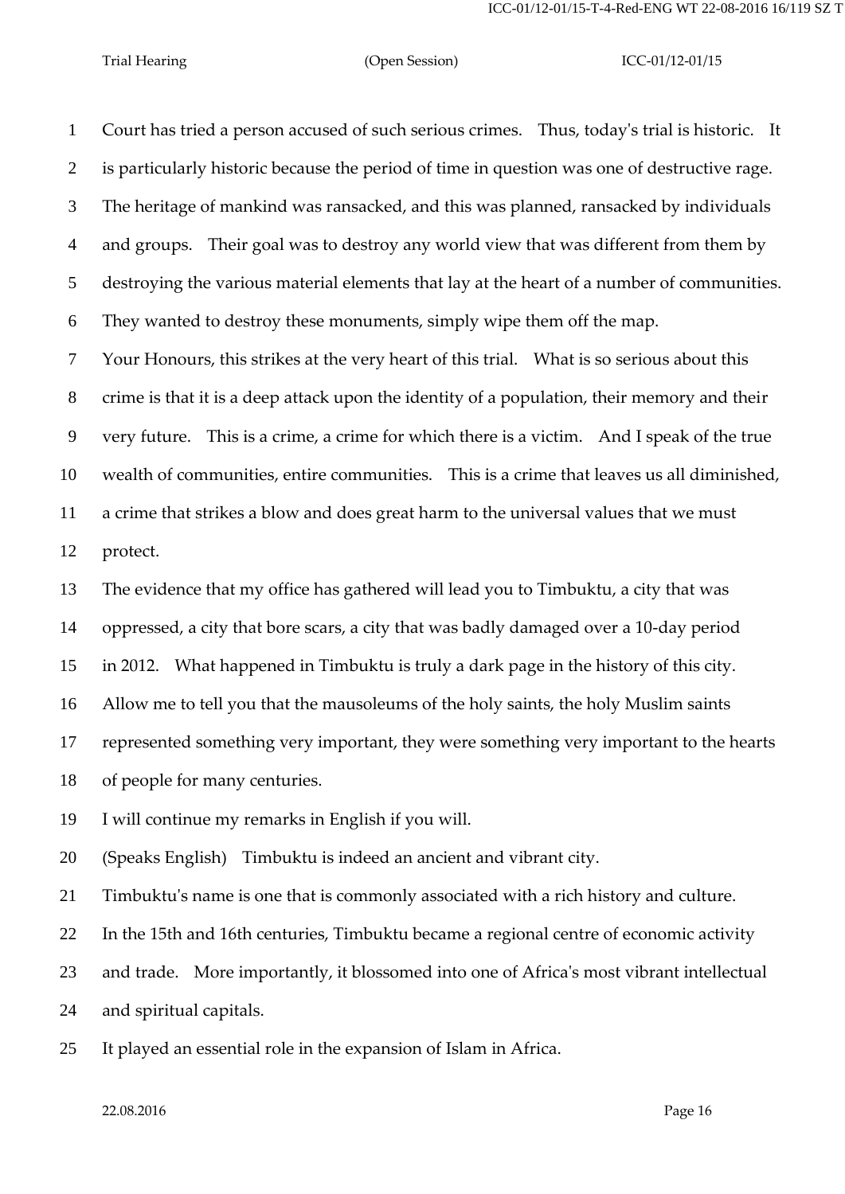Court has tried a person accused of such serious crimes. Thus, today's trial is historic. It is particularly historic because the period of time in question was one of destructive rage. The heritage of mankind was ransacked, and this was planned, ransacked by individuals and groups. Their goal was to destroy any world view that was different from them by destroying the various material elements that lay at the heart of a number of communities. They wanted to destroy these monuments, simply wipe them off the map.

Your Honours, this strikes at the very heart of this trial. What is so serious about this crime is that it is a deep attack upon the identity of a population, their memory and their very future. This is a crime, a crime for which there is a victim. And I speak of the true wealth of communities, entire communities. This is a crime that leaves us all diminished, a crime that strikes a blow and does great harm to the universal values that we must protect.

The evidence that my office has gathered will lead you to Timbuktu, a city that was oppressed, a city that bore scars, a city that was badly damaged over a 10-day period in 2012. What happened in Timbuktu is truly a dark page in the history of this city. Allow me to tell you that the mausoleums of the holy saints, the holy Muslim saints represented something very important, they were something very important to the hearts of people for many centuries.

I will continue my remarks in English if you will.

(Speaks English) Timbuktu is indeed an ancient and vibrant city.

Timbuktu's name is one that is commonly associated with a rich history and culture.

In the 15th and 16th centuries, Timbuktu became a regional centre of economic activity and trade. More importantly, it blossomed into one of Africa's most vibrant intellectual and spiritual capitals.

It played an essential role in the expansion of Islam in Africa.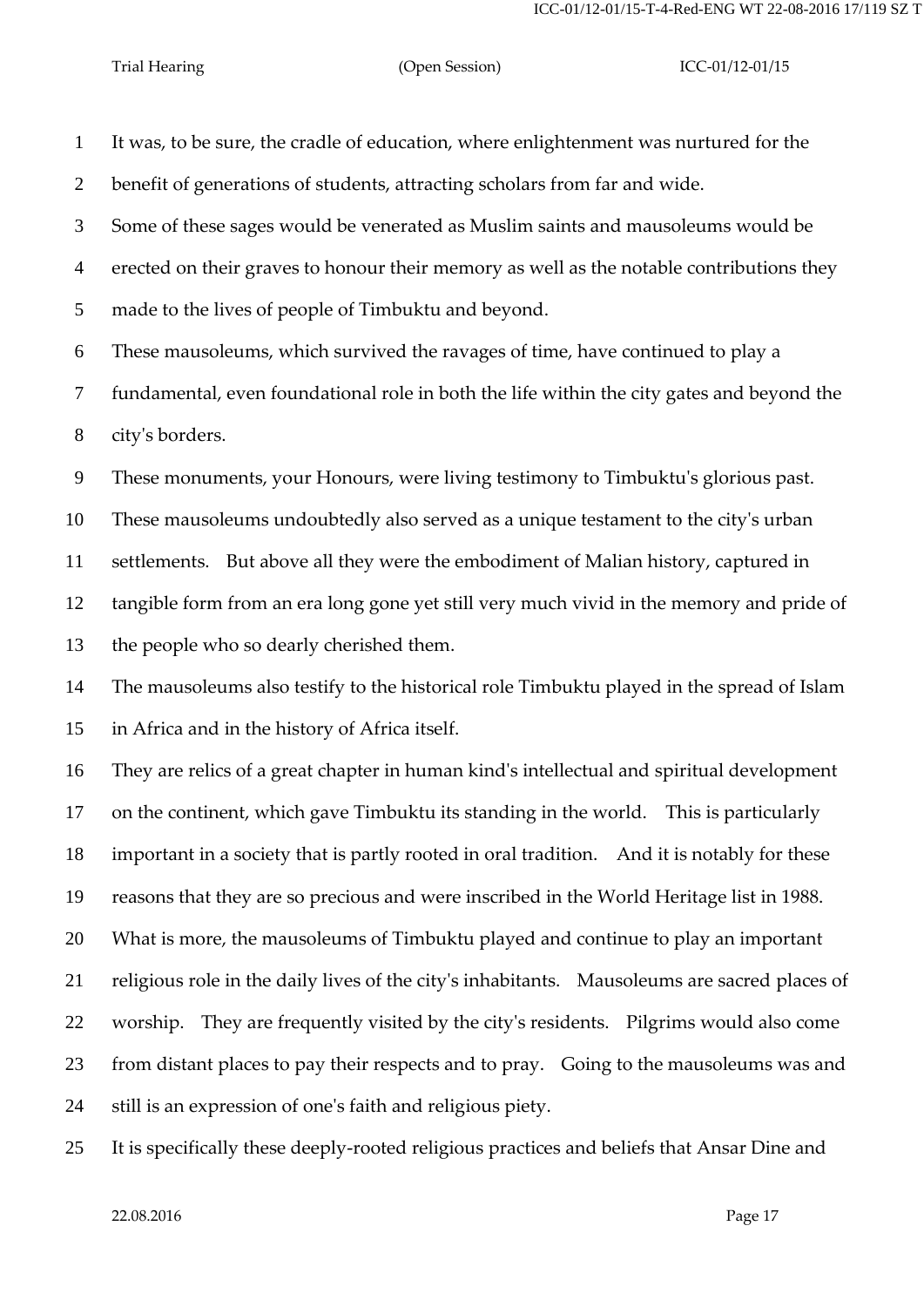It was, to be sure, the cradle of education, where enlightenment was nurtured for the benefit of generations of students, attracting scholars from far and wide.

Some of these sages would be venerated as Muslim saints and mausoleums would be erected on their graves to honour their memory as well as the notable contributions they made to the lives of people of Timbuktu and beyond.

These mausoleums, which survived the ravages of time, have continued to play a fundamental, even foundational role in both the life within the city gates and beyond the city's borders.

These monuments, your Honours, were living testimony to Timbuktu's glorious past.

These mausoleums undoubtedly also served as a unique testament to the city's urban settlements. But above all they were the embodiment of Malian history, captured in tangible form from an era long gone yet still very much vivid in the memory and pride of the people who so dearly cherished them.

The mausoleums also testify to the historical role Timbuktu played in the spread of Islam in Africa and in the history of Africa itself.

They are relics of a great chapter in human kind's intellectual and spiritual development on the continent, which gave Timbuktu its standing in the world. This is particularly important in a society that is partly rooted in oral tradition. And it is notably for these reasons that they are so precious and were inscribed in the World Heritage list in 1988.

What is more, the mausoleums of Timbuktu played and continue to play an important religious role in the daily lives of the city's inhabitants. Mausoleums are sacred places of worship. They are frequently visited by the city's residents. Pilgrims would also come from distant places to pay their respects and to pray. Going to the mausoleums was and still is an expression of one's faith and religious piety.

It is specifically these deeply-rooted religious practices and beliefs that Ansar Dine and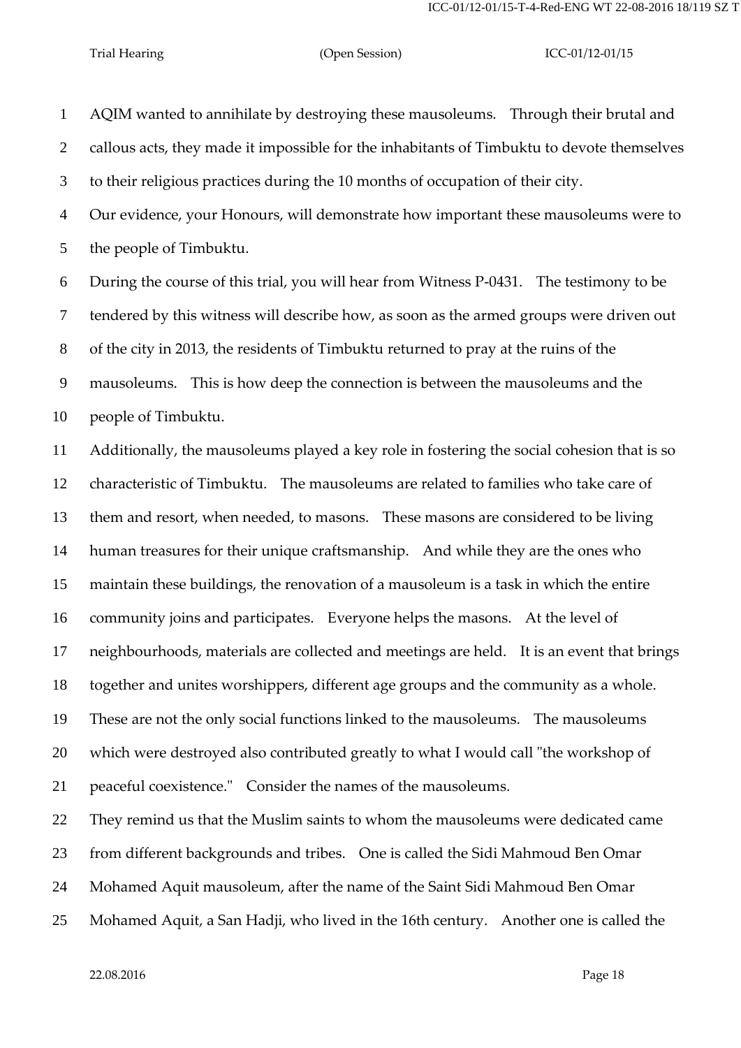AQIM wanted to annihilate by destroying these mausoleums. Through their brutal and callous acts, they made it impossible for the inhabitants of Timbuktu to devote themselves to their religious practices during the 10 months of occupation of their city.

Our evidence, your Honours, will demonstrate how important these mausoleums were to the people of Timbuktu.

During the course of this trial, you will hear from Witness P-0431. The testimony to be tendered by this witness will describe how, as soon as the armed groups were driven out of the city in 2013, the residents of Timbuktu returned to pray at the ruins of the mausoleums. This is how deep the connection is between the mausoleums and the people of Timbuktu.

Additionally, the mausoleums played a key role in fostering the social cohesion that is so characteristic of Timbuktu. The mausoleums are related to families who take care of them and resort, when needed, to masons. These masons are considered to be living human treasures for their unique craftsmanship. And while they are the ones who maintain these buildings, the renovation of a mausoleum is a task in which the entire community joins and participates. Everyone helps the masons. At the level of neighbourhoods, materials are collected and meetings are held. It is an event that brings together and unites worshippers, different age groups and the community as a whole.

These are not the only social functions linked to the mausoleums. The mausoleums which were destroyed also contributed greatly to what I would call "the workshop of peaceful coexistence." Consider the names of the mausoleums.

They remind us that the Muslim saints to whom the mausoleums were dedicated came from different backgrounds and tribes. One is called the Sidi Mahmoud Ben Omar Mohamed Aquit mausoleum, after the name of the Saint Sidi Mahmoud Ben Omar Mohamed Aquit, a San Hadji, who lived in the 16th century. Another one is called the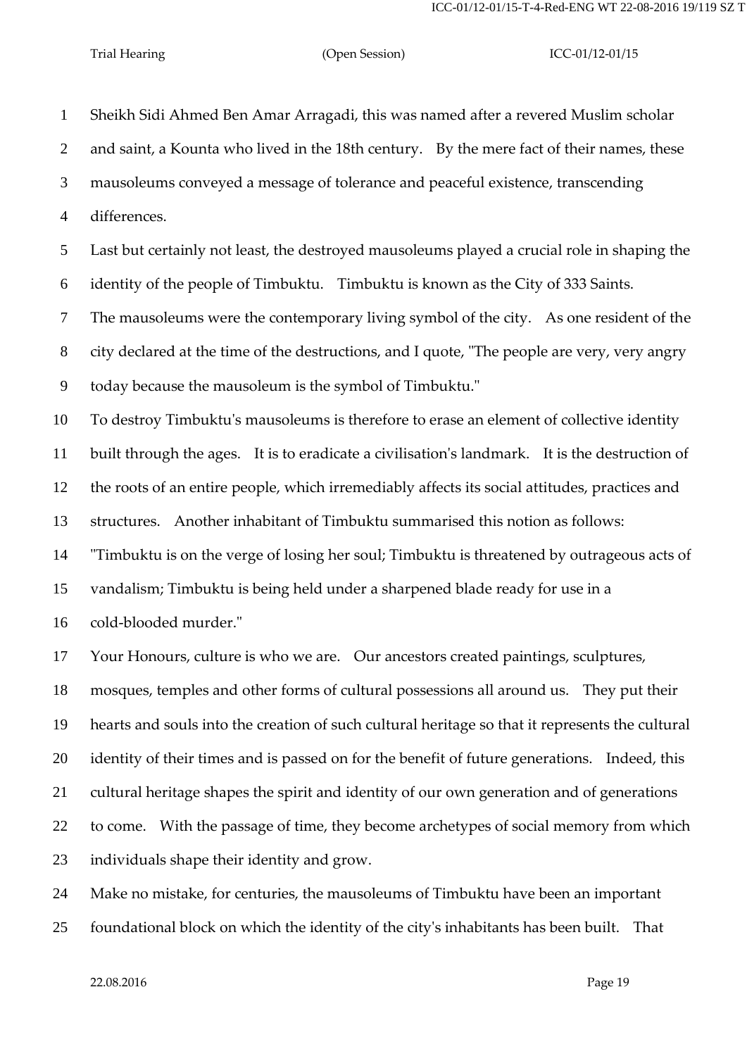Sheikh Sidi Ahmed Ben Amar Arragadi, this was named after a revered Muslim scholar and saint, a Kounta who lived in the 18th century. By the mere fact of their names, these mausoleums conveyed a message of tolerance and peaceful existence, transcending differences.

Last but certainly not least, the destroyed mausoleums played a crucial role in shaping the identity of the people of Timbuktu. Timbuktu is known as the City of 333 Saints. The mausoleums were the contemporary living symbol of the city. As one resident of the city declared at the time of the destructions, and I quote, "The people are very, very angry today because the mausoleum is the symbol of Timbuktu."

To destroy Timbuktu's mausoleums is therefore to erase an element of collective identity built through the ages. It is to eradicate a civilisation's landmark. It is the destruction of the roots of an entire people, which irremediably affects its social attitudes, practices and structures. Another inhabitant of Timbuktu summarised this notion as follows: "Timbuktu is on the verge of losing her soul; Timbuktu is threatened by outrageous acts of vandalism; Timbuktu is being held under a sharpened blade ready for use in a cold-blooded murder."

Your Honours, culture is who we are. Our ancestors created paintings, sculptures, mosques, temples and other forms of cultural possessions all around us. They put their hearts and souls into the creation of such cultural heritage so that it represents the cultural identity of their times and is passed on for the benefit of future generations. Indeed, this cultural heritage shapes the spirit and identity of our own generation and of generations to come. With the passage of time, they become archetypes of social memory from which individuals shape their identity and grow.

Make no mistake, for centuries, the mausoleums of Timbuktu have been an important foundational block on which the identity of the city's inhabitants has been built. That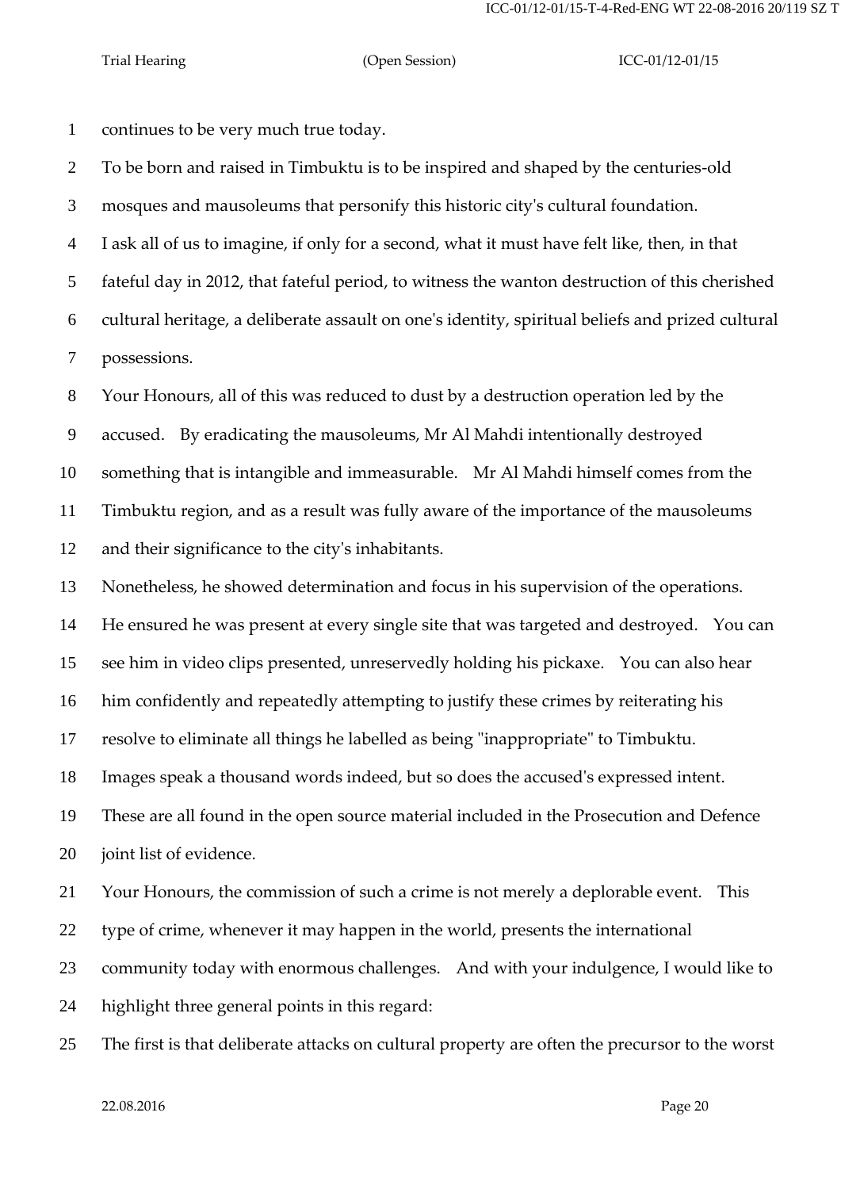continues to be very much true today.

To be born and raised in Timbuktu is to be inspired and shaped by the centuries-old mosques and mausoleums that personify this historic city's cultural foundation.

I ask all of us to imagine, if only for a second, what it must have felt like, then, in that fateful day in 2012, that fateful period, to witness the wanton destruction of this cherished cultural heritage, a deliberate assault on one's identity, spiritual beliefs and prized cultural possessions.

Your Honours, all of this was reduced to dust by a destruction operation led by the accused. By eradicating the mausoleums, Mr Al Mahdi intentionally destroyed something that is intangible and immeasurable. Mr Al Mahdi himself comes from the Timbuktu region, and as a result was fully aware of the importance of the mausoleums and their significance to the city's inhabitants.

Nonetheless, he showed determination and focus in his supervision of the operations. He ensured he was present at every single site that was targeted and destroyed. You can see him in video clips presented, unreservedly holding his pickaxe. You can also hear him confidently and repeatedly attempting to justify these crimes by reiterating his resolve to eliminate all things he labelled as being "inappropriate" to Timbuktu.

Images speak a thousand words indeed, but so does the accused's expressed intent. These are all found in the open source material included in the Prosecution and Defence joint list of evidence.

Your Honours, the commission of such a crime is not merely a deplorable event. This type of crime, whenever it may happen in the world, presents the international community today with enormous challenges. And with your indulgence, I would like to highlight three general points in this regard:

The first is that deliberate attacks on cultural property are often the precursor to the worst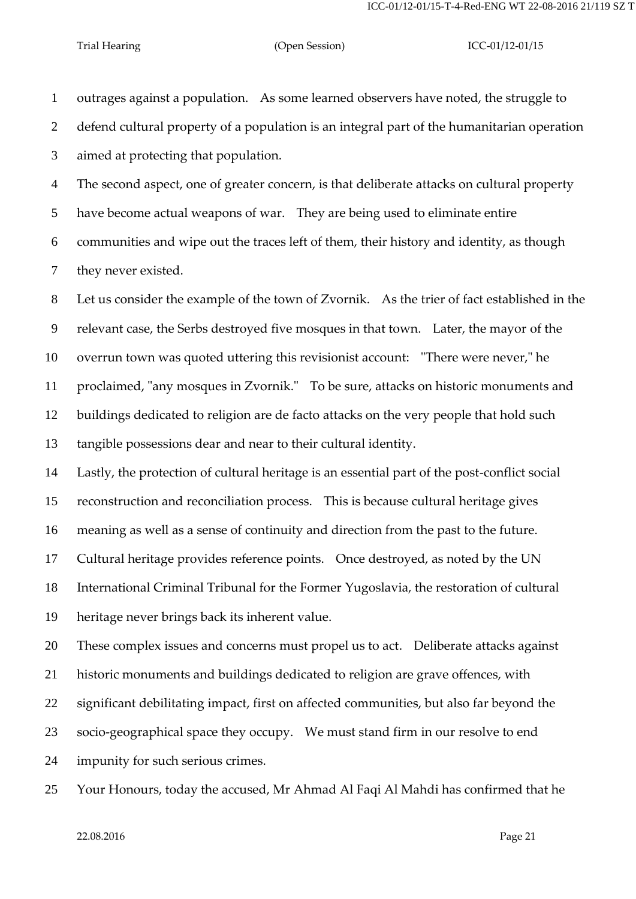outrages against a population. As some learned observers have noted, the struggle to defend cultural property of a population is an integral part of the humanitarian operation aimed at protecting that population.

The second aspect, one of greater concern, is that deliberate attacks on cultural property have become actual weapons of war. They are being used to eliminate entire communities and wipe out the traces left of them, their history and identity, as though they never existed.

Let us consider the example of the town of Zvornik. As the trier of fact established in the relevant case, the Serbs destroyed five mosques in that town. Later, the mayor of the overrun town was quoted uttering this revisionist account: "There were never," he proclaimed, "any mosques in Zvornik." To be sure, attacks on historic monuments and buildings dedicated to religion are de facto attacks on the very people that hold such tangible possessions dear and near to their cultural identity.

Lastly, the protection of cultural heritage is an essential part of the post-conflict social reconstruction and reconciliation process. This is because cultural heritage gives meaning as well as a sense of continuity and direction from the past to the future. Cultural heritage provides reference points. Once destroyed, as noted by the UN International Criminal Tribunal for the Former Yugoslavia, the restoration of cultural heritage never brings back its inherent value.

These complex issues and concerns must propel us to act. Deliberate attacks against historic monuments and buildings dedicated to religion are grave offences, with significant debilitating impact, first on affected communities, but also far beyond the socio-geographical space they occupy. We must stand firm in our resolve to end impunity for such serious crimes.

Your Honours, today the accused, Mr Ahmad Al Faqi Al Mahdi has confirmed that he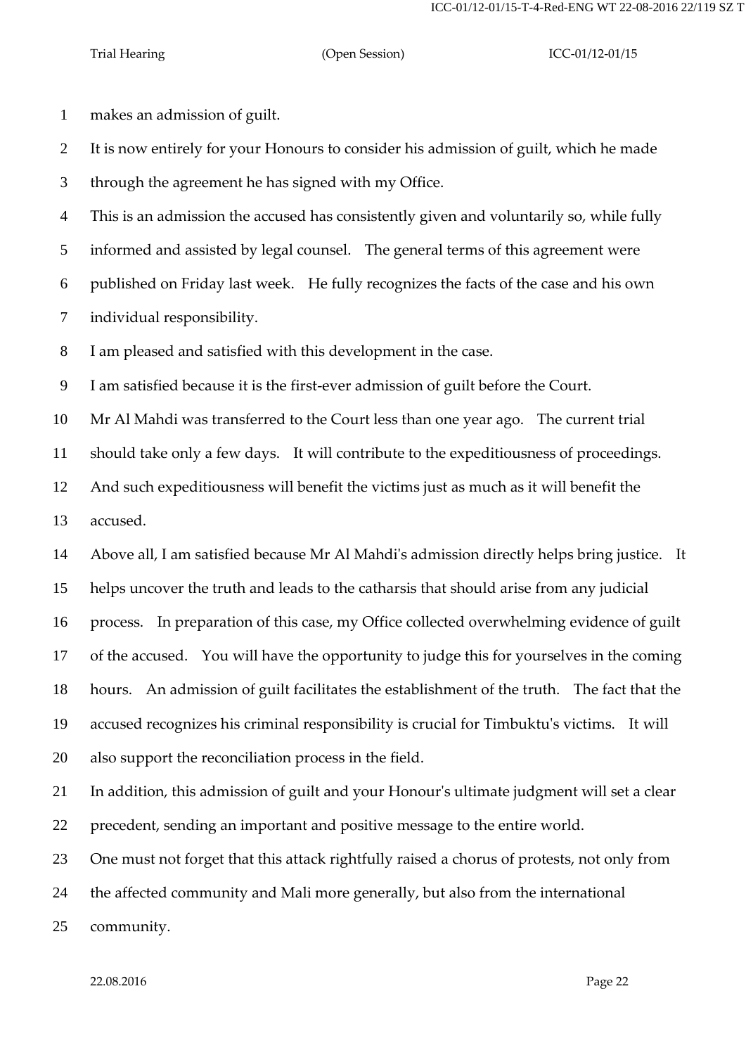makes an admission of guilt.

It is now entirely for your Honours to consider his admission of guilt, which he made through the agreement he has signed with my Office.

This is an admission the accused has consistently given and voluntarily so, while fully informed and assisted by legal counsel. The general terms of this agreement were published on Friday last week. He fully recognizes the facts of the case and his own individual responsibility.

I am pleased and satisfied with this development in the case.

I am satisfied because it is the first-ever admission of guilt before the Court.

Mr Al Mahdi was transferred to the Court less than one year ago. The current trial should take only a few days. It will contribute to the expeditiousness of proceedings. And such expeditiousness will benefit the victims just as much as it will benefit the accused.

Above all, I am satisfied because Mr Al Mahdi's admission directly helps bring justice. It helps uncover the truth and leads to the catharsis that should arise from any judicial process. In preparation of this case, my Office collected overwhelming evidence of guilt of the accused. You will have the opportunity to judge this for yourselves in the coming hours. An admission of guilt facilitates the establishment of the truth. The fact that the accused recognizes his criminal responsibility is crucial for Timbuktu's victims. It will also support the reconciliation process in the field.

In addition, this admission of guilt and your Honour's ultimate judgment will set a clear precedent, sending an important and positive message to the entire world.

One must not forget that this attack rightfully raised a chorus of protests, not only from the affected community and Mali more generally, but also from the international community.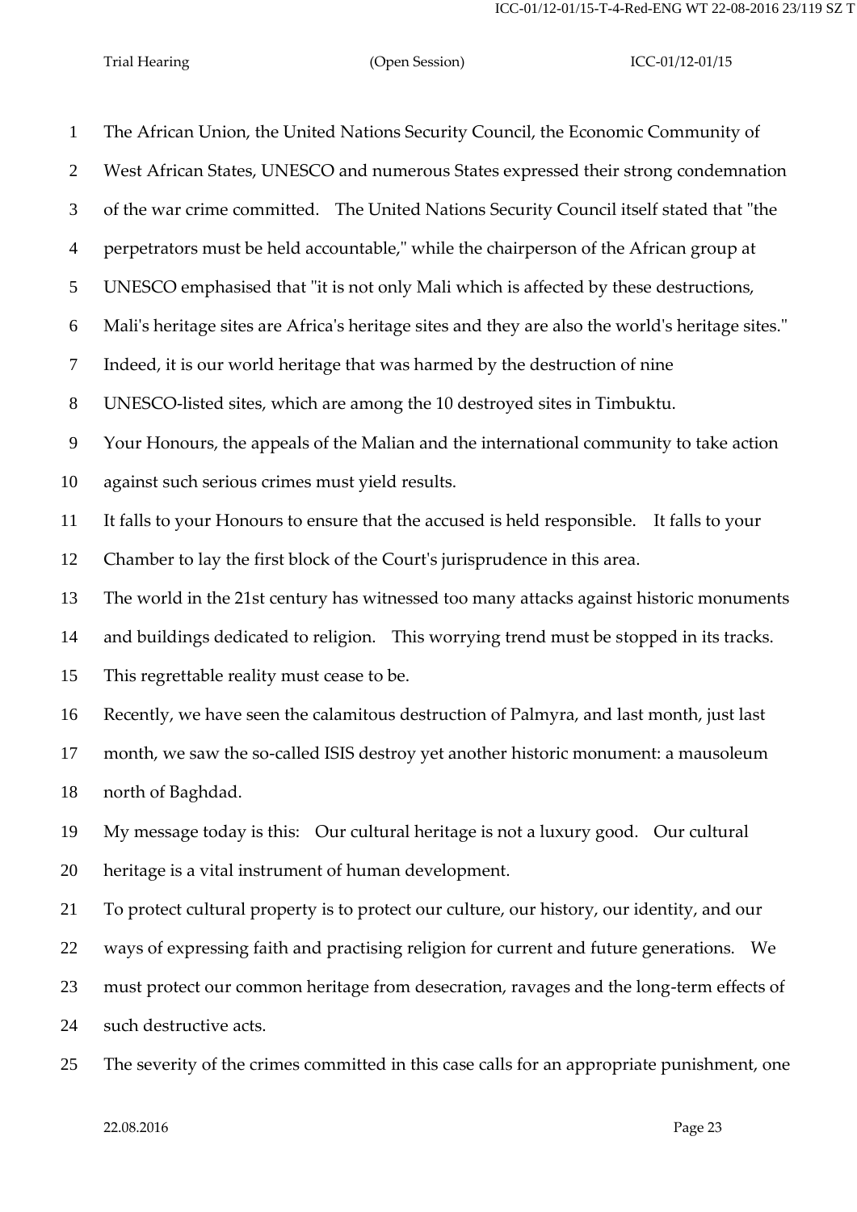The African Union, the United Nations Security Council, the Economic Community of West African States, UNESCO and numerous States expressed their strong condemnation of the war crime committed. The United Nations Security Council itself stated that "the perpetrators must be held accountable," while the chairperson of the African group at UNESCO emphasised that "it is not only Mali which is affected by these destructions, Mali's heritage sites are Africa's heritage sites and they are also the world's heritage sites." Indeed, it is our world heritage that was harmed by the destruction of nine UNESCO-listed sites, which are among the 10 destroyed sites in Timbuktu.

Your Honours, the appeals of the Malian and the international community to take action against such serious crimes must yield results.

It falls to your Honours to ensure that the accused is held responsible. It falls to your Chamber to lay the first block of the Court's jurisprudence in this area.

The world in the 21st century has witnessed too many attacks against historic monuments and buildings dedicated to religion. This worrying trend must be stopped in its tracks. This regrettable reality must cease to be.

Recently, we have seen the calamitous destruction of Palmyra, and last month, just last month, we saw the so-called ISIS destroy yet another historic monument: a mausoleum north of Baghdad.

My message today is this: Our cultural heritage is not a luxury good. Our cultural heritage is a vital instrument of human development.

To protect cultural property is to protect our culture, our history, our identity, and our ways of expressing faith and practising religion for current and future generations. We must protect our common heritage from desecration, ravages and the long-term effects of such destructive acts.

The severity of the crimes committed in this case calls for an appropriate punishment, one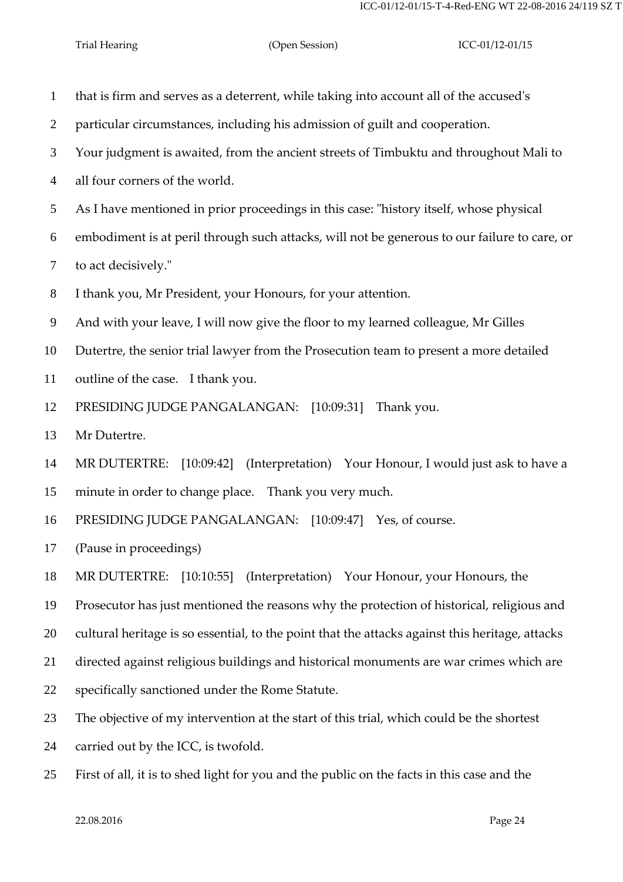1 that is firm and serves as a deterrent, while taking into account all of the accused's

2 particular circumstances, including his admission of guilt and cooperation.

3 Your judgment is awaited, from the ancient streets of Timbuktu and throughout Mali to

4 all four corners of the world.

5 As I have mentioned in prior proceedings in this case: "history itself, whose physical

6 embodiment is at peril through such attacks, will not be generous to our failure to care, or

7 to act decisively."

8 I thank you, Mr President, your Honours, for your attention.

9 And with your leave, I will now give the floor to my learned colleague, Mr Gilles

10 Dutertre, the senior trial lawyer from the Prosecution team to present a more detailed

11 outline of the case. I thank you.

12 PRESIDING JUDGE PANGALANGAN: [10:09:31] Thank you.

13 Mr Dutertre.

14 MR DUTERTRE: [10:09:42] (Interpretation) Your Honour, I would just ask to have a

15 minute in order to change place. Thank you very much.

16 PRESIDING JUDGE PANGALANGAN: [10:09:47] Yes, of course.

17 (Pause in proceedings)

18 MR DUTERTRE: [10:10:55] (Interpretation) Your Honour, your Honours, the

19 Prosecutor has just mentioned the reasons why the protection of historical, religious and

20 cultural heritage is so essential, to the point that the attacks against this heritage, attacks

21 directed against religious buildings and historical monuments are war crimes which are

22 specifically sanctioned under the Rome Statute.

23 The objective of my intervention at the start of this trial, which could be the shortest

24 carried out by the ICC, is twofold.

25 First of all, it is to shed light for you and the public on the facts in this case and the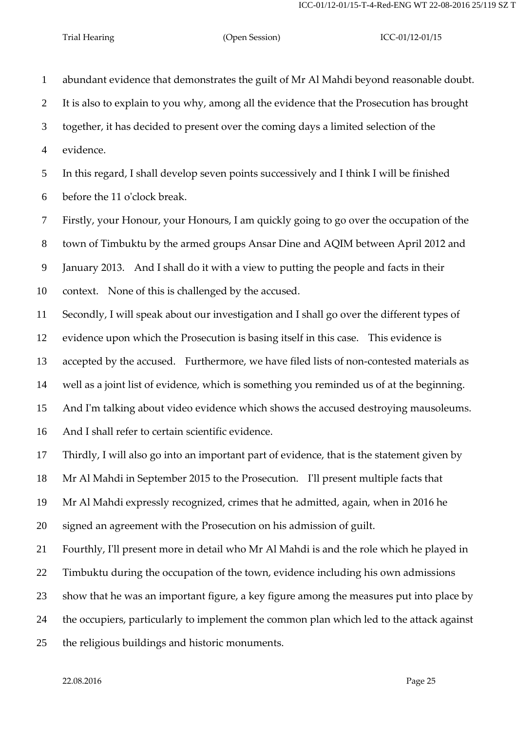abundant evidence that demonstrates the guilt of Mr Al Mahdi beyond reasonable doubt. It is also to explain to you why, among all the evidence that the Prosecution has brought together, it has decided to present over the coming days a limited selection of the evidence.

In this regard, I shall develop seven points successively and I think I will be finished before the 11 o'clock break.

Firstly, your Honour, your Honours, I am quickly going to go over the occupation of the town of Timbuktu by the armed groups Ansar Dine and AQIM between April 2012 and January 2013. And I shall do it with a view to putting the people and facts in their context. None of this is challenged by the accused.

Secondly, I will speak about our investigation and I shall go over the different types of evidence upon which the Prosecution is basing itself in this case. This evidence is accepted by the accused. Furthermore, we have filed lists of non-contested materials as well as a joint list of evidence, which is something you reminded us of at the beginning. And I'm talking about video evidence which shows the accused destroying mausoleums. And I shall refer to certain scientific evidence.

Thirdly, I will also go into an important part of evidence, that is the statement given by Mr Al Mahdi in September 2015 to the Prosecution. I'll present multiple facts that Mr Al Mahdi expressly recognized, crimes that he admitted, again, when in 2016 he signed an agreement with the Prosecution on his admission of guilt.

Fourthly, I'll present more in detail who Mr Al Mahdi is and the role which he played in Timbuktu during the occupation of the town, evidence including his own admissions show that he was an important figure, a key figure among the measures put into place by the occupiers, particularly to implement the common plan which led to the attack against the religious buildings and historic monuments.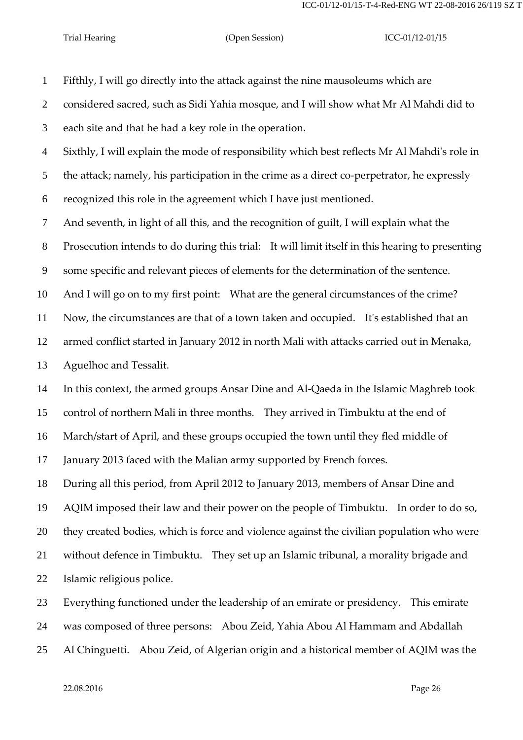Fifthly, I will go directly into the attack against the nine mausoleums which are considered sacred, such as Sidi Yahia mosque, and I will show what Mr Al Mahdi did to each site and that he had a key role in the operation.

Sixthly, I will explain the mode of responsibility which best reflects Mr Al Mahdi's role in the attack; namely, his participation in the crime as a direct co-perpetrator, he expressly recognized this role in the agreement which I have just mentioned.

And seventh, in light of all this, and the recognition of guilt, I will explain what the Prosecution intends to do during this trial: It will limit itself in this hearing to presenting some specific and relevant pieces of elements for the determination of the sentence.

And I will go on to my first point: What are the general circumstances of the crime?

Now, the circumstances are that of a town taken and occupied. It's established that an armed conflict started in January 2012 in north Mali with attacks carried out in Menaka, Aguelhoc and Tessalit.

In this context, the armed groups Ansar Dine and Al-Qaeda in the Islamic Maghreb took control of northern Mali in three months. They arrived in Timbuktu at the end of March/start of April, and these groups occupied the town until they fled middle of January 2013 faced with the Malian army supported by French forces.

During all this period, from April 2012 to January 2013, members of Ansar Dine and AQIM imposed their law and their power on the people of Timbuktu. In order to do so, they created bodies, which is force and violence against the civilian population who were without defence in Timbuktu. They set up an Islamic tribunal, a morality brigade and Islamic religious police.

Everything functioned under the leadership of an emirate or presidency. This emirate was composed of three persons: Abou Zeid, Yahia Abou Al Hammam and Abdallah Al Chinguetti. Abou Zeid, of Algerian origin and a historical member of AQIM was the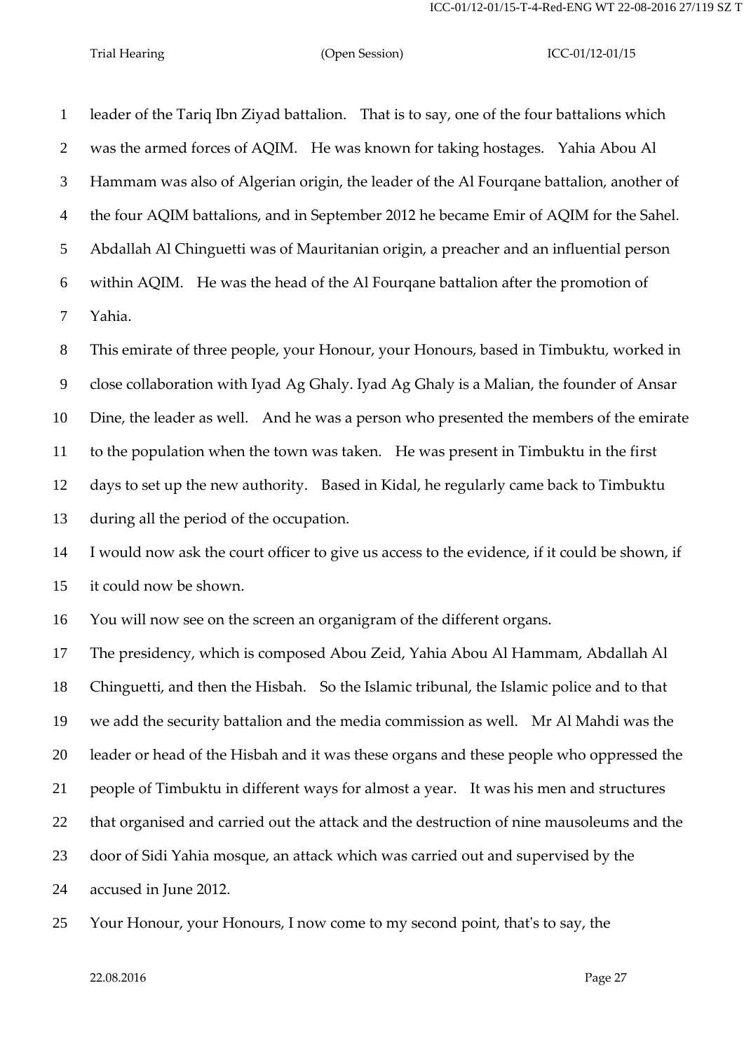leader of the Tariq Ibn Ziyad battalion. That is to say, one of the four battalions which was the armed forces of AQIM. He was known for taking hostages. Yahia Abou Al Hammam was also of Algerian origin, the leader of the Al Fourqane battalion, another of the four AQIM battalions, and in September 2012 he became Emir of AQIM for the Sahel. Abdallah Al Chinguetti was of Mauritanian origin, a preacher and an influential person within AQIM. He was the head of the Al Fourqane battalion after the promotion of Yahia.

This emirate of three people, your Honour, your Honours, based in Timbuktu, worked in close collaboration with Iyad Ag Ghaly. Iyad Ag Ghaly is a Malian, the founder of Ansar Dine, the leader as well. And he was a person who presented the members of the emirate to the population when the town was taken. He was present in Timbuktu in the first days to set up the new authority. Based in Kidal, he regularly came back to Timbuktu during all the period of the occupation.

I would now ask the court officer to give us access to the evidence, if it could be shown, if it could now be shown.

You will now see on the screen an organigram of the different organs.

The presidency, which is composed Abou Zeid, Yahia Abou Al Hammam, Abdallah Al Chinguetti, and then the Hisbah. So the Islamic tribunal, the Islamic police and to that we add the security battalion and the media commission as well. Mr Al Mahdi was the leader or head of the Hisbah and it was these organs and these people who oppressed the people of Timbuktu in different ways for almost a year. It was his men and structures that organised and carried out the attack and the destruction of nine mausoleums and the door of Sidi Yahia mosque, an attack which was carried out and supervised by the accused in June 2012.

Your Honour, your Honours, I now come to my second point, that's to say, the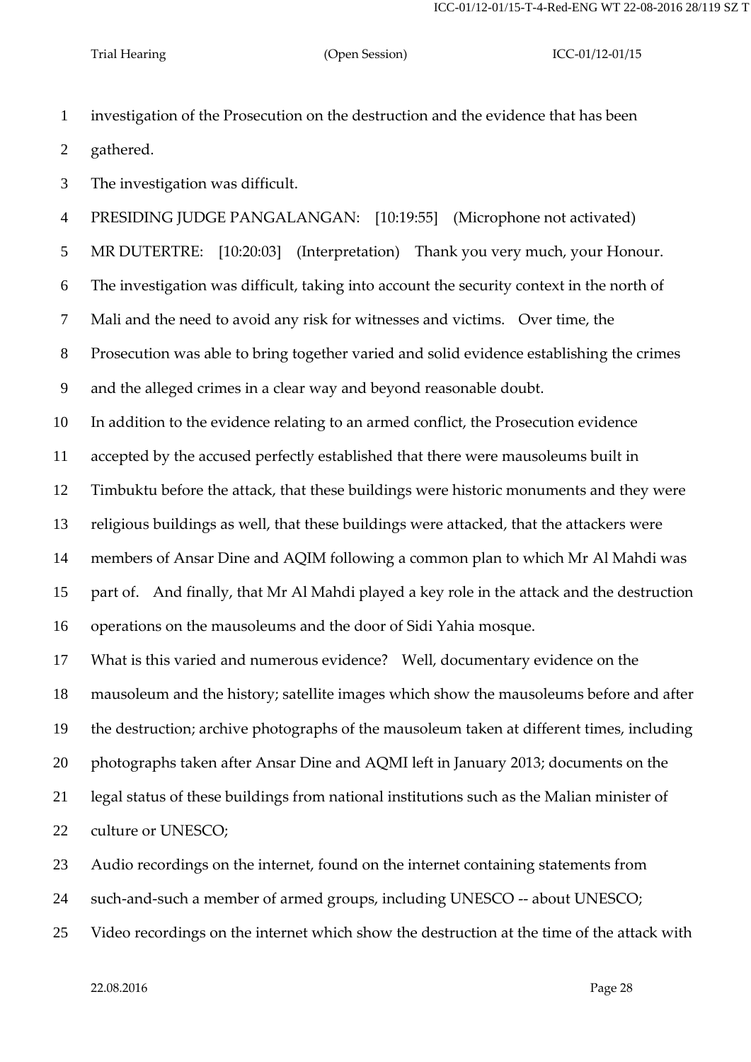investigation of the Prosecution on the destruction and the evidence that has been gathered.

The investigation was difficult.

PRESIDING JUDGE PANGALANGAN: [10:19:55] (Microphone not activated)

MR DUTERTRE: [10:20:03] (Interpretation) Thank you very much, your Honour.

The investigation was difficult, taking into account the security context in the north of Mali and the need to avoid any risk for witnesses and victims. Over time, the Prosecution was able to bring together varied and solid evidence establishing the crimes and the alleged crimes in a clear way and beyond reasonable doubt.

In addition to the evidence relating to an armed conflict, the Prosecution evidence accepted by the accused perfectly established that there were mausoleums built in Timbuktu before the attack, that these buildings were historic monuments and they were religious buildings as well, that these buildings were attacked, that the attackers were members of Ansar Dine and AQIM following a common plan to which Mr Al Mahdi was part of. And finally, that Mr Al Mahdi played a key role in the attack and the destruction operations on the mausoleums and the door of Sidi Yahia mosque.

What is this varied and numerous evidence? Well, documentary evidence on the mausoleum and the history; satellite images which show the mausoleums before and after the destruction; archive photographs of the mausoleum taken at different times, including photographs taken after Ansar Dine and AQMI left in January 2013; documents on the legal status of these buildings from national institutions such as the Malian minister of culture or UNESCO;

Audio recordings on the internet, found on the internet containing statements from such-and-such a member of armed groups, including UNESCO -- about UNESCO;

Video recordings on the internet which show the destruction at the time of the attack with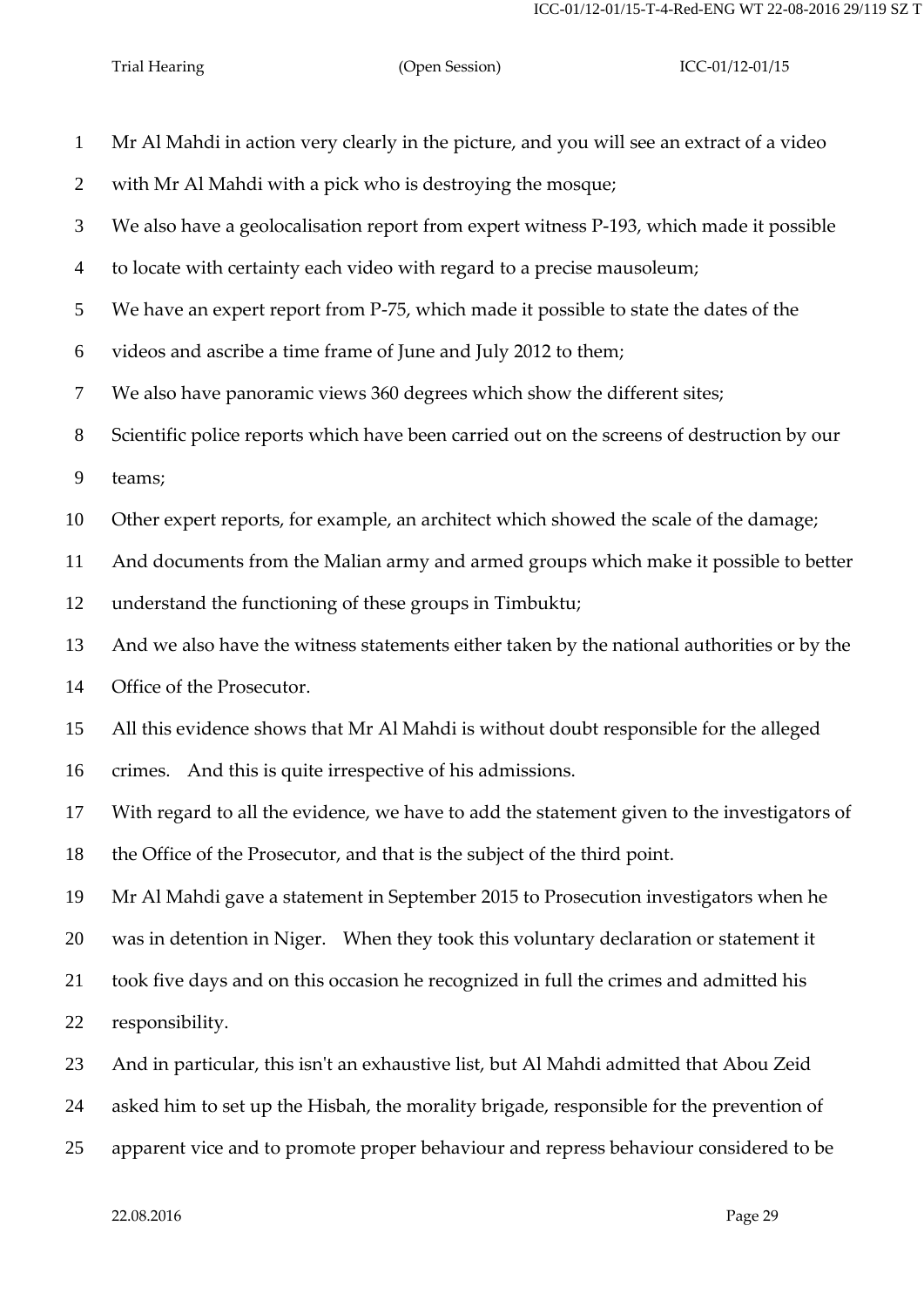Mr Al Mahdi in action very clearly in the picture, and you will see an extract of a video with Mr Al Mahdi with a pick who is destroying the mosque;

We also have a geolocalisation report from expert witness P-193, which made it possible to locate with certainty each video with regard to a precise mausoleum;

We have an expert report from P-75, which made it possible to state the dates of the videos and ascribe a time frame of June and July 2012 to them;

We also have panoramic views 360 degrees which show the different sites;

Scientific police reports which have been carried out on the screens of destruction by our teams;

Other expert reports, for example, an architect which showed the scale of the damage;

And documents from the Malian army and armed groups which make it possible to better understand the functioning of these groups in Timbuktu;

And we also have the witness statements either taken by the national authorities or by the Office of the Prosecutor.

All this evidence shows that Mr Al Mahdi is without doubt responsible for the alleged crimes. And this is quite irrespective of his admissions.

With regard to all the evidence, we have to add the statement given to the investigators of the Office of the Prosecutor, and that is the subject of the third point.

Mr Al Mahdi gave a statement in September 2015 to Prosecution investigators when he was in detention in Niger. When they took this voluntary declaration or statement it took five days and on this occasion he recognized in full the crimes and admitted his responsibility.

And in particular, this isn't an exhaustive list, but Al Mahdi admitted that Abou Zeid asked him to set up the Hisbah, the morality brigade, responsible for the prevention of apparent vice and to promote proper behaviour and repress behaviour considered to be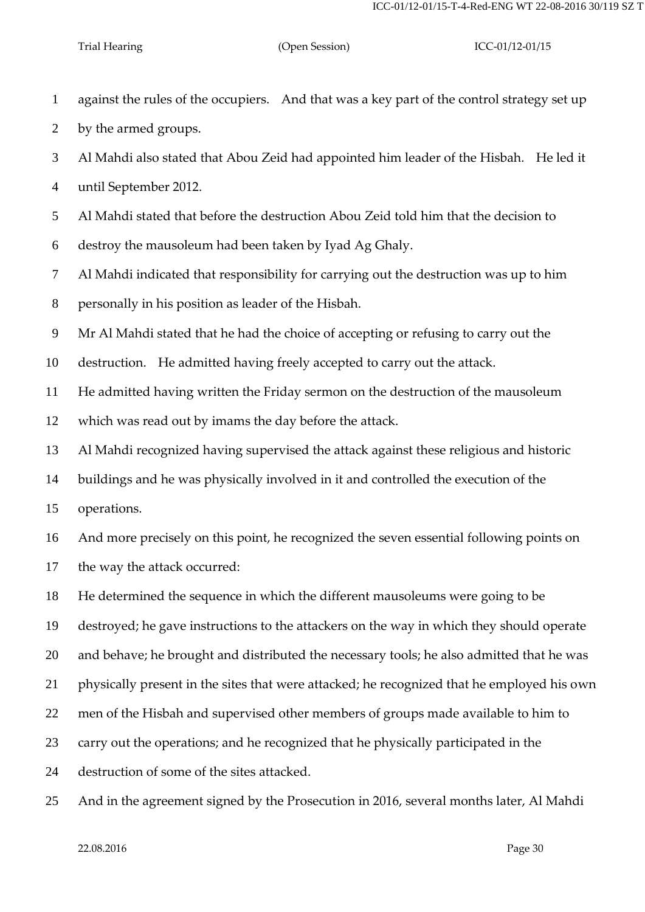against the rules of the occupiers. And that was a key part of the control strategy set up by the armed groups.

Al Mahdi also stated that Abou Zeid had appointed him leader of the Hisbah. He led it until September 2012.

Al Mahdi stated that before the destruction Abou Zeid told him that the decision to destroy the mausoleum had been taken by Iyad Ag Ghaly.

Al Mahdi indicated that responsibility for carrying out the destruction was up to him personally in his position as leader of the Hisbah.

Mr Al Mahdi stated that he had the choice of accepting or refusing to carry out the destruction. He admitted having freely accepted to carry out the attack.

He admitted having written the Friday sermon on the destruction of the mausoleum which was read out by imams the day before the attack.

Al Mahdi recognized having supervised the attack against these religious and historic buildings and he was physically involved in it and controlled the execution of the operations.

And more precisely on this point, he recognized the seven essential following points on the way the attack occurred:

He determined the sequence in which the different mausoleums were going to be destroyed; he gave instructions to the attackers on the way in which they should operate and behave; he brought and distributed the necessary tools; he also admitted that he was physically present in the sites that were attacked; he recognized that he employed his own men of the Hisbah and supervised other members of groups made available to him to carry out the operations; and he recognized that he physically participated in the destruction of some of the sites attacked.

And in the agreement signed by the Prosecution in 2016, several months later, Al Mahdi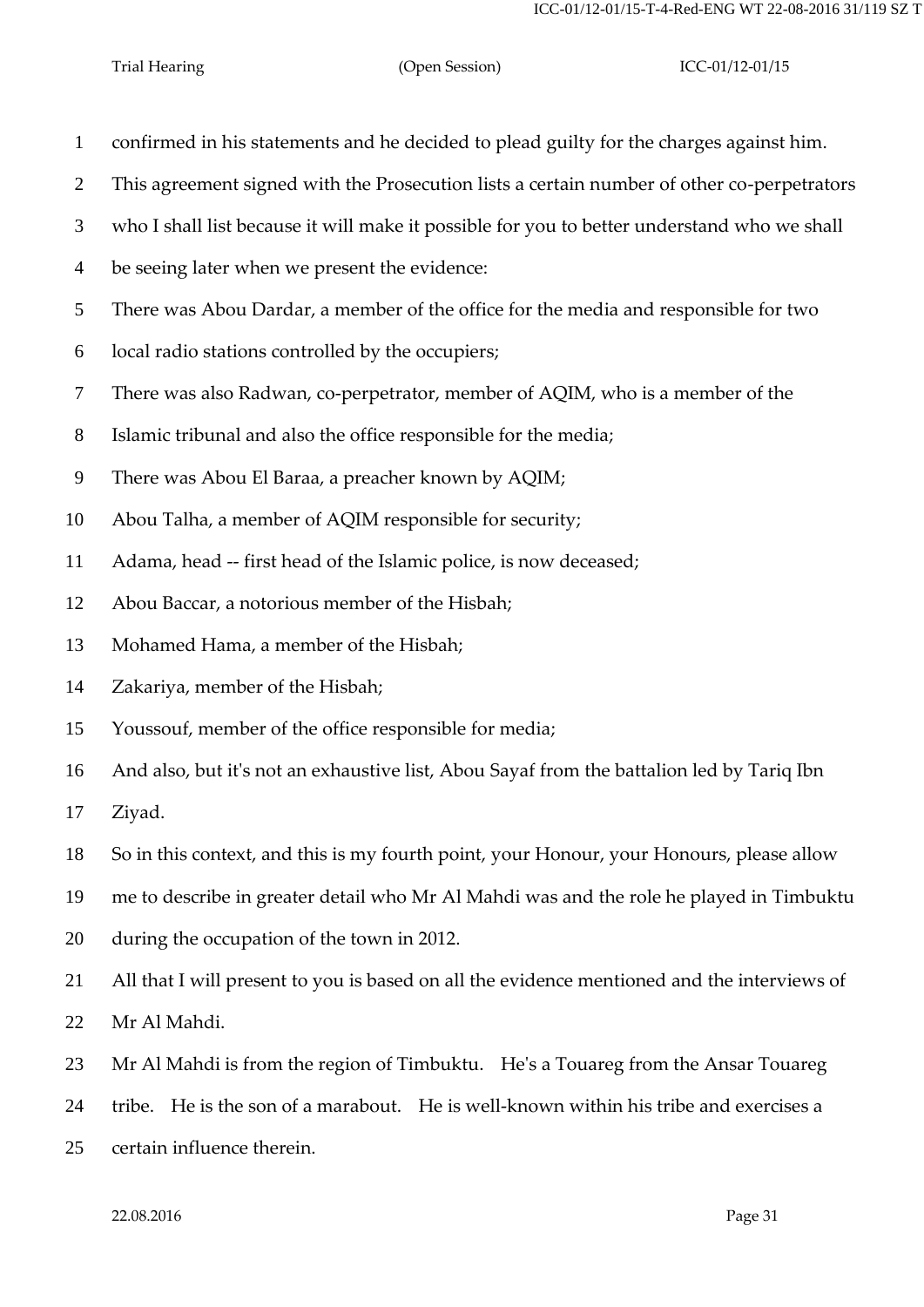confirmed in his statements and he decided to plead guilty for the charges against him.

This agreement signed with the Prosecution lists a certain number of other co-perpetrators who I shall list because it will make it possible for you to better understand who we shall be seeing later when we present the evidence:

There was Abou Dardar, a member of the office for the media and responsible for two local radio stations controlled by the occupiers;

There was also Radwan, co-perpetrator, member of AQIM, who is a member of the Islamic tribunal and also the office responsible for the media;

There was Abou El Baraa, a preacher known by AQIM;

Abou Talha, a member of AQIM responsible for security;

Adama, head -- first head of the Islamic police, is now deceased;

Abou Baccar, a notorious member of the Hisbah;

Mohamed Hama, a member of the Hisbah;

Zakariya, member of the Hisbah;

Youssouf, member of the office responsible for media;

And also, but it's not an exhaustive list, Abou Sayaf from the battalion led by Tariq Ibn Ziyad.

So in this context, and this is my fourth point, your Honour, your Honours, please allow me to describe in greater detail who Mr Al Mahdi was and the role he played in Timbuktu during the occupation of the town in 2012.

All that I will present to you is based on all the evidence mentioned and the interviews of Mr Al Mahdi.

Mr Al Mahdi is from the region of Timbuktu. He's a Touareg from the Ansar Touareg tribe. He is the son of a marabout. He is well-known within his tribe and exercises a certain influence therein.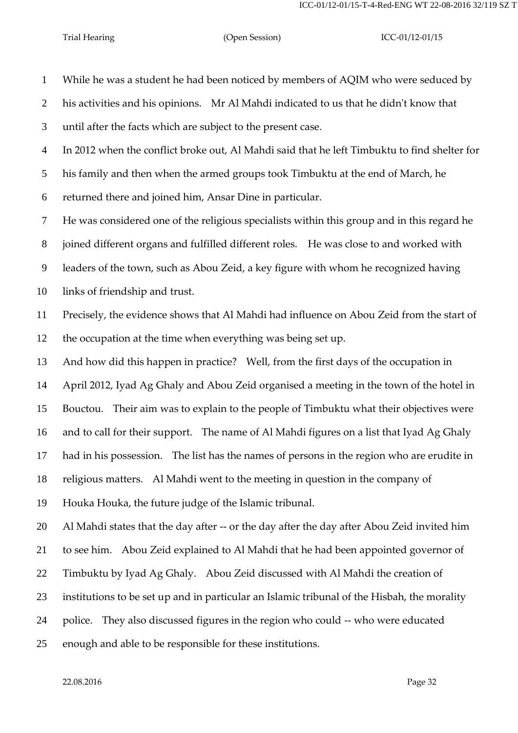While he was a student he had been noticed by members of AQIM who were seduced by his activities and his opinions. Mr Al Mahdi indicated to us that he didn't know that until after the facts which are subject to the present case.

In 2012 when the conflict broke out, Al Mahdi said that he left Timbuktu to find shelter for his family and then when the armed groups took Timbuktu at the end of March, he returned there and joined him, Ansar Dine in particular.

He was considered one of the religious specialists within this group and in this regard he joined different organs and fulfilled different roles. He was close to and worked with leaders of the town, such as Abou Zeid, a key figure with whom he recognized having links of friendship and trust.

Precisely, the evidence shows that Al Mahdi had influence on Abou Zeid from the start of the occupation at the time when everything was being set up.

And how did this happen in practice? Well, from the first days of the occupation in April 2012, Iyad Ag Ghaly and Abou Zeid organised a meeting in the town of the hotel in Bouctou. Their aim was to explain to the people of Timbuktu what their objectives were and to call for their support. The name of Al Mahdi figures on a list that Iyad Ag Ghaly had in his possession. The list has the names of persons in the region who are erudite in religious matters. Al Mahdi went to the meeting in question in the company of Houka Houka, the future judge of the Islamic tribunal.

Al Mahdi states that the day after -- or the day after the day after Abou Zeid invited him to see him. Abou Zeid explained to Al Mahdi that he had been appointed governor of Timbuktu by Iyad Ag Ghaly. Abou Zeid discussed with Al Mahdi the creation of institutions to be set up and in particular an Islamic tribunal of the Hisbah, the morality police. They also discussed figures in the region who could -- who were educated enough and able to be responsible for these institutions.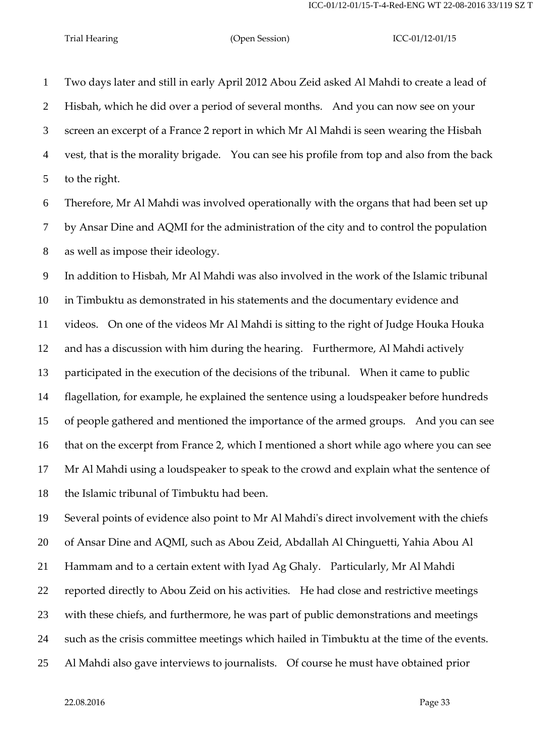Two days later and still in early April 2012 Abou Zeid asked Al Mahdi to create a lead of Hisbah, which he did over a period of several months. And you can now see on your screen an excerpt of a France 2 report in which Mr Al Mahdi is seen wearing the Hisbah vest, that is the morality brigade. You can see his profile from top and also from the back to the right.

Therefore, Mr Al Mahdi was involved operationally with the organs that had been set up by Ansar Dine and AQMI for the administration of the city and to control the population as well as impose their ideology.

In addition to Hisbah, Mr Al Mahdi was also involved in the work of the Islamic tribunal in Timbuktu as demonstrated in his statements and the documentary evidence and videos. On one of the videos Mr Al Mahdi is sitting to the right of Judge Houka Houka and has a discussion with him during the hearing. Furthermore, Al Mahdi actively participated in the execution of the decisions of the tribunal. When it came to public flagellation, for example, he explained the sentence using a loudspeaker before hundreds of people gathered and mentioned the importance of the armed groups. And you can see that on the excerpt from France 2, which I mentioned a short while ago where you can see Mr Al Mahdi using a loudspeaker to speak to the crowd and explain what the sentence of the Islamic tribunal of Timbuktu had been.

Several points of evidence also point to Mr Al Mahdi's direct involvement with the chiefs of Ansar Dine and AQMI, such as Abou Zeid, Abdallah Al Chinguetti, Yahia Abou Al Hammam and to a certain extent with Iyad Ag Ghaly. Particularly, Mr Al Mahdi reported directly to Abou Zeid on his activities. He had close and restrictive meetings with these chiefs, and furthermore, he was part of public demonstrations and meetings such as the crisis committee meetings which hailed in Timbuktu at the time of the events. Al Mahdi also gave interviews to journalists. Of course he must have obtained prior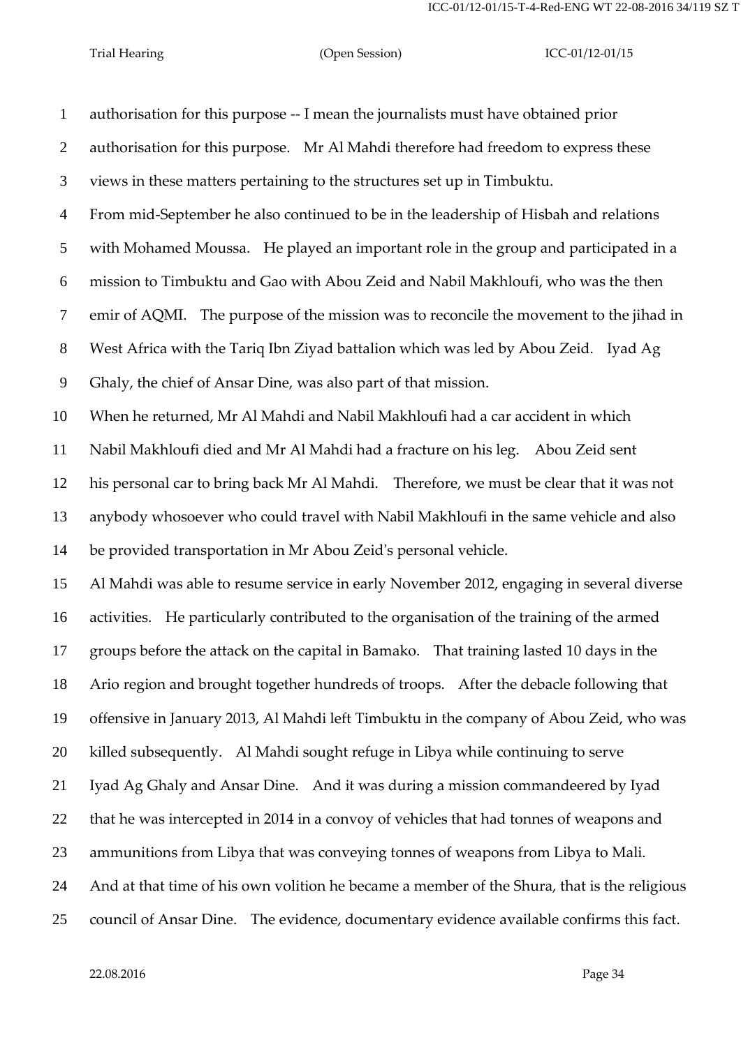authorisation for this purpose -- I mean the journalists must have obtained prior authorisation for this purpose. Mr Al Mahdi therefore had freedom to express these views in these matters pertaining to the structures set up in Timbuktu.

From mid-September he also continued to be in the leadership of Hisbah and relations with Mohamed Moussa. He played an important role in the group and participated in a mission to Timbuktu and Gao with Abou Zeid and Nabil Makhloufi, who was the then emir of AQMI. The purpose of the mission was to reconcile the movement to the jihad in West Africa with the Tariq Ibn Ziyad battalion which was led by Abou Zeid. Iyad Ag Ghaly, the chief of Ansar Dine, was also part of that mission.

When he returned, Mr Al Mahdi and Nabil Makhloufi had a car accident in which Nabil Makhloufi died and Mr Al Mahdi had a fracture on his leg. Abou Zeid sent his personal car to bring back Mr Al Mahdi. Therefore, we must be clear that it was not anybody whosoever who could travel with Nabil Makhloufi in the same vehicle and also be provided transportation in Mr Abou Zeid's personal vehicle.

Al Mahdi was able to resume service in early November 2012, engaging in several diverse activities. He particularly contributed to the organisation of the training of the armed groups before the attack on the capital in Bamako. That training lasted 10 days in the Ario region and brought together hundreds of troops. After the debacle following that offensive in January 2013, Al Mahdi left Timbuktu in the company of Abou Zeid, who was killed subsequently. Al Mahdi sought refuge in Libya while continuing to serve Iyad Ag Ghaly and Ansar Dine. And it was during a mission commandeered by Iyad that he was intercepted in 2014 in a convoy of vehicles that had tonnes of weapons and ammunitions from Libya that was conveying tonnes of weapons from Libya to Mali. And at that time of his own volition he became a member of the Shura, that is the religious council of Ansar Dine. The evidence, documentary evidence available confirms this fact.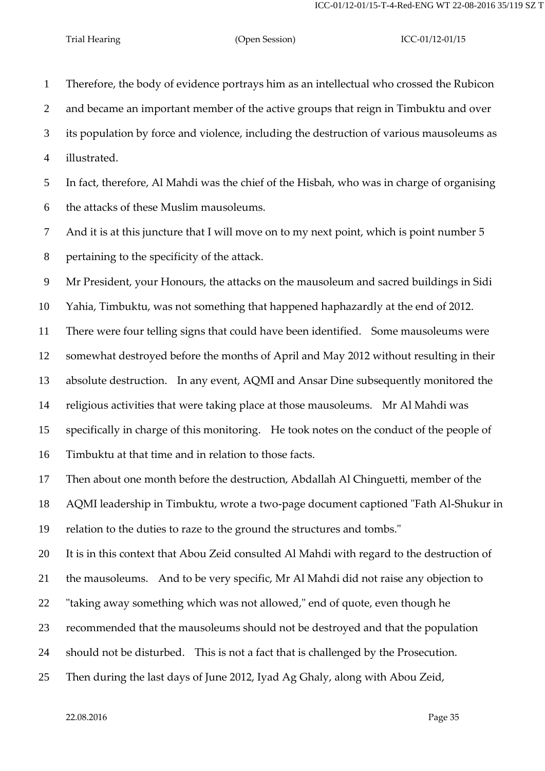Therefore, the body of evidence portrays him as an intellectual who crossed the Rubicon and became an important member of the active groups that reign in Timbuktu and over its population by force and violence, including the destruction of various mausoleums as illustrated.

In fact, therefore, Al Mahdi was the chief of the Hisbah, who was in charge of organising the attacks of these Muslim mausoleums.

And it is at this juncture that I will move on to my next point, which is point number 5 pertaining to the specificity of the attack.

Mr President, your Honours, the attacks on the mausoleum and sacred buildings in Sidi Yahia, Timbuktu, was not something that happened haphazardly at the end of 2012. There were four telling signs that could have been identified. Some mausoleums were somewhat destroyed before the months of April and May 2012 without resulting in their absolute destruction. In any event, AQMI and Ansar Dine subsequently monitored the religious activities that were taking place at those mausoleums. Mr Al Mahdi was specifically in charge of this monitoring. He took notes on the conduct of the people of Timbuktu at that time and in relation to those facts.

Then about one month before the destruction, Abdallah Al Chinguetti, member of the AQMI leadership in Timbuktu, wrote a two-page document captioned "Fath Al-Shukur in relation to the duties to raze to the ground the structures and tombs."

It is in this context that Abou Zeid consulted Al Mahdi with regard to the destruction of the mausoleums. And to be very specific, Mr Al Mahdi did not raise any objection to "taking away something which was not allowed," end of quote, even though he recommended that the mausoleums should not be destroyed and that the population should not be disturbed. This is not a fact that is challenged by the Prosecution.

Then during the last days of June 2012, Iyad Ag Ghaly, along with Abou Zeid,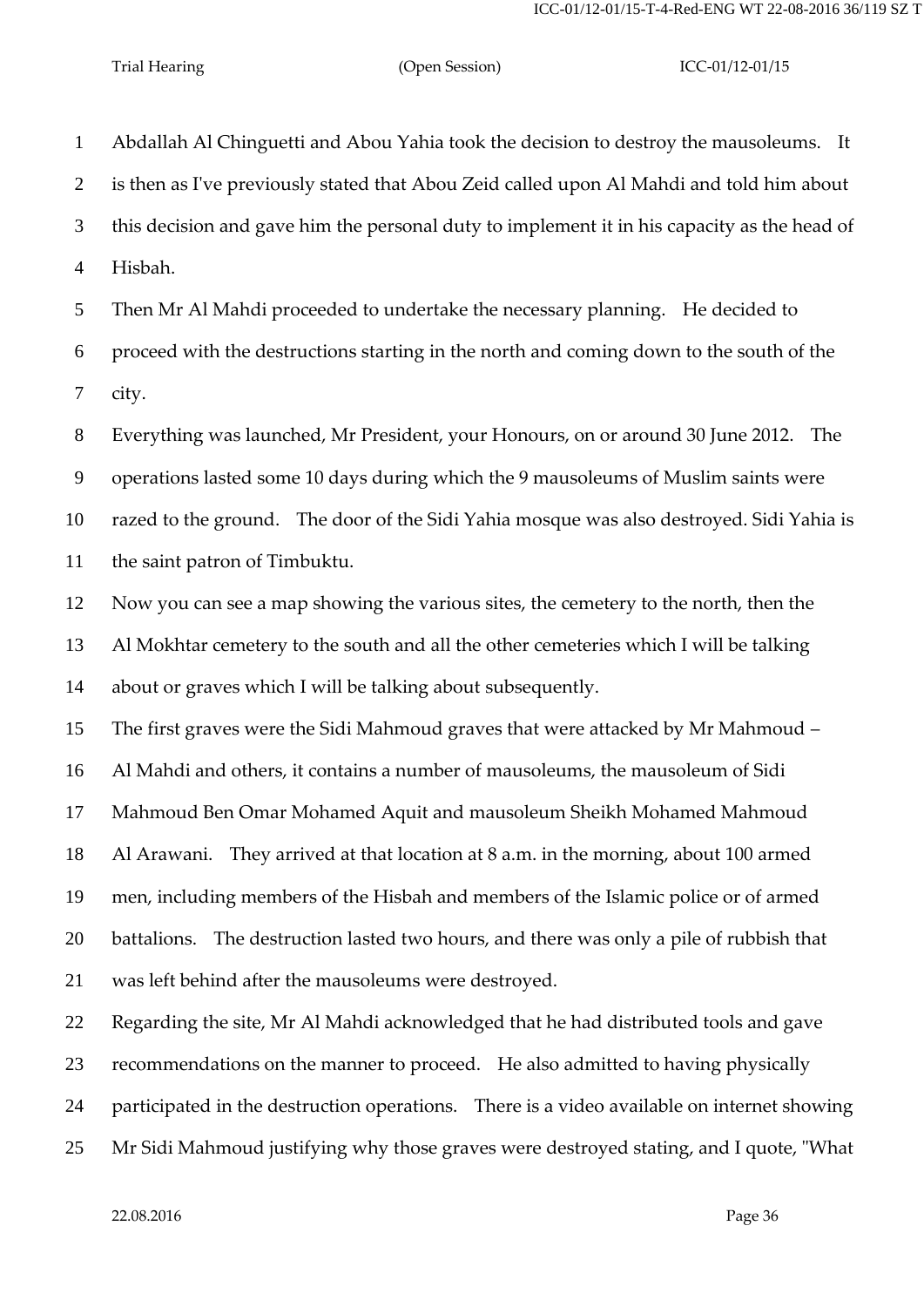Abdallah Al Chinguetti and Abou Yahia took the decision to destroy the mausoleums. It is then as I've previously stated that Abou Zeid called upon Al Mahdi and told him about this decision and gave him the personal duty to implement it in his capacity as the head of Hisbah.

Then Mr Al Mahdi proceeded to undertake the necessary planning. He decided to proceed with the destructions starting in the north and coming down to the south of the city.

Everything was launched, Mr President, your Honours, on or around 30 June 2012. The operations lasted some 10 days during which the 9 mausoleums of Muslim saints were razed to the ground. The door of the Sidi Yahia mosque was also destroyed. Sidi Yahia is the saint patron of Timbuktu.

Now you can see a map showing the various sites, the cemetery to the north, then the Al Mokhtar cemetery to the south and all the other cemeteries which I will be talking about or graves which I will be talking about subsequently.

The first graves were the Sidi Mahmoud graves that were attacked by Mr Mahmoud – Al Mahdi and others, it contains a number of mausoleums, the mausoleum of Sidi Mahmoud Ben Omar Mohamed Aquit and mausoleum Sheikh Mohamed Mahmoud Al Arawani. They arrived at that location at 8 a.m. in the morning, about 100 armed men, including members of the Hisbah and members of the Islamic police or of armed battalions. The destruction lasted two hours, and there was only a pile of rubbish that was left behind after the mausoleums were destroyed.

Regarding the site, Mr Al Mahdi acknowledged that he had distributed tools and gave recommendations on the manner to proceed. He also admitted to having physically participated in the destruction operations. There is a video available on internet showing Mr Sidi Mahmoud justifying why those graves were destroyed stating, and I quote, "What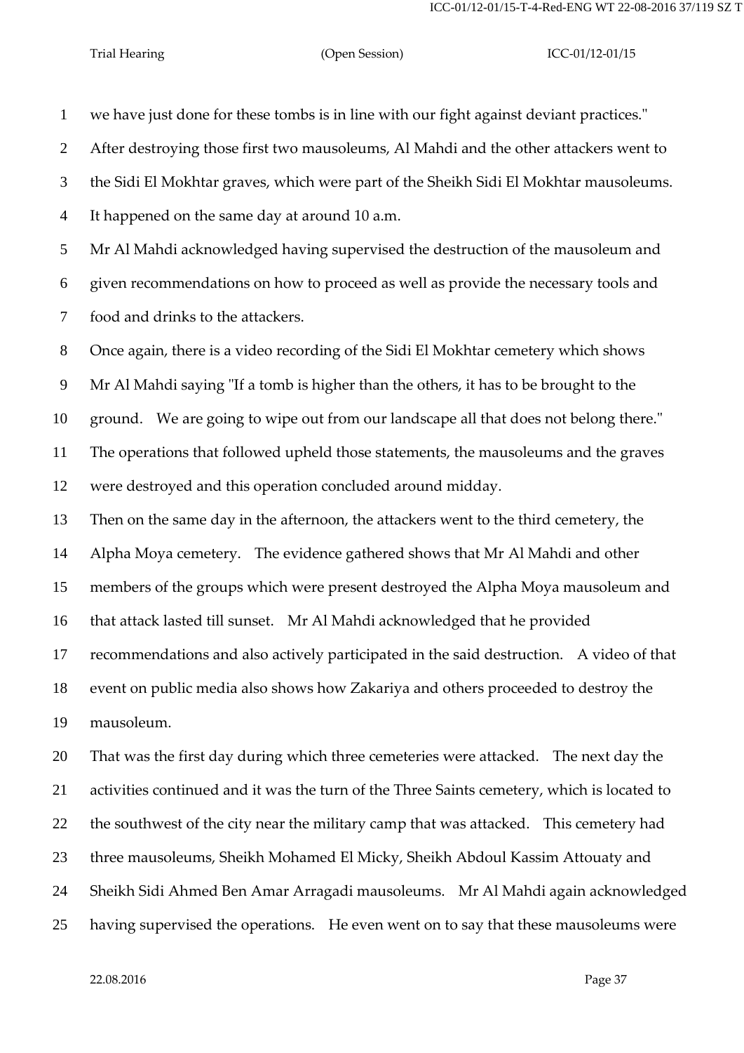we have just done for these tombs is in line with our fight against deviant practices."

After destroying those first two mausoleums, Al Mahdi and the other attackers went to the Sidi El Mokhtar graves, which were part of the Sheikh Sidi El Mokhtar mausoleums. It happened on the same day at around 10 a.m.

Mr Al Mahdi acknowledged having supervised the destruction of the mausoleum and given recommendations on how to proceed as well as provide the necessary tools and food and drinks to the attackers.

Once again, there is a video recording of the Sidi El Mokhtar cemetery which shows Mr Al Mahdi saying "If a tomb is higher than the others, it has to be brought to the ground. We are going to wipe out from our landscape all that does not belong there." The operations that followed upheld those statements, the mausoleums and the graves were destroyed and this operation concluded around midday.

Then on the same day in the afternoon, the attackers went to the third cemetery, the Alpha Moya cemetery. The evidence gathered shows that Mr Al Mahdi and other members of the groups which were present destroyed the Alpha Moya mausoleum and that attack lasted till sunset. Mr Al Mahdi acknowledged that he provided recommendations and also actively participated in the said destruction. A video of that event on public media also shows how Zakariya and others proceeded to destroy the mausoleum.

That was the first day during which three cemeteries were attacked. The next day the activities continued and it was the turn of the Three Saints cemetery, which is located to the southwest of the city near the military camp that was attacked. This cemetery had three mausoleums, Sheikh Mohamed El Micky, Sheikh Abdoul Kassim Attouaty and Sheikh Sidi Ahmed Ben Amar Arragadi mausoleums. Mr Al Mahdi again acknowledged having supervised the operations. He even went on to say that these mausoleums were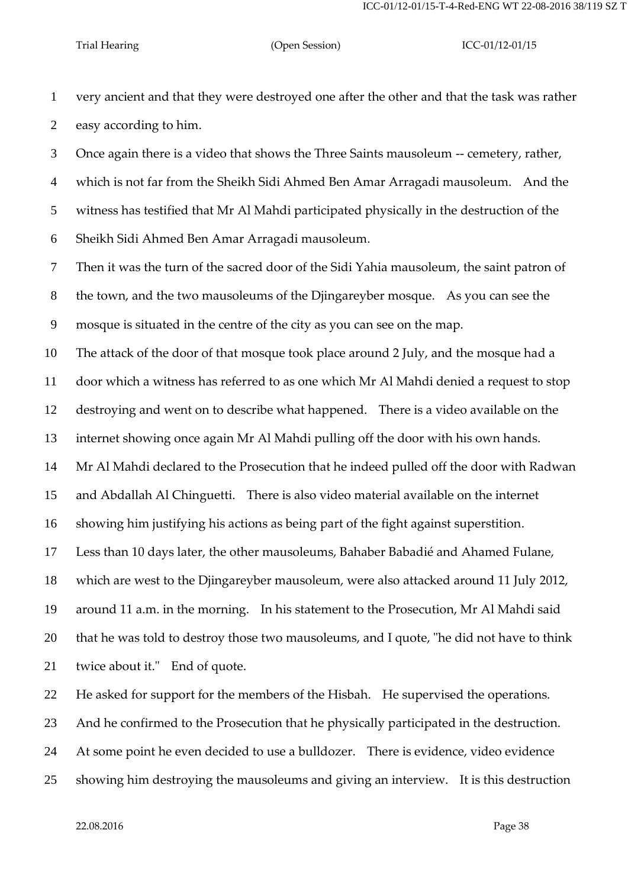very ancient and that they were destroyed one after the other and that the task was rather easy according to him.

Once again there is a video that shows the Three Saints mausoleum -- cemetery, rather, which is not far from the Sheikh Sidi Ahmed Ben Amar Arragadi mausoleum. And the witness has testified that Mr Al Mahdi participated physically in the destruction of the Sheikh Sidi Ahmed Ben Amar Arragadi mausoleum.

Then it was the turn of the sacred door of the Sidi Yahia mausoleum, the saint patron of the town, and the two mausoleums of the Djingareyber mosque. As you can see the mosque is situated in the centre of the city as you can see on the map.

The attack of the door of that mosque took place around 2 July, and the mosque had a door which a witness has referred to as one which Mr Al Mahdi denied a request to stop destroying and went on to describe what happened. There is a video available on the internet showing once again Mr Al Mahdi pulling off the door with his own hands. Mr Al Mahdi declared to the Prosecution that he indeed pulled off the door with Radwan and Abdallah Al Chinguetti. There is also video material available on the internet showing him justifying his actions as being part of the fight against superstition.

Less than 10 days later, the other mausoleums, Bahaber Babadié and Ahamed Fulane, which are west to the Djingareyber mausoleum, were also attacked around 11 July 2012, around 11 a.m. in the morning. In his statement to the Prosecution, Mr Al Mahdi said that he was told to destroy those two mausoleums, and I quote, "he did not have to think twice about it." End of quote.

He asked for support for the members of the Hisbah. He supervised the operations. And he confirmed to the Prosecution that he physically participated in the destruction. At some point he even decided to use a bulldozer. There is evidence, video evidence showing him destroying the mausoleums and giving an interview. It is this destruction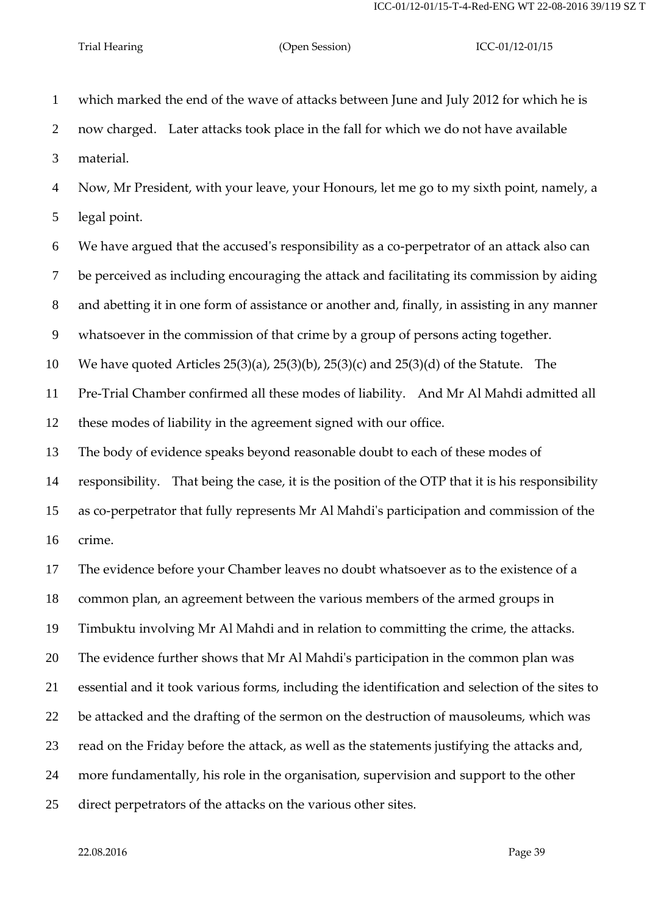which marked the end of the wave of attacks between June and July 2012 for which he is now charged. Later attacks took place in the fall for which we do not have available material.

Now, Mr President, with your leave, your Honours, let me go to my sixth point, namely, a legal point.

We have argued that the accused's responsibility as a co-perpetrator of an attack also can be perceived as including encouraging the attack and facilitating its commission by aiding and abetting it in one form of assistance or another and, finally, in assisting in any manner whatsoever in the commission of that crime by a group of persons acting together.

We have quoted Articles 25(3)(a), 25(3)(b), 25(3)(c) and 25(3)(d) of the Statute. The Pre-Trial Chamber confirmed all these modes of liability. And Mr Al Mahdi admitted all these modes of liability in the agreement signed with our office.

The body of evidence speaks beyond reasonable doubt to each of these modes of responsibility. That being the case, it is the position of the OTP that it is his responsibility as co-perpetrator that fully represents Mr Al Mahdi's participation and commission of the crime.

The evidence before your Chamber leaves no doubt whatsoever as to the existence of a common plan, an agreement between the various members of the armed groups in Timbuktu involving Mr Al Mahdi and in relation to committing the crime, the attacks.

The evidence further shows that Mr Al Mahdi's participation in the common plan was essential and it took various forms, including the identification and selection of the sites to be attacked and the drafting of the sermon on the destruction of mausoleums, which was read on the Friday before the attack, as well as the statements justifying the attacks and, more fundamentally, his role in the organisation, supervision and support to the other direct perpetrators of the attacks on the various other sites.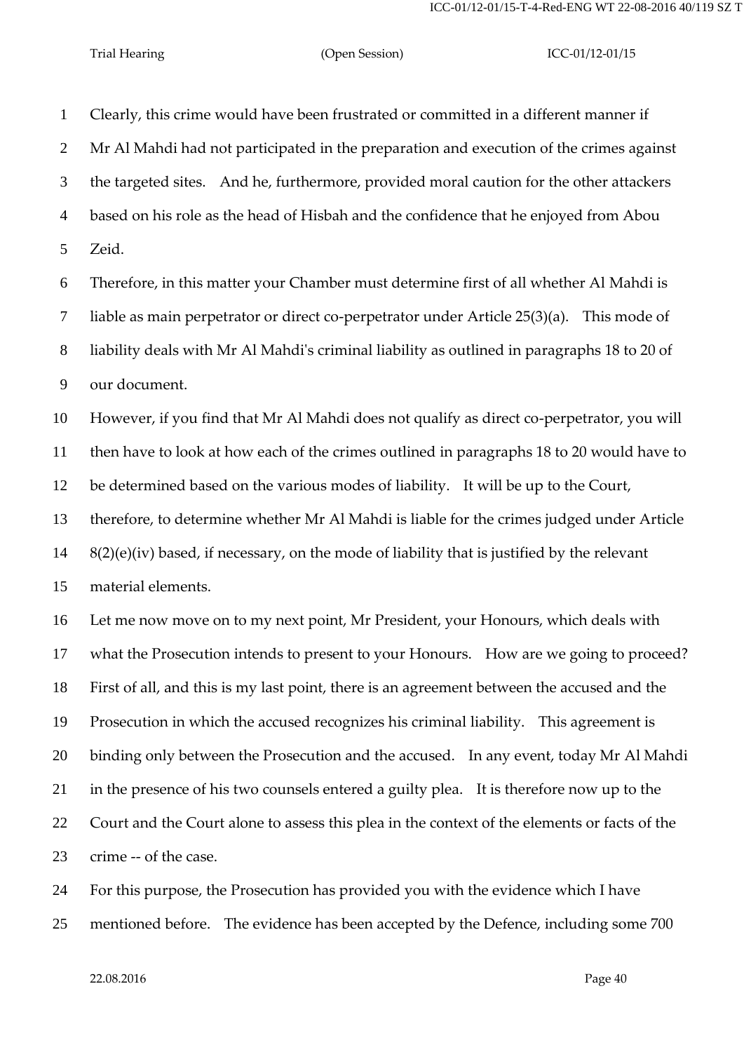Clearly, this crime would have been frustrated or committed in a different manner if Mr Al Mahdi had not participated in the preparation and execution of the crimes against the targeted sites. And he, furthermore, provided moral caution for the other attackers based on his role as the head of Hisbah and the confidence that he enjoyed from Abou Zeid.

Therefore, in this matter your Chamber must determine first of all whether Al Mahdi is liable as main perpetrator or direct co-perpetrator under Article 25(3)(a). This mode of liability deals with Mr Al Mahdi's criminal liability as outlined in paragraphs 18 to 20 of our document.

However, if you find that Mr Al Mahdi does not qualify as direct co-perpetrator, you will then have to look at how each of the crimes outlined in paragraphs 18 to 20 would have to be determined based on the various modes of liability. It will be up to the Court, therefore, to determine whether Mr Al Mahdi is liable for the crimes judged under Article 8(2)(e)(iv) based, if necessary, on the mode of liability that is justified by the relevant material elements.

Let me now move on to my next point, Mr President, your Honours, which deals with what the Prosecution intends to present to your Honours. How are we going to proceed? First of all, and this is my last point, there is an agreement between the accused and the Prosecution in which the accused recognizes his criminal liability. This agreement is binding only between the Prosecution and the accused. In any event, today Mr Al Mahdi in the presence of his two counsels entered a guilty plea. It is therefore now up to the Court and the Court alone to assess this plea in the context of the elements or facts of the crime -- of the case.

For this purpose, the Prosecution has provided you with the evidence which I have mentioned before. The evidence has been accepted by the Defence, including some 700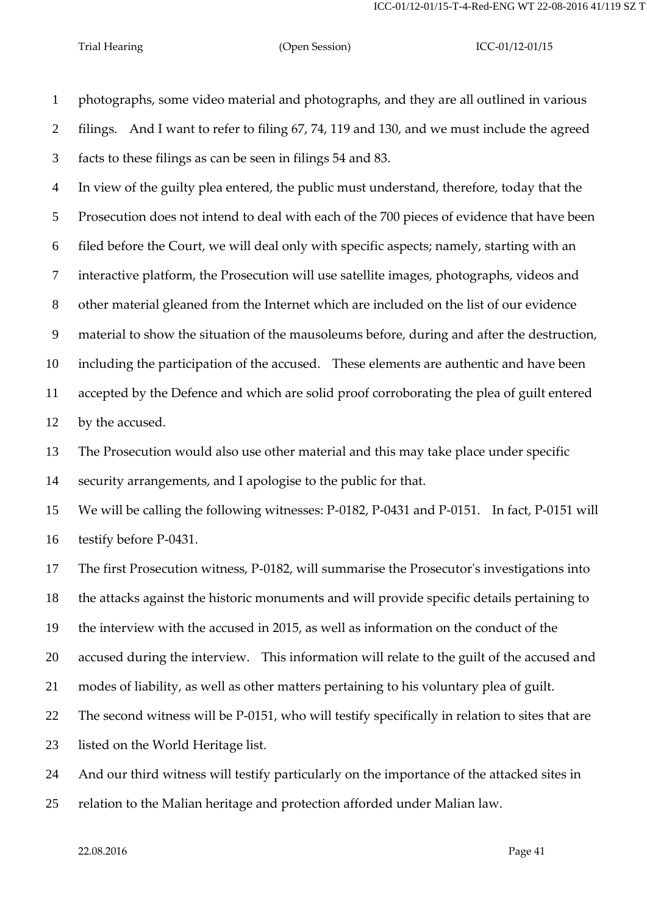photographs, some video material and photographs, and they are all outlined in various filings. And I want to refer to filing 67, 74, 119 and 130, and we must include the agreed facts to these filings as can be seen in filings 54 and 83.

In view of the guilty plea entered, the public must understand, therefore, today that the Prosecution does not intend to deal with each of the 700 pieces of evidence that have been filed before the Court, we will deal only with specific aspects; namely, starting with an interactive platform, the Prosecution will use satellite images, photographs, videos and other material gleaned from the Internet which are included on the list of our evidence material to show the situation of the mausoleums before, during and after the destruction, including the participation of the accused. These elements are authentic and have been accepted by the Defence and which are solid proof corroborating the plea of guilt entered by the accused.

The Prosecution would also use other material and this may take place under specific security arrangements, and I apologise to the public for that.

We will be calling the following witnesses: P-0182, P-0431 and P-0151. In fact, P-0151 will testify before P-0431.

The first Prosecution witness, P-0182, will summarise the Prosecutor's investigations into the attacks against the historic monuments and will provide specific details pertaining to the interview with the accused in 2015, as well as information on the conduct of the accused during the interview. This information will relate to the guilt of the accused and modes of liability, as well as other matters pertaining to his voluntary plea of guilt.

The second witness will be P-0151, who will testify specifically in relation to sites that are listed on the World Heritage list.

And our third witness will testify particularly on the importance of the attacked sites in relation to the Malian heritage and protection afforded under Malian law.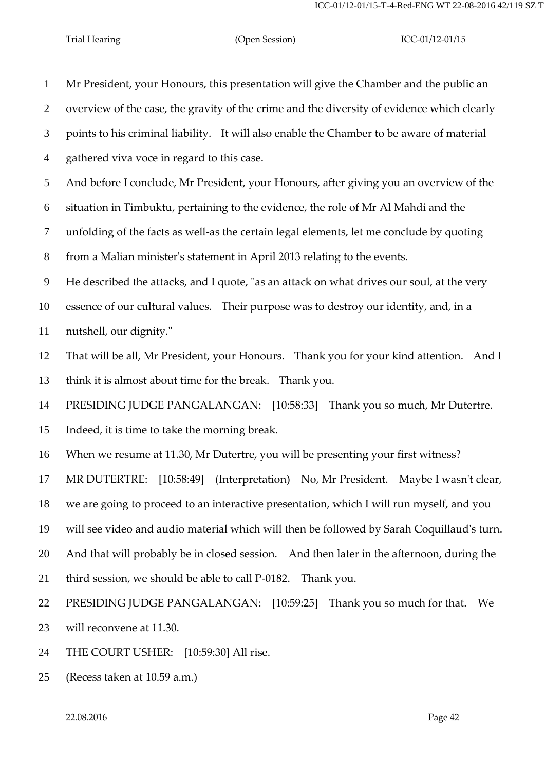Mr President, your Honours, this presentation will give the Chamber and the public an overview of the case, the gravity of the crime and the diversity of evidence which clearly points to his criminal liability. It will also enable the Chamber to be aware of material gathered viva voce in regard to this case.

And before I conclude, Mr President, your Honours, after giving you an overview of the situation in Timbuktu, pertaining to the evidence, the role of Mr Al Mahdi and the unfolding of the facts as well-as the certain legal elements, let me conclude by quoting from a Malian minister's statement in April 2013 relating to the events.

He described the attacks, and I quote, "as an attack on what drives our soul, at the very essence of our cultural values. Their purpose was to destroy our identity, and, in a nutshell, our dignity."

That will be all, Mr President, your Honours. Thank you for your kind attention. And I think it is almost about time for the break. Thank you.

PRESIDING JUDGE PANGALANGAN: [10:58:33] Thank you so much, Mr Dutertre. Indeed, it is time to take the morning break.

When we resume at 11.30, Mr Dutertre, you will be presenting your first witness?

MR DUTERTRE: [10:58:49] (Interpretation) No, Mr President. Maybe I wasn't clear, we are going to proceed to an interactive presentation, which I will run myself, and you will see video and audio material which will then be followed by Sarah Coquillaud's turn. And that will probably be in closed session. And then later in the afternoon, during the third session, we should be able to call P-0182. Thank you.

PRESIDING JUDGE PANGALANGAN: [10:59:25] Thank you so much for that. We will reconvene at 11.30.

THE COURT USHER: [10:59:30] All rise.

(Recess taken at 10.59 a.m.)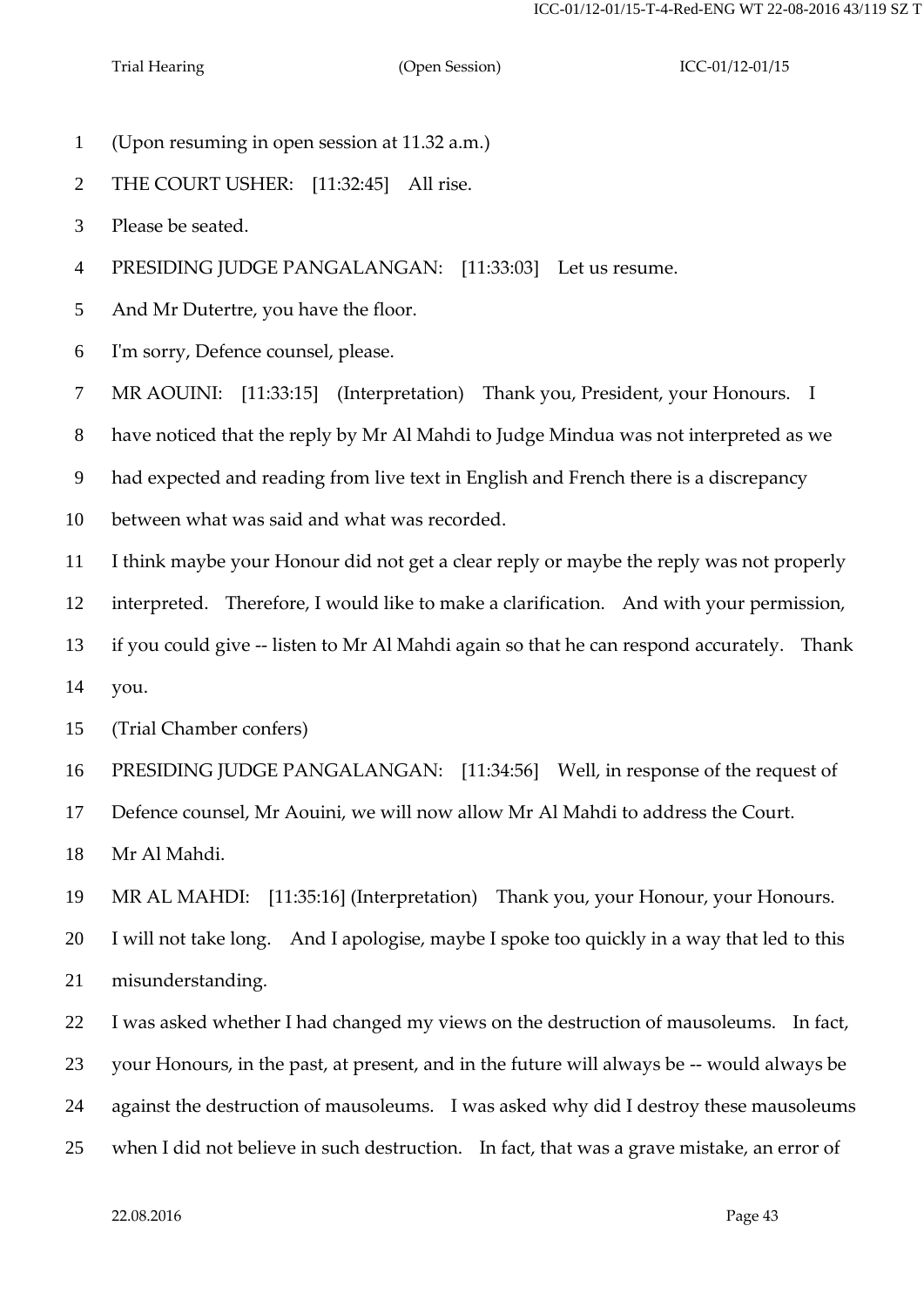(Upon resuming in open session at 11.32 a.m.)

THE COURT USHER: [11:32:45] All rise.

Please be seated.

PRESIDING JUDGE PANGALANGAN: [11:33:03] Let us resume.

And Mr Dutertre, you have the floor.

I'm sorry, Defence counsel, please.

MR AOUINI: [11:33:15] (Interpretation) Thank you, President, your Honours. I have noticed that the reply by Mr Al Mahdi to Judge Mindua was not interpreted as we had expected and reading from live text in English and French there is a discrepancy between what was said and what was recorded.

I think maybe your Honour did not get a clear reply or maybe the reply was not properly interpreted. Therefore, I would like to make a clarification. And with your permission, if you could give -- listen to Mr Al Mahdi again so that he can respond accurately. Thank you.

(Trial Chamber confers)

PRESIDING JUDGE PANGALANGAN: [11:34:56] Well, in response of the request of Defence counsel, Mr Aouini, we will now allow Mr Al Mahdi to address the Court.

Mr Al Mahdi.

MR AL MAHDI: [11:35:16] (Interpretation) Thank you, your Honour, your Honours. I will not take long. And I apologise, maybe I spoke too quickly in a way that led to this misunderstanding.

I was asked whether I had changed my views on the destruction of mausoleums. In fact, your Honours, in the past, at present, and in the future will always be -- would always be against the destruction of mausoleums. I was asked why did I destroy these mausoleums when I did not believe in such destruction. In fact, that was a grave mistake, an error of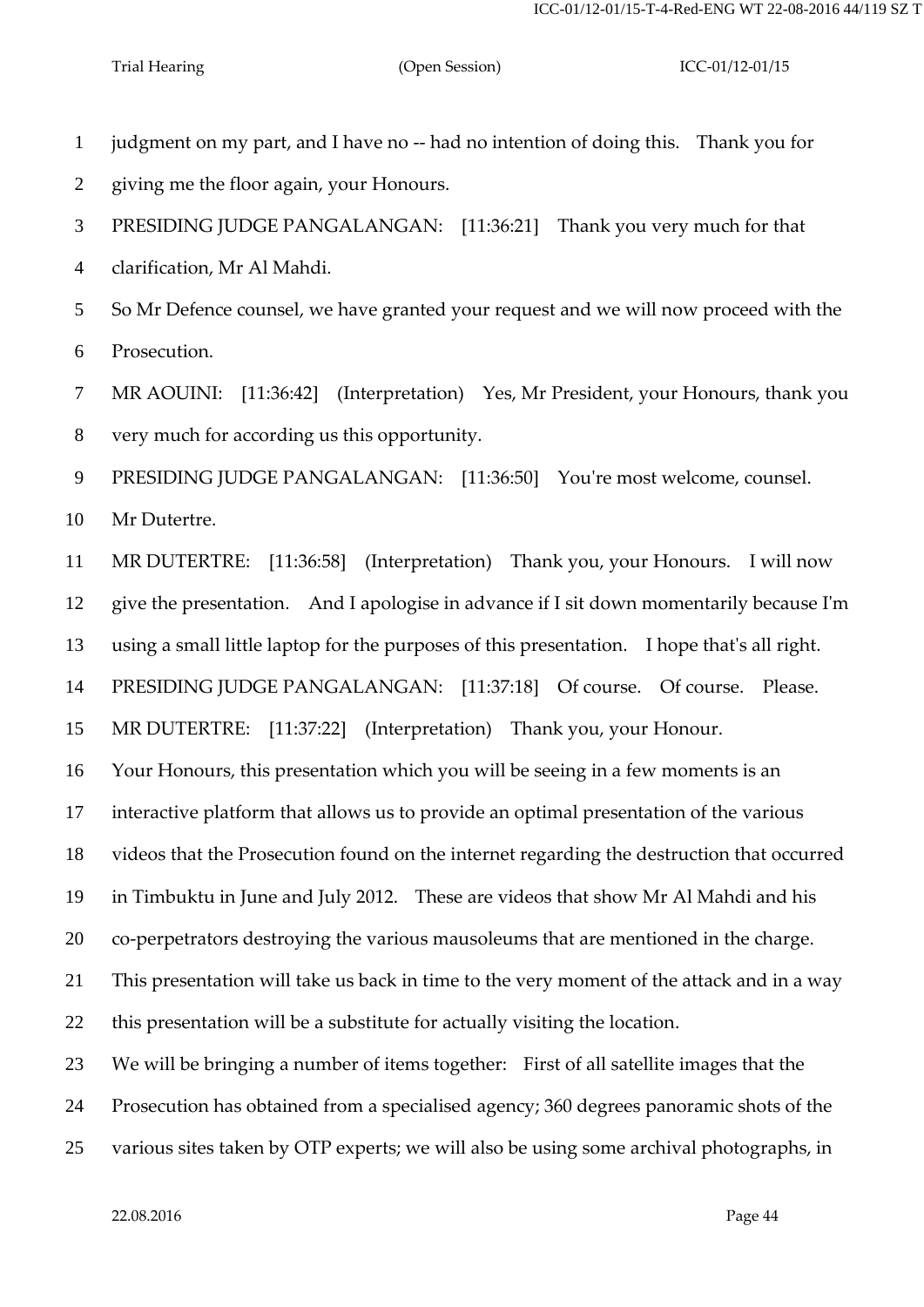judgment on my part, and I have no -- had no intention of doing this. Thank you for giving me the floor again, your Honours.

PRESIDING JUDGE PANGALANGAN: [11:36:21] Thank you very much for that clarification, Mr Al Mahdi.

So Mr Defence counsel, we have granted your request and we will now proceed with the Prosecution.

MR AOUINI: [11:36:42] (Interpretation) Yes, Mr President, your Honours, thank you very much for according us this opportunity.

PRESIDING JUDGE PANGALANGAN: [11:36:50] You're most welcome, counsel. Mr Dutertre.

MR DUTERTRE: [11:36:58] (Interpretation) Thank you, your Honours. I will now give the presentation. And I apologise in advance if I sit down momentarily because I'm using a small little laptop for the purposes of this presentation. I hope that's all right.

PRESIDING JUDGE PANGALANGAN: [11:37:18] Of course. Of course. Please.

MR DUTERTRE: [11:37:22] (Interpretation) Thank you, your Honour.

Your Honours, this presentation which you will be seeing in a few moments is an interactive platform that allows us to provide an optimal presentation of the various videos that the Prosecution found on the internet regarding the destruction that occurred in Timbuktu in June and July 2012. These are videos that show Mr Al Mahdi and his co-perpetrators destroying the various mausoleums that are mentioned in the charge.

This presentation will take us back in time to the very moment of the attack and in a way this presentation will be a substitute for actually visiting the location.

We will be bringing a number of items together: First of all satellite images that the Prosecution has obtained from a specialised agency; 360 degrees panoramic shots of the various sites taken by OTP experts; we will also be using some archival photographs, in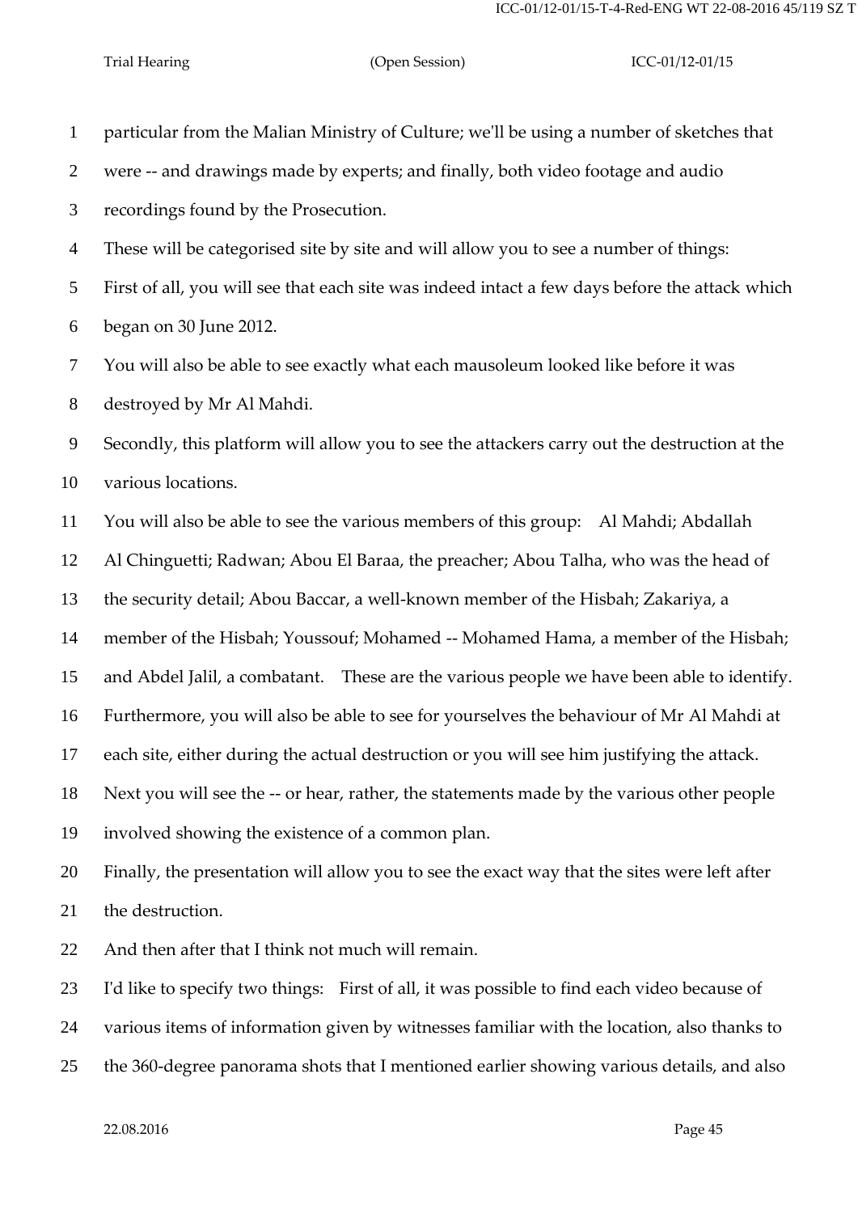particular from the Malian Ministry of Culture; we'll be using a number of sketches that were -- and drawings made by experts; and finally, both video footage and audio recordings found by the Prosecution.

These will be categorised site by site and will allow you to see a number of things:

First of all, you will see that each site was indeed intact a few days before the attack which began on 30 June 2012.

You will also be able to see exactly what each mausoleum looked like before it was destroyed by Mr Al Mahdi.

Secondly, this platform will allow you to see the attackers carry out the destruction at the various locations.

You will also be able to see the various members of this group: Al Mahdi; Abdallah Al Chinguetti; Radwan; Abou El Baraa, the preacher; Abou Talha, who was the head of the security detail; Abou Baccar, a well-known member of the Hisbah; Zakariya, a member of the Hisbah; Youssouf; Mohamed -- Mohamed Hama, a member of the Hisbah; and Abdel Jalil, a combatant. These are the various people we have been able to identify.

Furthermore, you will also be able to see for yourselves the behaviour of Mr Al Mahdi at each site, either during the actual destruction or you will see him justifying the attack.

Next you will see the -- or hear, rather, the statements made by the various other people involved showing the existence of a common plan.

Finally, the presentation will allow you to see the exact way that the sites were left after the destruction.

And then after that I think not much will remain.

I'd like to specify two things: First of all, it was possible to find each video because of various items of information given by witnesses familiar with the location, also thanks to the 360-degree panorama shots that I mentioned earlier showing various details, and also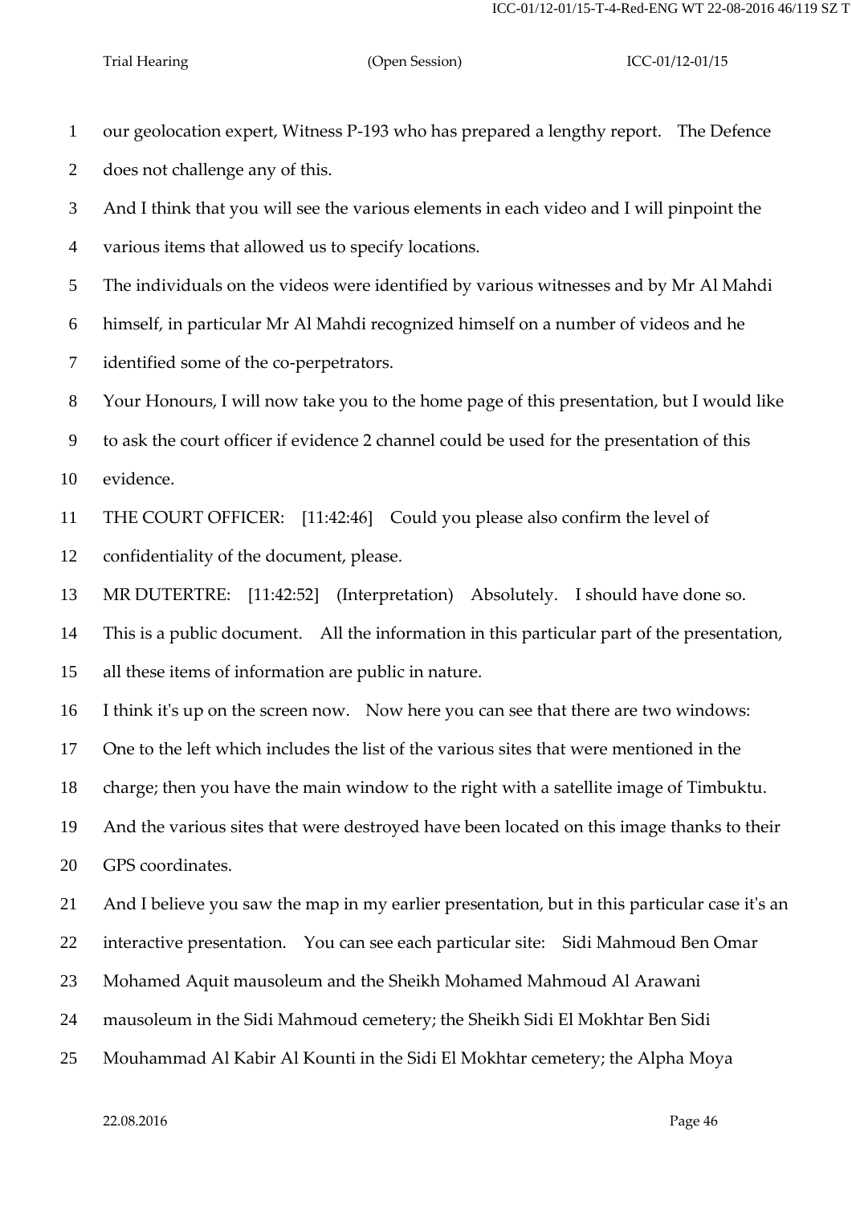our geolocation expert, Witness P-193 who has prepared a lengthy report. The Defence does not challenge any of this.

And I think that you will see the various elements in each video and I will pinpoint the various items that allowed us to specify locations.

The individuals on the videos were identified by various witnesses and by Mr Al Mahdi himself, in particular Mr Al Mahdi recognized himself on a number of videos and he identified some of the co-perpetrators.

Your Honours, I will now take you to the home page of this presentation, but I would like to ask the court officer if evidence 2 channel could be used for the presentation of this evidence.

THE COURT OFFICER: [11:42:46] Could you please also confirm the level of confidentiality of the document, please.

MR DUTERTRE: [11:42:52] (Interpretation) Absolutely. I should have done so. This is a public document. All the information in this particular part of the presentation, all these items of information are public in nature.

I think it's up on the screen now. Now here you can see that there are two windows: One to the left which includes the list of the various sites that were mentioned in the charge; then you have the main window to the right with a satellite image of Timbuktu. And the various sites that were destroyed have been located on this image thanks to their GPS coordinates.

And I believe you saw the map in my earlier presentation, but in this particular case it's an interactive presentation. You can see each particular site: Sidi Mahmoud Ben Omar Mohamed Aquit mausoleum and the Sheikh Mohamed Mahmoud Al Arawani mausoleum in the Sidi Mahmoud cemetery; the Sheikh Sidi El Mokhtar Ben Sidi Mouhammad Al Kabir Al Kounti in the Sidi El Mokhtar cemetery; the Alpha Moya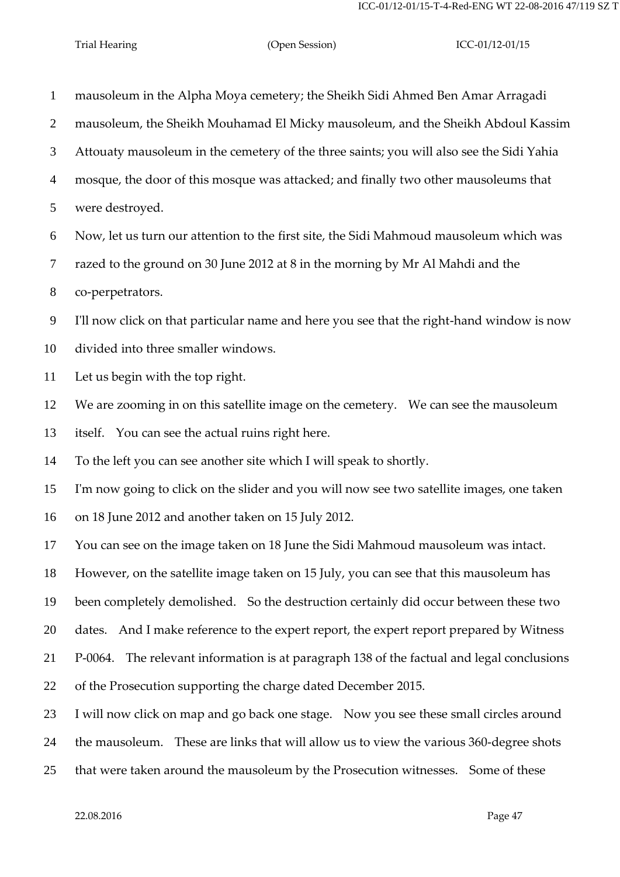mausoleum in the Alpha Moya cemetery; the Sheikh Sidi Ahmed Ben Amar Arragadi mausoleum, the Sheikh Mouhamad El Micky mausoleum, and the Sheikh Abdoul Kassim Attouaty mausoleum in the cemetery of the three saints; you will also see the Sidi Yahia mosque, the door of this mosque was attacked; and finally two other mausoleums that were destroyed.

Now, let us turn our attention to the first site, the Sidi Mahmoud mausoleum which was razed to the ground on 30 June 2012 at 8 in the morning by Mr Al Mahdi and the co-perpetrators.

I'll now click on that particular name and here you see that the right-hand window is now divided into three smaller windows.

Let us begin with the top right.

We are zooming in on this satellite image on the cemetery. We can see the mausoleum itself. You can see the actual ruins right here.

To the left you can see another site which I will speak to shortly.

I'm now going to click on the slider and you will now see two satellite images, one taken on 18 June 2012 and another taken on 15 July 2012.

You can see on the image taken on 18 June the Sidi Mahmoud mausoleum was intact. However, on the satellite image taken on 15 July, you can see that this mausoleum has been completely demolished. So the destruction certainly did occur between these two dates. And I make reference to the expert report, the expert report prepared by Witness P-0064. The relevant information is at paragraph 138 of the factual and legal conclusions of the Prosecution supporting the charge dated December 2015.

I will now click on map and go back one stage. Now you see these small circles around the mausoleum. These are links that will allow us to view the various 360-degree shots that were taken around the mausoleum by the Prosecution witnesses. Some of these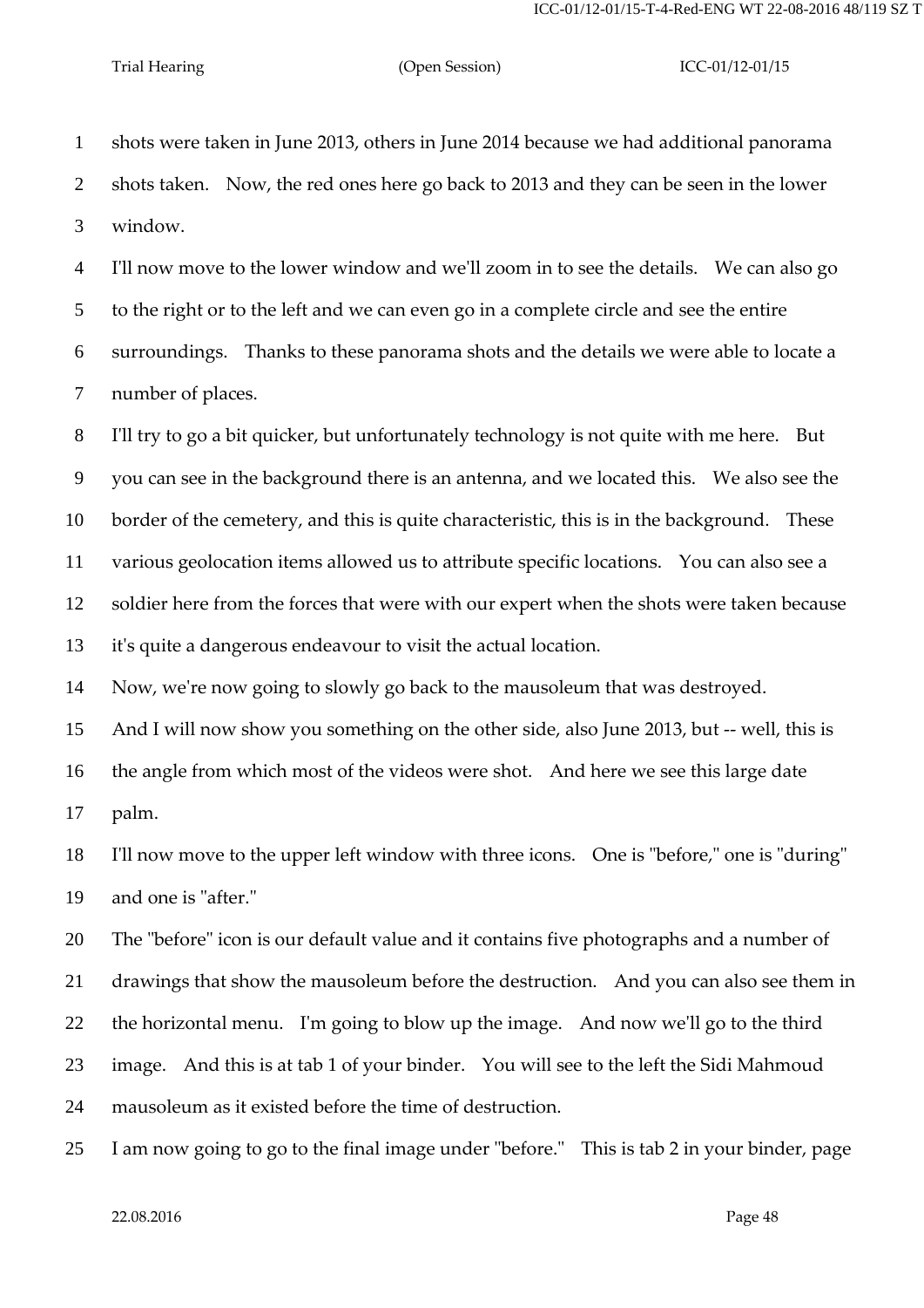shots were taken in June 2013, others in June 2014 because we had additional panorama shots taken. Now, the red ones here go back to 2013 and they can be seen in the lower window.

I'll now move to the lower window and we'll zoom in to see the details. We can also go to the right or to the left and we can even go in a complete circle and see the entire surroundings. Thanks to these panorama shots and the details we were able to locate a number of places.

I'll try to go a bit quicker, but unfortunately technology is not quite with me here. But you can see in the background there is an antenna, and we located this. We also see the border of the cemetery, and this is quite characteristic, this is in the background. These various geolocation items allowed us to attribute specific locations. You can also see a soldier here from the forces that were with our expert when the shots were taken because it's quite a dangerous endeavour to visit the actual location.

Now, we're now going to slowly go back to the mausoleum that was destroyed.

And I will now show you something on the other side, also June 2013, but -- well, this is the angle from which most of the videos were shot. And here we see this large date palm.

I'll now move to the upper left window with three icons. One is "before," one is "during" and one is "after."

The "before" icon is our default value and it contains five photographs and a number of drawings that show the mausoleum before the destruction. And you can also see them in the horizontal menu. I'm going to blow up the image. And now we'll go to the third image. And this is at tab 1 of your binder. You will see to the left the Sidi Mahmoud mausoleum as it existed before the time of destruction.

I am now going to go to the final image under "before." This is tab 2 in your binder, page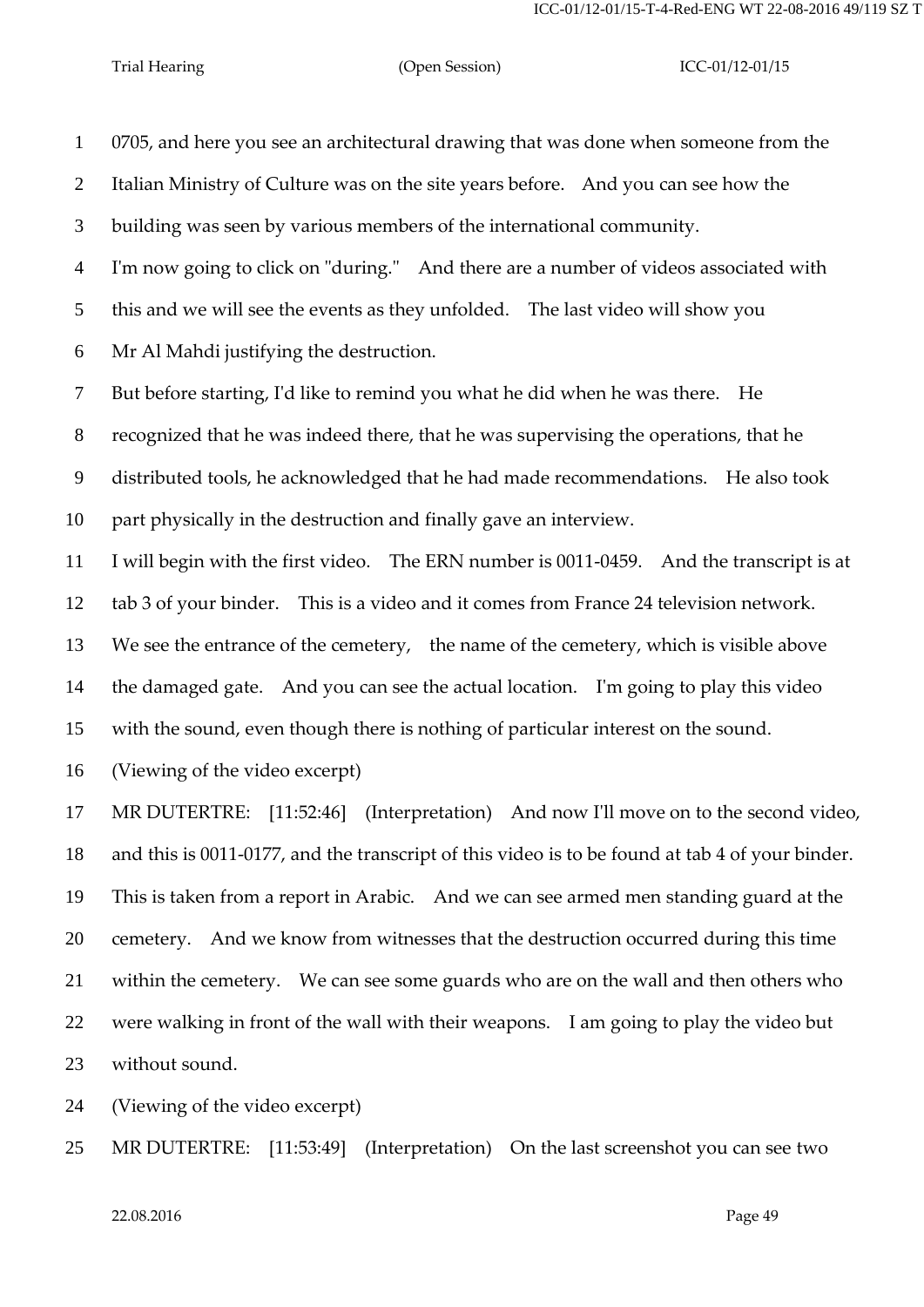1 0705, and here you see an architectural drawing that was done when someone from the
2 Italian Ministry of Culture was on the site years before. And you can see how the
3 building was seen by various members of the international community.
4 I'm now going to click on "during." And there are a number of videos associated with
5 this and we will see the events as they unfolded. The last video will show you
6 Mr Al Mahdi justifying the destruction.
7 But before starting, I'd like to remind you what he did when he was there. He
8 recognized that he was indeed there, that he was supervising the operations, that he
9 distributed tools, he acknowledged that he had made recommendations. He also took
10 part physically in the destruction and finally gave an interview.
11 I will begin with the first video. The ERN number is 0011-0459. And the transcript is at
12 tab 3 of your binder. This is a video and it comes from France 24 television network.
13 We see the entrance of the cemetery, the name of the cemetery, which is visible above
14 the damaged gate. And you can see the actual location. I'm going to play this video
15 with the sound, even though there is nothing of particular interest on the sound.
16 (Viewing of the video excerpt)
17 MR DUTERTRE: [11:52:46] (Interpretation) And now I'll move on to the second video,
18 and this is 0011-0177, and the transcript of this video is to be found at tab 4 of your binder.
19 This is taken from a report in Arabic. And we can see armed men standing guard at the
20 cemetery. And we know from witnesses that the destruction occurred during this time
21 within the cemetery. We can see some guards who are on the wall and then others who
22 were walking in front of the wall with their weapons. I am going to play the video but
23 without sound.
24 (Viewing of the video excerpt)
25 MR DUTERTRE: [11:53:49] (Interpretation) On the last screenshot you can see two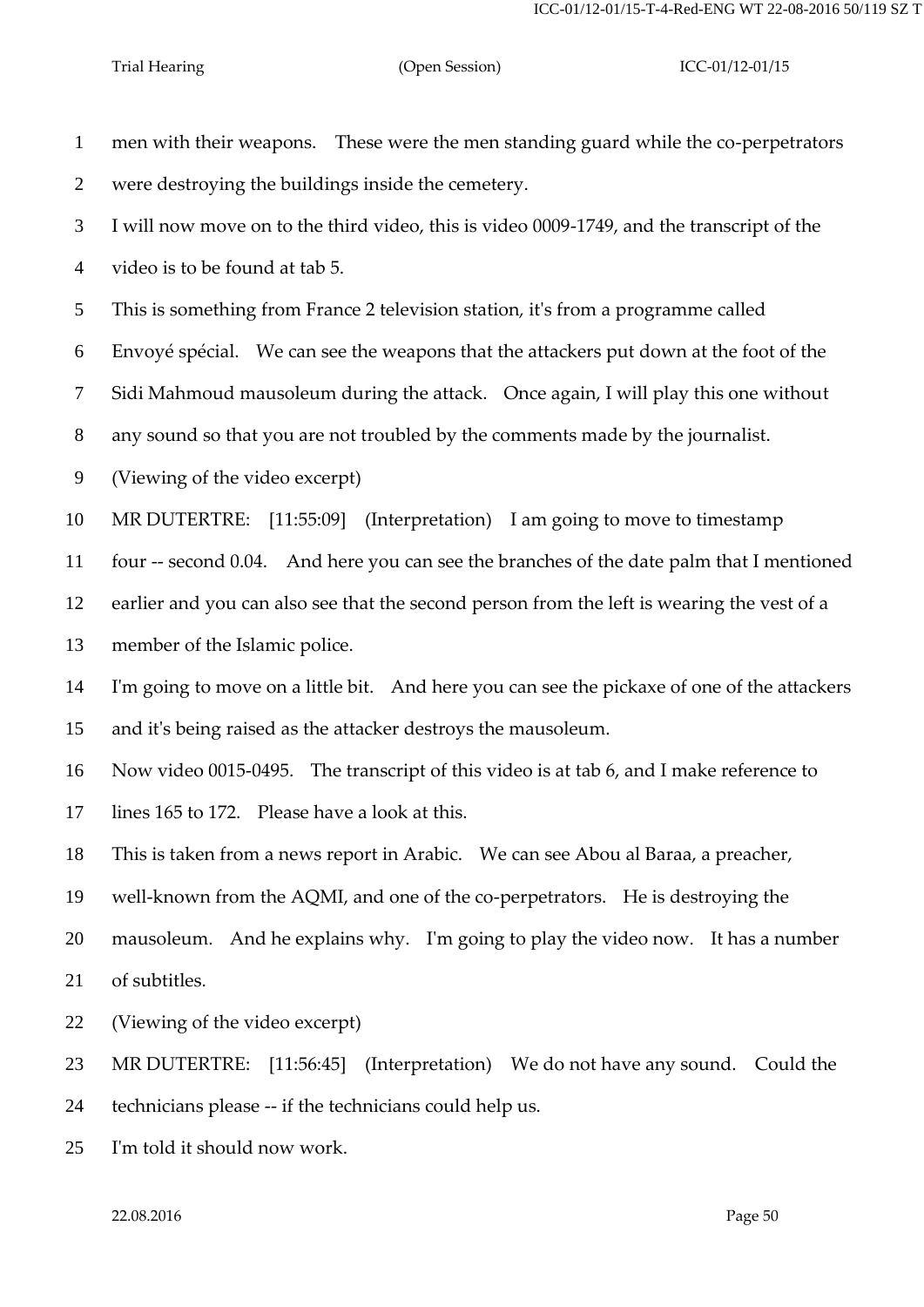men with their weapons. These were the men standing guard while the co-perpetrators were destroying the buildings inside the cemetery.

I will now move on to the third video, this is video 0009-1749, and the transcript of the video is to be found at tab 5.

This is something from France 2 television station, it's from a programme called Envoyé spécial. We can see the weapons that the attackers put down at the foot of the Sidi Mahmoud mausoleum during the attack. Once again, I will play this one without any sound so that you are not troubled by the comments made by the journalist.

(Viewing of the video excerpt)

MR DUTERTRE: [11:55:09] (Interpretation) I am going to move to timestamp four -- second 0.04. And here you can see the branches of the date palm that I mentioned earlier and you can also see that the second person from the left is wearing the vest of a member of the Islamic police.

I'm going to move on a little bit. And here you can see the pickaxe of one of the attackers and it's being raised as the attacker destroys the mausoleum.

Now video 0015-0495. The transcript of this video is at tab 6, and I make reference to lines 165 to 172. Please have a look at this.

This is taken from a news report in Arabic. We can see Abou al Baraa, a preacher, well-known from the AQMI, and one of the co-perpetrators. He is destroying the mausoleum. And he explains why. I'm going to play the video now. It has a number of subtitles.

(Viewing of the video excerpt)

MR DUTERTRE: [11:56:45] (Interpretation) We do not have any sound. Could the technicians please -- if the technicians could help us.

I'm told it should now work.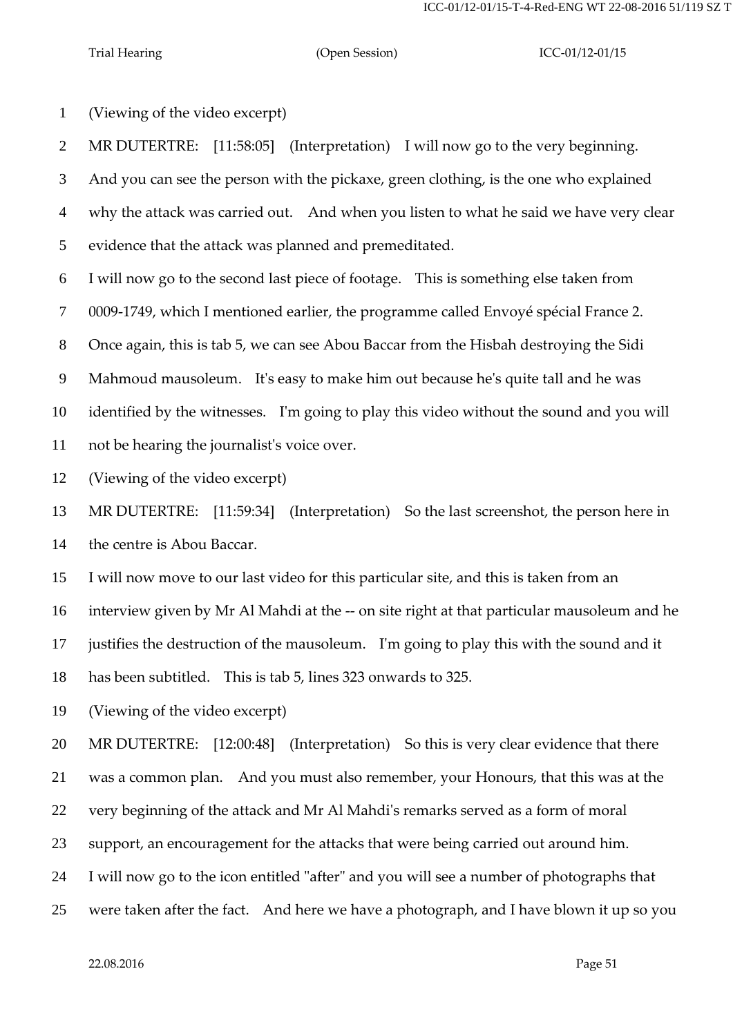(Viewing of the video excerpt)

MR DUTERTRE: [11:58:05] (Interpretation) I will now go to the very beginning. And you can see the person with the pickaxe, green clothing, is the one who explained why the attack was carried out. And when you listen to what he said we have very clear evidence that the attack was planned and premeditated.

I will now go to the second last piece of footage. This is something else taken from 0009-1749, which I mentioned earlier, the programme called Envoyé spécial France 2. Once again, this is tab 5, we can see Abou Baccar from the Hisbah destroying the Sidi Mahmoud mausoleum. It's easy to make him out because he's quite tall and he was identified by the witnesses. I'm going to play this video without the sound and you will not be hearing the journalist's voice over.

(Viewing of the video excerpt)

MR DUTERTRE: [11:59:34] (Interpretation) So the last screenshot, the person here in the centre is Abou Baccar.

I will now move to our last video for this particular site, and this is taken from an interview given by Mr Al Mahdi at the -- on site right at that particular mausoleum and he justifies the destruction of the mausoleum. I'm going to play this with the sound and it has been subtitled. This is tab 5, lines 323 onwards to 325.

(Viewing of the video excerpt)

MR DUTERTRE: [12:00:48] (Interpretation) So this is very clear evidence that there was a common plan. And you must also remember, your Honours, that this was at the very beginning of the attack and Mr Al Mahdi's remarks served as a form of moral support, an encouragement for the attacks that were being carried out around him.

I will now go to the icon entitled "after" and you will see a number of photographs that were taken after the fact. And here we have a photograph, and I have blown it up so you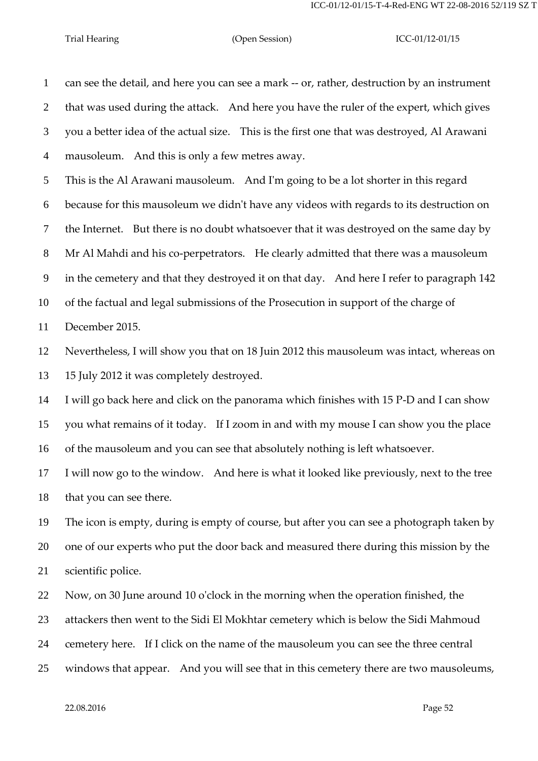can see the detail, and here you can see a mark -- or, rather, destruction by an instrument that was used during the attack. And here you have the ruler of the expert, which gives you a better idea of the actual size. This is the first one that was destroyed, Al Arawani mausoleum. And this is only a few metres away.

This is the Al Arawani mausoleum. And I'm going to be a lot shorter in this regard because for this mausoleum we didn't have any videos with regards to its destruction on the Internet. But there is no doubt whatsoever that it was destroyed on the same day by Mr Al Mahdi and his co-perpetrators. He clearly admitted that there was a mausoleum in the cemetery and that they destroyed it on that day. And here I refer to paragraph 142 of the factual and legal submissions of the Prosecution in support of the charge of December 2015.

Nevertheless, I will show you that on 18 Juin 2012 this mausoleum was intact, whereas on 15 July 2012 it was completely destroyed.

I will go back here and click on the panorama which finishes with 15 P-D and I can show you what remains of it today. If I zoom in and with my mouse I can show you the place of the mausoleum and you can see that absolutely nothing is left whatsoever.

I will now go to the window. And here is what it looked like previously, next to the tree that you can see there.

The icon is empty, during is empty of course, but after you can see a photograph taken by one of our experts who put the door back and measured there during this mission by the scientific police.

Now, on 30 June around 10 o'clock in the morning when the operation finished, the attackers then went to the Sidi El Mokhtar cemetery which is below the Sidi Mahmoud cemetery here. If I click on the name of the mausoleum you can see the three central windows that appear. And you will see that in this cemetery there are two mausoleums,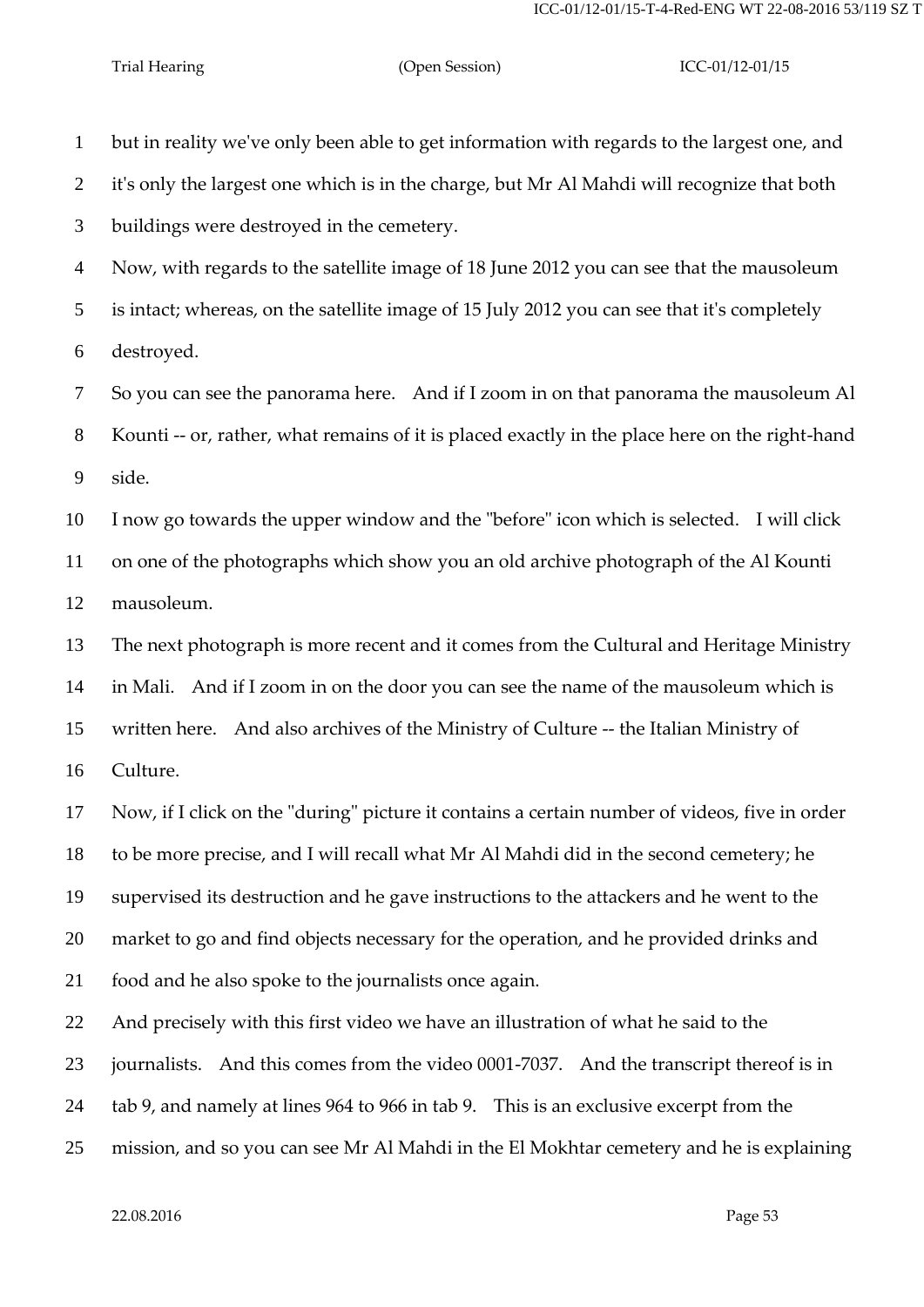but in reality we've only been able to get information with regards to the largest one, and it's only the largest one which is in the charge, but Mr Al Mahdi will recognize that both buildings were destroyed in the cemetery.

Now, with regards to the satellite image of 18 June 2012 you can see that the mausoleum is intact; whereas, on the satellite image of 15 July 2012 you can see that it's completely destroyed.

So you can see the panorama here. And if I zoom in on that panorama the mausoleum Al Kounti -- or, rather, what remains of it is placed exactly in the place here on the right-hand side.

I now go towards the upper window and the "before" icon which is selected. I will click on one of the photographs which show you an old archive photograph of the Al Kounti mausoleum.

The next photograph is more recent and it comes from the Cultural and Heritage Ministry in Mali. And if I zoom in on the door you can see the name of the mausoleum which is written here. And also archives of the Ministry of Culture -- the Italian Ministry of Culture.

Now, if I click on the "during" picture it contains a certain number of videos, five in order to be more precise, and I will recall what Mr Al Mahdi did in the second cemetery; he supervised its destruction and he gave instructions to the attackers and he went to the market to go and find objects necessary for the operation, and he provided drinks and food and he also spoke to the journalists once again.

And precisely with this first video we have an illustration of what he said to the journalists. And this comes from the video 0001-7037. And the transcript thereof is in tab 9, and namely at lines 964 to 966 in tab 9. This is an exclusive excerpt from the mission, and so you can see Mr Al Mahdi in the El Mokhtar cemetery and he is explaining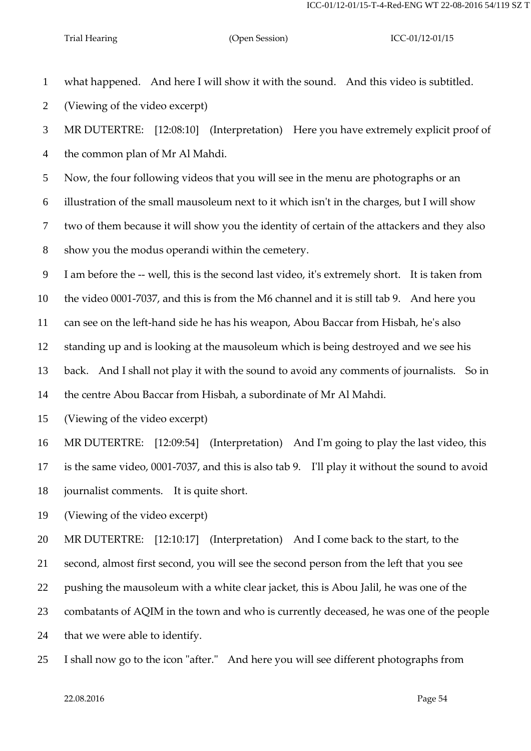what happened. And here I will show it with the sound. And this video is subtitled.

(Viewing of the video excerpt)

MR DUTERTRE: [12:08:10] (Interpretation) Here you have extremely explicit proof of the common plan of Mr Al Mahdi.

Now, the four following videos that you will see in the menu are photographs or an illustration of the small mausoleum next to it which isn't in the charges, but I will show two of them because it will show you the identity of certain of the attackers and they also show you the modus operandi within the cemetery.

I am before the -- well, this is the second last video, it's extremely short. It is taken from the video 0001-7037, and this is from the M6 channel and it is still tab 9. And here you can see on the left-hand side he has his weapon, Abou Baccar from Hisbah, he's also standing up and is looking at the mausoleum which is being destroyed and we see his back. And I shall not play it with the sound to avoid any comments of journalists. So in the centre Abou Baccar from Hisbah, a subordinate of Mr Al Mahdi.

(Viewing of the video excerpt)

MR DUTERTRE: [12:09:54] (Interpretation) And I'm going to play the last video, this is the same video, 0001-7037, and this is also tab 9. I'll play it without the sound to avoid journalist comments. It is quite short.

(Viewing of the video excerpt)

MR DUTERTRE: [12:10:17] (Interpretation) And I come back to the start, to the second, almost first second, you will see the second person from the left that you see pushing the mausoleum with a white clear jacket, this is Abou Jalil, he was one of the combatants of AQIM in the town and who is currently deceased, he was one of the people that we were able to identify.

I shall now go to the icon "after." And here you will see different photographs from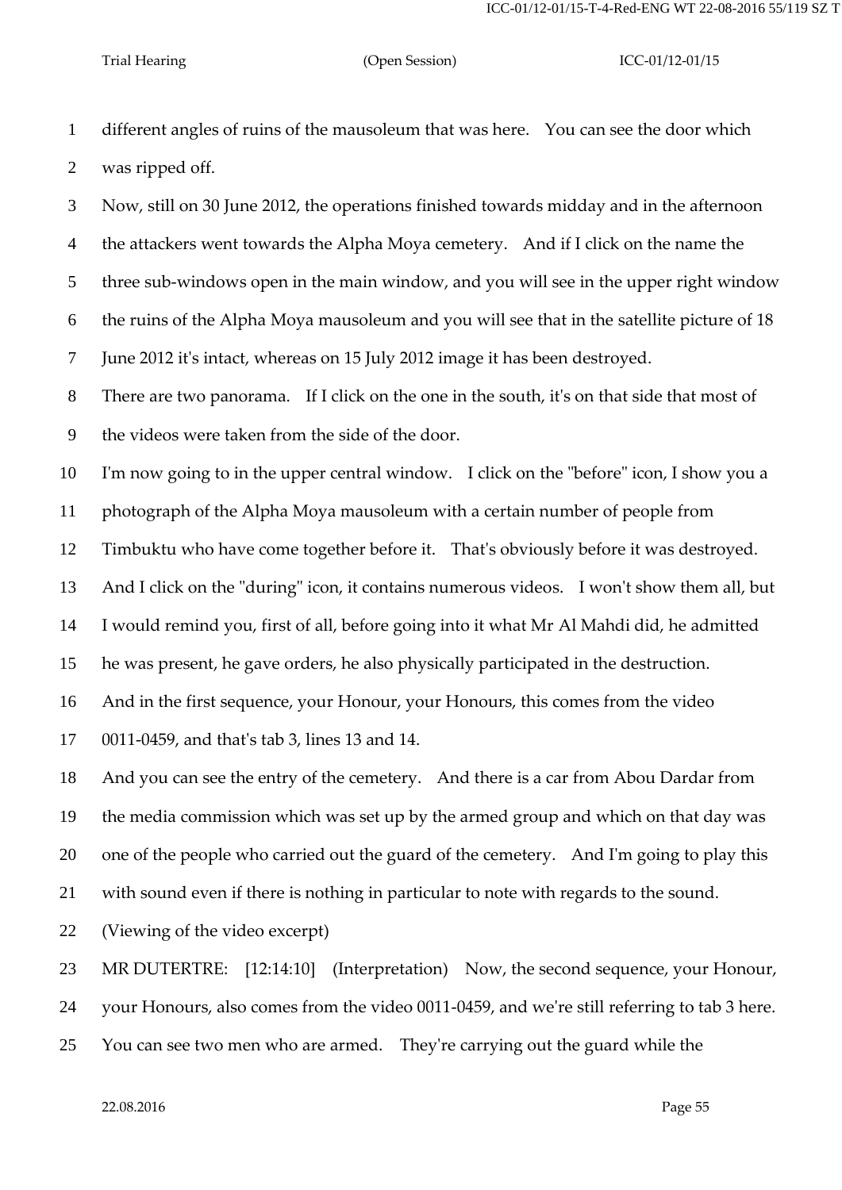different angles of ruins of the mausoleum that was here. You can see the door which was ripped off.

Now, still on 30 June 2012, the operations finished towards midday and in the afternoon the attackers went towards the Alpha Moya cemetery. And if I click on the name the three sub-windows open in the main window, and you will see in the upper right window the ruins of the Alpha Moya mausoleum and you will see that in the satellite picture of 18 June 2012 it's intact, whereas on 15 July 2012 image it has been destroyed.

There are two panorama. If I click on the one in the south, it's on that side that most of the videos were taken from the side of the door.

I'm now going to in the upper central window. I click on the "before" icon, I show you a photograph of the Alpha Moya mausoleum with a certain number of people from Timbuktu who have come together before it. That's obviously before it was destroyed.

And I click on the "during" icon, it contains numerous videos. I won't show them all, but I would remind you, first of all, before going into it what Mr Al Mahdi did, he admitted he was present, he gave orders, he also physically participated in the destruction.

And in the first sequence, your Honour, your Honours, this comes from the video 0011-0459, and that's tab 3, lines 13 and 14.

And you can see the entry of the cemetery. And there is a car from Abou Dardar from the media commission which was set up by the armed group and which on that day was one of the people who carried out the guard of the cemetery. And I'm going to play this with sound even if there is nothing in particular to note with regards to the sound.

(Viewing of the video excerpt)

MR DUTERTRE: [12:14:10] (Interpretation) Now, the second sequence, your Honour, your Honours, also comes from the video 0011-0459, and we're still referring to tab 3 here. You can see two men who are armed. They're carrying out the guard while the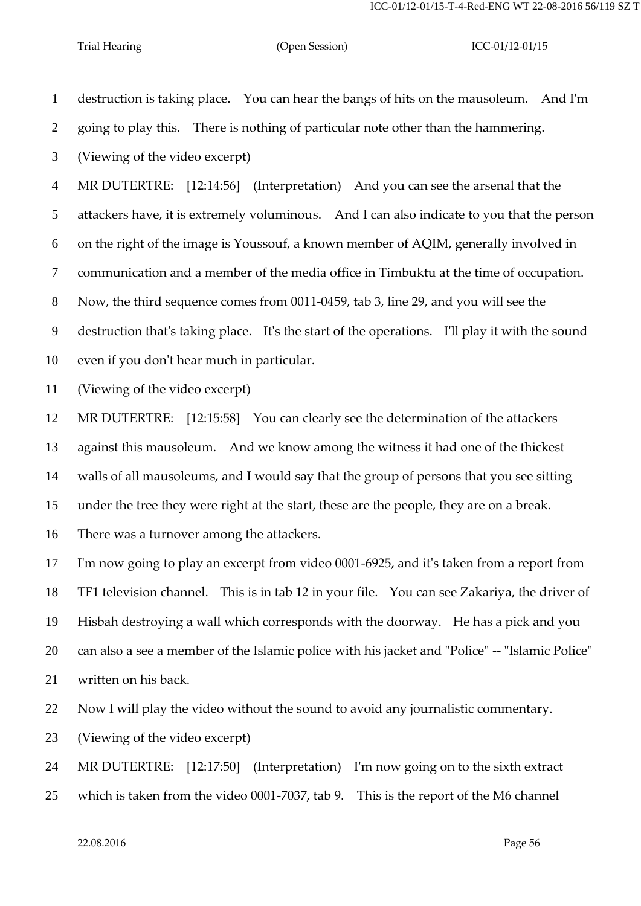destruction is taking place. You can hear the bangs of hits on the mausoleum. And I'm going to play this. There is nothing of particular note other than the hammering.

(Viewing of the video excerpt)

MR DUTERTRE: [12:14:56] (Interpretation) And you can see the arsenal that the attackers have, it is extremely voluminous. And I can also indicate to you that the person on the right of the image is Youssouf, a known member of AQIM, generally involved in communication and a member of the media office in Timbuktu at the time of occupation. Now, the third sequence comes from 0011-0459, tab 3, line 29, and you will see the destruction that's taking place. It's the start of the operations. I'll play it with the sound even if you don't hear much in particular.

(Viewing of the video excerpt)

MR DUTERTRE: [12:15:58] You can clearly see the determination of the attackers against this mausoleum. And we know among the witness it had one of the thickest walls of all mausoleums, and I would say that the group of persons that you see sitting under the tree they were right at the start, these are the people, they are on a break. There was a turnover among the attackers.

I'm now going to play an excerpt from video 0001-6925, and it's taken from a report from TF1 television channel. This is in tab 12 in your file. You can see Zakariya, the driver of Hisbah destroying a wall which corresponds with the doorway. He has a pick and you can also a see a member of the Islamic police with his jacket and "Police" -- "Islamic Police" written on his back.

Now I will play the video without the sound to avoid any journalistic commentary.

(Viewing of the video excerpt)

MR DUTERTRE: [12:17:50] (Interpretation) I'm now going on to the sixth extract which is taken from the video 0001-7037, tab 9. This is the report of the M6 channel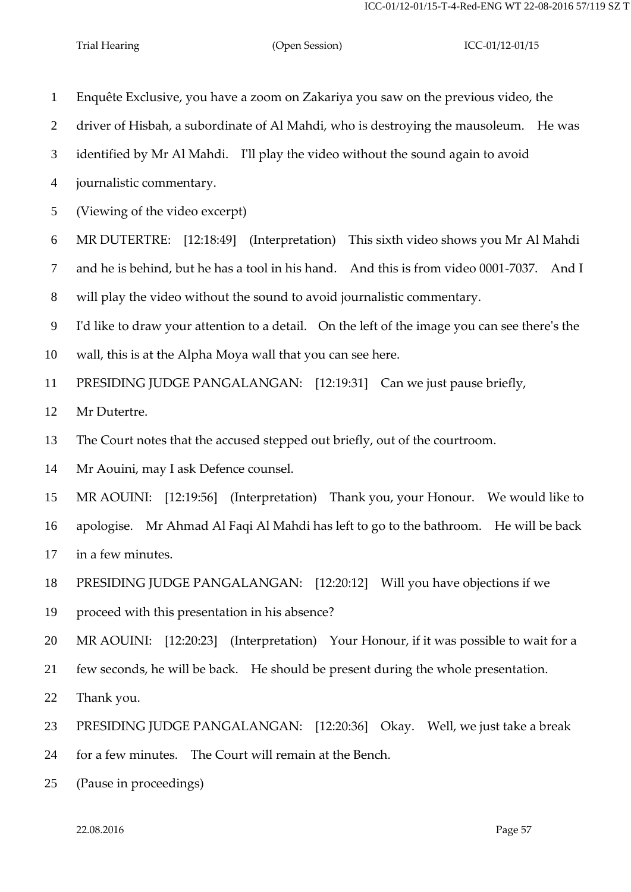Enquête Exclusive, you have a zoom on Zakariya you saw on the previous video, the driver of Hisbah, a subordinate of Al Mahdi, who is destroying the mausoleum. He was identified by Mr Al Mahdi. I'll play the video without the sound again to avoid journalistic commentary.

(Viewing of the video excerpt)

MR DUTERTRE: [12:18:49] (Interpretation) This sixth video shows you Mr Al Mahdi and he is behind, but he has a tool in his hand. And this is from video 0001-7037. And I will play the video without the sound to avoid journalistic commentary.

I'd like to draw your attention to a detail. On the left of the image you can see there's the wall, this is at the Alpha Moya wall that you can see here.

PRESIDING JUDGE PANGALANGAN: [12:19:31] Can we just pause briefly, Mr Dutertre.

The Court notes that the accused stepped out briefly, out of the courtroom.

Mr Aouini, may I ask Defence counsel.

MR AOUINI: [12:19:56] (Interpretation) Thank you, your Honour. We would like to apologise. Mr Ahmad Al Faqi Al Mahdi has left to go to the bathroom. He will be back in a few minutes.

PRESIDING JUDGE PANGALANGAN: [12:20:12] Will you have objections if we proceed with this presentation in his absence?

MR AOUINI: [12:20:23] (Interpretation) Your Honour, if it was possible to wait for a few seconds, he will be back. He should be present during the whole presentation. Thank you.

PRESIDING JUDGE PANGALANGAN: [12:20:36] Okay. Well, we just take a break for a few minutes. The Court will remain at the Bench.

(Pause in proceedings)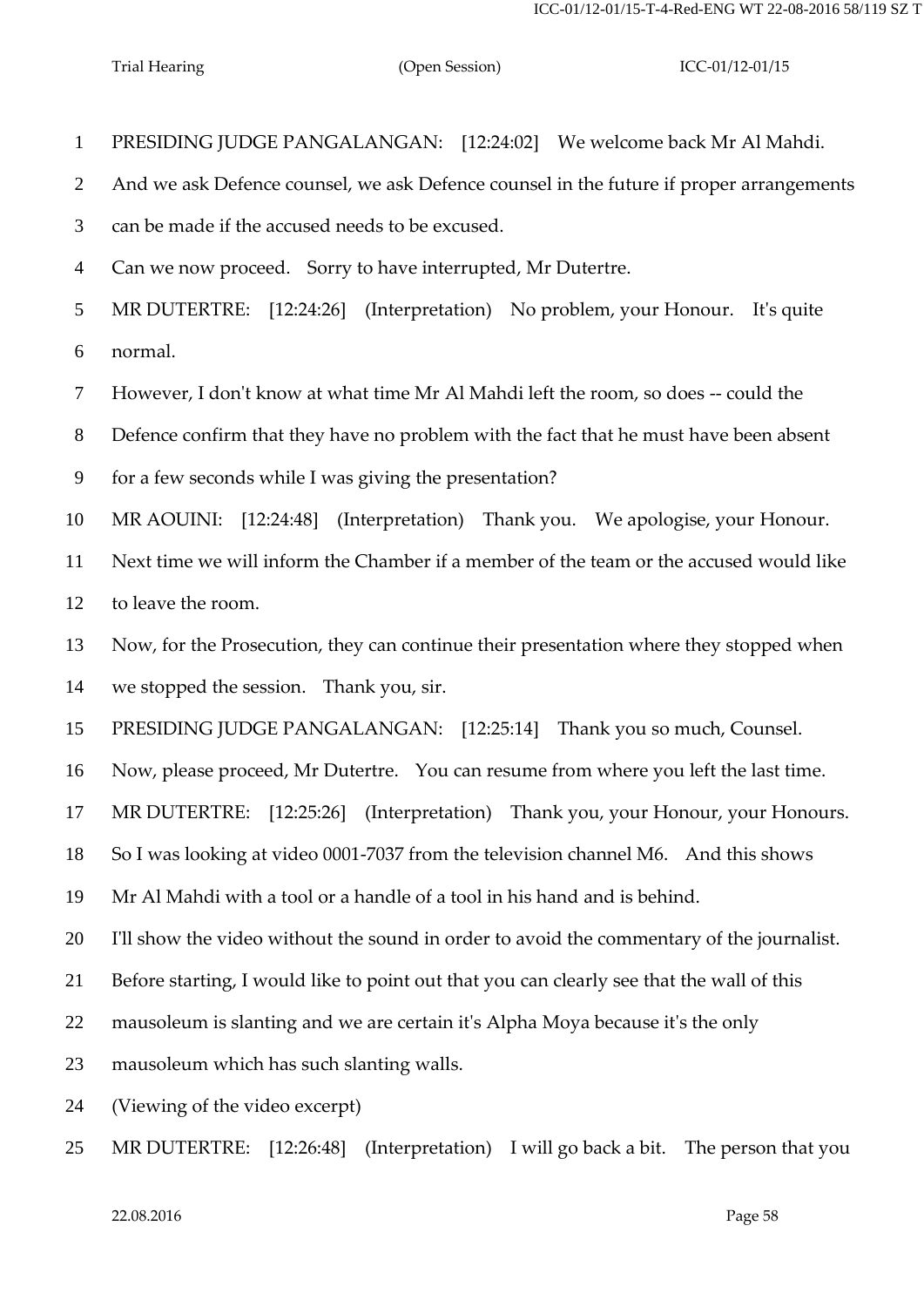1 PRESIDING JUDGE PANGALANGAN: [12:24:02] We welcome back Mr Al Mahdi.

2 And we ask Defence counsel, we ask Defence counsel in the future if proper arrangements

3 can be made if the accused needs to be excused.

4 Can we now proceed. Sorry to have interrupted, Mr Dutertre.

5 MR DUTERTRE: [12:24:26] (Interpretation) No problem, your Honour. It's quite

6 normal.

7 However, I don't know at what time Mr Al Mahdi left the room, so does -- could the

8 Defence confirm that they have no problem with the fact that he must have been absent

9 for a few seconds while I was giving the presentation?

10 MR AOUINI: [12:24:48] (Interpretation) Thank you. We apologise, your Honour.

11 Next time we will inform the Chamber if a member of the team or the accused would like

12 to leave the room.

13 Now, for the Prosecution, they can continue their presentation where they stopped when

14 we stopped the session. Thank you, sir.

15 PRESIDING JUDGE PANGALANGAN: [12:25:14] Thank you so much, Counsel.

16 Now, please proceed, Mr Dutertre. You can resume from where you left the last time.

17 MR DUTERTRE: [12:25:26] (Interpretation) Thank you, your Honour, your Honours.

18 So I was looking at video 0001-7037 from the television channel M6. And this shows

19 Mr Al Mahdi with a tool or a handle of a tool in his hand and is behind.

20 I'll show the video without the sound in order to avoid the commentary of the journalist.

21 Before starting, I would like to point out that you can clearly see that the wall of this

22 mausoleum is slanting and we are certain it's Alpha Moya because it's the only

23 mausoleum which has such slanting walls.

24 (Viewing of the video excerpt)

25 MR DUTERTRE: [12:26:48] (Interpretation) I will go back a bit. The person that you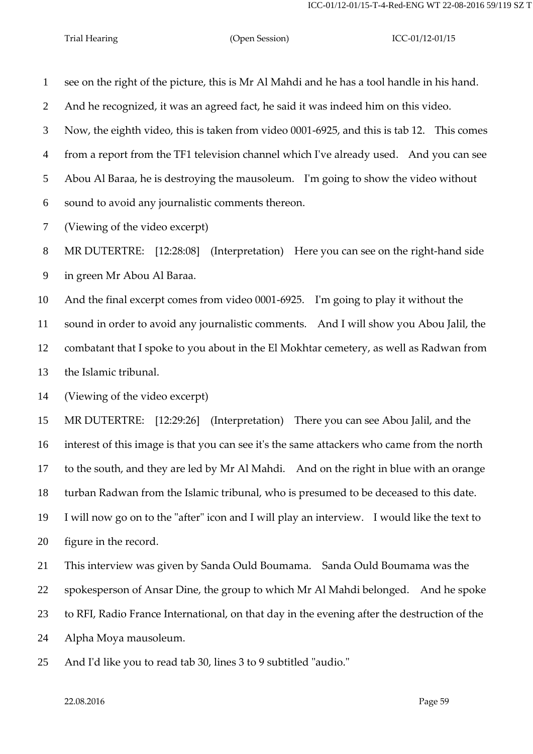see on the right of the picture, this is Mr Al Mahdi and he has a tool handle in his hand.
And he recognized, it was an agreed fact, he said it was indeed him on this video.
Now, the eighth video, this is taken from video 0001-6925, and this is tab 12. This comes from a report from the TF1 television channel which I've already used. And you can see Abou Al Baraa, he is destroying the mausoleum. I'm going to show the video without sound to avoid any journalistic comments thereon.

(Viewing of the video excerpt)

MR DUTERTRE: [12:28:08] (Interpretation) Here you can see on the right-hand side in green Mr Abou Al Baraa.

And the final excerpt comes from video 0001-6925. I'm going to play it without the sound in order to avoid any journalistic comments. And I will show you Abou Jalil, the combatant that I spoke to you about in the El Mokhtar cemetery, as well as Radwan from the Islamic tribunal.

(Viewing of the video excerpt)

MR DUTERTRE: [12:29:26] (Interpretation) There you can see Abou Jalil, and the interest of this image is that you can see it's the same attackers who came from the north to the south, and they are led by Mr Al Mahdi. And on the right in blue with an orange turban Radwan from the Islamic tribunal, who is presumed to be deceased to this date.

I will now go on to the "after" icon and I will play an interview. I would like the text to figure in the record.

This interview was given by Sanda Ould Boumama. Sanda Ould Boumama was the spokesperson of Ansar Dine, the group to which Mr Al Mahdi belonged. And he spoke to RFI, Radio France International, on that day in the evening after the destruction of the Alpha Moya mausoleum.

And I'd like you to read tab 30, lines 3 to 9 subtitled "audio."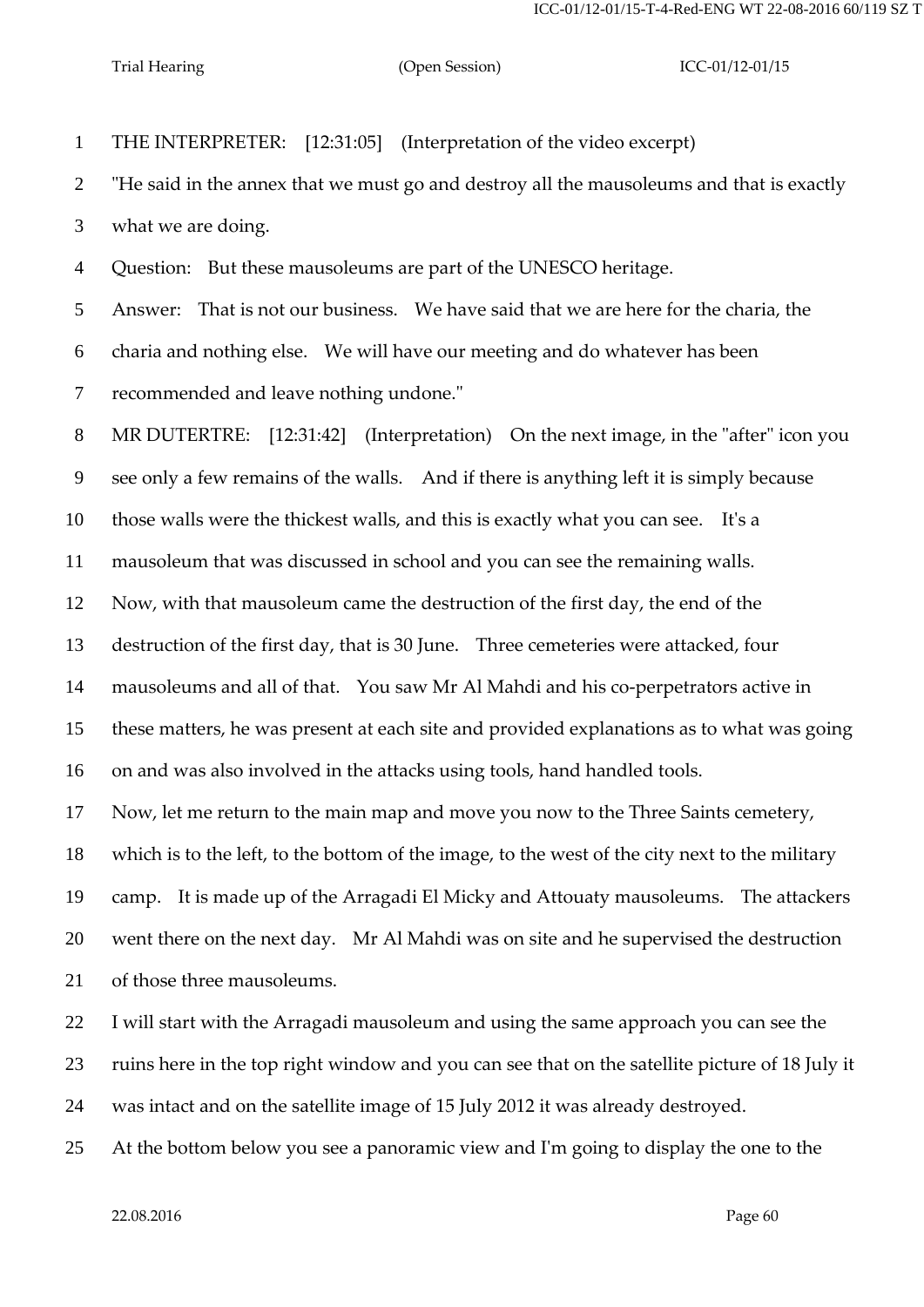THE INTERPRETER: [12:31:05] (Interpretation of the video excerpt)

"He said in the annex that we must go and destroy all the mausoleums and that is exactly what we are doing.

Question: But these mausoleums are part of the UNESCO heritage.

Answer: That is not our business. We have said that we are here for the charia, the charia and nothing else. We will have our meeting and do whatever has been recommended and leave nothing undone."

MR DUTERTRE: [12:31:42] (Interpretation) On the next image, in the "after" icon you see only a few remains of the walls. And if there is anything left it is simply because those walls were the thickest walls, and this is exactly what you can see. It's a mausoleum that was discussed in school and you can see the remaining walls.

Now, with that mausoleum came the destruction of the first day, the end of the destruction of the first day, that is 30 June. Three cemeteries were attacked, four mausoleums and all of that. You saw Mr Al Mahdi and his co-perpetrators active in these matters, he was present at each site and provided explanations as to what was going on and was also involved in the attacks using tools, hand handled tools.

Now, let me return to the main map and move you now to the Three Saints cemetery, which is to the left, to the bottom of the image, to the west of the city next to the military camp. It is made up of the Arragadi El Micky and Attouaty mausoleums. The attackers went there on the next day. Mr Al Mahdi was on site and he supervised the destruction of those three mausoleums.

I will start with the Arragadi mausoleum and using the same approach you can see the ruins here in the top right window and you can see that on the satellite picture of 18 July it was intact and on the satellite image of 15 July 2012 it was already destroyed.

At the bottom below you see a panoramic view and I'm going to display the one to the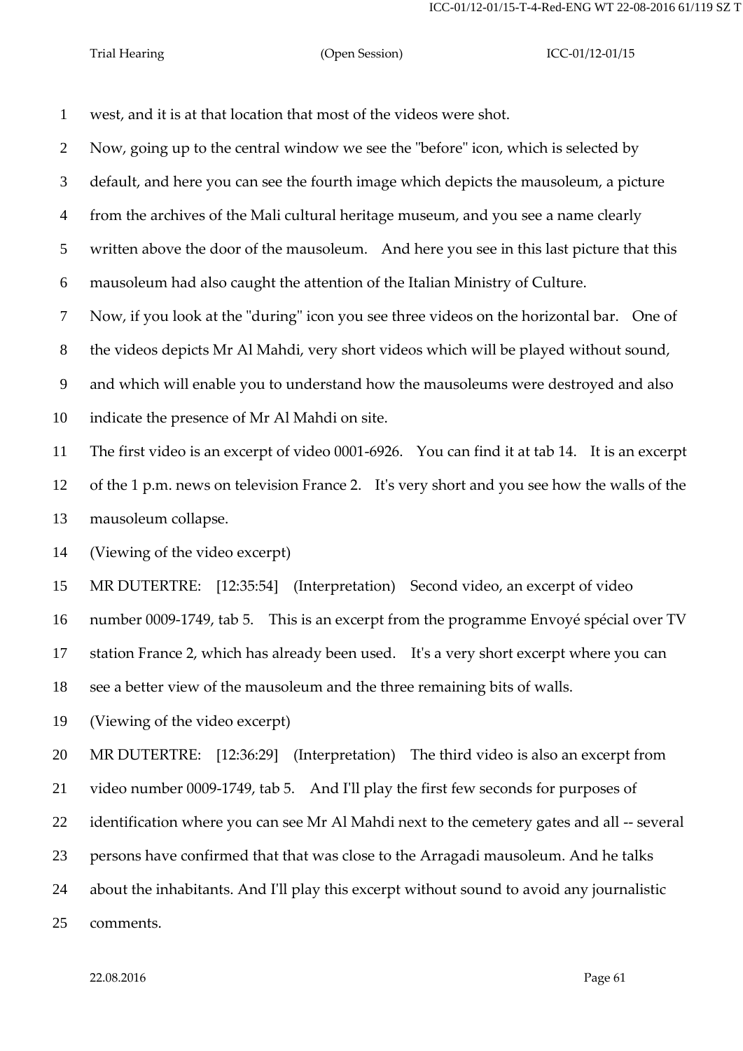1 west, and it is at that location that most of the videos were shot.

2 Now, going up to the central window we see the "before" icon, which is selected by

3 default, and here you can see the fourth image which depicts the mausoleum, a picture

4 from the archives of the Mali cultural heritage museum, and you see a name clearly

5 written above the door of the mausoleum. And here you see in this last picture that this

6 mausoleum had also caught the attention of the Italian Ministry of Culture.

7 Now, if you look at the "during" icon you see three videos on the horizontal bar. One of

8 the videos depicts Mr Al Mahdi, very short videos which will be played without sound,

9 and which will enable you to understand how the mausoleums were destroyed and also

10 indicate the presence of Mr Al Mahdi on site.

11 The first video is an excerpt of video 0001-6926. You can find it at tab 14. It is an excerpt

12 of the 1 p.m. news on television France 2. It's very short and you see how the walls of the

13 mausoleum collapse.

14 (Viewing of the video excerpt)

15 MR DUTERTRE: [12:35:54] (Interpretation) Second video, an excerpt of video

16 number 0009-1749, tab 5. This is an excerpt from the programme Envoyé spécial over TV

17 station France 2, which has already been used. It's a very short excerpt where you can

18 see a better view of the mausoleum and the three remaining bits of walls.

19 (Viewing of the video excerpt)

20 MR DUTERTRE: [12:36:29] (Interpretation) The third video is also an excerpt from

21 video number 0009-1749, tab 5. And I'll play the first few seconds for purposes of

22 identification where you can see Mr Al Mahdi next to the cemetery gates and all -- several

23 persons have confirmed that that was close to the Arragadi mausoleum. And he talks

24 about the inhabitants. And I'll play this excerpt without sound to avoid any journalistic

25 comments.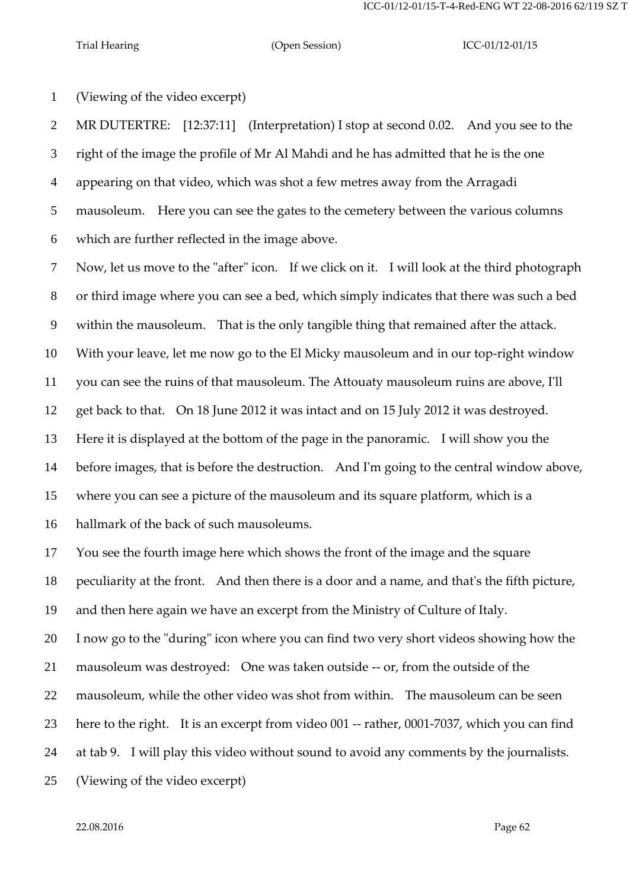(Viewing of the video excerpt)

MR DUTERTRE: [12:37:11] (Interpretation) I stop at second 0.02. And you see to the right of the image the profile of Mr Al Mahdi and he has admitted that he is the one appearing on that video, which was shot a few metres away from the Arragadi mausoleum. Here you can see the gates to the cemetery between the various columns which are further reflected in the image above.

Now, let us move to the "after" icon. If we click on it. I will look at the third photograph or third image where you can see a bed, which simply indicates that there was such a bed within the mausoleum. That is the only tangible thing that remained after the attack.

With your leave, let me now go to the El Micky mausoleum and in our top-right window you can see the ruins of that mausoleum. The Attouaty mausoleum ruins are above, I'll get back to that. On 18 June 2012 it was intact and on 15 July 2012 it was destroyed.

Here it is displayed at the bottom of the page in the panoramic. I will show you the before images, that is before the destruction. And I'm going to the central window above, where you can see a picture of the mausoleum and its square platform, which is a hallmark of the back of such mausoleums.

You see the fourth image here which shows the front of the image and the square peculiarity at the front. And then there is a door and a name, and that's the fifth picture, and then here again we have an excerpt from the Ministry of Culture of Italy.

I now go to the "during" icon where you can find two very short videos showing how the mausoleum was destroyed: One was taken outside -- or, from the outside of the mausoleum, while the other video was shot from within. The mausoleum can be seen here to the right. It is an excerpt from video 001 -- rather, 0001-7037, which you can find at tab 9. I will play this video without sound to avoid any comments by the journalists.

(Viewing of the video excerpt)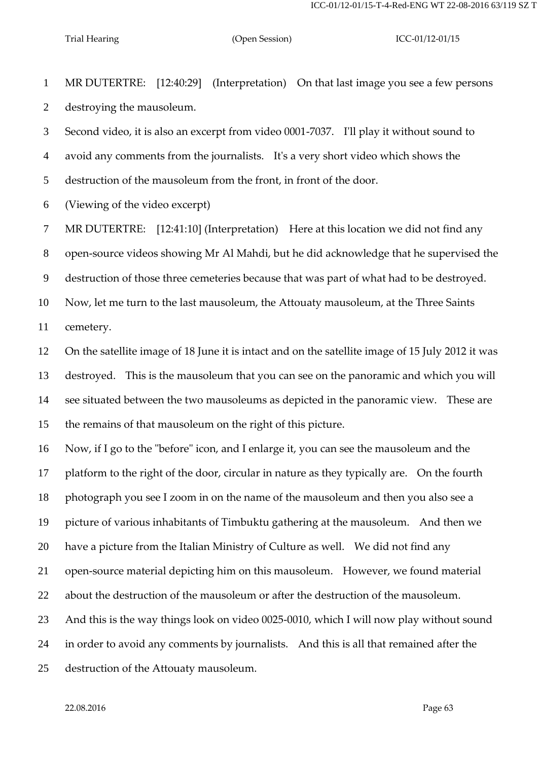MR DUTERTRE: [12:40:29] (Interpretation) On that last image you see a few persons destroying the mausoleum.

Second video, it is also an excerpt from video 0001-7037. I'll play it without sound to avoid any comments from the journalists. It's a very short video which shows the destruction of the mausoleum from the front, in front of the door.

(Viewing of the video excerpt)

MR DUTERTRE: [12:41:10] (Interpretation) Here at this location we did not find any open-source videos showing Mr Al Mahdi, but he did acknowledge that he supervised the destruction of those three cemeteries because that was part of what had to be destroyed.

Now, let me turn to the last mausoleum, the Attouaty mausoleum, at the Three Saints cemetery.

On the satellite image of 18 June it is intact and on the satellite image of 15 July 2012 it was destroyed. This is the mausoleum that you can see on the panoramic and which you will see situated between the two mausoleums as depicted in the panoramic view. These are the remains of that mausoleum on the right of this picture.

Now, if I go to the "before" icon, and I enlarge it, you can see the mausoleum and the platform to the right of the door, circular in nature as they typically are. On the fourth photograph you see I zoom in on the name of the mausoleum and then you also see a picture of various inhabitants of Timbuktu gathering at the mausoleum. And then we have a picture from the Italian Ministry of Culture as well. We did not find any open-source material depicting him on this mausoleum. However, we found material about the destruction of the mausoleum or after the destruction of the mausoleum.

And this is the way things look on video 0025-0010, which I will now play without sound in order to avoid any comments by journalists. And this is all that remained after the destruction of the Attouaty mausoleum.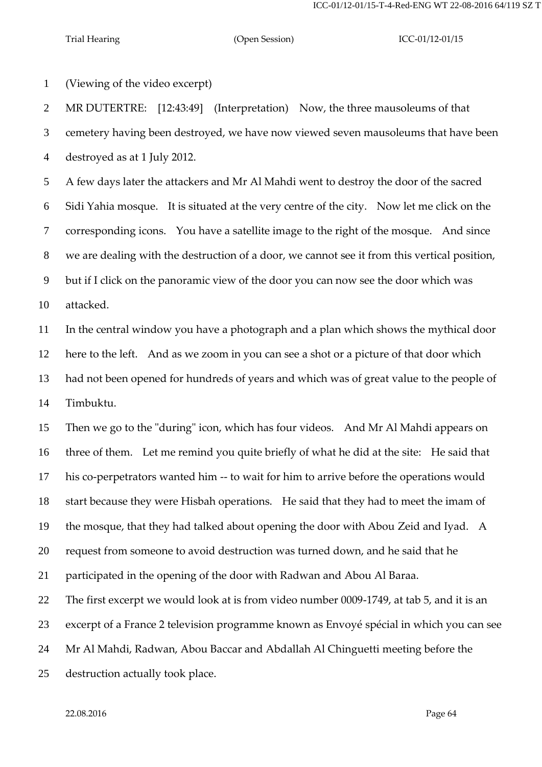(Viewing of the video excerpt)

MR DUTERTRE: [12:43:49] (Interpretation) Now, the three mausoleums of that cemetery having been destroyed, we have now viewed seven mausoleums that have been destroyed as at 1 July 2012.

A few days later the attackers and Mr Al Mahdi went to destroy the door of the sacred Sidi Yahia mosque. It is situated at the very centre of the city. Now let me click on the corresponding icons. You have a satellite image to the right of the mosque. And since we are dealing with the destruction of a door, we cannot see it from this vertical position, but if I click on the panoramic view of the door you can now see the door which was attacked.

In the central window you have a photograph and a plan which shows the mythical door here to the left. And as we zoom in you can see a shot or a picture of that door which had not been opened for hundreds of years and which was of great value to the people of Timbuktu.

Then we go to the "during" icon, which has four videos. And Mr Al Mahdi appears on three of them. Let me remind you quite briefly of what he did at the site: He said that his co-perpetrators wanted him -- to wait for him to arrive before the operations would start because they were Hisbah operations. He said that they had to meet the imam of the mosque, that they had talked about opening the door with Abou Zeid and Iyad. A request from someone to avoid destruction was turned down, and he said that he participated in the opening of the door with Radwan and Abou Al Baraa.

The first excerpt we would look at is from video number 0009-1749, at tab 5, and it is an excerpt of a France 2 television programme known as Envoyé spécial in which you can see Mr Al Mahdi, Radwan, Abou Baccar and Abdallah Al Chinguetti meeting before the destruction actually took place.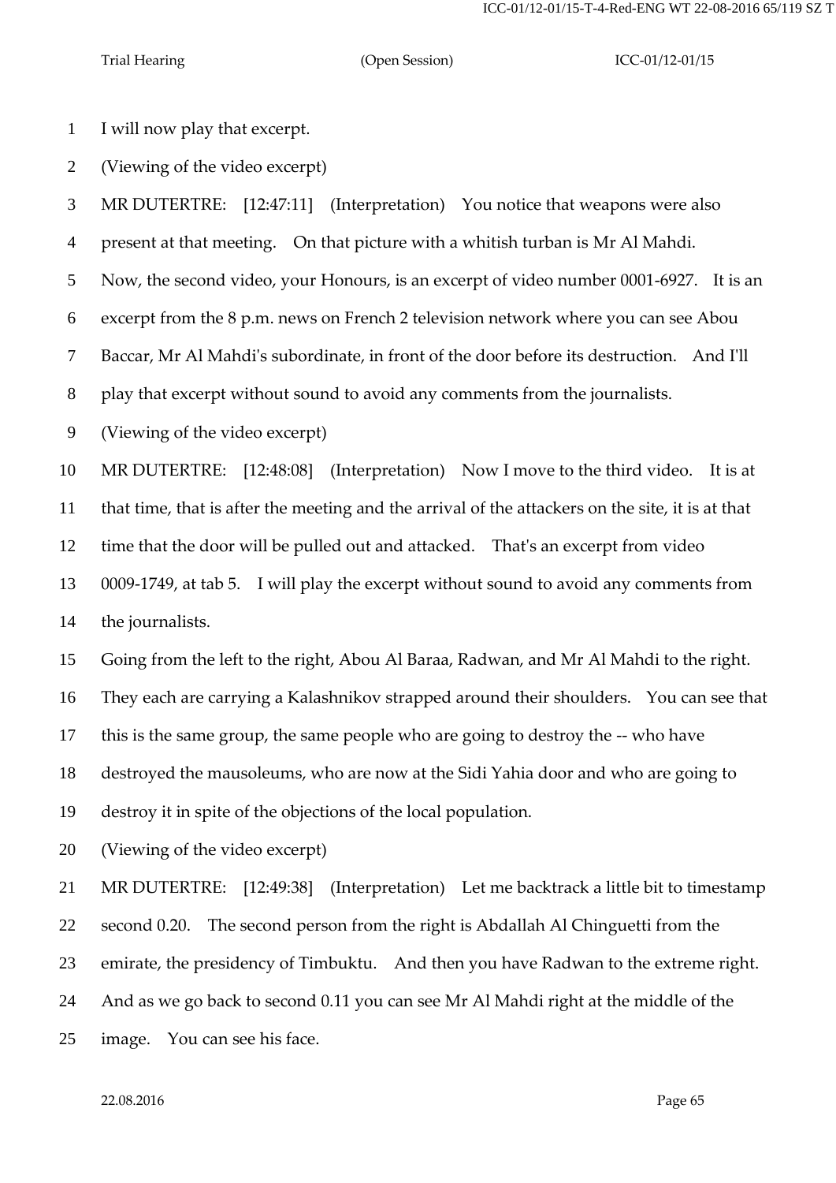I will now play that excerpt.

(Viewing of the video excerpt)

MR DUTERTRE: [12:47:11] (Interpretation) You notice that weapons were also present at that meeting. On that picture with a whitish turban is Mr Al Mahdi.

Now, the second video, your Honours, is an excerpt of video number 0001-6927. It is an excerpt from the 8 p.m. news on French 2 television network where you can see Abou Baccar, Mr Al Mahdi's subordinate, in front of the door before its destruction. And I'll play that excerpt without sound to avoid any comments from the journalists.

(Viewing of the video excerpt)

MR DUTERTRE: [12:48:08] (Interpretation) Now I move to the third video. It is at that time, that is after the meeting and the arrival of the attackers on the site, it is at that time that the door will be pulled out and attacked. That's an excerpt from video 0009-1749, at tab 5. I will play the excerpt without sound to avoid any comments from the journalists.

Going from the left to the right, Abou Al Baraa, Radwan, and Mr Al Mahdi to the right. They each are carrying a Kalashnikov strapped around their shoulders. You can see that this is the same group, the same people who are going to destroy the -- who have destroyed the mausoleums, who are now at the Sidi Yahia door and who are going to destroy it in spite of the objections of the local population.

(Viewing of the video excerpt)

MR DUTERTRE: [12:49:38] (Interpretation) Let me backtrack a little bit to timestamp second 0.20. The second person from the right is Abdallah Al Chinguetti from the emirate, the presidency of Timbuktu. And then you have Radwan to the extreme right. And as we go back to second 0.11 you can see Mr Al Mahdi right at the middle of the image. You can see his face.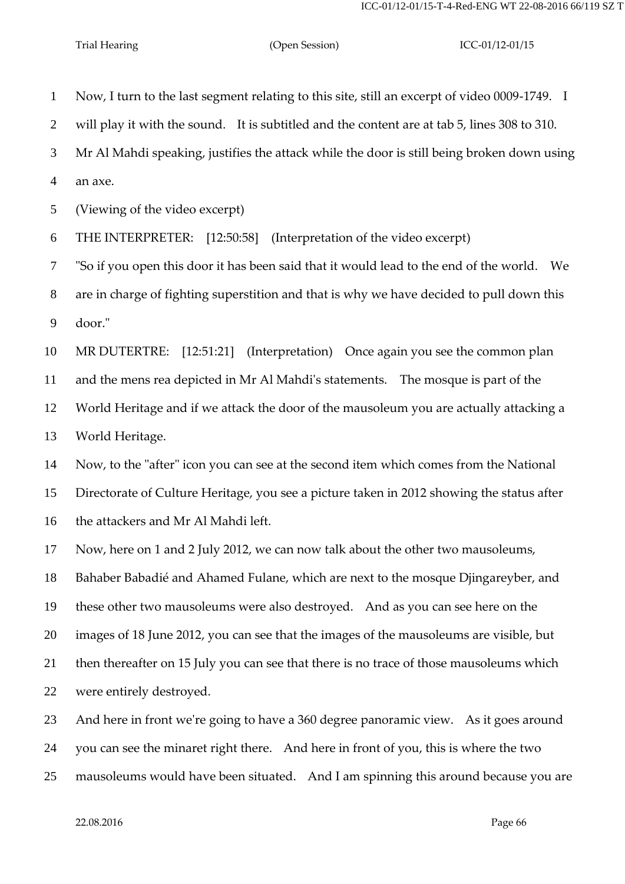Now, I turn to the last segment relating to this site, still an excerpt of video 0009-1749. I will play it with the sound. It is subtitled and the content are at tab 5, lines 308 to 310. Mr Al Mahdi speaking, justifies the attack while the door is still being broken down using an axe.

(Viewing of the video excerpt)

THE INTERPRETER: [12:50:58] (Interpretation of the video excerpt)

"So if you open this door it has been said that it would lead to the end of the world. We are in charge of fighting superstition and that is why we have decided to pull down this door."

MR DUTERTRE: [12:51:21] (Interpretation) Once again you see the common plan and the mens rea depicted in Mr Al Mahdi's statements. The mosque is part of the World Heritage and if we attack the door of the mausoleum you are actually attacking a World Heritage.

Now, to the "after" icon you can see at the second item which comes from the National Directorate of Culture Heritage, you see a picture taken in 2012 showing the status after the attackers and Mr Al Mahdi left.

Now, here on 1 and 2 July 2012, we can now talk about the other two mausoleums, Bahaber Babadié and Ahamed Fulane, which are next to the mosque Djingareyber, and these other two mausoleums were also destroyed. And as you can see here on the images of 18 June 2012, you can see that the images of the mausoleums are visible, but then thereafter on 15 July you can see that there is no trace of those mausoleums which were entirely destroyed.

And here in front we're going to have a 360 degree panoramic view. As it goes around you can see the minaret right there. And here in front of you, this is where the two mausoleums would have been situated. And I am spinning this around because you are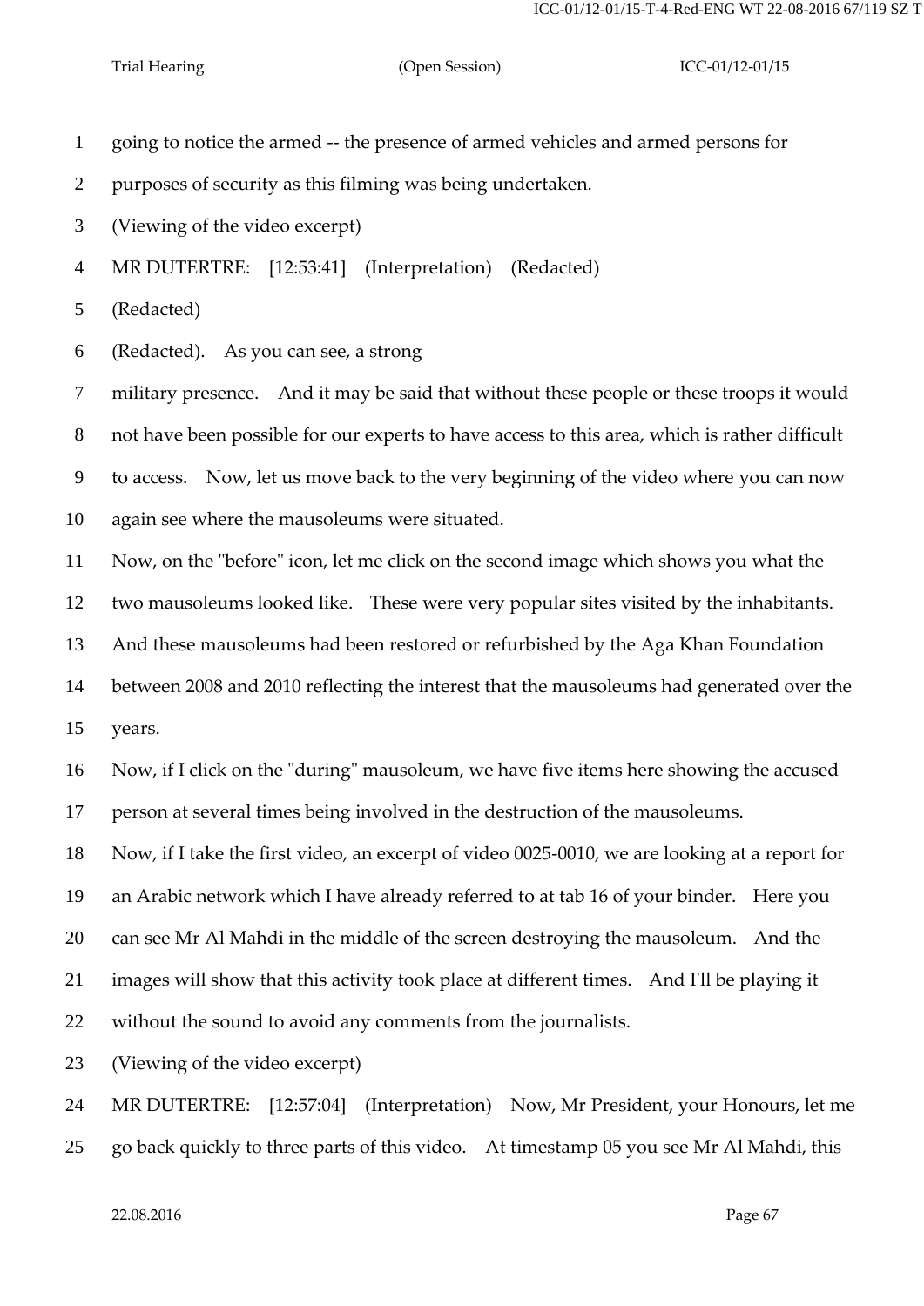going to notice the armed -- the presence of armed vehicles and armed persons for purposes of security as this filming was being undertaken.

(Viewing of the video excerpt)

MR DUTERTRE: [12:53:41] (Interpretation) (Redacted)

(Redacted)

(Redacted). As you can see, a strong military presence. And it may be said that without these people or these troops it would not have been possible for our experts to have access to this area, which is rather difficult to access. Now, let us move back to the very beginning of the video where you can now again see where the mausoleums were situated.

Now, on the "before" icon, let me click on the second image which shows you what the two mausoleums looked like. These were very popular sites visited by the inhabitants. And these mausoleums had been restored or refurbished by the Aga Khan Foundation between 2008 and 2010 reflecting the interest that the mausoleums had generated over the years.

Now, if I click on the "during" mausoleum, we have five items here showing the accused person at several times being involved in the destruction of the mausoleums.

Now, if I take the first video, an excerpt of video 0025-0010, we are looking at a report for an Arabic network which I have already referred to at tab 16 of your binder. Here you can see Mr Al Mahdi in the middle of the screen destroying the mausoleum. And the images will show that this activity took place at different times. And I'll be playing it without the sound to avoid any comments from the journalists.

(Viewing of the video excerpt)

MR DUTERTRE: [12:57:04] (Interpretation) Now, Mr President, your Honours, let me go back quickly to three parts of this video. At timestamp 05 you see Mr Al Mahdi, this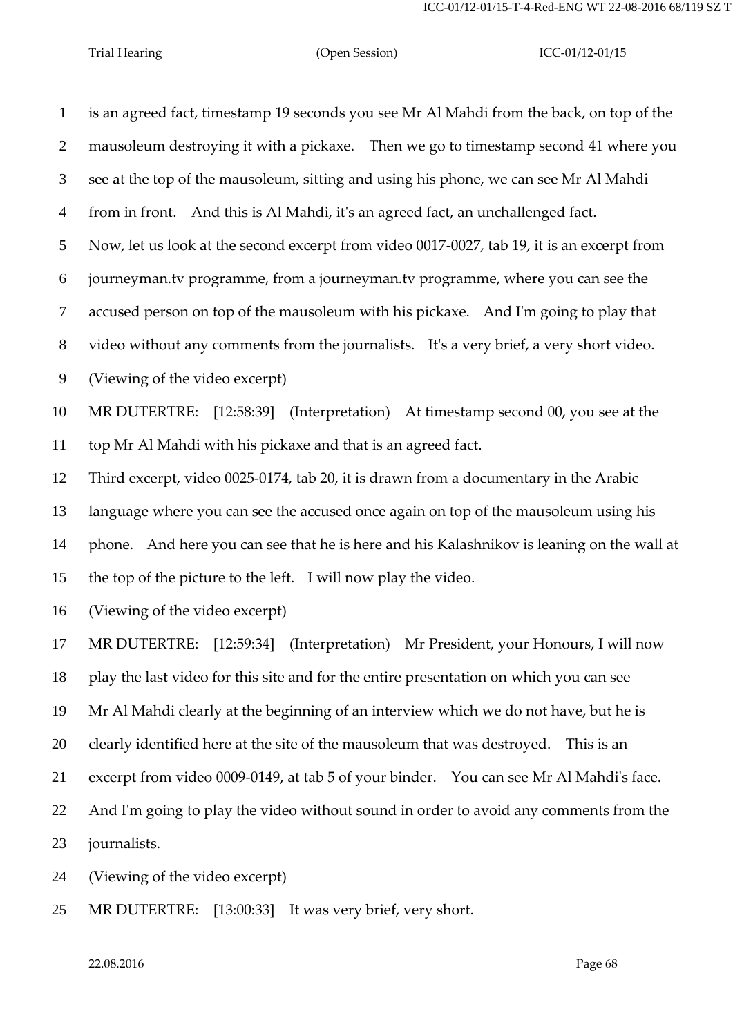is an agreed fact, timestamp 19 seconds you see Mr Al Mahdi from the back, on top of the mausoleum destroying it with a pickaxe. Then we go to timestamp second 41 where you see at the top of the mausoleum, sitting and using his phone, we can see Mr Al Mahdi from in front. And this is Al Mahdi, it's an agreed fact, an unchallenged fact.

Now, let us look at the second excerpt from video 0017-0027, tab 19, it is an excerpt from journeyman.tv programme, from a journeyman.tv programme, where you can see the accused person on top of the mausoleum with his pickaxe. And I'm going to play that video without any comments from the journalists. It's a very brief, a very short video.

(Viewing of the video excerpt)

MR DUTERTRE: [12:58:39] (Interpretation) At timestamp second 00, you see at the top Mr Al Mahdi with his pickaxe and that is an agreed fact.

Third excerpt, video 0025-0174, tab 20, it is drawn from a documentary in the Arabic language where you can see the accused once again on top of the mausoleum using his phone. And here you can see that he is here and his Kalashnikov is leaning on the wall at the top of the picture to the left. I will now play the video.

(Viewing of the video excerpt)

MR DUTERTRE: [12:59:34] (Interpretation) Mr President, your Honours, I will now play the last video for this site and for the entire presentation on which you can see Mr Al Mahdi clearly at the beginning of an interview which we do not have, but he is clearly identified here at the site of the mausoleum that was destroyed. This is an excerpt from video 0009-0149, at tab 5 of your binder. You can see Mr Al Mahdi's face. And I'm going to play the video without sound in order to avoid any comments from the journalists.

(Viewing of the video excerpt)

MR DUTERTRE: [13:00:33] It was very brief, very short.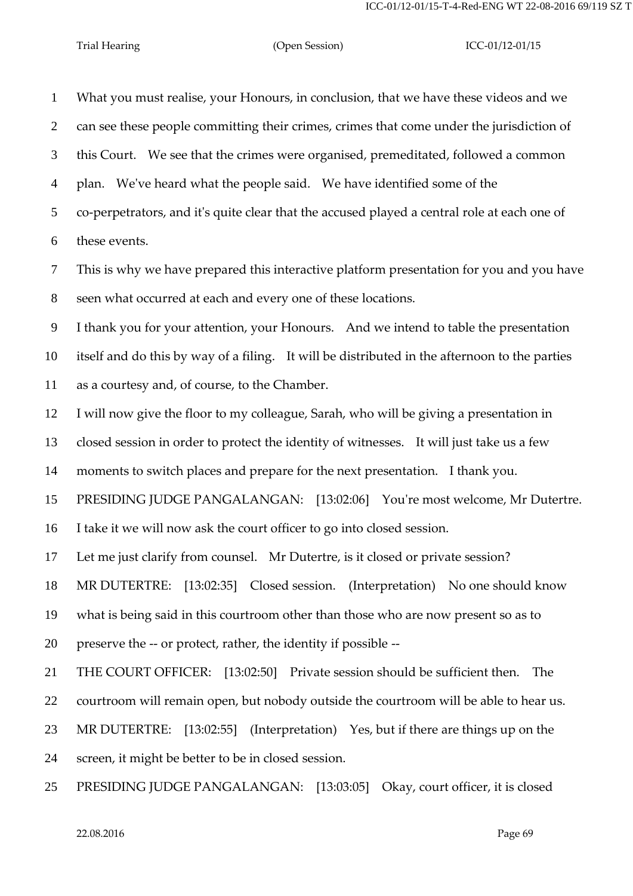What you must realise, your Honours, in conclusion, that we have these videos and we can see these people committing their crimes, crimes that come under the jurisdiction of this Court. We see that the crimes were organised, premeditated, followed a common plan. We've heard what the people said. We have identified some of the co-perpetrators, and it's quite clear that the accused played a central role at each one of these events.

This is why we have prepared this interactive platform presentation for you and you have seen what occurred at each and every one of these locations.

I thank you for your attention, your Honours. And we intend to table the presentation itself and do this by way of a filing. It will be distributed in the afternoon to the parties as a courtesy and, of course, to the Chamber.

I will now give the floor to my colleague, Sarah, who will be giving a presentation in closed session in order to protect the identity of witnesses. It will just take us a few moments to switch places and prepare for the next presentation. I thank you.

PRESIDING JUDGE PANGALANGAN: [13:02:06] You're most welcome, Mr Dutertre.

I take it we will now ask the court officer to go into closed session.

Let me just clarify from counsel. Mr Dutertre, is it closed or private session?

MR DUTERTRE: [13:02:35] Closed session. (Interpretation) No one should know what is being said in this courtroom other than those who are now present so as to preserve the -- or protect, rather, the identity if possible --

THE COURT OFFICER: [13:02:50] Private session should be sufficient then. The courtroom will remain open, but nobody outside the courtroom will be able to hear us.

MR DUTERTRE: [13:02:55] (Interpretation) Yes, but if there are things up on the screen, it might be better to be in closed session.

PRESIDING JUDGE PANGALANGAN: [13:03:05] Okay, court officer, it is closed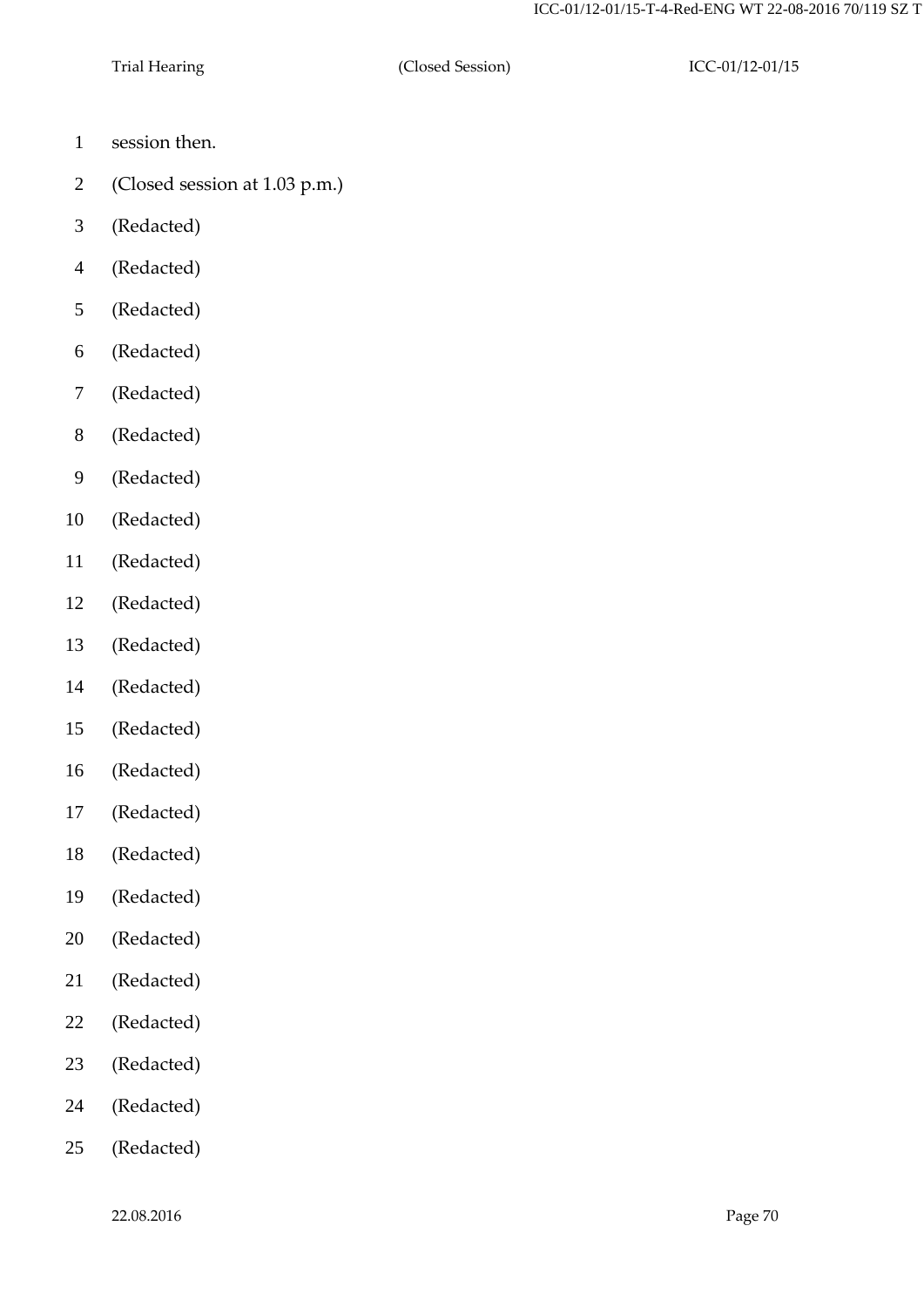1 session then.

2 (Closed session at 1.03 p.m.)

3 (Redacted)

4 (Redacted)

5 (Redacted)

6 (Redacted)

7 (Redacted)

8 (Redacted)

9 (Redacted)

10 (Redacted)

11 (Redacted)

12 (Redacted)

13 (Redacted)

14 (Redacted)

15 (Redacted)

16 (Redacted)

17 (Redacted)

18 (Redacted)

19 (Redacted)

20 (Redacted)

21 (Redacted)

22 (Redacted)

23 (Redacted)

24 (Redacted)

25 (Redacted)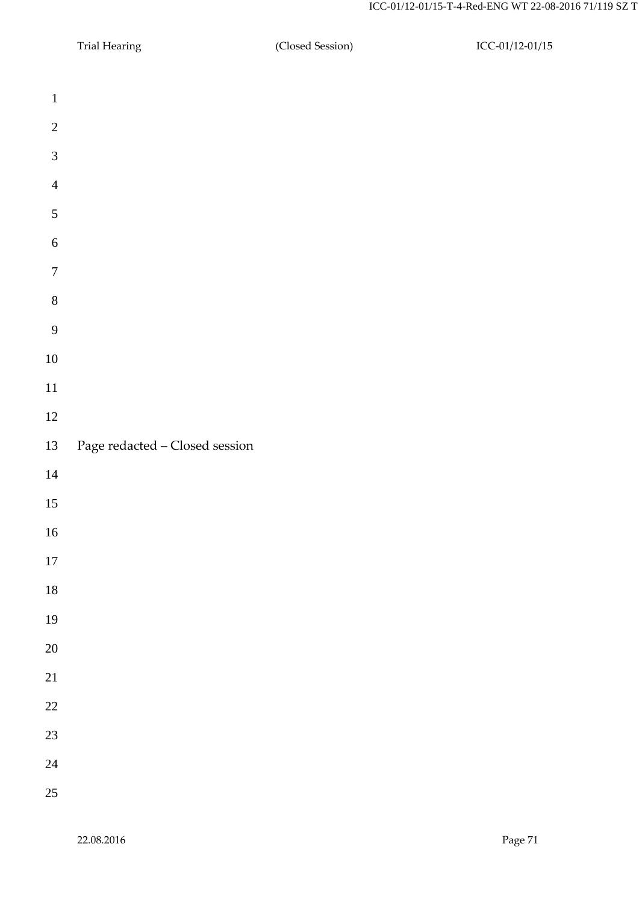Page redacted – Closed session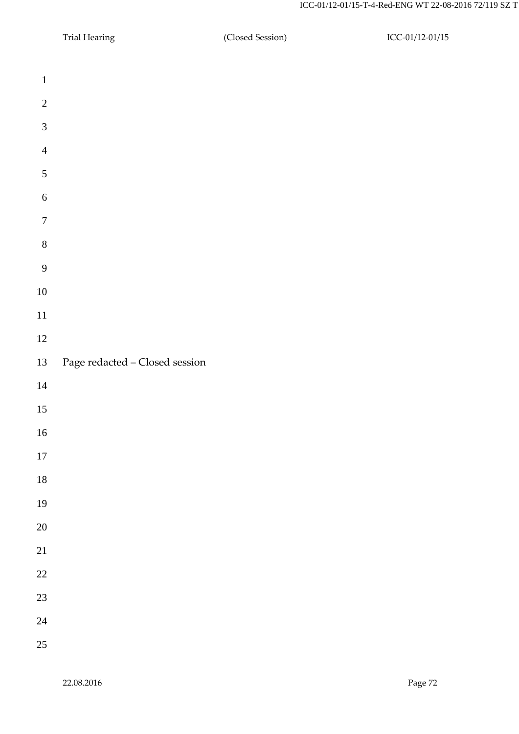Page redacted – Closed session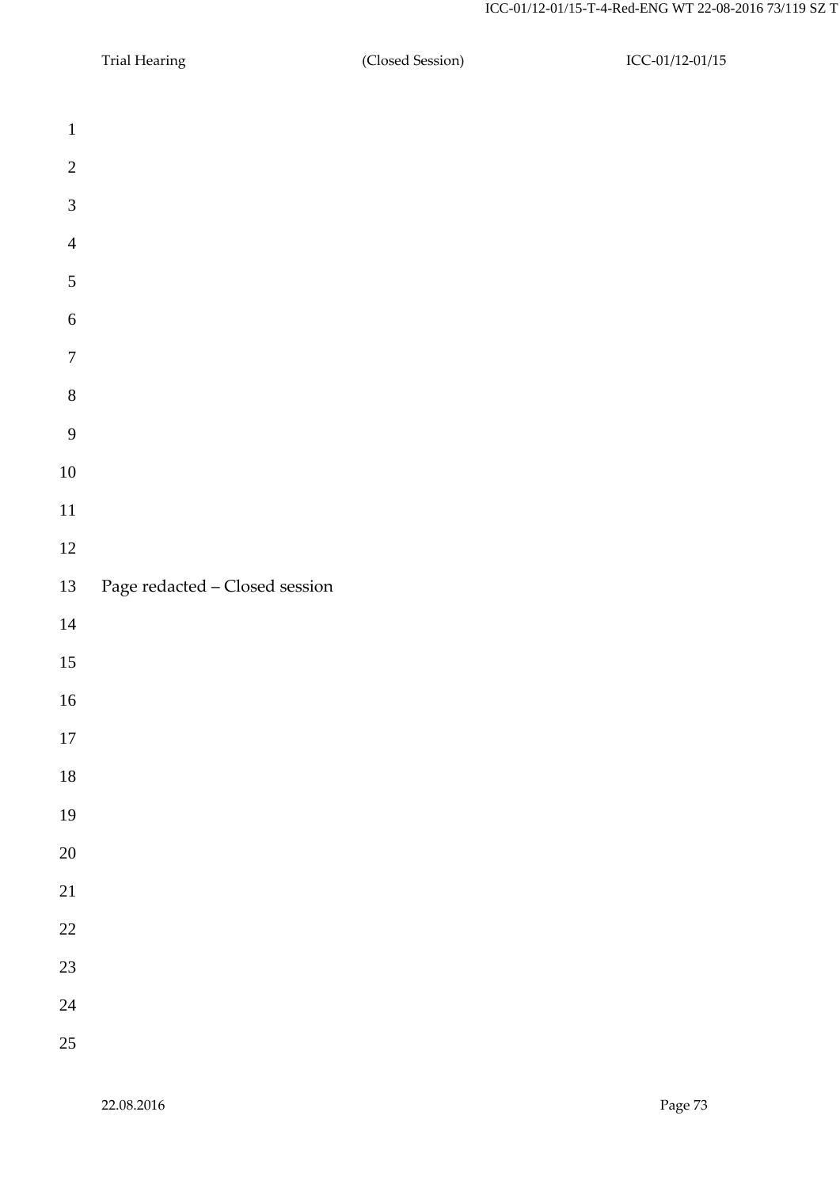Page redacted – Closed session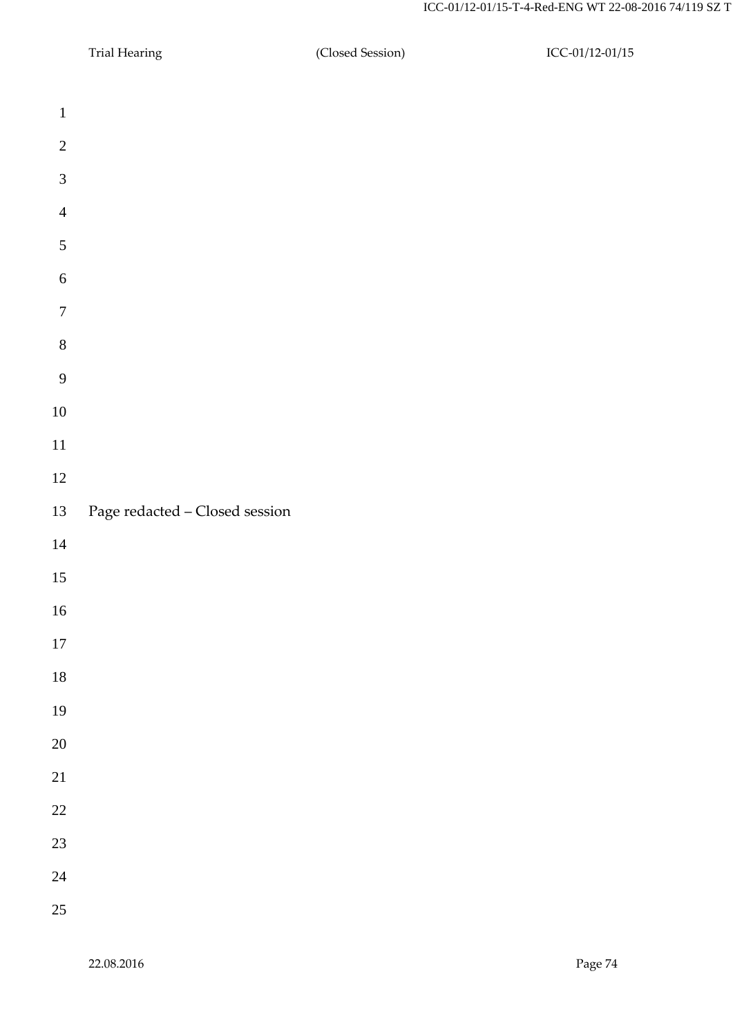Page redacted – Closed session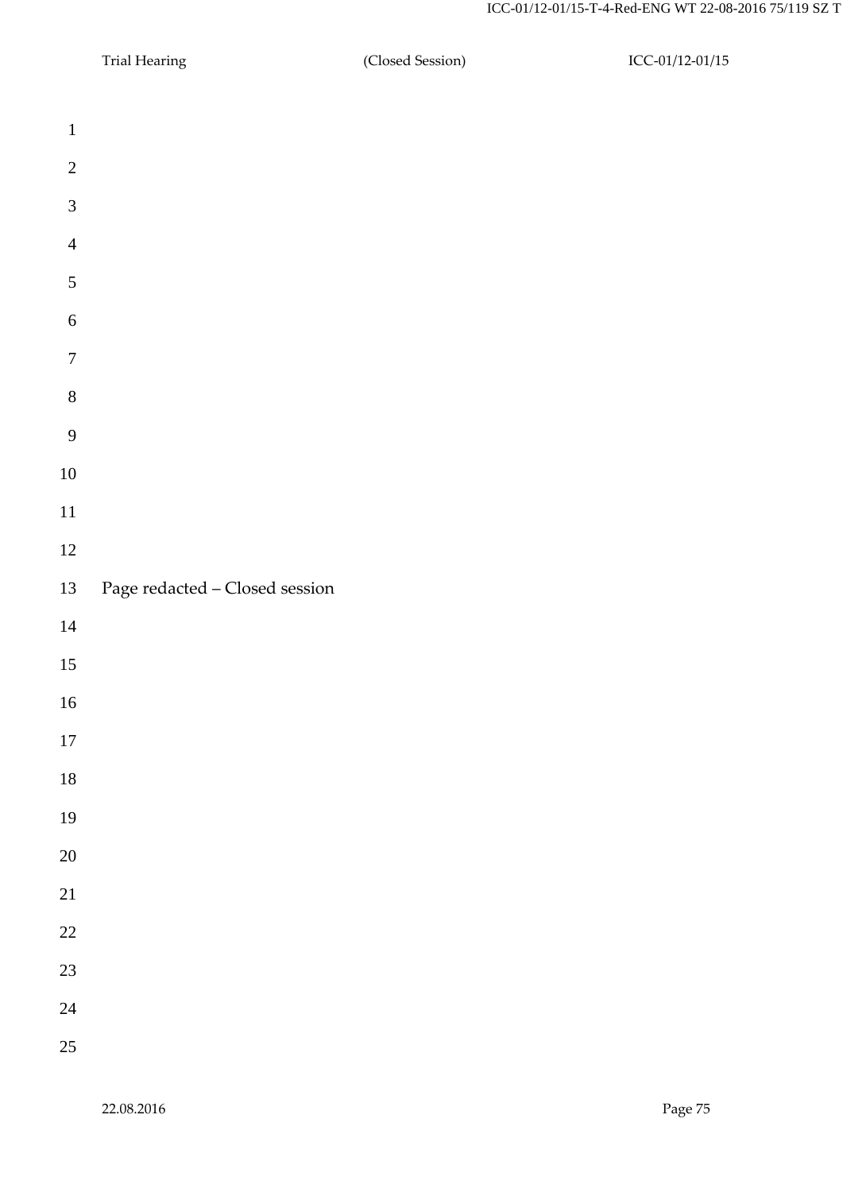Page redacted – Closed session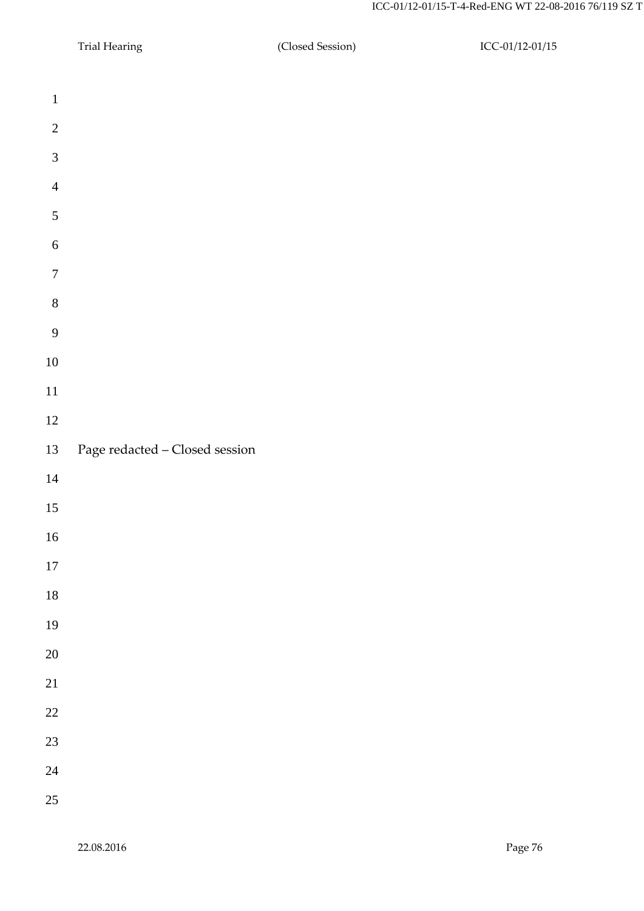Page redacted – Closed session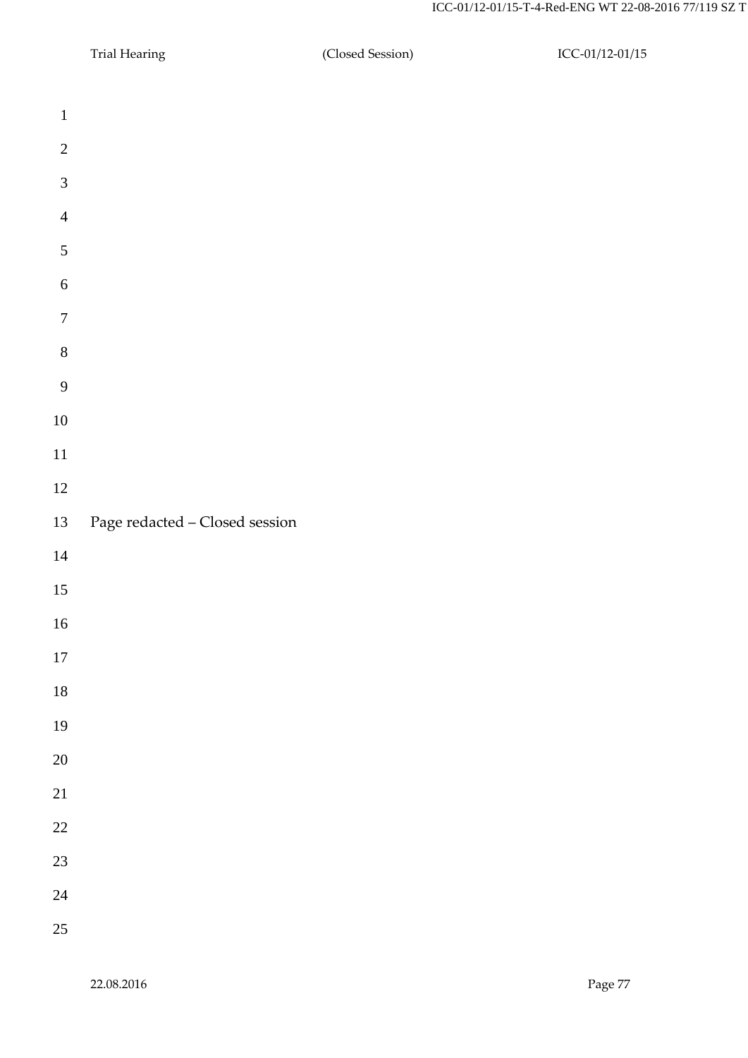Page redacted – Closed session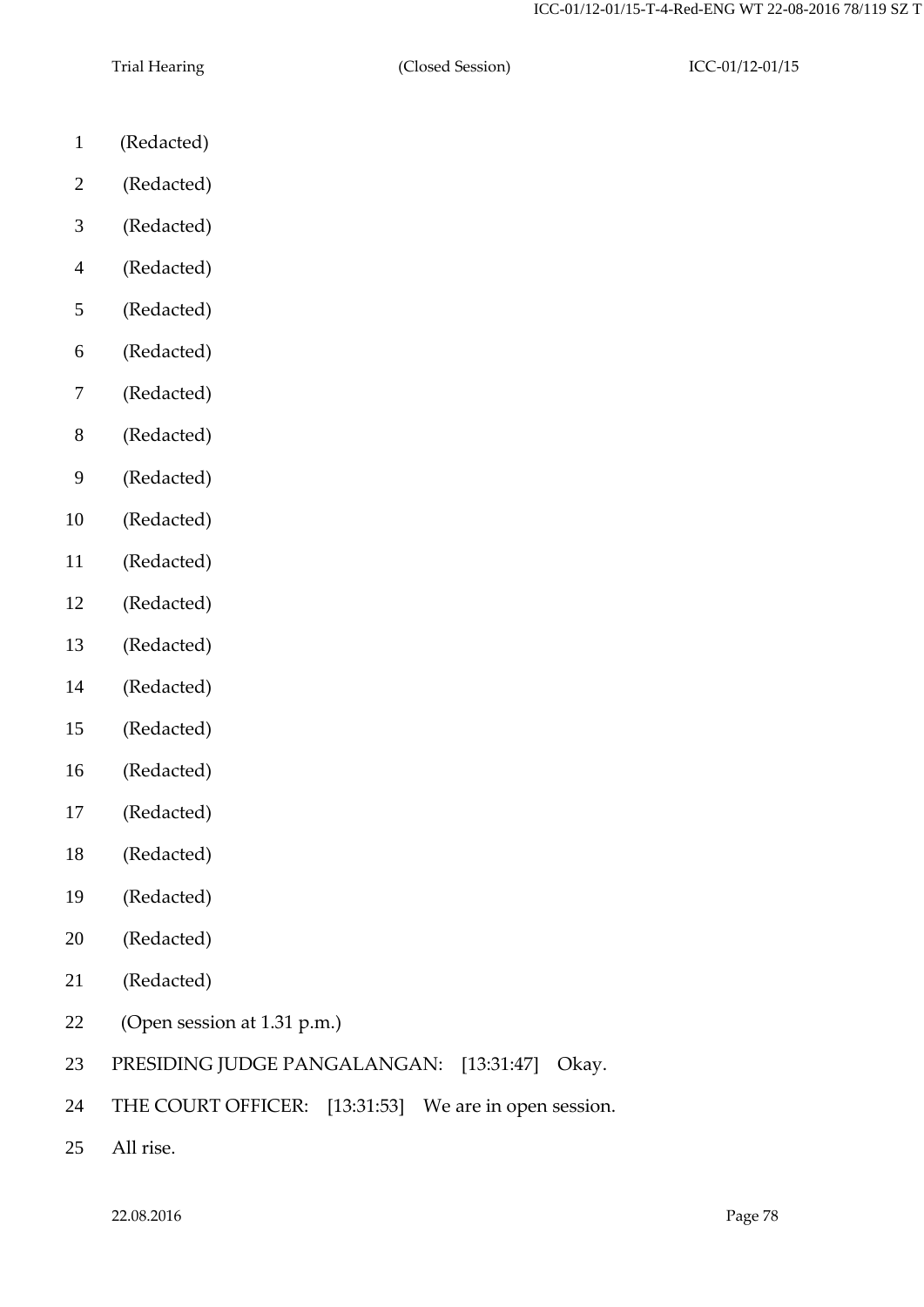1 (Redacted)

2 (Redacted)

3 (Redacted)

4 (Redacted)

5 (Redacted)

6 (Redacted)

7 (Redacted)

8 (Redacted)

9 (Redacted)

10 (Redacted)

11 (Redacted)

12 (Redacted)

13 (Redacted)

14 (Redacted)

15 (Redacted)

16 (Redacted)

17 (Redacted)

18 (Redacted)

19 (Redacted)

20 (Redacted)

21 (Redacted)

22 (Open session at 1.31 p.m.)

23 PRESIDING JUDGE PANGALANGAN: [13:31:47] Okay.

24 THE COURT OFFICER: [13:31:53] We are in open session.

25 All rise.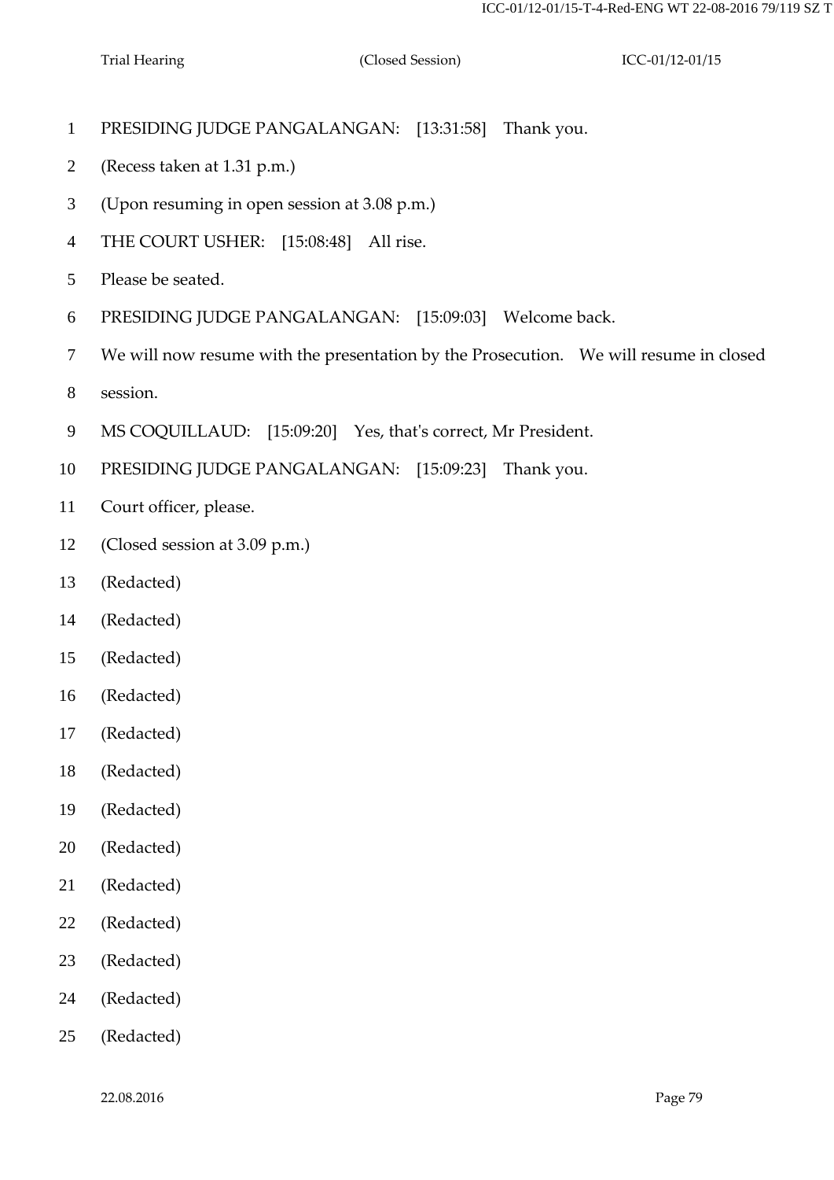1 PRESIDING JUDGE PANGALANGAN: [13:31:58] Thank you.

2 (Recess taken at 1.31 p.m.)

3 (Upon resuming in open session at 3.08 p.m.)

4 THE COURT USHER: [15:08:48] All rise.

5 Please be seated.

6 PRESIDING JUDGE PANGALANGAN: [15:09:03] Welcome back.

7 We will now resume with the presentation by the Prosecution. We will resume in closed

8 session.

9 MS COQUILLAUD: [15:09:20] Yes, that's correct, Mr President.

10 PRESIDING JUDGE PANGALANGAN: [15:09:23] Thank you.

11 Court officer, please.

12 (Closed session at 3.09 p.m.)

13 (Redacted)

14 (Redacted)

15 (Redacted)

16 (Redacted)

17 (Redacted)

18 (Redacted)

19 (Redacted)

20 (Redacted)

21 (Redacted)

22 (Redacted)

23 (Redacted)

24 (Redacted)

25 (Redacted)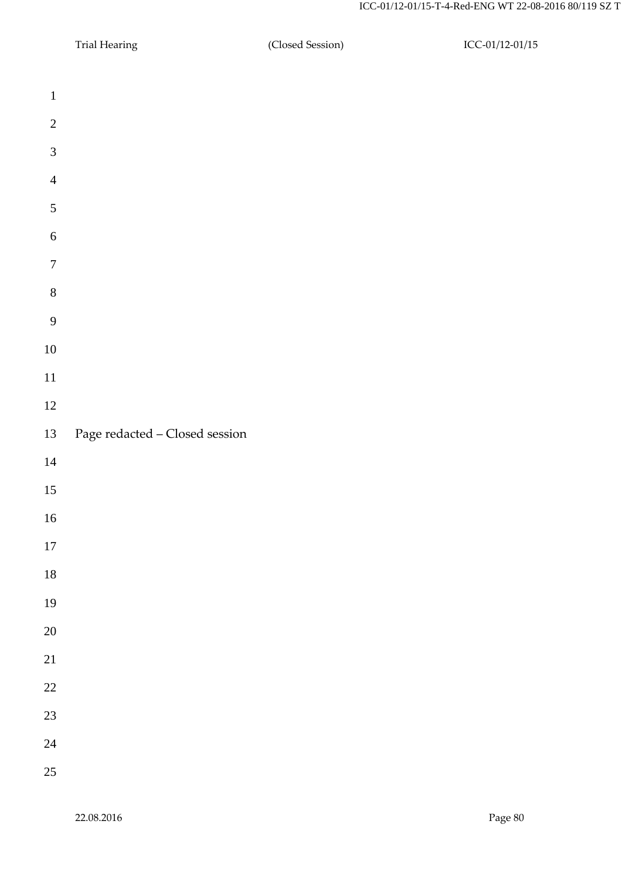Page redacted – Closed session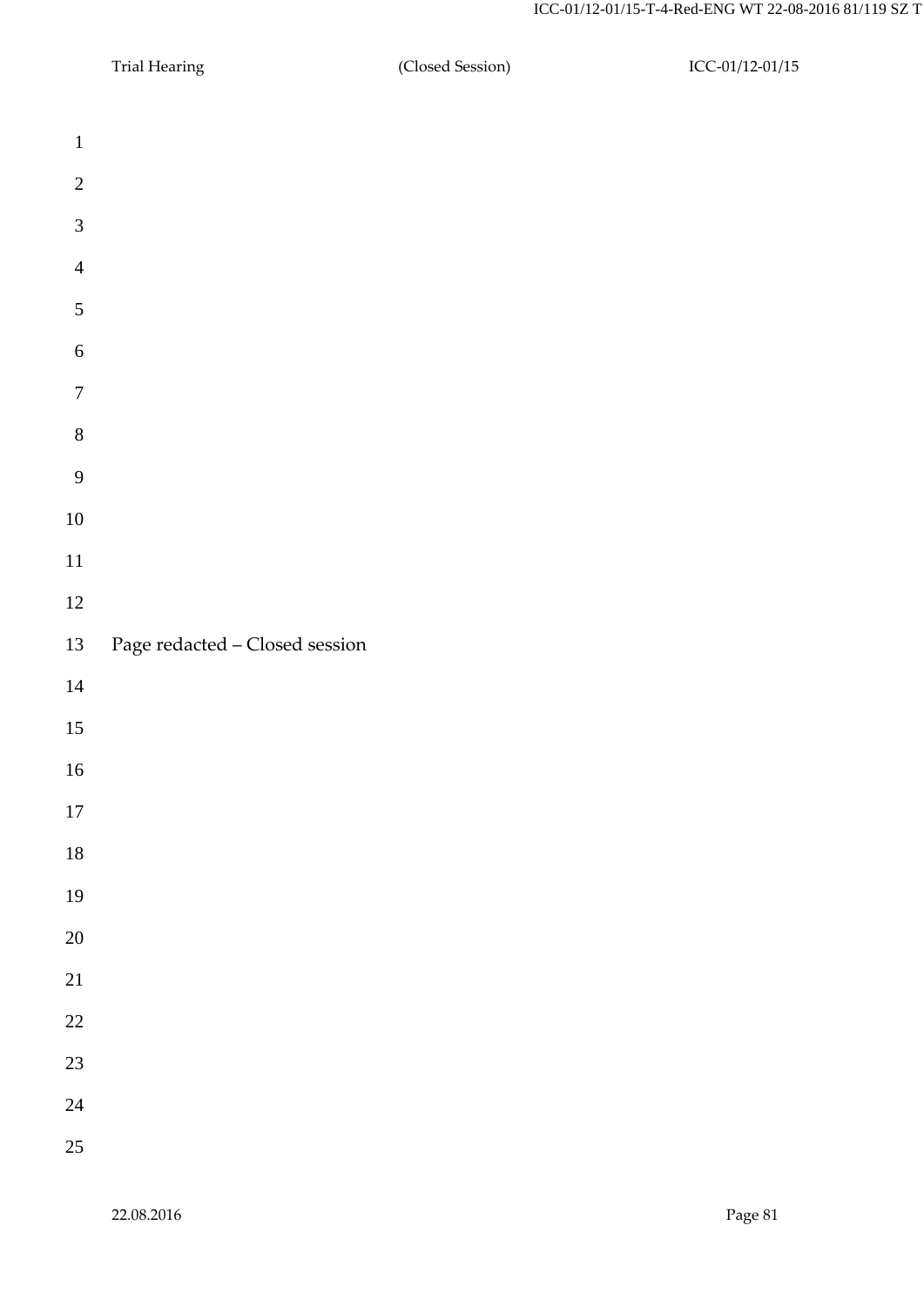Page redacted – Closed session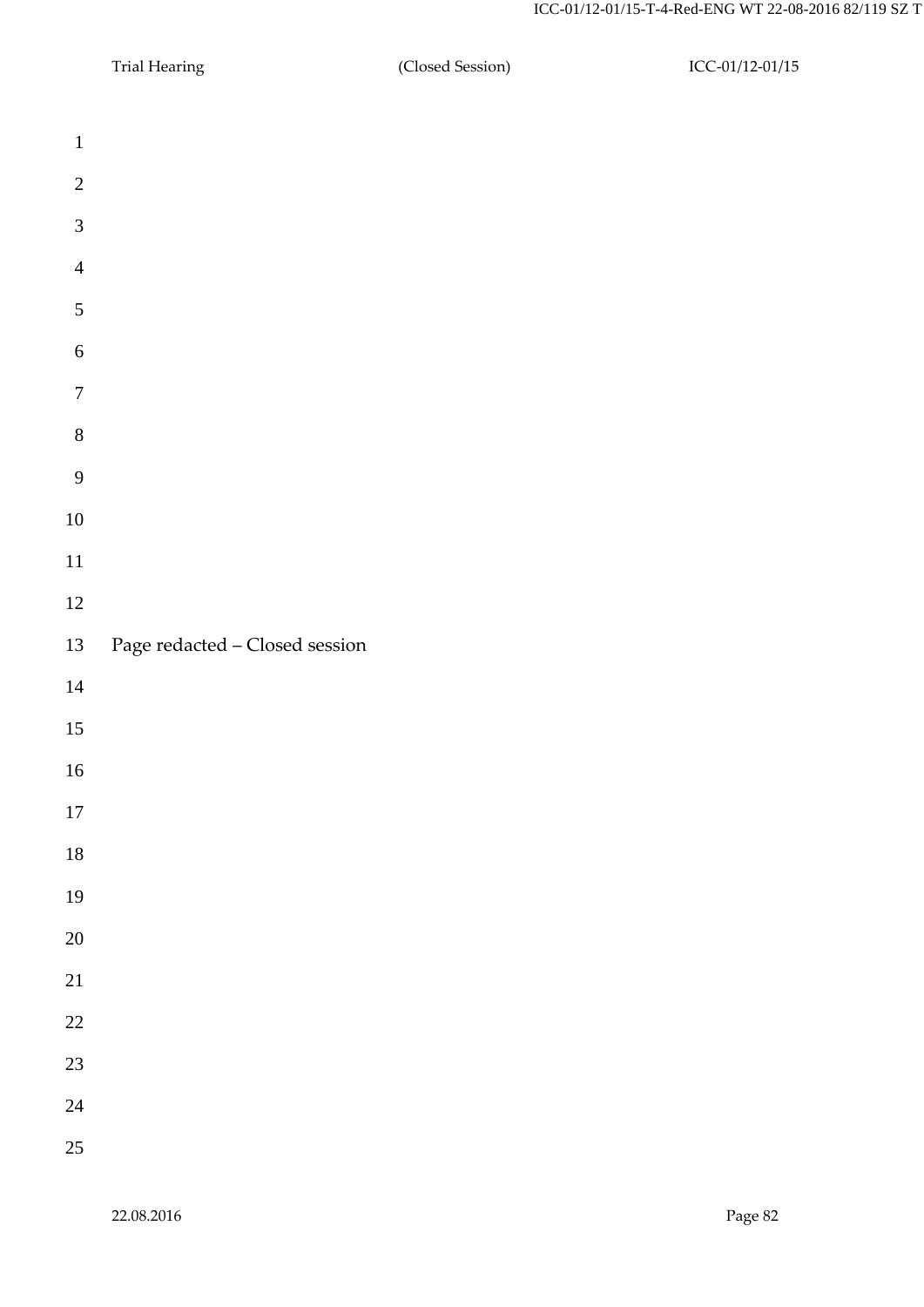Page redacted – Closed session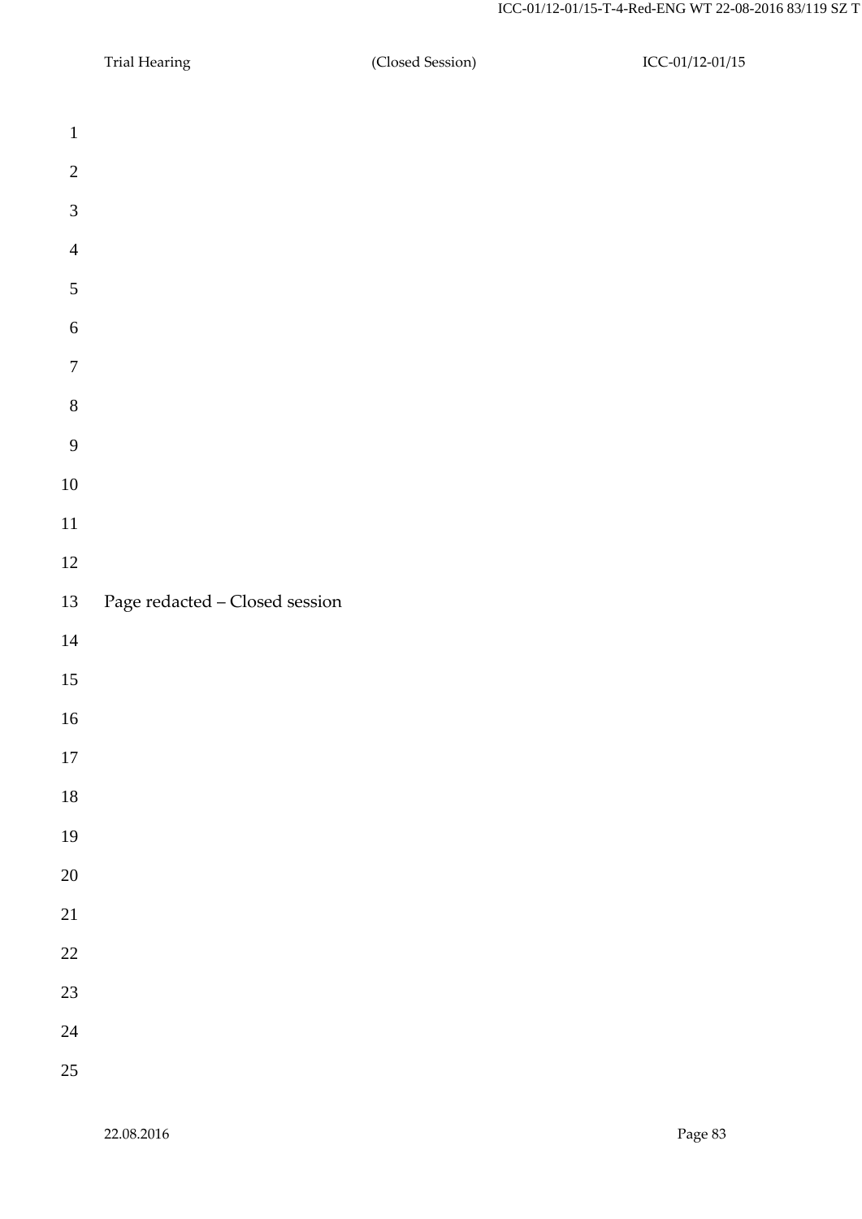Page redacted – Closed session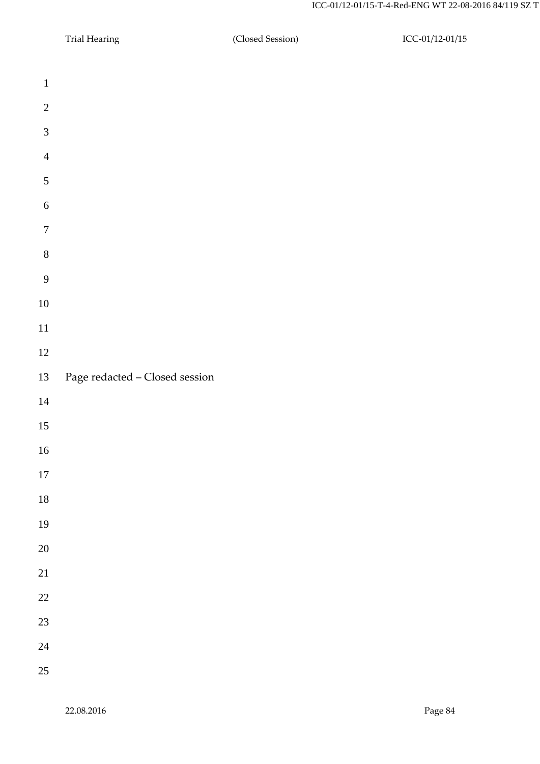Page redacted – Closed session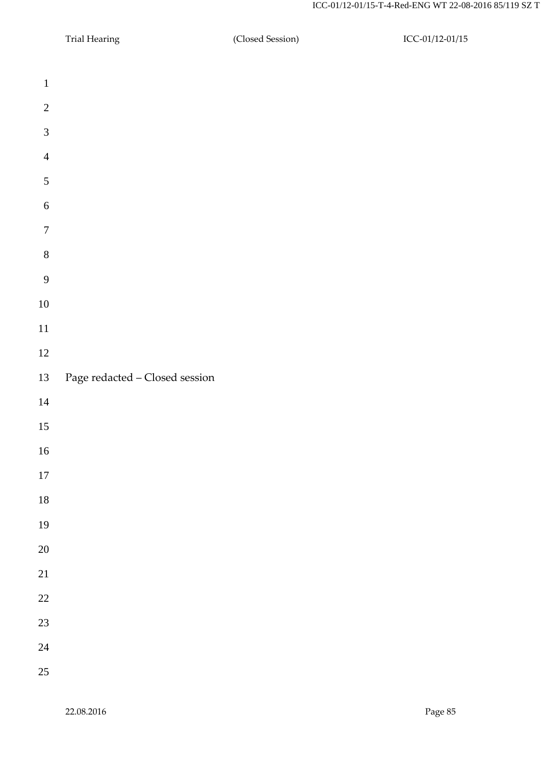Page redacted – Closed session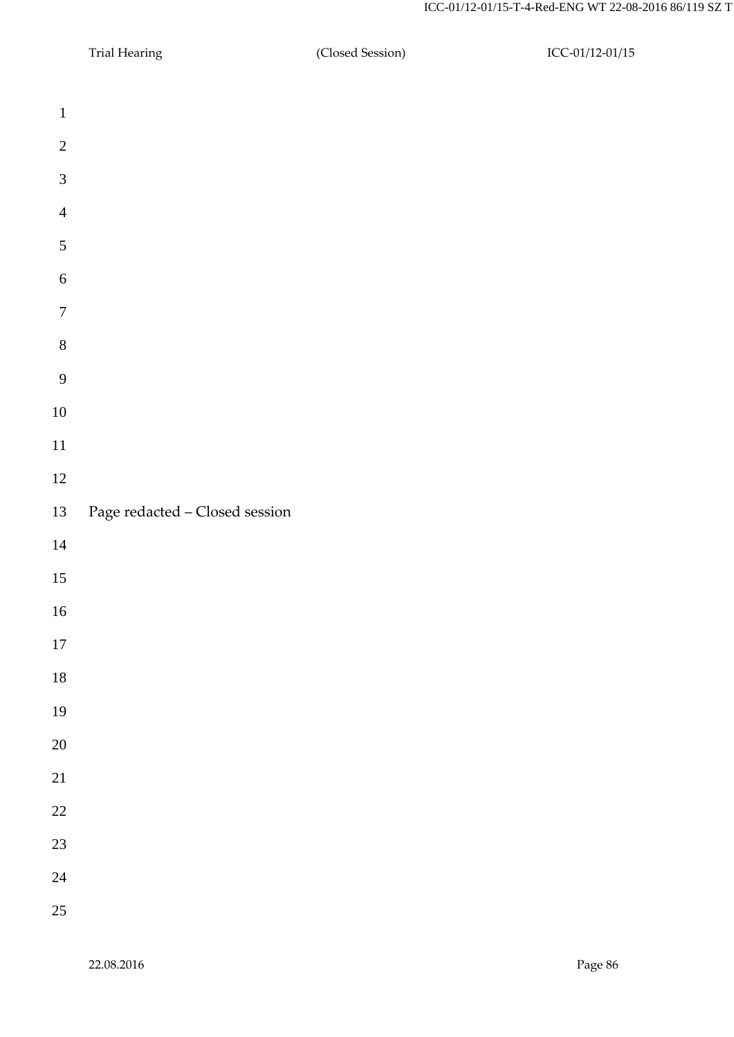Page redacted – Closed session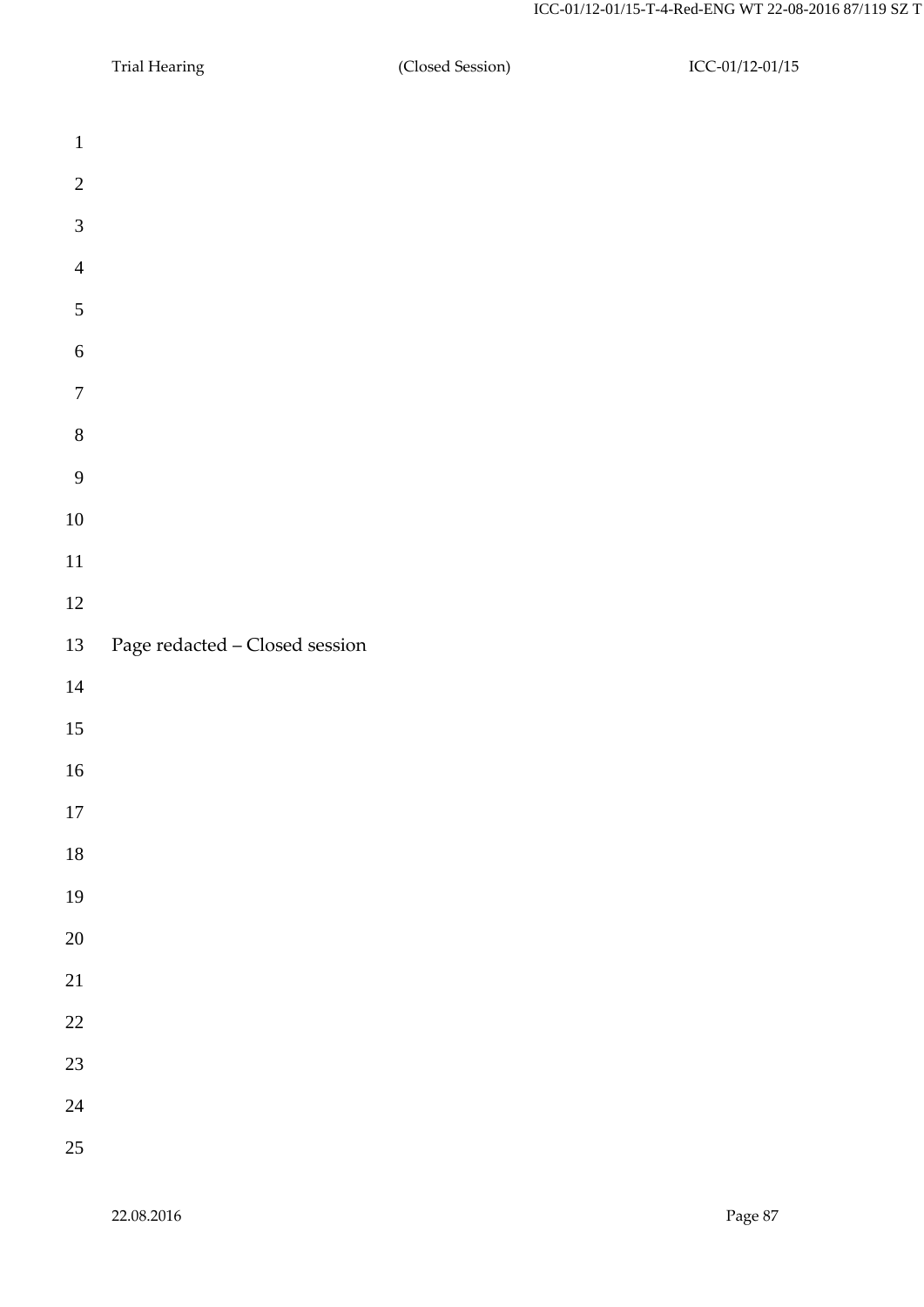Page redacted – Closed session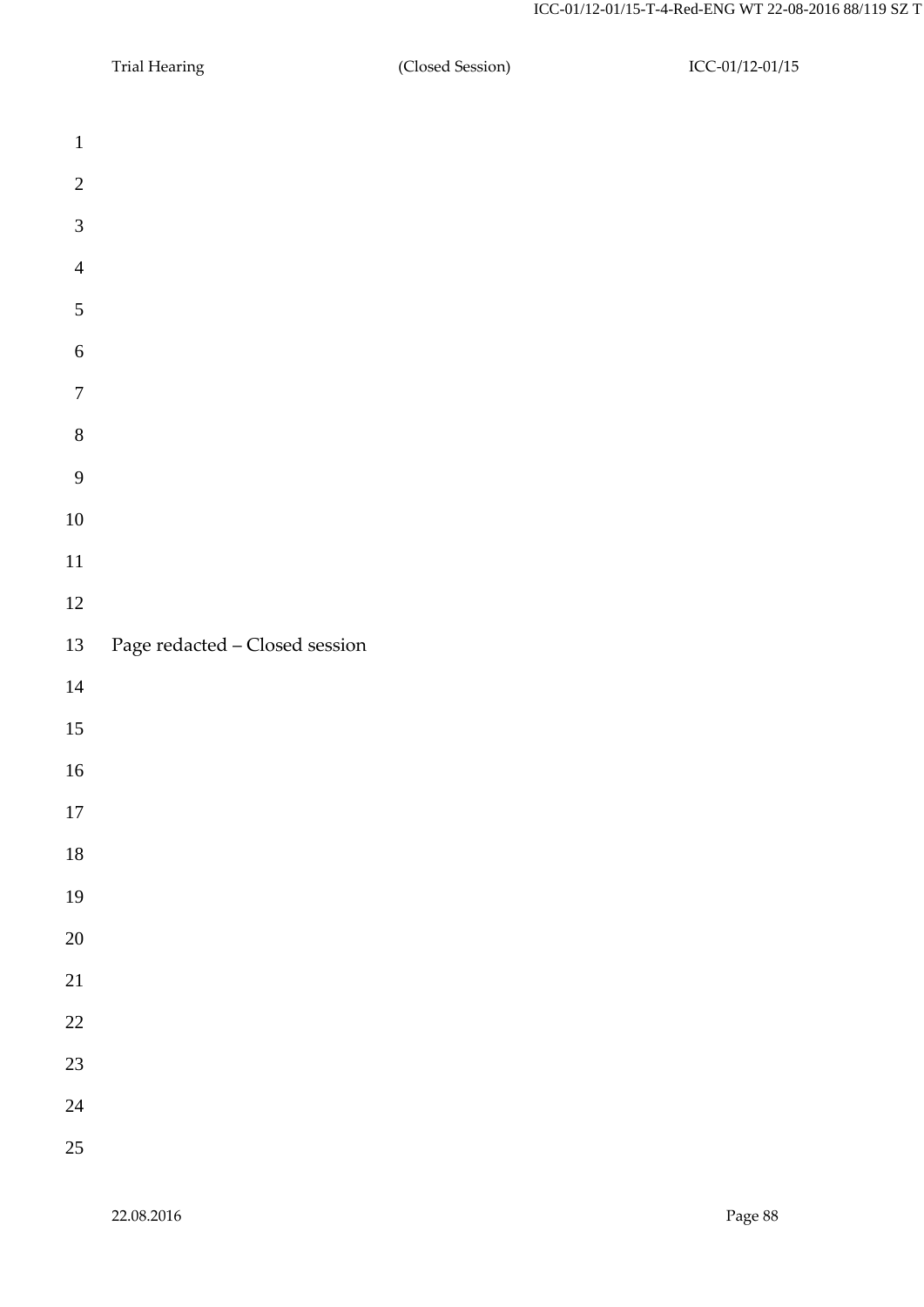Page redacted – Closed session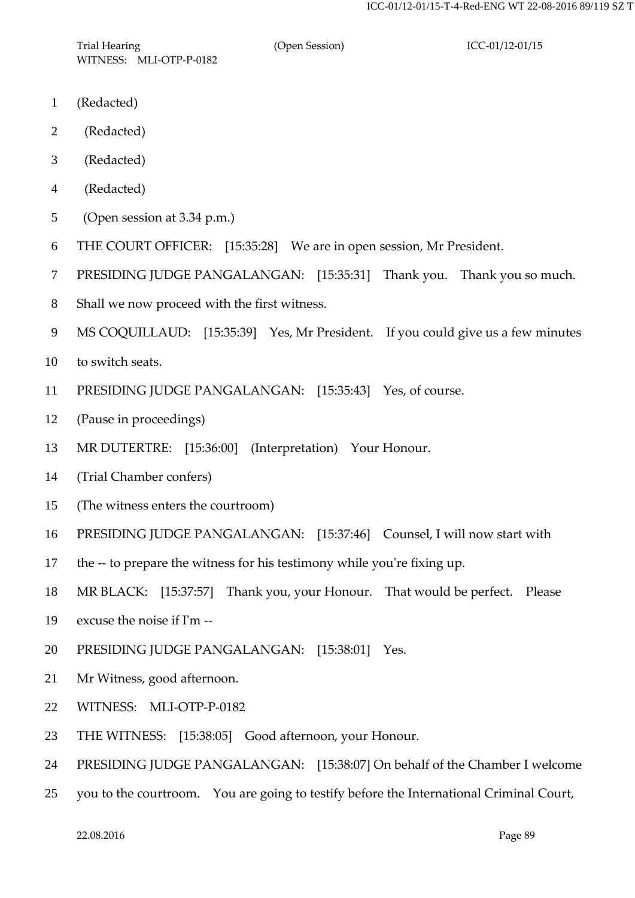1 (Redacted)

2 (Redacted)

3 (Redacted)

4 (Redacted)

5 (Open session at 3.34 p.m.)

6 THE COURT OFFICER: [15:35:28] We are in open session, Mr President.

7 PRESIDING JUDGE PANGALANGAN: [15:35:31] Thank you. Thank you so much.

8 Shall we now proceed with the first witness.

9 MS COQUILLAUD: [15:35:39] Yes, Mr President. If you could give us a few minutes

10 to switch seats.

11 PRESIDING JUDGE PANGALANGAN: [15:35:43] Yes, of course.

12 (Pause in proceedings)

13 MR DUTERTRE: [15:36:00] (Interpretation) Your Honour.

14 (Trial Chamber confers)

15 (The witness enters the courtroom)

16 PRESIDING JUDGE PANGALANGAN: [15:37:46] Counsel, I will now start with

17 the -- to prepare the witness for his testimony while you're fixing up.

18 MR BLACK: [15:37:57] Thank you, your Honour. That would be perfect. Please

19 excuse the noise if I'm --

20 PRESIDING JUDGE PANGALANGAN: [15:38:01] Yes.

21 Mr Witness, good afternoon.

22 WITNESS: MLI-OTP-P-0182

23 THE WITNESS: [15:38:05] Good afternoon, your Honour.

24 PRESIDING JUDGE PANGALANGAN: [15:38:07] On behalf of the Chamber I welcome

25 you to the courtroom. You are going to testify before the International Criminal Court,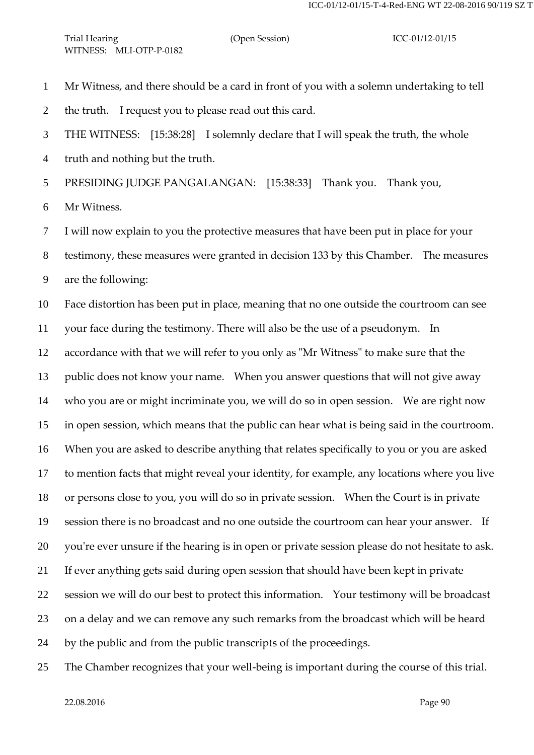Mr Witness, and there should be a card in front of you with a solemn undertaking to tell the truth. I request you to please read out this card.

THE WITNESS: [15:38:28] I solemnly declare that I will speak the truth, the whole truth and nothing but the truth.

PRESIDING JUDGE PANGALANGAN: [15:38:33] Thank you. Thank you, Mr Witness.

I will now explain to you the protective measures that have been put in place for your testimony, these measures were granted in decision 133 by this Chamber. The measures are the following:

Face distortion has been put in place, meaning that no one outside the courtroom can see your face during the testimony. There will also be the use of a pseudonym. In accordance with that we will refer to you only as "Mr Witness" to make sure that the public does not know your name. When you answer questions that will not give away who you are or might incriminate you, we will do so in open session. We are right now in open session, which means that the public can hear what is being said in the courtroom. When you are asked to describe anything that relates specifically to you or you are asked to mention facts that might reveal your identity, for example, any locations where you live or persons close to you, you will do so in private session. When the Court is in private session there is no broadcast and no one outside the courtroom can hear your answer. If you're ever unsure if the hearing is in open or private session please do not hesitate to ask. If ever anything gets said during open session that should have been kept in private session we will do our best to protect this information. Your testimony will be broadcast on a delay and we can remove any such remarks from the broadcast which will be heard by the public and from the public transcripts of the proceedings.

The Chamber recognizes that your well-being is important during the course of this trial.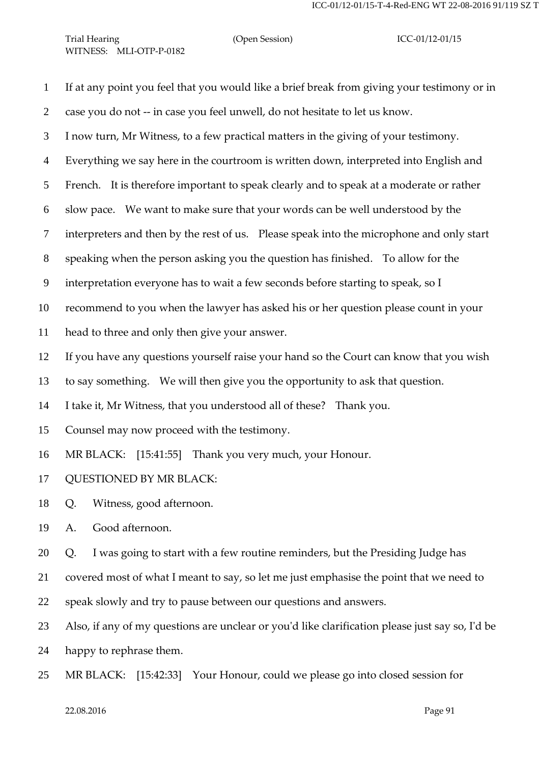If at any point you feel that you would like a brief break from giving your testimony or in case you do not -- in case you feel unwell, do not hesitate to let us know.

I now turn, Mr Witness, to a few practical matters in the giving of your testimony. Everything we say here in the courtroom is written down, interpreted into English and French. It is therefore important to speak clearly and to speak at a moderate or rather slow pace. We want to make sure that your words can be well understood by the interpreters and then by the rest of us. Please speak into the microphone and only start speaking when the person asking you the question has finished. To allow for the interpretation everyone has to wait a few seconds before starting to speak, so I recommend to you when the lawyer has asked his or her question please count in your head to three and only then give your answer.

If you have any questions yourself raise your hand so the Court can know that you wish to say something. We will then give you the opportunity to ask that question.

I take it, Mr Witness, that you understood all of these? Thank you.

Counsel may now proceed with the testimony.

MR BLACK: [15:41:55] Thank you very much, your Honour.

QUESTIONED BY MR BLACK:

Q. Witness, good afternoon.

A. Good afternoon.

Q. I was going to start with a few routine reminders, but the Presiding Judge has covered most of what I meant to say, so let me just emphasise the point that we need to speak slowly and try to pause between our questions and answers.

Also, if any of my questions are unclear or you'd like clarification please just say so, I'd be happy to rephrase them.

MR BLACK: [15:42:33] Your Honour, could we please go into closed session for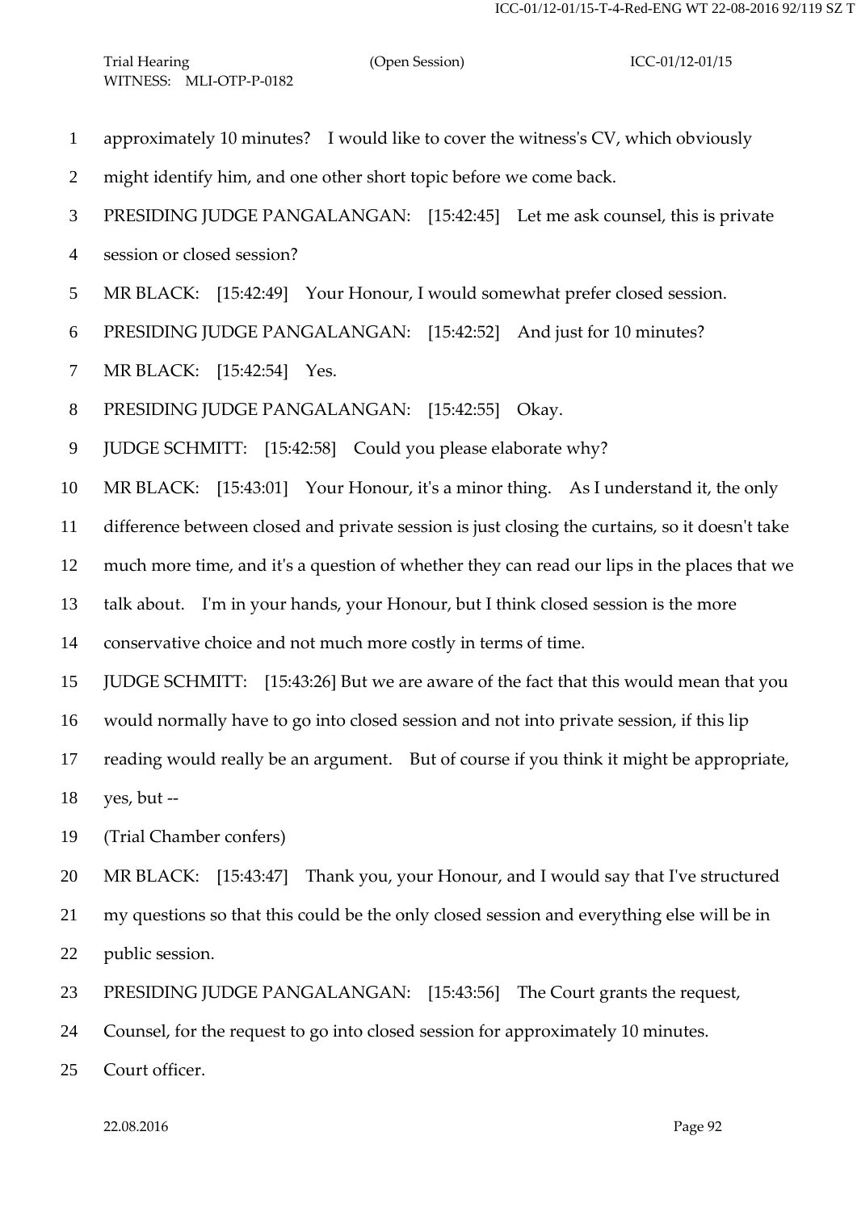approximately 10 minutes? I would like to cover the witness's CV, which obviously might identify him, and one other short topic before we come back.

PRESIDING JUDGE PANGALANGAN: [15:42:45] Let me ask counsel, this is private session or closed session?

MR BLACK: [15:42:49] Your Honour, I would somewhat prefer closed session.

PRESIDING JUDGE PANGALANGAN: [15:42:52] And just for 10 minutes?

MR BLACK: [15:42:54] Yes.

PRESIDING JUDGE PANGALANGAN: [15:42:55] Okay.

JUDGE SCHMITT: [15:42:58] Could you please elaborate why?

MR BLACK: [15:43:01] Your Honour, it's a minor thing. As I understand it, the only difference between closed and private session is just closing the curtains, so it doesn't take much more time, and it's a question of whether they can read our lips in the places that we talk about. I'm in your hands, your Honour, but I think closed session is the more conservative choice and not much more costly in terms of time.

JUDGE SCHMITT: [15:43:26] But we are aware of the fact that this would mean that you would normally have to go into closed session and not into private session, if this lip reading would really be an argument. But of course if you think it might be appropriate, yes, but --

(Trial Chamber confers)

MR BLACK: [15:43:47] Thank you, your Honour, and I would say that I've structured my questions so that this could be the only closed session and everything else will be in public session.

PRESIDING JUDGE PANGALANGAN: [15:43:56] The Court grants the request, Counsel, for the request to go into closed session for approximately 10 minutes.

Court officer.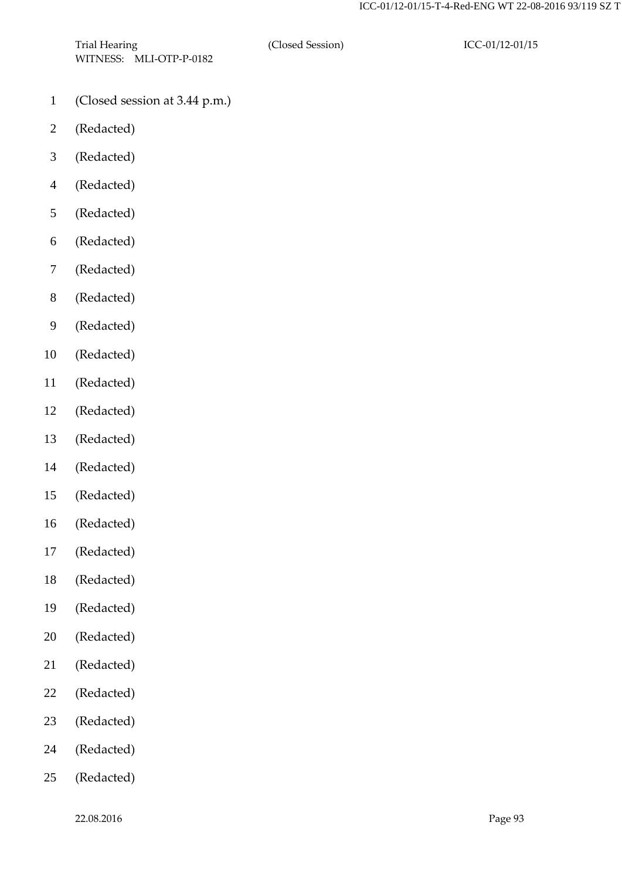1 (Closed session at 3.44 p.m.)

2 (Redacted)

3 (Redacted)

4 (Redacted)

5 (Redacted)

6 (Redacted)

7 (Redacted)

8 (Redacted)

9 (Redacted)

10 (Redacted)

11 (Redacted)

12 (Redacted)

13 (Redacted)

14 (Redacted)

15 (Redacted)

16 (Redacted)

17 (Redacted)

18 (Redacted)

19 (Redacted)

20 (Redacted)

21 (Redacted)

22 (Redacted)

23 (Redacted)

24 (Redacted)

25 (Redacted)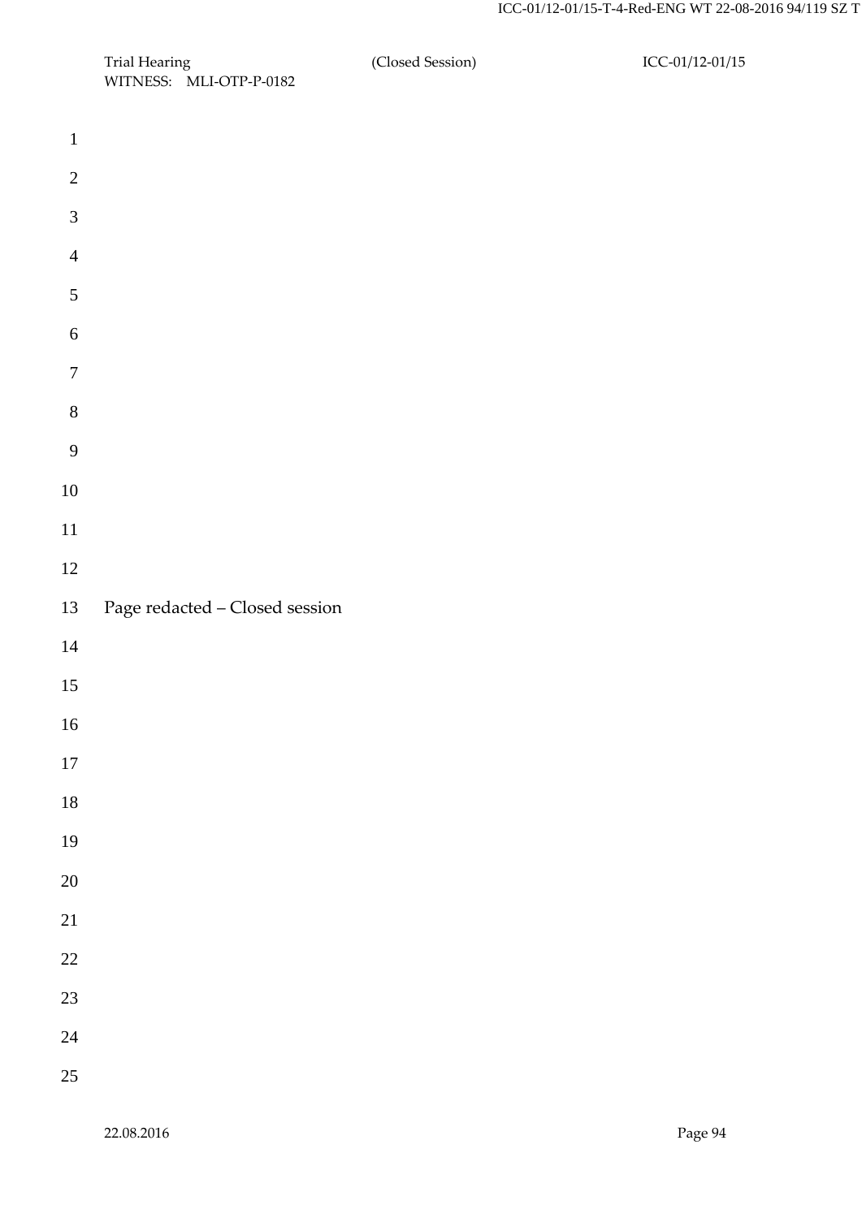Page redacted – Closed session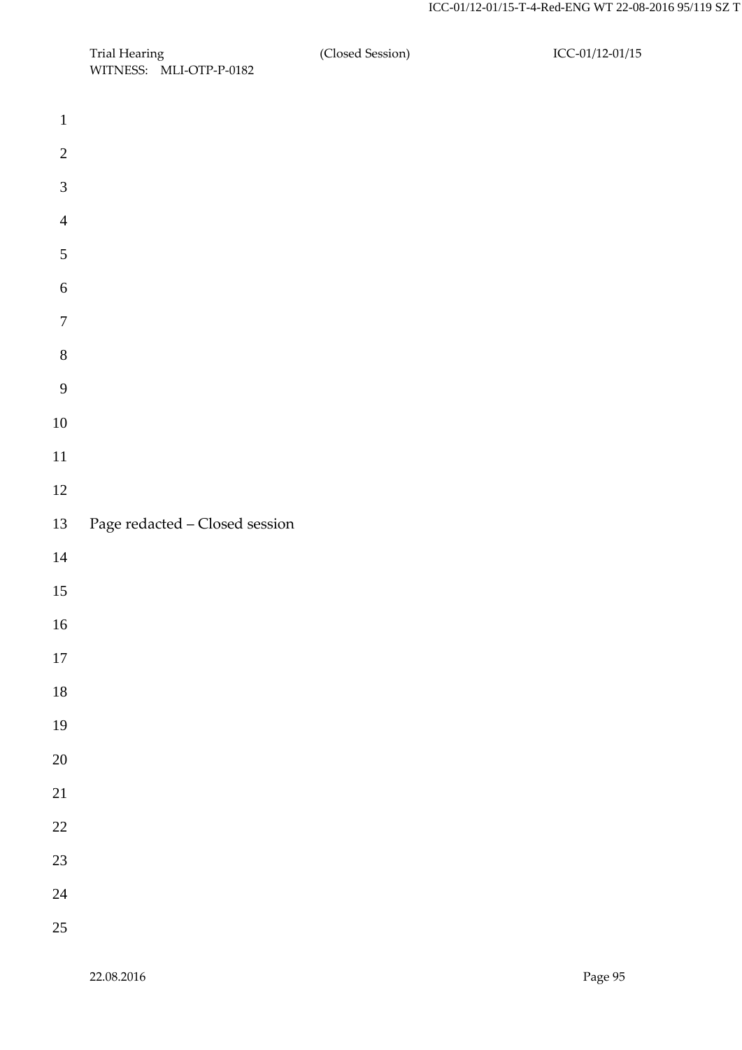Page redacted – Closed session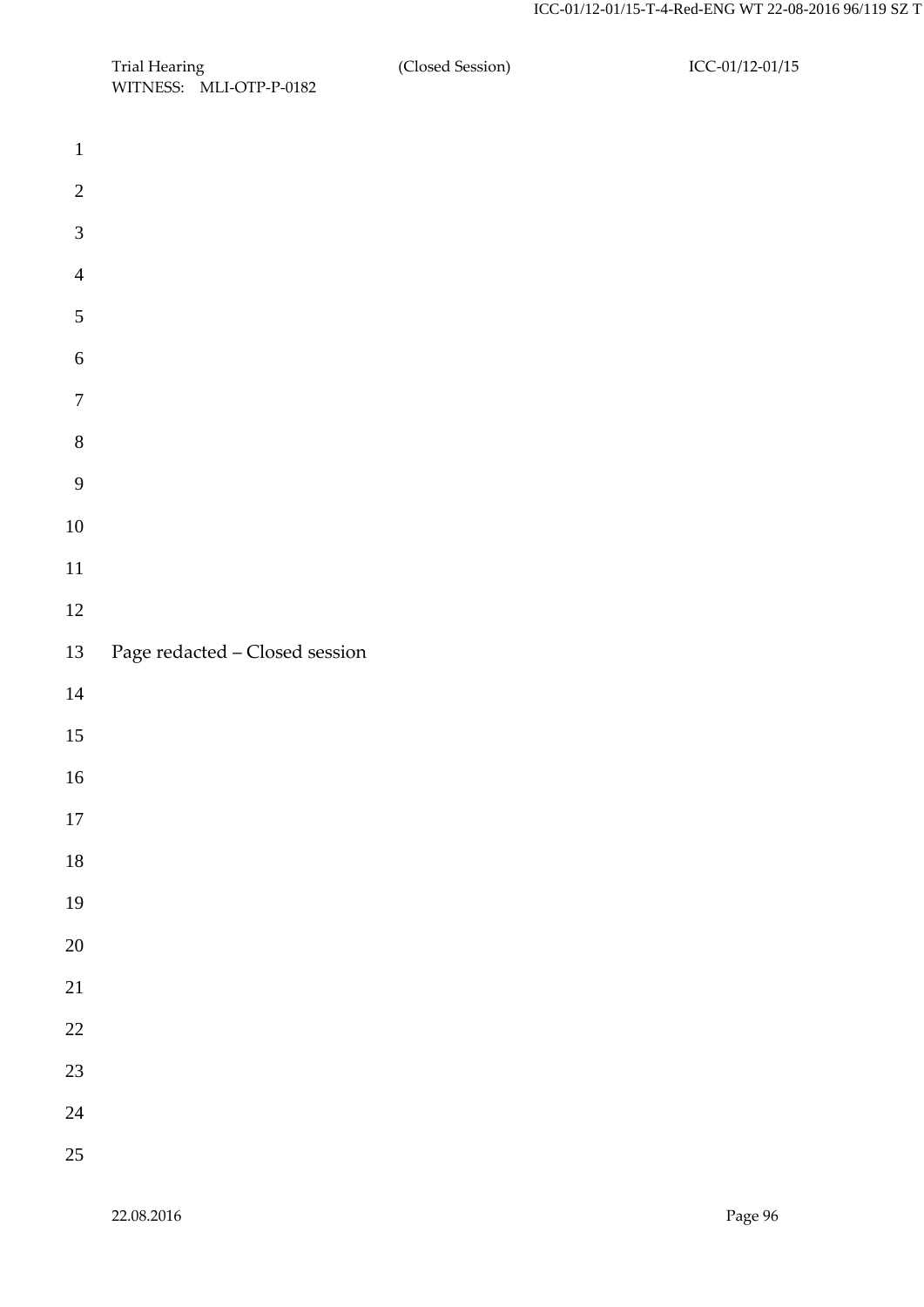Page redacted – Closed session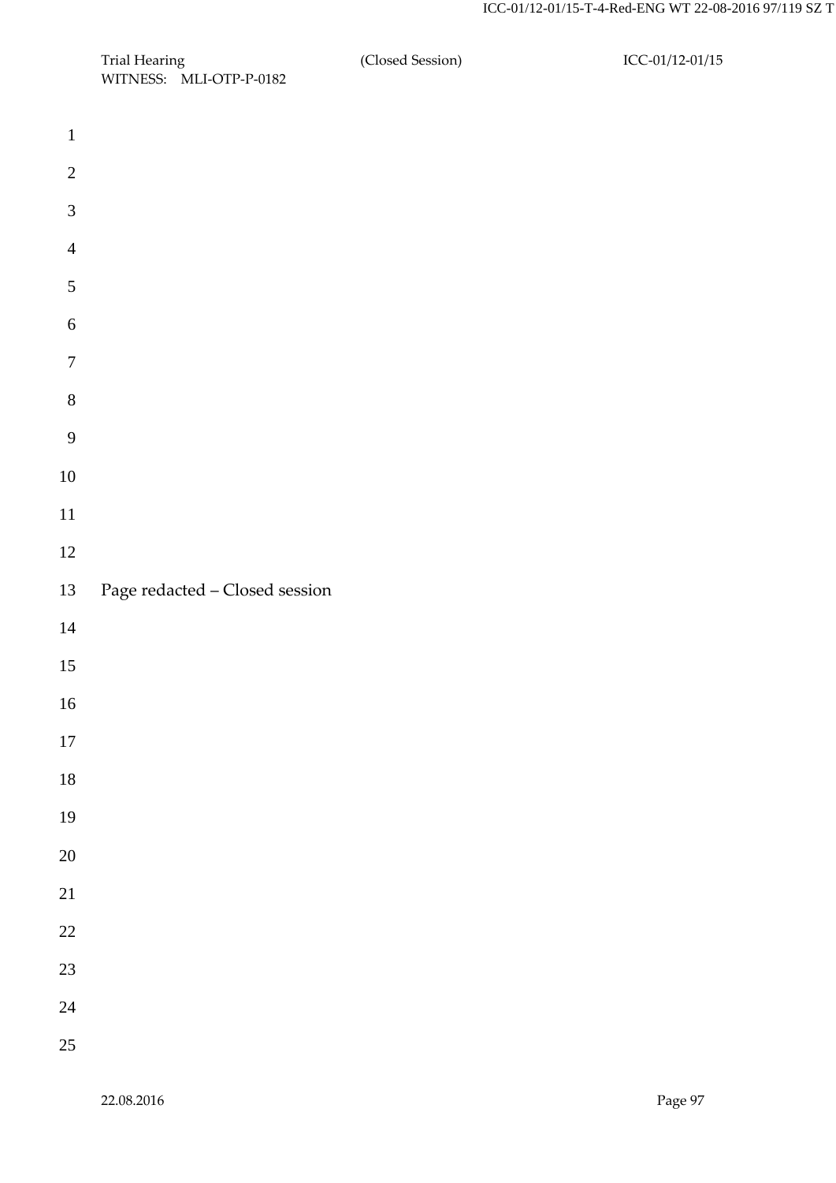Page redacted – Closed session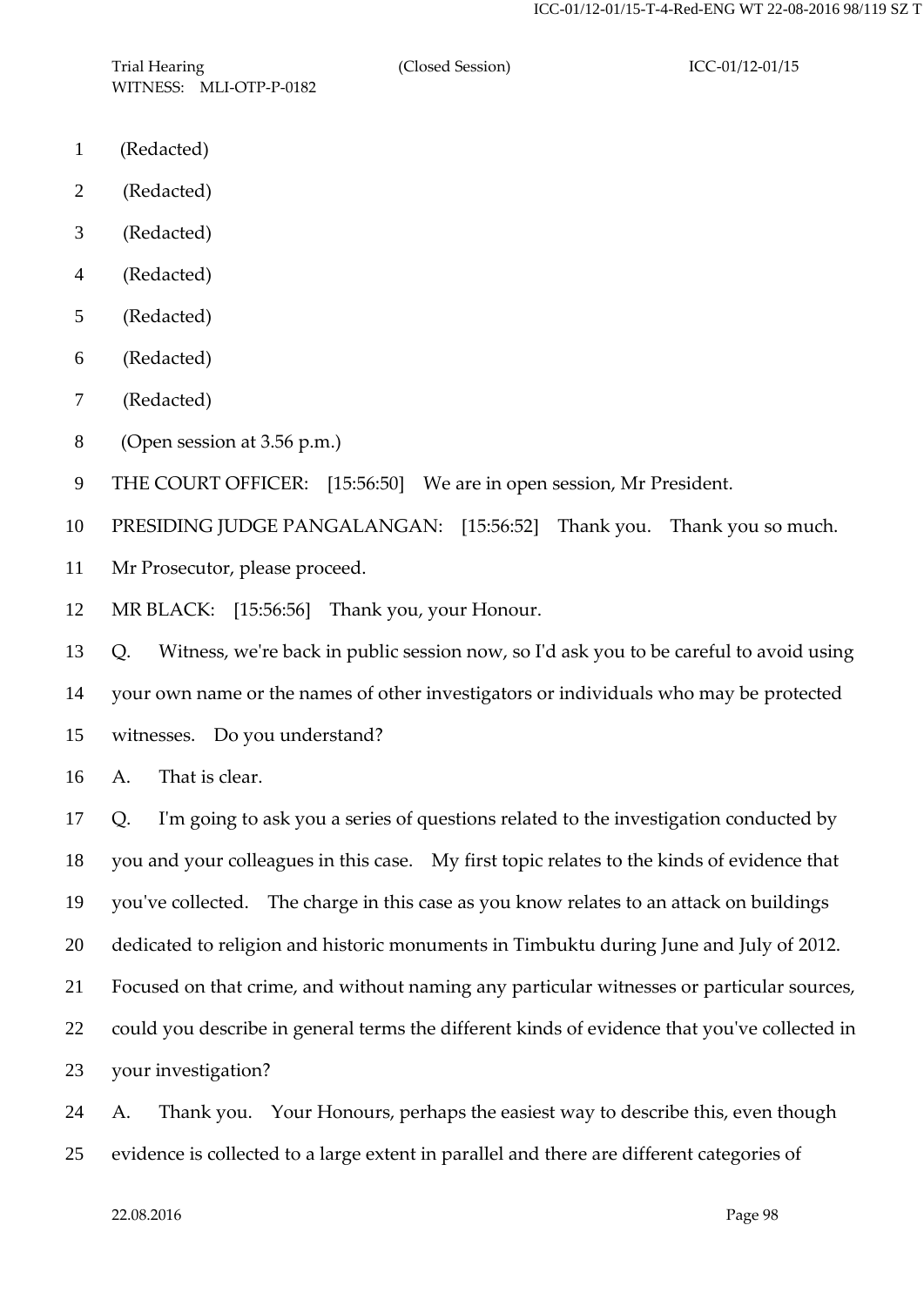(Redacted)

(Redacted)

(Redacted)

(Redacted)

(Redacted)

(Redacted)

(Redacted)

(Open session at 3.56 p.m.)

THE COURT OFFICER: [15:56:50] We are in open session, Mr President.

PRESIDING JUDGE PANGALANGAN: [15:56:52] Thank you. Thank you so much. Mr Prosecutor, please proceed.

MR BLACK: [15:56:56] Thank you, your Honour.

Q. Witness, we're back in public session now, so I'd ask you to be careful to avoid using your own name or the names of other investigators or individuals who may be protected witnesses. Do you understand?

A. That is clear.

Q. I'm going to ask you a series of questions related to the investigation conducted by you and your colleagues in this case. My first topic relates to the kinds of evidence that you've collected. The charge in this case as you know relates to an attack on buildings dedicated to religion and historic monuments in Timbuktu during June and July of 2012. Focused on that crime, and without naming any particular witnesses or particular sources, could you describe in general terms the different kinds of evidence that you've collected in your investigation?

A. Thank you. Your Honours, perhaps the easiest way to describe this, even though evidence is collected to a large extent in parallel and there are different categories of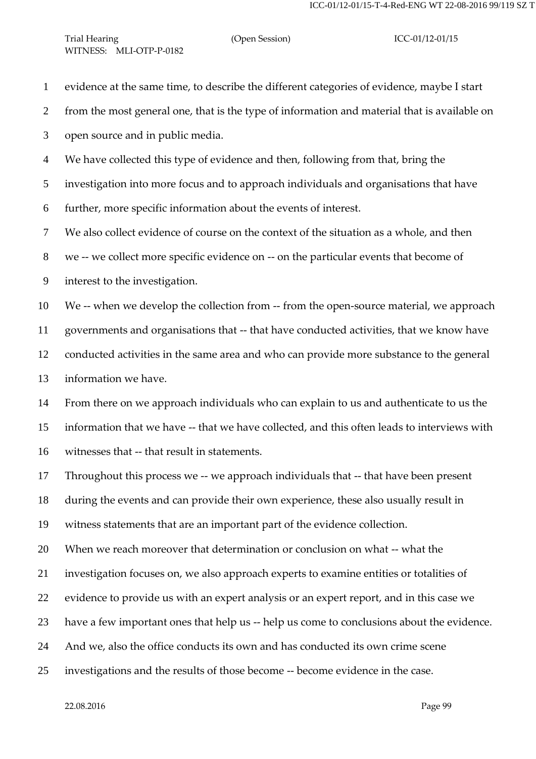evidence at the same time, to describe the different categories of evidence, maybe I start from the most general one, that is the type of information and material that is available on open source and in public media.

We have collected this type of evidence and then, following from that, bring the investigation into more focus and to approach individuals and organisations that have further, more specific information about the events of interest.

We also collect evidence of course on the context of the situation as a whole, and then we -- we collect more specific evidence on -- on the particular events that become of interest to the investigation.

We -- when we develop the collection from -- from the open-source material, we approach governments and organisations that -- that have conducted activities, that we know have conducted activities in the same area and who can provide more substance to the general information we have.

From there on we approach individuals who can explain to us and authenticate to us the information that we have -- that we have collected, and this often leads to interviews with witnesses that -- that result in statements.

Throughout this process we -- we approach individuals that -- that have been present during the events and can provide their own experience, these also usually result in witness statements that are an important part of the evidence collection.

When we reach moreover that determination or conclusion on what -- what the investigation focuses on, we also approach experts to examine entities or totalities of evidence to provide us with an expert analysis or an expert report, and in this case we have a few important ones that help us -- help us come to conclusions about the evidence.

And we, also the office conducts its own and has conducted its own crime scene investigations and the results of those become -- become evidence in the case.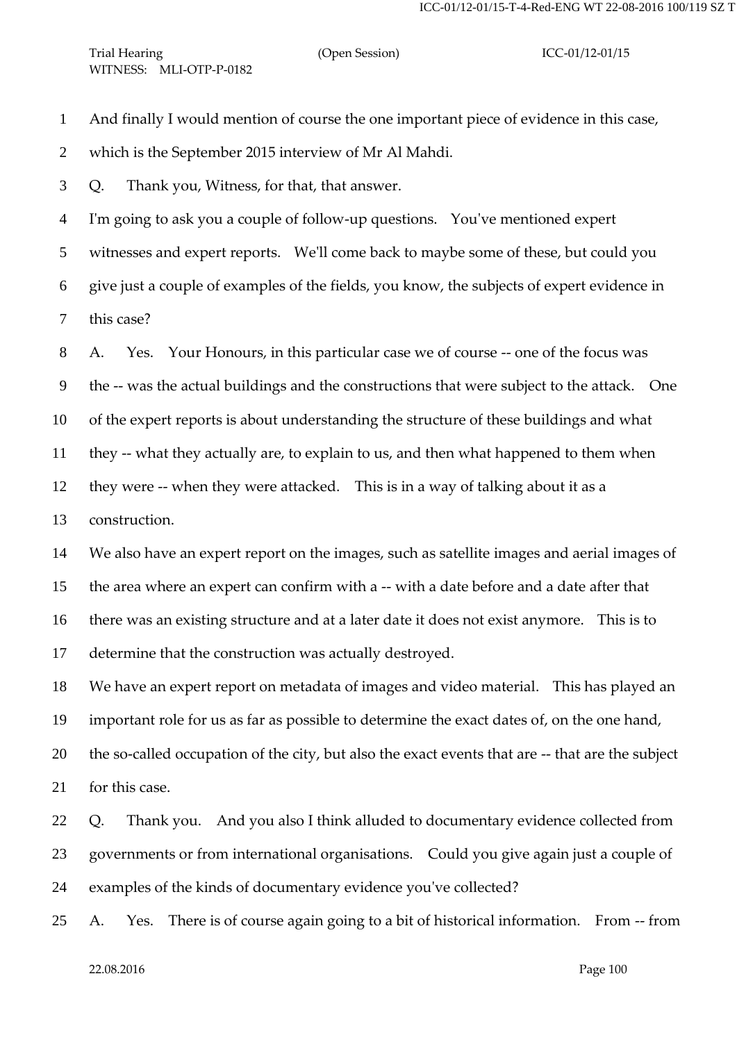And finally I would mention of course the one important piece of evidence in this case, which is the September 2015 interview of Mr Al Mahdi.

Q. Thank you, Witness, for that, that answer.

I'm going to ask you a couple of follow-up questions. You've mentioned expert witnesses and expert reports. We'll come back to maybe some of these, but could you give just a couple of examples of the fields, you know, the subjects of expert evidence in this case?

A. Yes. Your Honours, in this particular case we of course -- one of the focus was the -- was the actual buildings and the constructions that were subject to the attack. One of the expert reports is about understanding the structure of these buildings and what they -- what they actually are, to explain to us, and then what happened to them when they were -- when they were attacked. This is in a way of talking about it as a construction.

We also have an expert report on the images, such as satellite images and aerial images of the area where an expert can confirm with a -- with a date before and a date after that there was an existing structure and at a later date it does not exist anymore. This is to determine that the construction was actually destroyed.

We have an expert report on metadata of images and video material. This has played an important role for us as far as possible to determine the exact dates of, on the one hand, the so-called occupation of the city, but also the exact events that are -- that are the subject for this case.

Q. Thank you. And you also I think alluded to documentary evidence collected from governments or from international organisations. Could you give again just a couple of examples of the kinds of documentary evidence you've collected?

A. Yes. There is of course again going to a bit of historical information. From -- from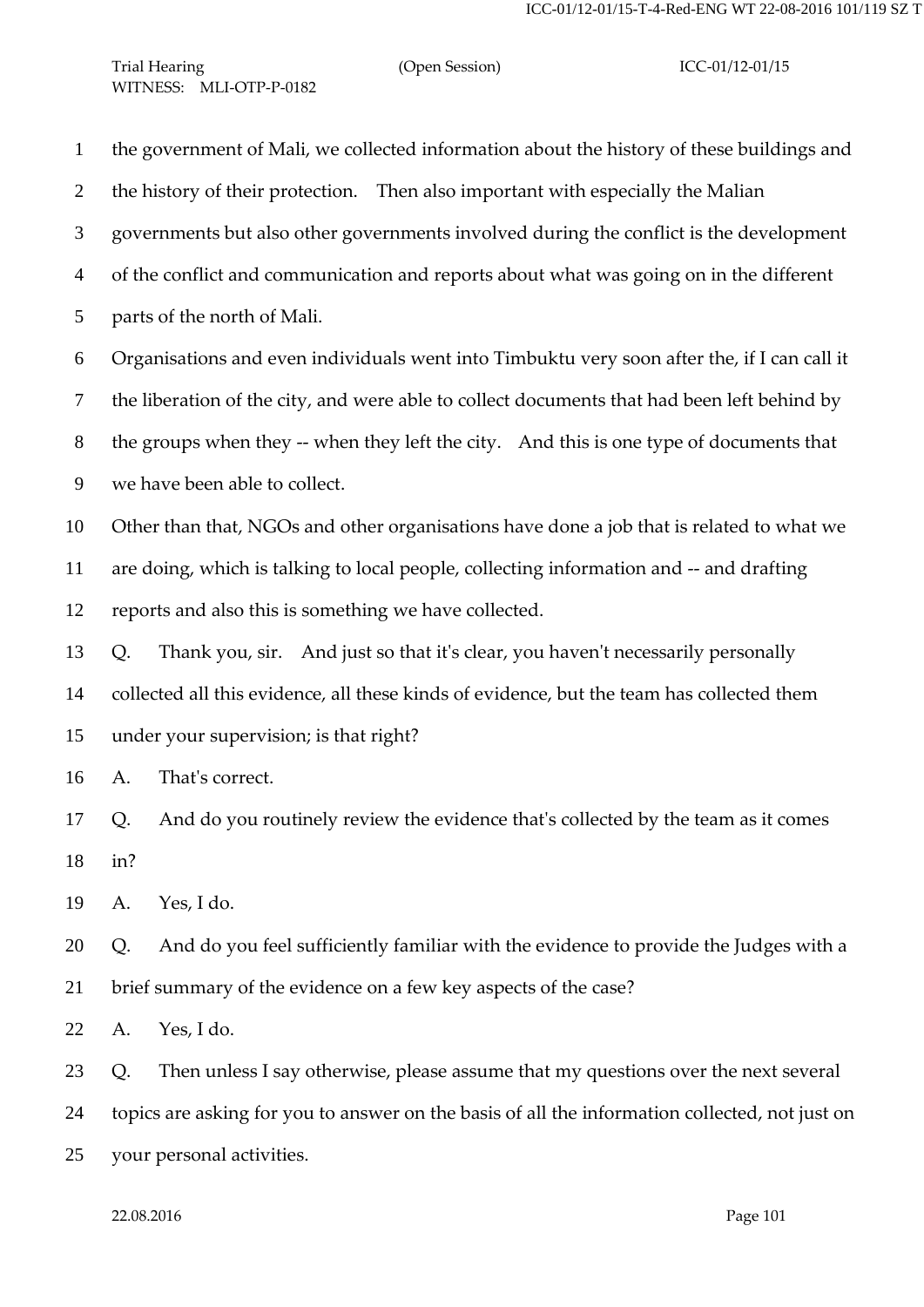1 the government of Mali, we collected information about the history of these buildings and

2 the history of their protection. Then also important with especially the Malian

3 governments but also other governments involved during the conflict is the development

4 of the conflict and communication and reports about what was going on in the different

5 parts of the north of Mali.

6 Organisations and even individuals went into Timbuktu very soon after the, if I can call it

7 the liberation of the city, and were able to collect documents that had been left behind by

8 the groups when they -- when they left the city. And this is one type of documents that

9 we have been able to collect.

10 Other than that, NGOs and other organisations have done a job that is related to what we

11 are doing, which is talking to local people, collecting information and -- and drafting

12 reports and also this is something we have collected.

13 Q. Thank you, sir. And just so that it's clear, you haven't necessarily personally

14 collected all this evidence, all these kinds of evidence, but the team has collected them

15 under your supervision; is that right?

16 A. That's correct.

17 Q. And do you routinely review the evidence that's collected by the team as it comes

18 in?

19 A. Yes, I do.

20 Q. And do you feel sufficiently familiar with the evidence to provide the Judges with a

21 brief summary of the evidence on a few key aspects of the case?

22 A. Yes, I do.

23 Q. Then unless I say otherwise, please assume that my questions over the next several

24 topics are asking for you to answer on the basis of all the information collected, not just on

25 your personal activities.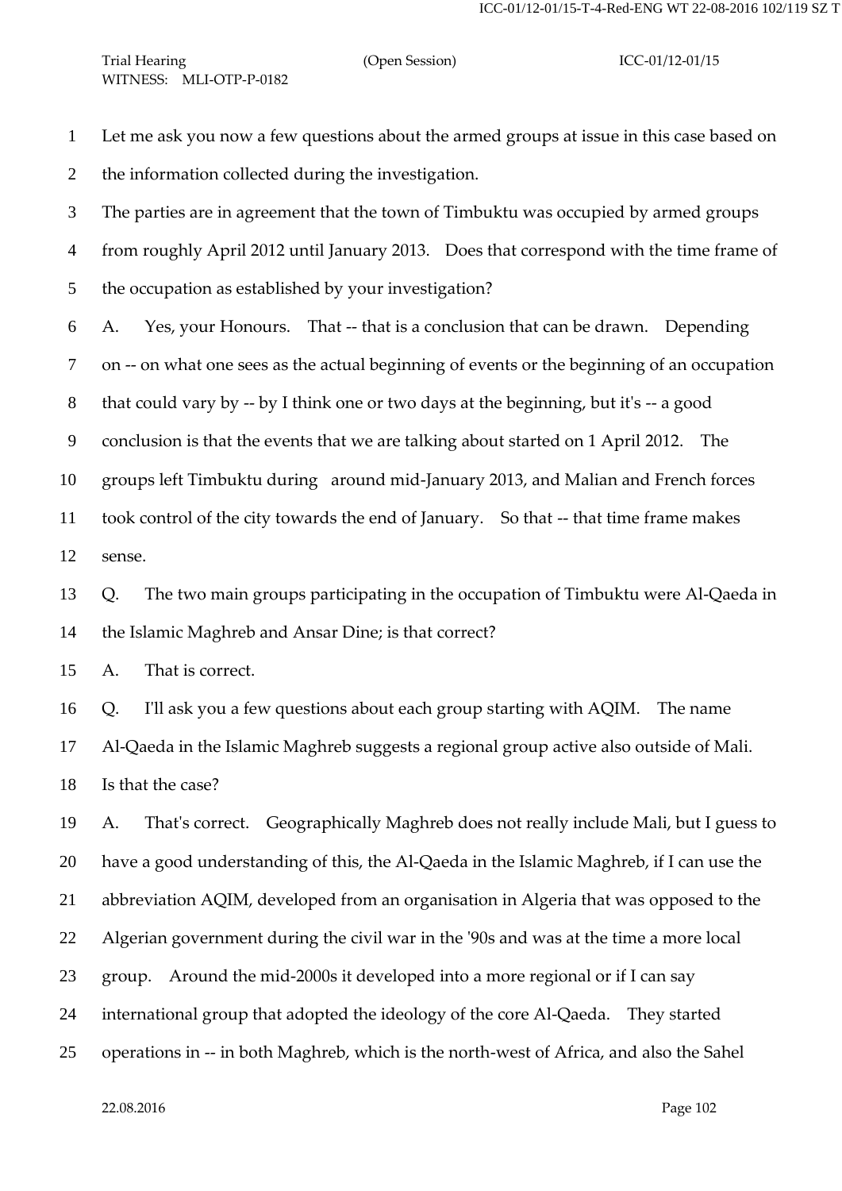Let me ask you now a few questions about the armed groups at issue in this case based on the information collected during the investigation.

The parties are in agreement that the town of Timbuktu was occupied by armed groups from roughly April 2012 until January 2013. Does that correspond with the time frame of the occupation as established by your investigation?

A. Yes, your Honours. That -- that is a conclusion that can be drawn. Depending on -- on what one sees as the actual beginning of events or the beginning of an occupation that could vary by -- by I think one or two days at the beginning, but it's -- a good conclusion is that the events that we are talking about started on 1 April 2012. The groups left Timbuktu during around mid-January 2013, and Malian and French forces took control of the city towards the end of January. So that -- that time frame makes sense.

Q. The two main groups participating in the occupation of Timbuktu were Al-Qaeda in the Islamic Maghreb and Ansar Dine; is that correct?

A. That is correct.

Q. I'll ask you a few questions about each group starting with AQIM. The name Al-Qaeda in the Islamic Maghreb suggests a regional group active also outside of Mali. Is that the case?

A. That's correct. Geographically Maghreb does not really include Mali, but I guess to have a good understanding of this, the Al-Qaeda in the Islamic Maghreb, if I can use the abbreviation AQIM, developed from an organisation in Algeria that was opposed to the Algerian government during the civil war in the '90s and was at the time a more local group. Around the mid-2000s it developed into a more regional or if I can say international group that adopted the ideology of the core Al-Qaeda. They started operations in -- in both Maghreb, which is the north-west of Africa, and also the Sahel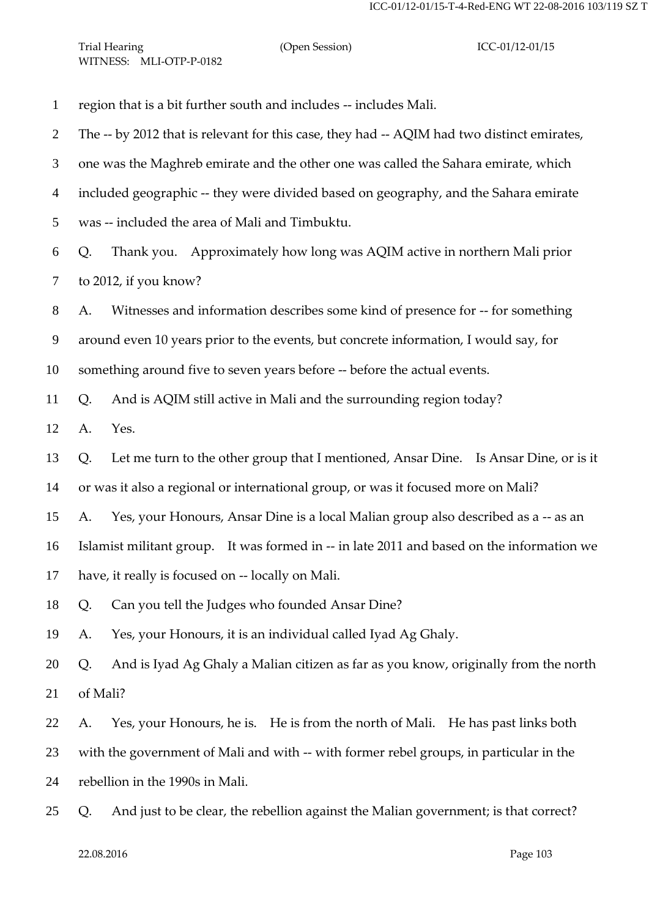region that is a bit further south and includes -- includes Mali.

The -- by 2012 that is relevant for this case, they had -- AQIM had two distinct emirates, one was the Maghreb emirate and the other one was called the Sahara emirate, which included geographic -- they were divided based on geography, and the Sahara emirate was -- included the area of Mali and Timbuktu.

Q. Thank you. Approximately how long was AQIM active in northern Mali prior to 2012, if you know?

A. Witnesses and information describes some kind of presence for -- for something around even 10 years prior to the events, but concrete information, I would say, for something around five to seven years before -- before the actual events.

Q. And is AQIM still active in Mali and the surrounding region today?

A. Yes.

Q. Let me turn to the other group that I mentioned, Ansar Dine. Is Ansar Dine, or is it or was it also a regional or international group, or was it focused more on Mali?

A. Yes, your Honours, Ansar Dine is a local Malian group also described as a -- as an Islamist militant group. It was formed in -- in late 2011 and based on the information we have, it really is focused on -- locally on Mali.

Q. Can you tell the Judges who founded Ansar Dine?

A. Yes, your Honours, it is an individual called Iyad Ag Ghaly.

Q. And is Iyad Ag Ghaly a Malian citizen as far as you know, originally from the north of Mali?

A. Yes, your Honours, he is. He is from the north of Mali. He has past links both with the government of Mali and with -- with former rebel groups, in particular in the rebellion in the 1990s in Mali.

Q. And just to be clear, the rebellion against the Malian government; is that correct?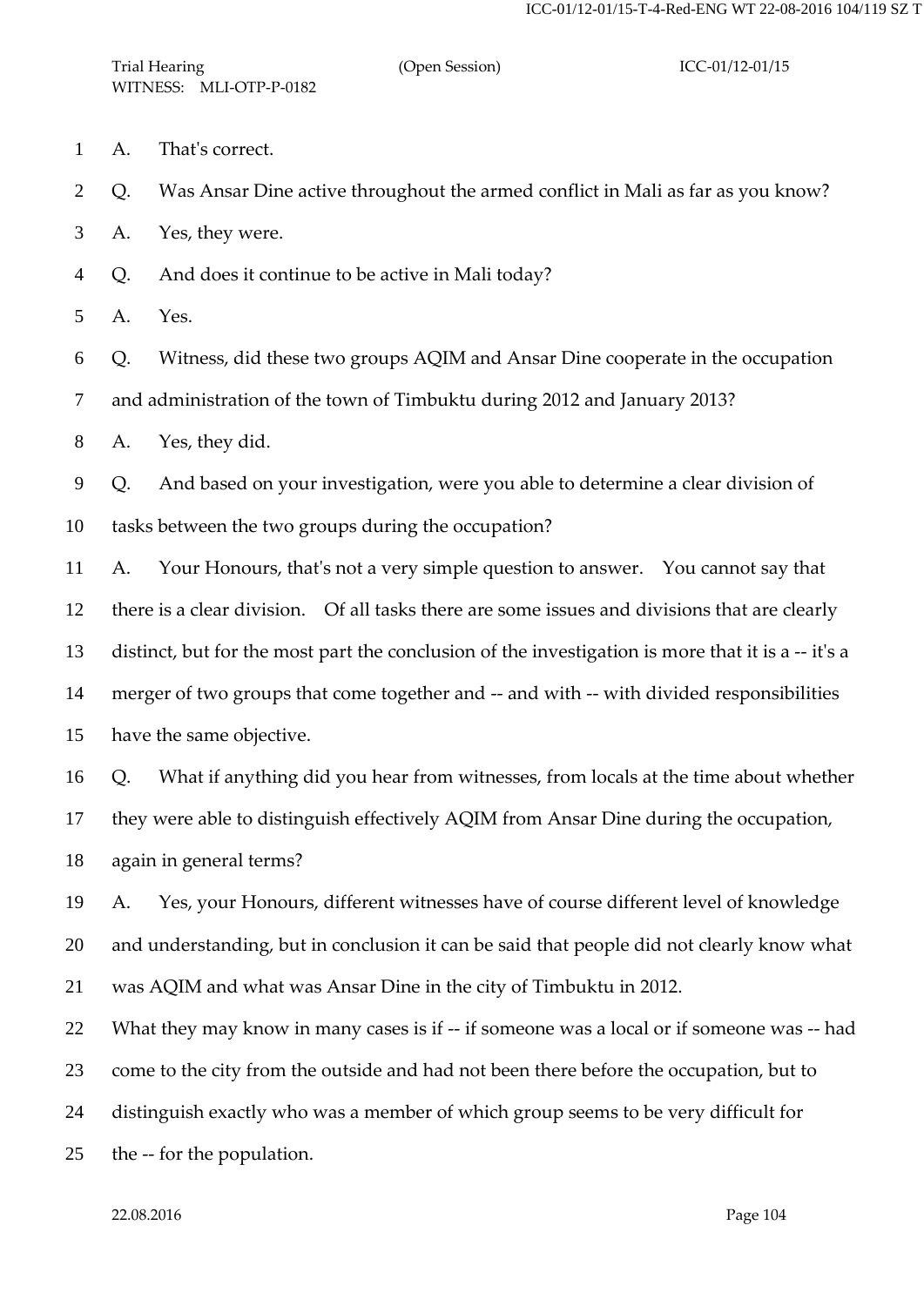A. That's correct.

Q. Was Ansar Dine active throughout the armed conflict in Mali as far as you know?

A. Yes, they were.

Q. And does it continue to be active in Mali today?

A. Yes.

Q. Witness, did these two groups AQIM and Ansar Dine cooperate in the occupation and administration of the town of Timbuktu during 2012 and January 2013?

A. Yes, they did.

Q. And based on your investigation, were you able to determine a clear division of tasks between the two groups during the occupation?

A. Your Honours, that's not a very simple question to answer. You cannot say that there is a clear division. Of all tasks there are some issues and divisions that are clearly distinct, but for the most part the conclusion of the investigation is more that it is a -- it's a merger of two groups that come together and -- and with -- with divided responsibilities have the same objective.

Q. What if anything did you hear from witnesses, from locals at the time about whether they were able to distinguish effectively AQIM from Ansar Dine during the occupation, again in general terms?

A. Yes, your Honours, different witnesses have of course different level of knowledge and understanding, but in conclusion it can be said that people did not clearly know what was AQIM and what was Ansar Dine in the city of Timbuktu in 2012.
What they may know in many cases is if -- if someone was a local or if someone was -- had come to the city from the outside and had not been there before the occupation, but to distinguish exactly who was a member of which group seems to be very difficult for the -- for the population.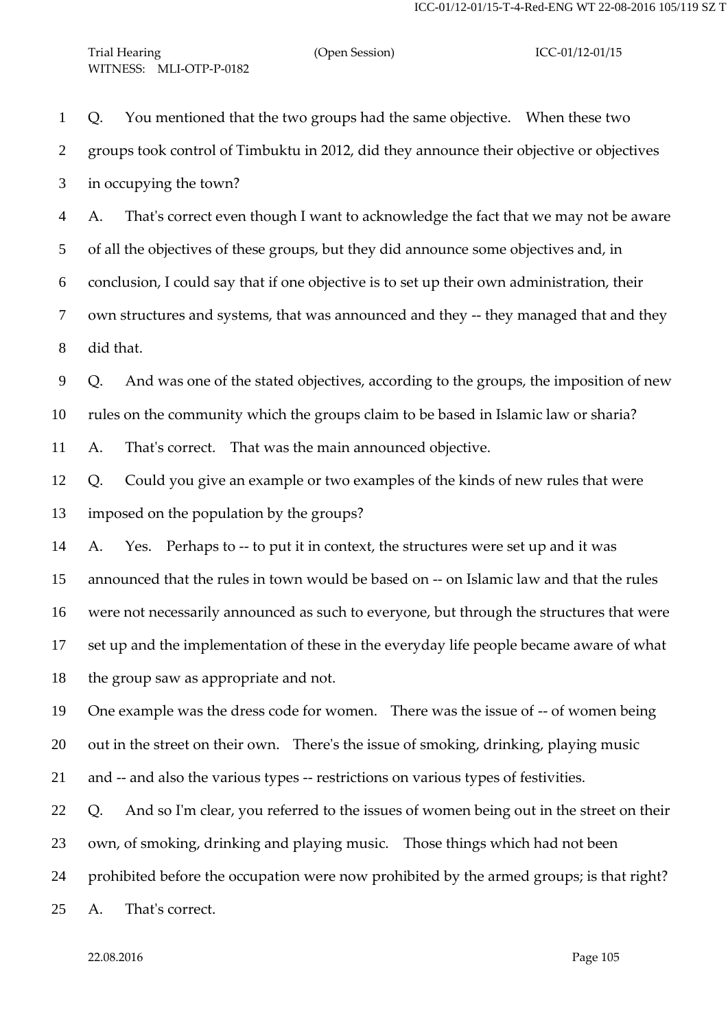1 Q. You mentioned that the two groups had the same objective. When these two
2 groups took control of Timbuktu in 2012, did they announce their objective or objectives
3 in occupying the town?
4 A. That's correct even though I want to acknowledge the fact that we may not be aware
5 of all the objectives of these groups, but they did announce some objectives and, in
6 conclusion, I could say that if one objective is to set up their own administration, their
7 own structures and systems, that was announced and they -- they managed that and they
8 did that.
9 Q. And was one of the stated objectives, according to the groups, the imposition of new
10 rules on the community which the groups claim to be based in Islamic law or sharia?
11 A. That's correct. That was the main announced objective.
12 Q. Could you give an example or two examples of the kinds of new rules that were
13 imposed on the population by the groups?
14 A. Yes. Perhaps to -- to put it in context, the structures were set up and it was
15 announced that the rules in town would be based on -- on Islamic law and that the rules
16 were not necessarily announced as such to everyone, but through the structures that were
17 set up and the implementation of these in the everyday life people became aware of what
18 the group saw as appropriate and not.
19 One example was the dress code for women. There was the issue of -- of women being
20 out in the street on their own. There's the issue of smoking, drinking, playing music
21 and -- and also the various types -- restrictions on various types of festivities.
22 Q. And so I'm clear, you referred to the issues of women being out in the street on their
23 own, of smoking, drinking and playing music. Those things which had not been
24 prohibited before the occupation were now prohibited by the armed groups; is that right?
25 A. That's correct.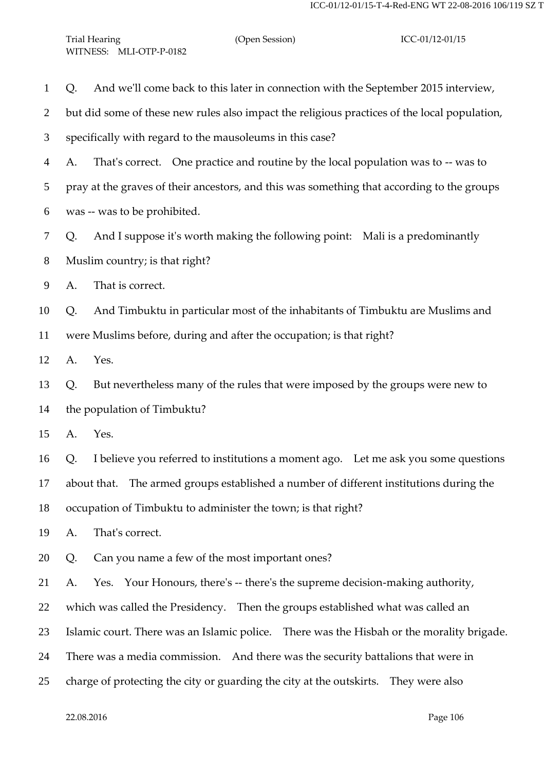Q. And we'll come back to this later in connection with the September 2015 interview, but did some of these new rules also impact the religious practices of the local population, specifically with regard to the mausoleums in this case?

A. That's correct. One practice and routine by the local population was to -- was to pray at the graves of their ancestors, and this was something that according to the groups was -- was to be prohibited.

Q. And I suppose it's worth making the following point: Mali is a predominantly Muslim country; is that right?

A. That is correct.

Q. And Timbuktu in particular most of the inhabitants of Timbuktu are Muslims and were Muslims before, during and after the occupation; is that right?

A. Yes.

Q. But nevertheless many of the rules that were imposed by the groups were new to the population of Timbuktu?

A. Yes.

Q. I believe you referred to institutions a moment ago. Let me ask you some questions about that. The armed groups established a number of different institutions during the occupation of Timbuktu to administer the town; is that right?

A. That's correct.

Q. Can you name a few of the most important ones?

A. Yes. Your Honours, there's -- there's the supreme decision-making authority, which was called the Presidency. Then the groups established what was called an Islamic court. There was an Islamic police. There was the Hisbah or the morality brigade. There was a media commission. And there was the security battalions that were in charge of protecting the city or guarding the city at the outskirts. They were also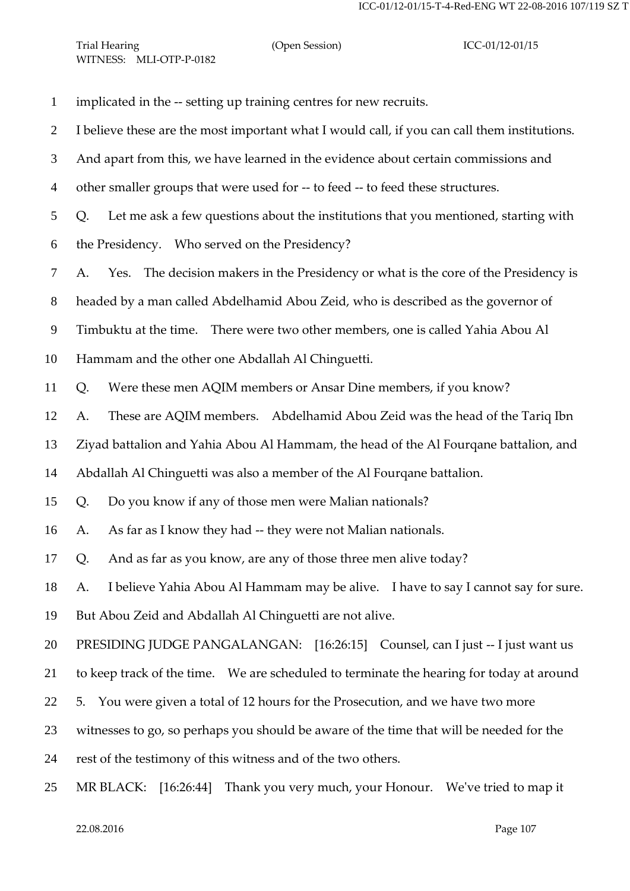implicated in the -- setting up training centres for new recruits.

I believe these are the most important what I would call, if you can call them institutions.

And apart from this, we have learned in the evidence about certain commissions and other smaller groups that were used for -- to feed -- to feed these structures.

Q. Let me ask a few questions about the institutions that you mentioned, starting with the Presidency. Who served on the Presidency?

A. Yes. The decision makers in the Presidency or what is the core of the Presidency is headed by a man called Abdelhamid Abou Zeid, who is described as the governor of Timbuktu at the time. There were two other members, one is called Yahia Abou Al Hammam and the other one Abdallah Al Chinguetti.

Q. Were these men AQIM members or Ansar Dine members, if you know?

A. These are AQIM members. Abdelhamid Abou Zeid was the head of the Tariq Ibn Ziyad battalion and Yahia Abou Al Hammam, the head of the Al Fourqane battalion, and Abdallah Al Chinguetti was also a member of the Al Fourqane battalion.

Q. Do you know if any of those men were Malian nationals?

A. As far as I know they had -- they were not Malian nationals.

Q. And as far as you know, are any of those three men alive today?

A. I believe Yahia Abou Al Hammam may be alive. I have to say I cannot say for sure. But Abou Zeid and Abdallah Al Chinguetti are not alive.

PRESIDING JUDGE PANGALANGAN: [16:26:15] Counsel, can I just -- I just want us to keep track of the time. We are scheduled to terminate the hearing for today at around 5. You were given a total of 12 hours for the Prosecution, and we have two more witnesses to go, so perhaps you should be aware of the time that will be needed for the rest of the testimony of this witness and of the two others.

MR BLACK: [16:26:44] Thank you very much, your Honour. We've tried to map it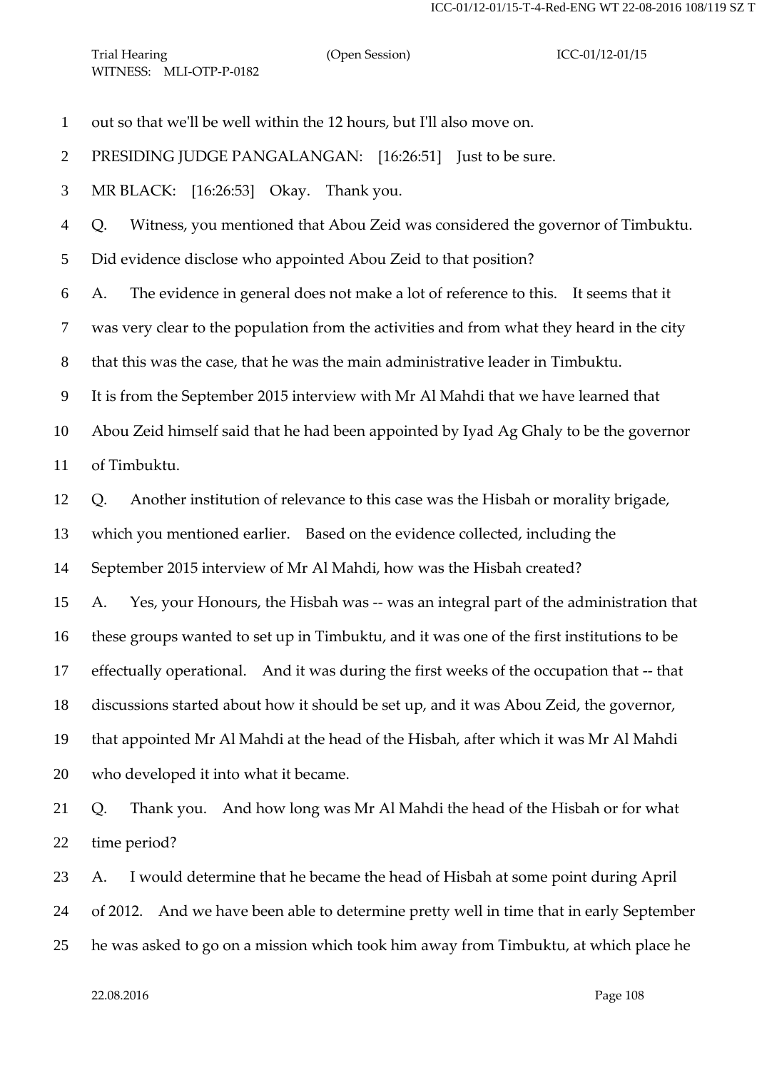out so that we'll be well within the 12 hours, but I'll also move on.

PRESIDING JUDGE PANGALANGAN: [16:26:51] Just to be sure.

MR BLACK: [16:26:53] Okay. Thank you.

Q. Witness, you mentioned that Abou Zeid was considered the governor of Timbuktu. Did evidence disclose who appointed Abou Zeid to that position?

A. The evidence in general does not make a lot of reference to this. It seems that it was very clear to the population from the activities and from what they heard in the city that this was the case, that he was the main administrative leader in Timbuktu. It is from the September 2015 interview with Mr Al Mahdi that we have learned that Abou Zeid himself said that he had been appointed by Iyad Ag Ghaly to be the governor of Timbuktu.

Q. Another institution of relevance to this case was the Hisbah or morality brigade, which you mentioned earlier. Based on the evidence collected, including the September 2015 interview of Mr Al Mahdi, how was the Hisbah created?

A. Yes, your Honours, the Hisbah was -- was an integral part of the administration that these groups wanted to set up in Timbuktu, and it was one of the first institutions to be effectually operational. And it was during the first weeks of the occupation that -- that discussions started about how it should be set up, and it was Abou Zeid, the governor, that appointed Mr Al Mahdi at the head of the Hisbah, after which it was Mr Al Mahdi who developed it into what it became.

Q. Thank you. And how long was Mr Al Mahdi the head of the Hisbah or for what time period?

A. I would determine that he became the head of Hisbah at some point during April of 2012. And we have been able to determine pretty well in time that in early September he was asked to go on a mission which took him away from Timbuktu, at which place he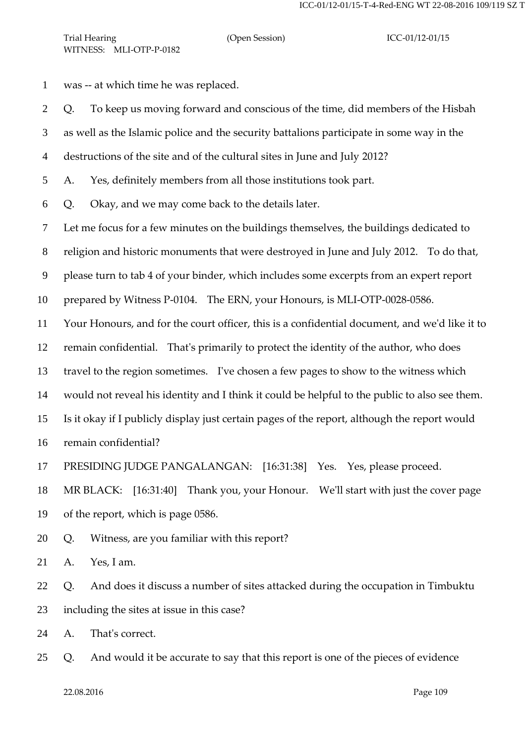was -- at which time he was replaced.

Q. To keep us moving forward and conscious of the time, did members of the Hisbah as well as the Islamic police and the security battalions participate in some way in the destructions of the site and of the cultural sites in June and July 2012?

A. Yes, definitely members from all those institutions took part.

Q. Okay, and we may come back to the details later.

Let me focus for a few minutes on the buildings themselves, the buildings dedicated to religion and historic monuments that were destroyed in June and July 2012. To do that, please turn to tab 4 of your binder, which includes some excerpts from an expert report prepared by Witness P-0104. The ERN, your Honours, is MLI-OTP-0028-0586.

Your Honours, and for the court officer, this is a confidential document, and we'd like it to remain confidential. That's primarily to protect the identity of the author, who does travel to the region sometimes. I've chosen a few pages to show to the witness which would not reveal his identity and I think it could be helpful to the public to also see them. Is it okay if I publicly display just certain pages of the report, although the report would remain confidential?

PRESIDING JUDGE PANGALANGAN: [16:31:38] Yes. Yes, please proceed.

MR BLACK: [16:31:40] Thank you, your Honour. We'll start with just the cover page of the report, which is page 0586.

Q. Witness, are you familiar with this report?

A. Yes, I am.

Q. And does it discuss a number of sites attacked during the occupation in Timbuktu including the sites at issue in this case?

A. That's correct.

Q. And would it be accurate to say that this report is one of the pieces of evidence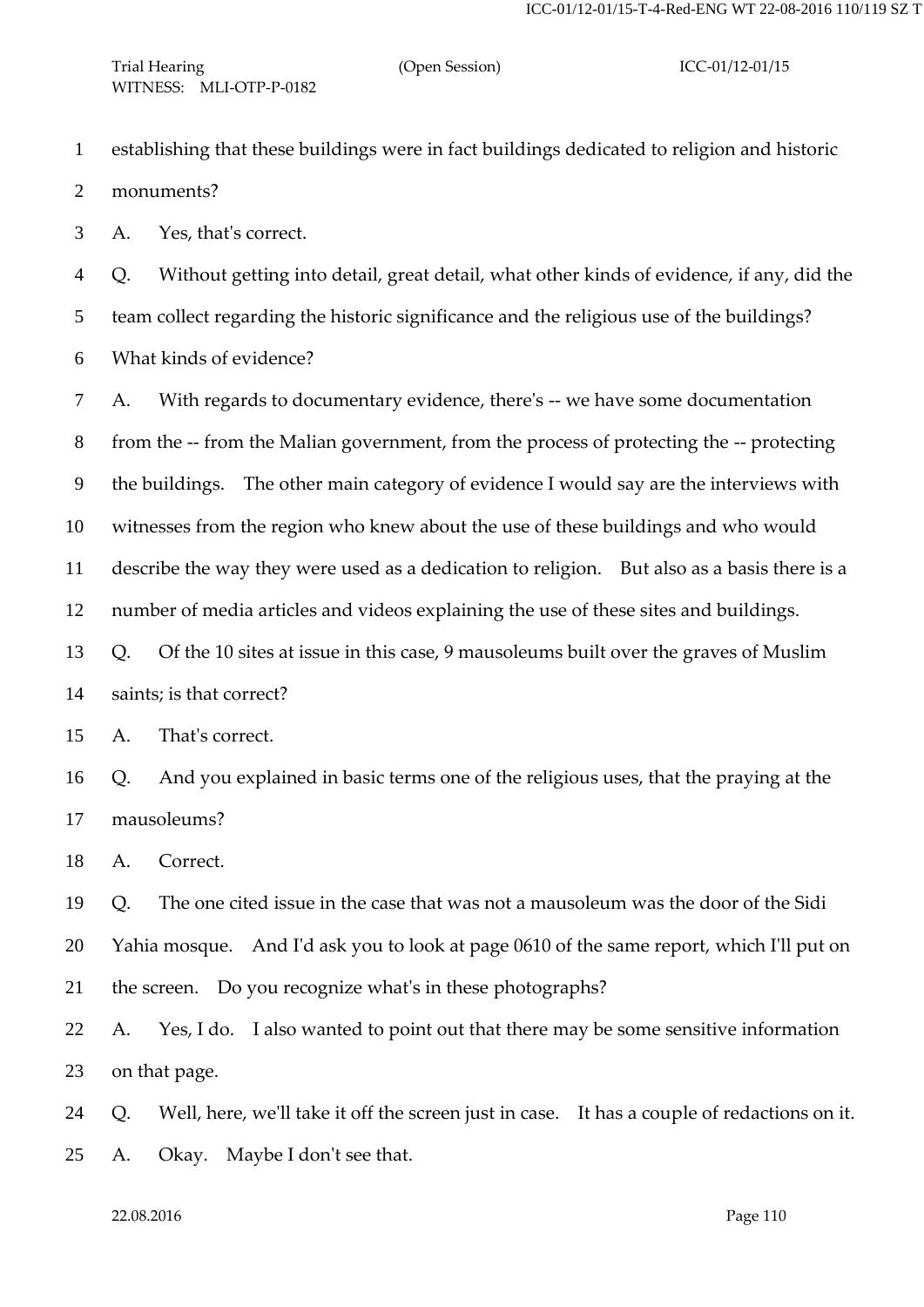establishing that these buildings were in fact buildings dedicated to religion and historic monuments?

A. Yes, that's correct.

Q. Without getting into detail, great detail, what other kinds of evidence, if any, did the team collect regarding the historic significance and the religious use of the buildings? What kinds of evidence?

A. With regards to documentary evidence, there's -- we have some documentation from the -- from the Malian government, from the process of protecting the -- protecting the buildings. The other main category of evidence I would say are the interviews with witnesses from the region who knew about the use of these buildings and who would describe the way they were used as a dedication to religion. But also as a basis there is a number of media articles and videos explaining the use of these sites and buildings.

Q. Of the 10 sites at issue in this case, 9 mausoleums built over the graves of Muslim saints; is that correct?

A. That's correct.

Q. And you explained in basic terms one of the religious uses, that the praying at the mausoleums?

A. Correct.

Q. The one cited issue in the case that was not a mausoleum was the door of the Sidi Yahia mosque. And I'd ask you to look at page 0610 of the same report, which I'll put on the screen. Do you recognize what's in these photographs?

A. Yes, I do. I also wanted to point out that there may be some sensitive information on that page.

Q. Well, here, we'll take it off the screen just in case. It has a couple of redactions on it.

A. Okay. Maybe I don't see that.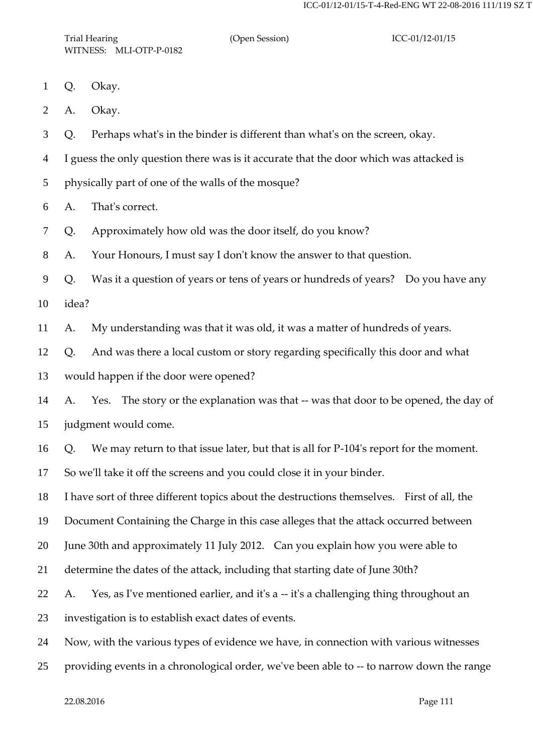Q. Okay.

A. Okay.

Q. Perhaps what's in the binder is different than what's on the screen, okay.

I guess the only question there was is it accurate that the door which was attacked is physically part of one of the walls of the mosque?

A. That's correct.

Q. Approximately how old was the door itself, do you know?

A. Your Honours, I must say I don't know the answer to that question.

Q. Was it a question of years or tens of years or hundreds of years? Do you have any idea?

A. My understanding was that it was old, it was a matter of hundreds of years.

Q. And was there a local custom or story regarding specifically this door and what would happen if the door were opened?

A. Yes. The story or the explanation was that -- was that door to be opened, the day of judgment would come.

Q. We may return to that issue later, but that is all for P-104's report for the moment. So we'll take it off the screens and you could close it in your binder.

I have sort of three different topics about the destructions themselves. First of all, the Document Containing the Charge in this case alleges that the attack occurred between June 30th and approximately 11 July 2012. Can you explain how you were able to determine the dates of the attack, including that starting date of June 30th?

A. Yes, as I've mentioned earlier, and it's a -- it's a challenging thing throughout an investigation is to establish exact dates of events.

Now, with the various types of evidence we have, in connection with various witnesses providing events in a chronological order, we've been able to -- to narrow down the range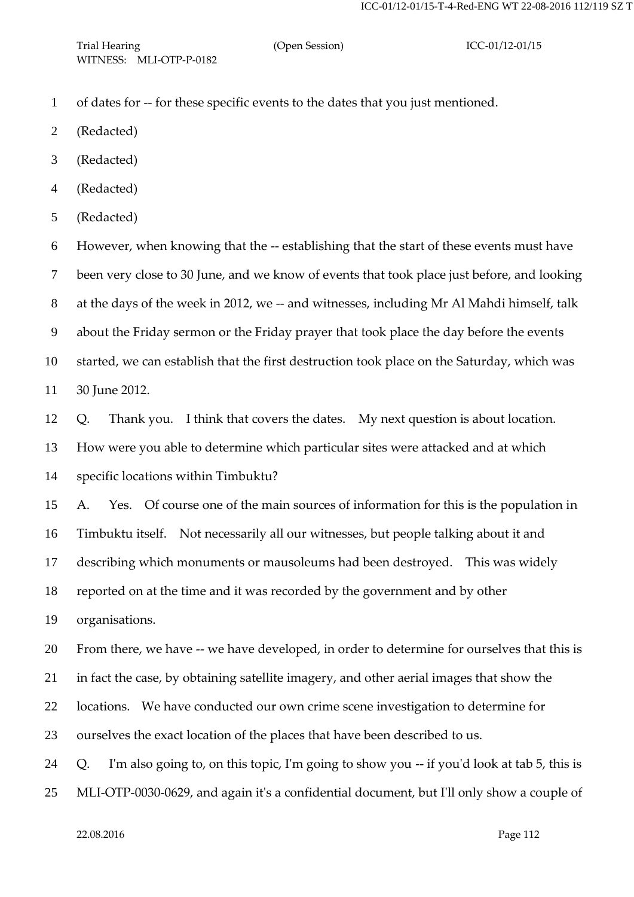of dates for -- for these specific events to the dates that you just mentioned.

(Redacted)

(Redacted)

(Redacted)

(Redacted)

However, when knowing that the -- establishing that the start of these events must have been very close to 30 June, and we know of events that took place just before, and looking at the days of the week in 2012, we -- and witnesses, including Mr Al Mahdi himself, talk about the Friday sermon or the Friday prayer that took place the day before the events started, we can establish that the first destruction took place on the Saturday, which was 30 June 2012.

Q. Thank you. I think that covers the dates. My next question is about location. How were you able to determine which particular sites were attacked and at which specific locations within Timbuktu?

A. Yes. Of course one of the main sources of information for this is the population in Timbuktu itself. Not necessarily all our witnesses, but people talking about it and describing which monuments or mausoleums had been destroyed. This was widely reported on at the time and it was recorded by the government and by other organisations.

From there, we have -- we have developed, in order to determine for ourselves that this is in fact the case, by obtaining satellite imagery, and other aerial images that show the locations. We have conducted our own crime scene investigation to determine for ourselves the exact location of the places that have been described to us.

Q. I'm also going to, on this topic, I'm going to show you -- if you'd look at tab 5, this is MLI-OTP-0030-0629, and again it's a confidential document, but I'll only show a couple of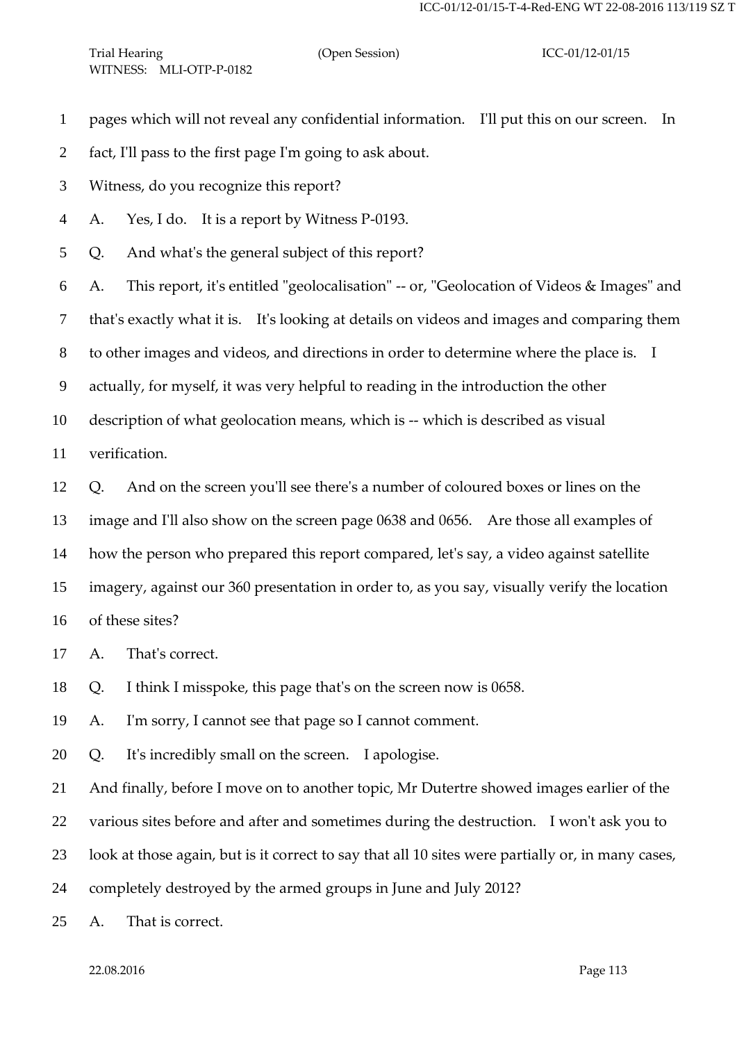pages which will not reveal any confidential information. I'll put this on our screen. In fact, I'll pass to the first page I'm going to ask about.

Witness, do you recognize this report?

A. Yes, I do. It is a report by Witness P-0193.

Q. And what's the general subject of this report?

A. This report, it's entitled "geolocalisation" -- or, "Geolocation of Videos & Images" and that's exactly what it is. It's looking at details on videos and images and comparing them to other images and videos, and directions in order to determine where the place is. I actually, for myself, it was very helpful to reading in the introduction the other description of what geolocation means, which is -- which is described as visual verification.

Q. And on the screen you'll see there's a number of coloured boxes or lines on the image and I'll also show on the screen page 0638 and 0656. Are those all examples of how the person who prepared this report compared, let's say, a video against satellite imagery, against our 360 presentation in order to, as you say, visually verify the location of these sites?

A. That's correct.

Q. I think I misspoke, this page that's on the screen now is 0658.

A. I'm sorry, I cannot see that page so I cannot comment.

Q. It's incredibly small on the screen. I apologise.

And finally, before I move on to another topic, Mr Dutertre showed images earlier of the various sites before and after and sometimes during the destruction. I won't ask you to look at those again, but is it correct to say that all 10 sites were partially or, in many cases, completely destroyed by the armed groups in June and July 2012?

A. That is correct.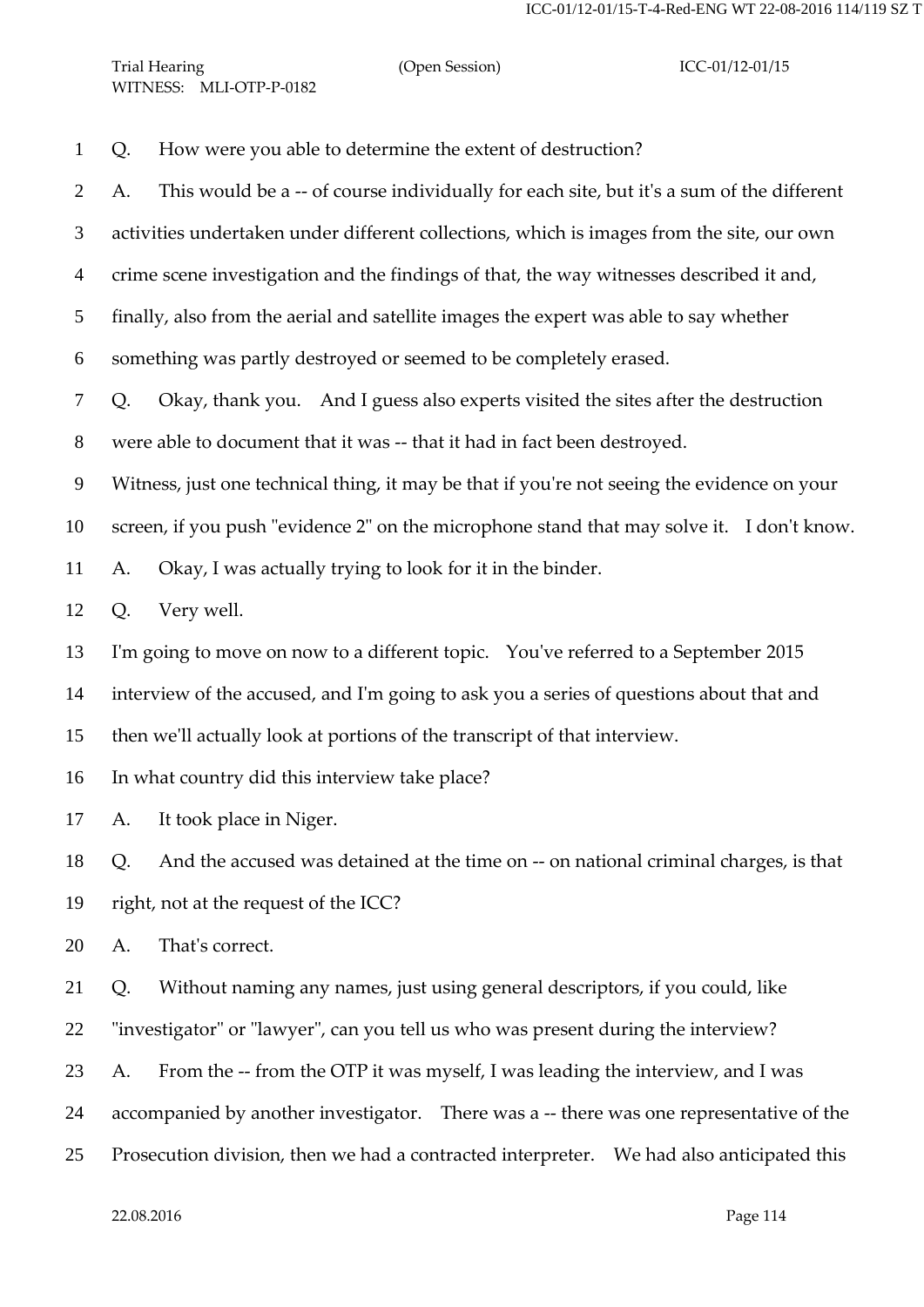Q. How were you able to determine the extent of destruction?

A. This would be a -- of course individually for each site, but it's a sum of the different activities undertaken under different collections, which is images from the site, our own crime scene investigation and the findings of that, the way witnesses described it and, finally, also from the aerial and satellite images the expert was able to say whether something was partly destroyed or seemed to be completely erased.

Q. Okay, thank you. And I guess also experts visited the sites after the destruction were able to document that it was -- that it had in fact been destroyed.

Witness, just one technical thing, it may be that if you're not seeing the evidence on your screen, if you push "evidence 2" on the microphone stand that may solve it. I don't know.

A. Okay, I was actually trying to look for it in the binder.

Q. Very well.

I'm going to move on now to a different topic. You've referred to a September 2015 interview of the accused, and I'm going to ask you a series of questions about that and then we'll actually look at portions of the transcript of that interview.

In what country did this interview take place?

A. It took place in Niger.

Q. And the accused was detained at the time on -- on national criminal charges, is that right, not at the request of the ICC?

A. That's correct.

Q. Without naming any names, just using general descriptors, if you could, like "investigator" or "lawyer", can you tell us who was present during the interview?

A. From the -- from the OTP it was myself, I was leading the interview, and I was accompanied by another investigator. There was a -- there was one representative of the Prosecution division, then we had a contracted interpreter. We had also anticipated this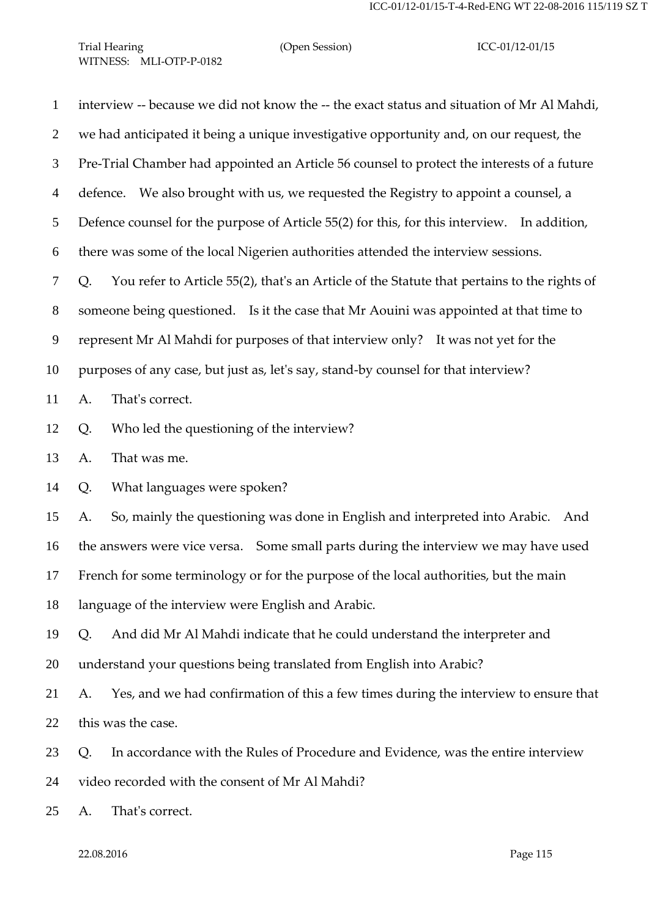1 interview -- because we did not know the -- the exact status and situation of Mr Al Mahdi,

2 we had anticipated it being a unique investigative opportunity and, on our request, the

3 Pre-Trial Chamber had appointed an Article 56 counsel to protect the interests of a future

4 defence. We also brought with us, we requested the Registry to appoint a counsel, a

5 Defence counsel for the purpose of Article 55(2) for this, for this interview. In addition,

6 there was some of the local Nigerien authorities attended the interview sessions.

7 Q. You refer to Article 55(2), that's an Article of the Statute that pertains to the rights of

8 someone being questioned. Is it the case that Mr Aouini was appointed at that time to

9 represent Mr Al Mahdi for purposes of that interview only? It was not yet for the

10 purposes of any case, but just as, let's say, stand-by counsel for that interview?

11 A. That's correct.

12 Q. Who led the questioning of the interview?

13 A. That was me.

14 Q. What languages were spoken?

15 A. So, mainly the questioning was done in English and interpreted into Arabic. And

16 the answers were vice versa. Some small parts during the interview we may have used

17 French for some terminology or for the purpose of the local authorities, but the main

18 language of the interview were English and Arabic.

19 Q. And did Mr Al Mahdi indicate that he could understand the interpreter and

20 understand your questions being translated from English into Arabic?

21 A. Yes, and we had confirmation of this a few times during the interview to ensure that

22 this was the case.

23 Q. In accordance with the Rules of Procedure and Evidence, was the entire interview

24 video recorded with the consent of Mr Al Mahdi?

25 A. That's correct.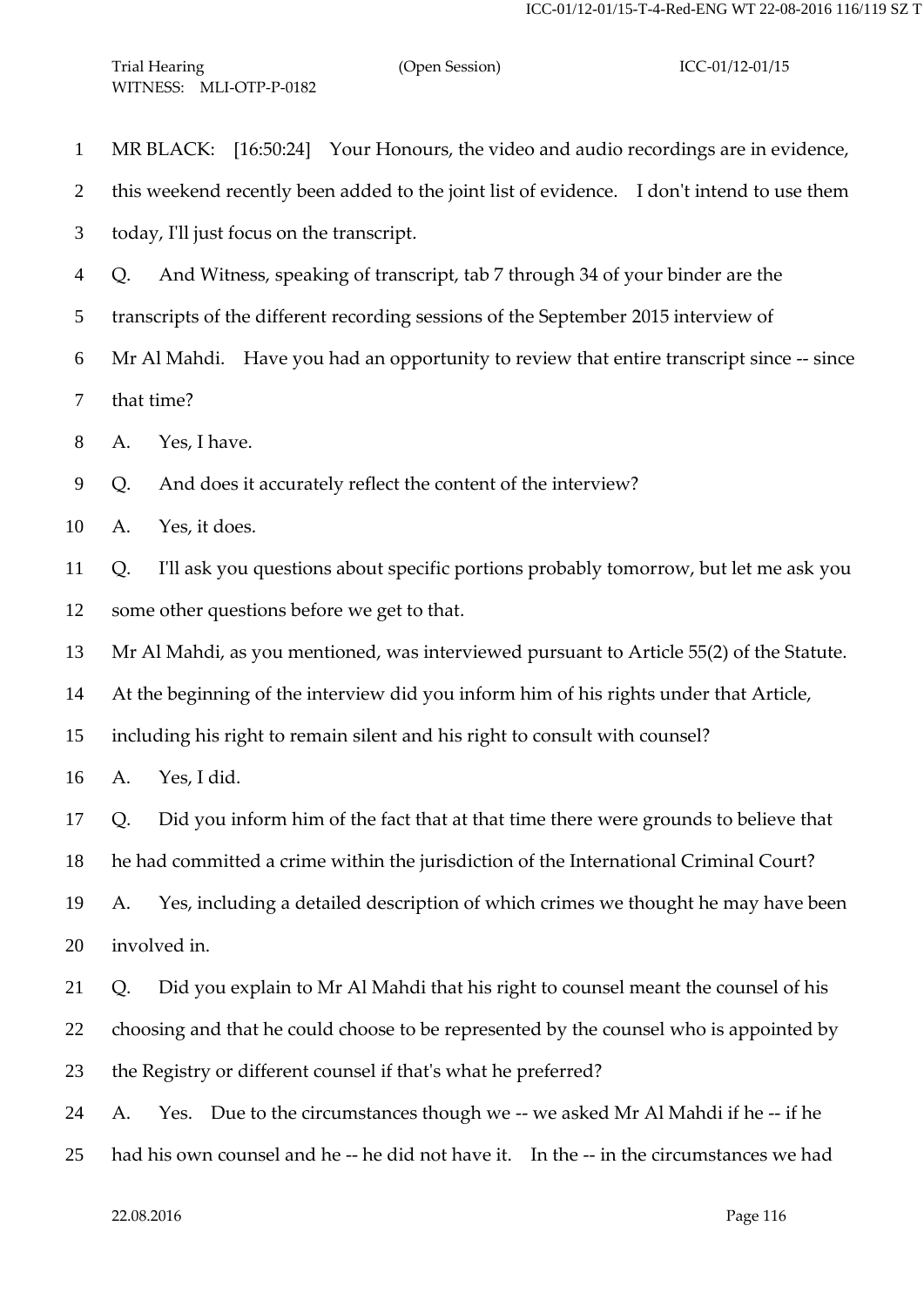MR BLACK: [16:50:24] Your Honours, the video and audio recordings are in evidence, this weekend recently been added to the joint list of evidence. I don't intend to use them today, I'll just focus on the transcript.

Q. And Witness, speaking of transcript, tab 7 through 34 of your binder are the transcripts of the different recording sessions of the September 2015 interview of Mr Al Mahdi. Have you had an opportunity to review that entire transcript since -- since that time?

A. Yes, I have.

Q. And does it accurately reflect the content of the interview?

A. Yes, it does.

Q. I'll ask you questions about specific portions probably tomorrow, but let me ask you some other questions before we get to that.

Mr Al Mahdi, as you mentioned, was interviewed pursuant to Article 55(2) of the Statute. At the beginning of the interview did you inform him of his rights under that Article, including his right to remain silent and his right to consult with counsel?

A. Yes, I did.

Q. Did you inform him of the fact that at that time there were grounds to believe that he had committed a crime within the jurisdiction of the International Criminal Court?

A. Yes, including a detailed description of which crimes we thought he may have been involved in.

Q. Did you explain to Mr Al Mahdi that his right to counsel meant the counsel of his choosing and that he could choose to be represented by the counsel who is appointed by the Registry or different counsel if that's what he preferred?

A. Yes. Due to the circumstances though we -- we asked Mr Al Mahdi if he -- if he had his own counsel and he -- he did not have it. In the -- in the circumstances we had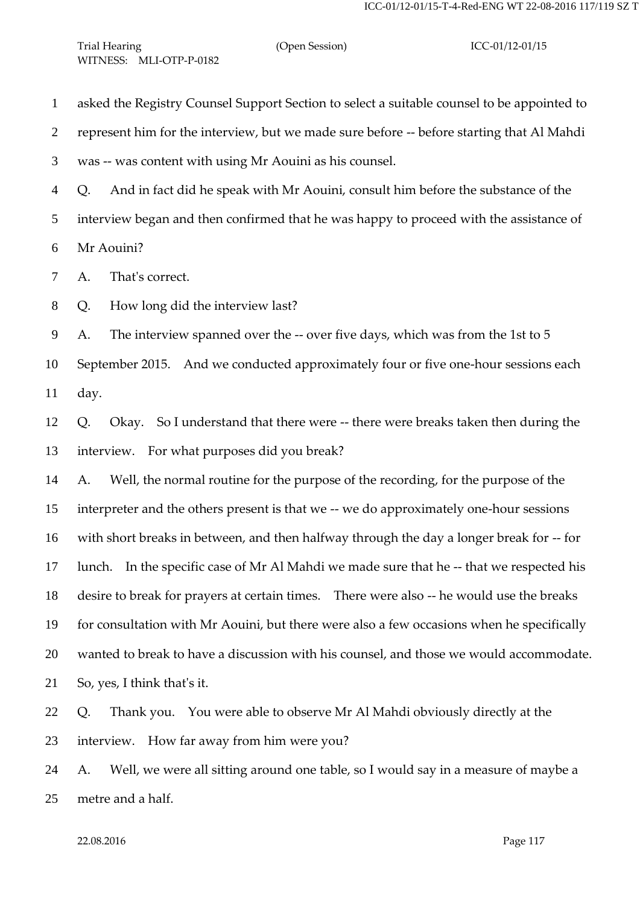asked the Registry Counsel Support Section to select a suitable counsel to be appointed to represent him for the interview, but we made sure before -- before starting that Al Mahdi was -- was content with using Mr Aouini as his counsel.

Q. And in fact did he speak with Mr Aouini, consult him before the substance of the interview began and then confirmed that he was happy to proceed with the assistance of Mr Aouini?

A. That's correct.

Q. How long did the interview last?

A. The interview spanned over the -- over five days, which was from the 1st to 5 September 2015. And we conducted approximately four or five one-hour sessions each day.

Q. Okay. So I understand that there were -- there were breaks taken then during the interview. For what purposes did you break?

A. Well, the normal routine for the purpose of the recording, for the purpose of the interpreter and the others present is that we -- we do approximately one-hour sessions with short breaks in between, and then halfway through the day a longer break for -- for lunch. In the specific case of Mr Al Mahdi we made sure that he -- that we respected his desire to break for prayers at certain times. There were also -- he would use the breaks for consultation with Mr Aouini, but there were also a few occasions when he specifically wanted to break to have a discussion with his counsel, and those we would accommodate. So, yes, I think that's it.

Q. Thank you. You were able to observe Mr Al Mahdi obviously directly at the interview. How far away from him were you?

A. Well, we were all sitting around one table, so I would say in a measure of maybe a metre and a half.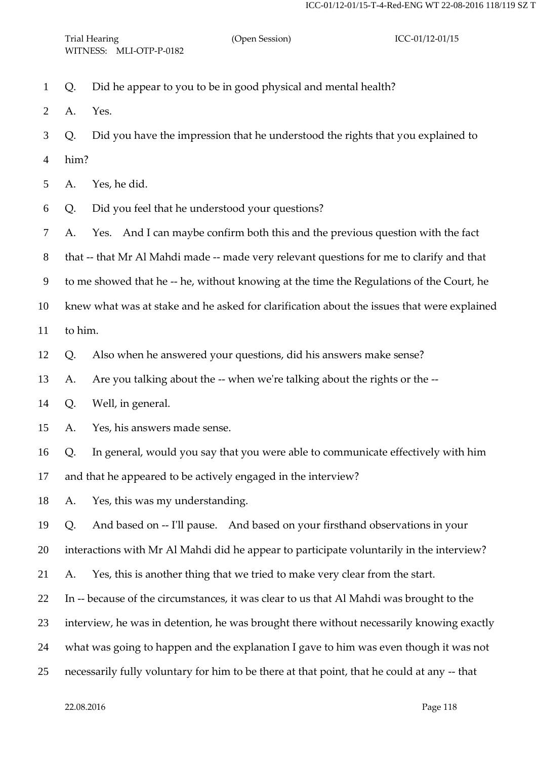1 Q. Did he appear to you to be in good physical and mental health?

2 A. Yes.

3 Q. Did you have the impression that he understood the rights that you explained to

4 him?

5 A. Yes, he did.

6 Q. Did you feel that he understood your questions?

7 A. Yes. And I can maybe confirm both this and the previous question with the fact

8 that -- that Mr Al Mahdi made -- made very relevant questions for me to clarify and that

9 to me showed that he -- he, without knowing at the time the Regulations of the Court, he

10 knew what was at stake and he asked for clarification about the issues that were explained

11 to him.

12 Q. Also when he answered your questions, did his answers make sense?

13 A. Are you talking about the -- when we're talking about the rights or the --

14 Q. Well, in general.

15 A. Yes, his answers made sense.

16 Q. In general, would you say that you were able to communicate effectively with him

17 and that he appeared to be actively engaged in the interview?

18 A. Yes, this was my understanding.

19 Q. And based on -- I'll pause. And based on your firsthand observations in your

20 interactions with Mr Al Mahdi did he appear to participate voluntarily in the interview?

21 A. Yes, this is another thing that we tried to make very clear from the start.

22 In -- because of the circumstances, it was clear to us that Al Mahdi was brought to the

23 interview, he was in detention, he was brought there without necessarily knowing exactly

24 what was going to happen and the explanation I gave to him was even though it was not

25 necessarily fully voluntary for him to be there at that point, that he could at any -- that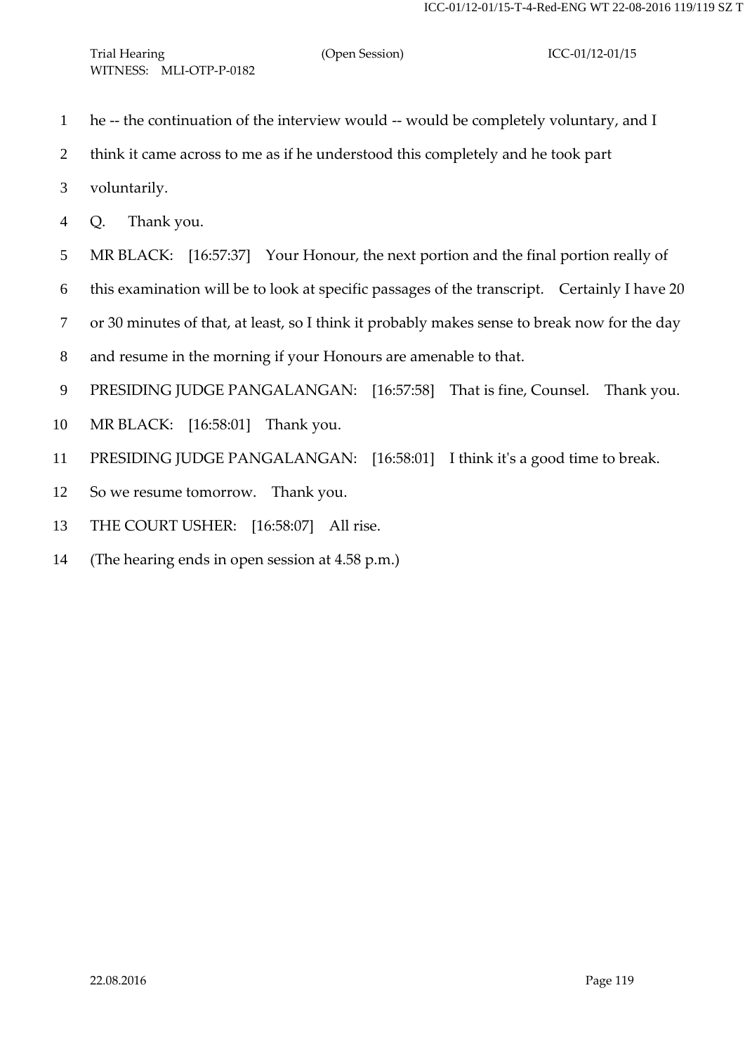he -- the continuation of the interview would -- would be completely voluntary, and I think it came across to me as if he understood this completely and he took part voluntarily.

Q. Thank you.

MR BLACK: [16:57:37] Your Honour, the next portion and the final portion really of this examination will be to look at specific passages of the transcript. Certainly I have 20 or 30 minutes of that, at least, so I think it probably makes sense to break now for the day and resume in the morning if your Honours are amenable to that.

PRESIDING JUDGE PANGALANGAN: [16:57:58] That is fine, Counsel. Thank you.

MR BLACK: [16:58:01] Thank you.

PRESIDING JUDGE PANGALANGAN: [16:58:01] I think it's a good time to break. So we resume tomorrow. Thank you.

THE COURT USHER: [16:58:07] All rise.

(The hearing ends in open session at 4.58 p.m.)